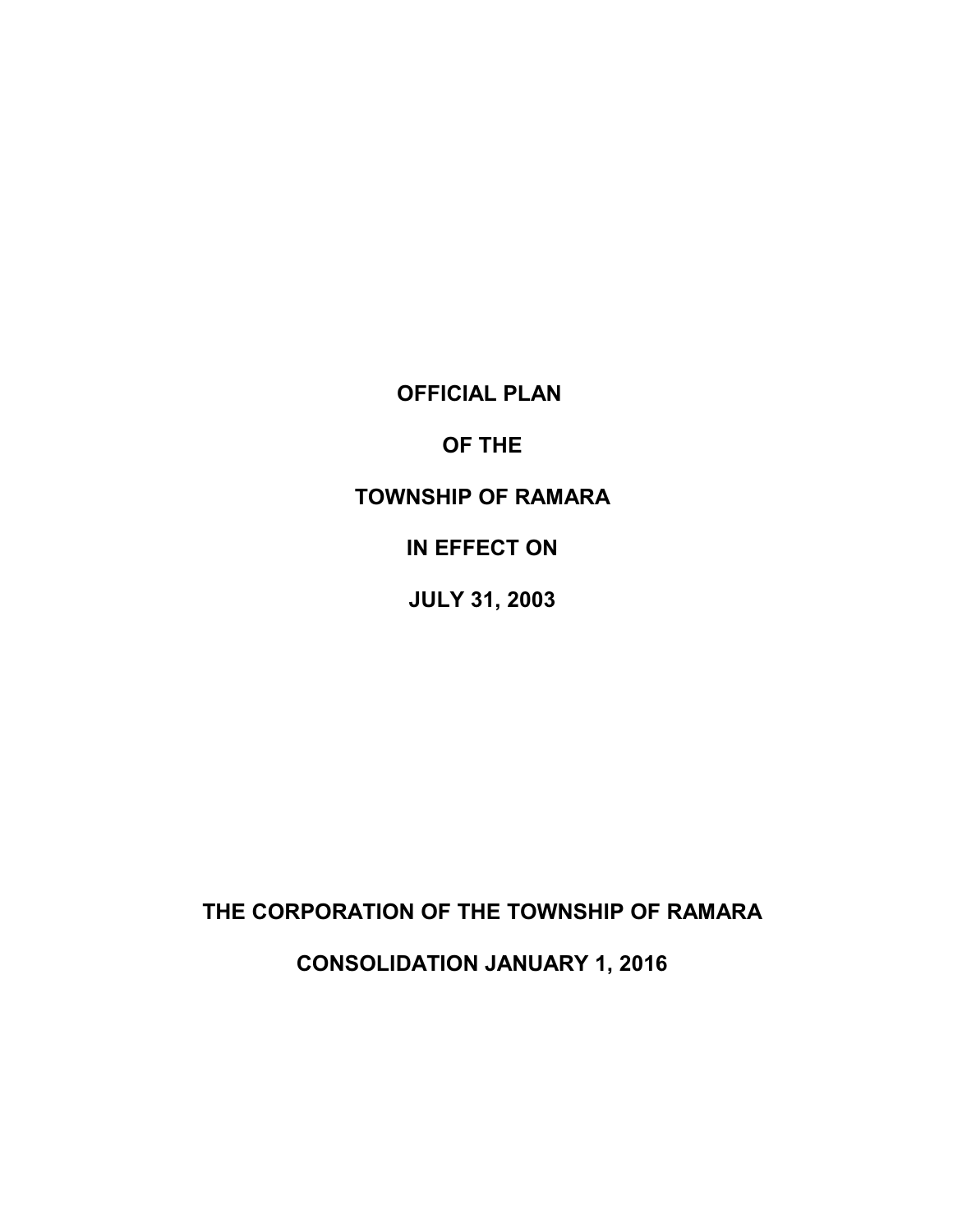# OFFICIAL PLAN

# OF THE

# TOWNSHIP OF RAMARA

# IN EFFECT ON

# JULY 31, 2003

**THE CORPORATION OF THE TOWNSHIP OF RAMARA**

**CONSOLIDATION JANUARY 1, 2016**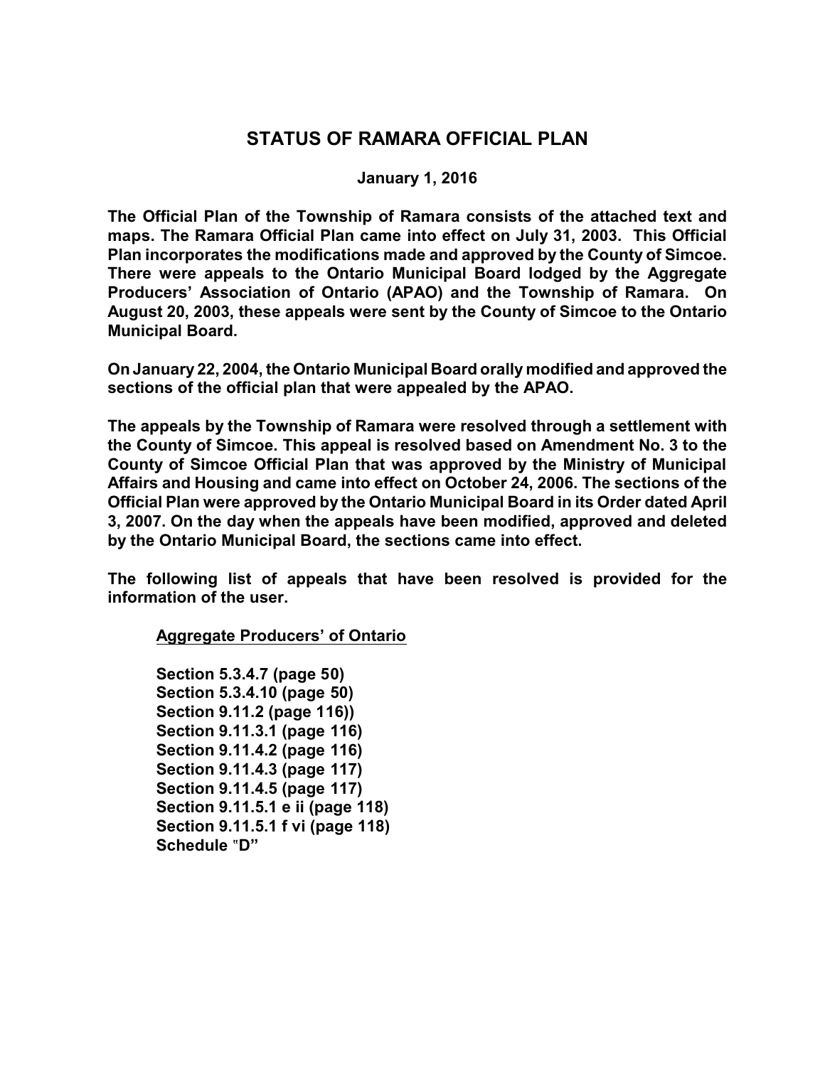# STATUS OF RAMARA OFFICIAL PLAN

**January 1, 2016**

**The Official Plan of the Township of Ramara consists of the attached text and maps. The Ramara Official Plan came into effect on July 31, 2003. This Official Plan incorporates the modifications made and approved by the County of Simcoe. There were appeals to the Ontario Municipal Board lodged by the Aggregate Producers' Association of Ontario (APAO) and the Township of Ramara. On August 20, 2003, these appeals were sent by the County of Simcoe to the Ontario Municipal Board.**

**On January 22, 2004, the Ontario Municipal Board orally modified and approved the sections of the official plan that were appealed by the APAO.**

**The appeals by the Township of Ramara were resolved through a settlement with the County of Simcoe. This appeal is resolved based on Amendment No. 3 to the County of Simcoe Official Plan that was approved by the Ministry of Municipal Affairs and Housing and came into effect on October 24, 2006. The sections of the Official Plan were approved by the Ontario Municipal Board in its Order dated April 3, 2007. On the day when the appeals have been modified, approved and deleted by the Ontario Municipal Board, the sections came into effect.**

**The following list of appeals that have been resolved is provided for the information of the user.**

**<u>Aggregate Producers' of Ontario</u>**

**Section 5.3.4.7 (page 50)**
**Section 5.3.4.10 (page 50)**
**Section 9.11.2 (page 116))**
**Section 9.11.3.1 (page 116)**
**Section 9.11.4.2 (page 116)**
**Section 9.11.4.3 (page 117)**
**Section 9.11.4.5 (page 117)**
**Section 9.11.5.1 e ii (page 118)**
**Section 9.11.5.1 f vi (page 118)**
**Schedule "D"**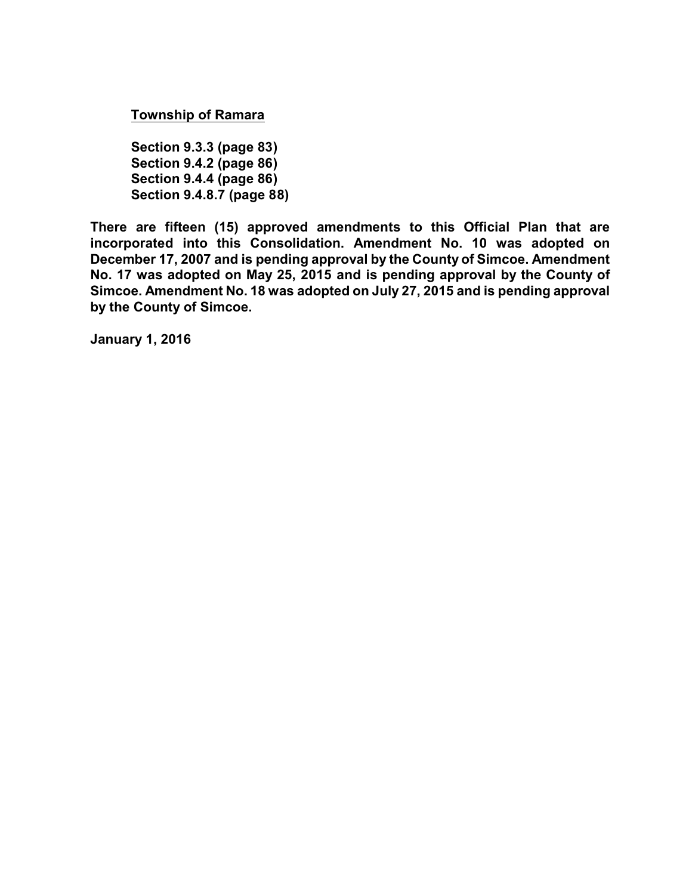**Township of Ramara**

**Section 9.3.3 (page 83)**
**Section 9.4.2 (page 86)**
**Section 9.4.4 (page 86)**
**Section 9.4.8.7 (page 88)**

**There are fifteen (15) approved amendments to this Official Plan that are incorporated into this Consolidation. Amendment No. 10 was adopted on December 17, 2007 and is pending approval by the County of Simcoe. Amendment No. 17 was adopted on May 25, 2015 and is pending approval by the County of Simcoe. Amendment No. 18 was adopted on July 27, 2015 and is pending approval by the County of Simcoe.**

**January 1, 2016**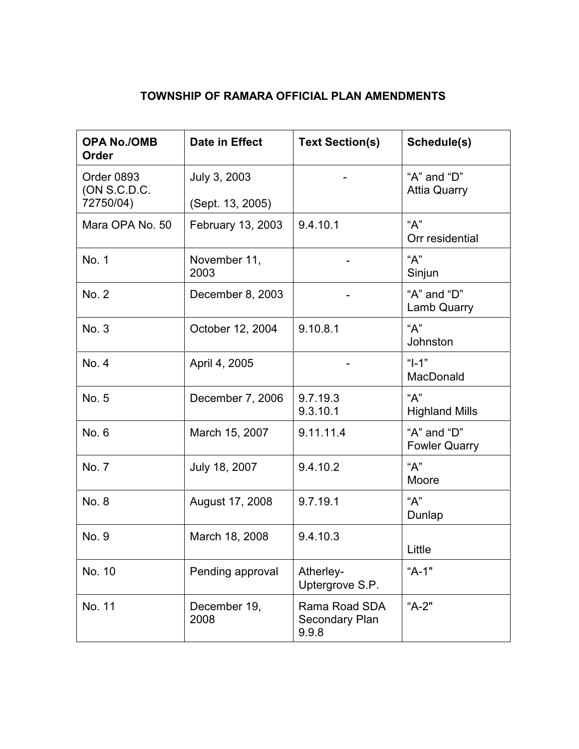# TOWNSHIP OF RAMARA OFFICIAL PLAN AMENDMENTS

| OPA No./OMB Order | Date in Effect | Text Section(s) | Schedule(s) |
|---|---|---|---|
| Order 0893 (ON S.C.D.C. 72750/04) | July 3, 2003 (Sept. 13, 2005) | - | "A" and "D" Attia Quarry |
| Mara OPA No. 50 | February 13, 2003 | 9.4.10.1 | "A" Orr residential |
| No. 1 | November 11, 2003 | - | "A" Sinjun |
| No. 2 | December 8, 2003 | - | "A" and "D" Lamb Quarry |
| No. 3 | October 12, 2004 | 9.10.8.1 | "A" Johnston |
| No. 4 | April 4, 2005 | - | "I-1" MacDonald |
| No. 5 | December 7, 2006 | 9.7.19.3 9.3.10.1 | "A" Highland Mills |
| No. 6 | March 15, 2007 | 9.11.11.4 | "A" and "D" Fowler Quarry |
| No. 7 | July 18, 2007 | 9.4.10.2 | "A" Moore |
| No. 8 | August 17, 2008 | 9.7.19.1 | "A" Dunlap |
| No. 9 | March 18, 2008 | 9.4.10.3 | Little |
| No. 10 | Pending approval | Atherley-Uptergrove S.P. | "A-1" |
| No. 11 | December 19, 2008 | Rama Road SDA Secondary Plan 9.9.8 | "A-2" |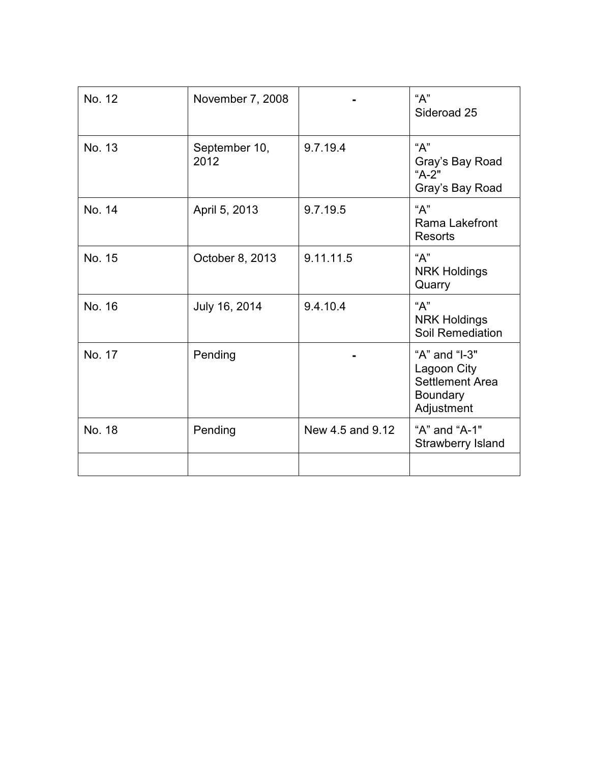| No. 12 | November 7, 2008 | - | "A" Sideroad 25 |
|---|---|---|---|
| No. 13 | September 10, 2012 | 9.7.19.4 | "A" Gray's Bay Road "A-2" Gray's Bay Road |
| No. 14 | April 5, 2013 | 9.7.19.5 | "A" Rama Lakefront Resorts |
| No. 15 | October 8, 2013 | 9.11.11.5 | "A" NRK Holdings Quarry |
| No. 16 | July 16, 2014 | 9.4.10.4 | "A" NRK Holdings Soil Remediation |
| No. 17 | Pending | - | "A" and "I-3" Lagoon City Settlement Area Boundary Adjustment |
| No. 18 | Pending | New 4.5 and 9.12 | "A" and "A-1" Strawberry Island |
| | | | |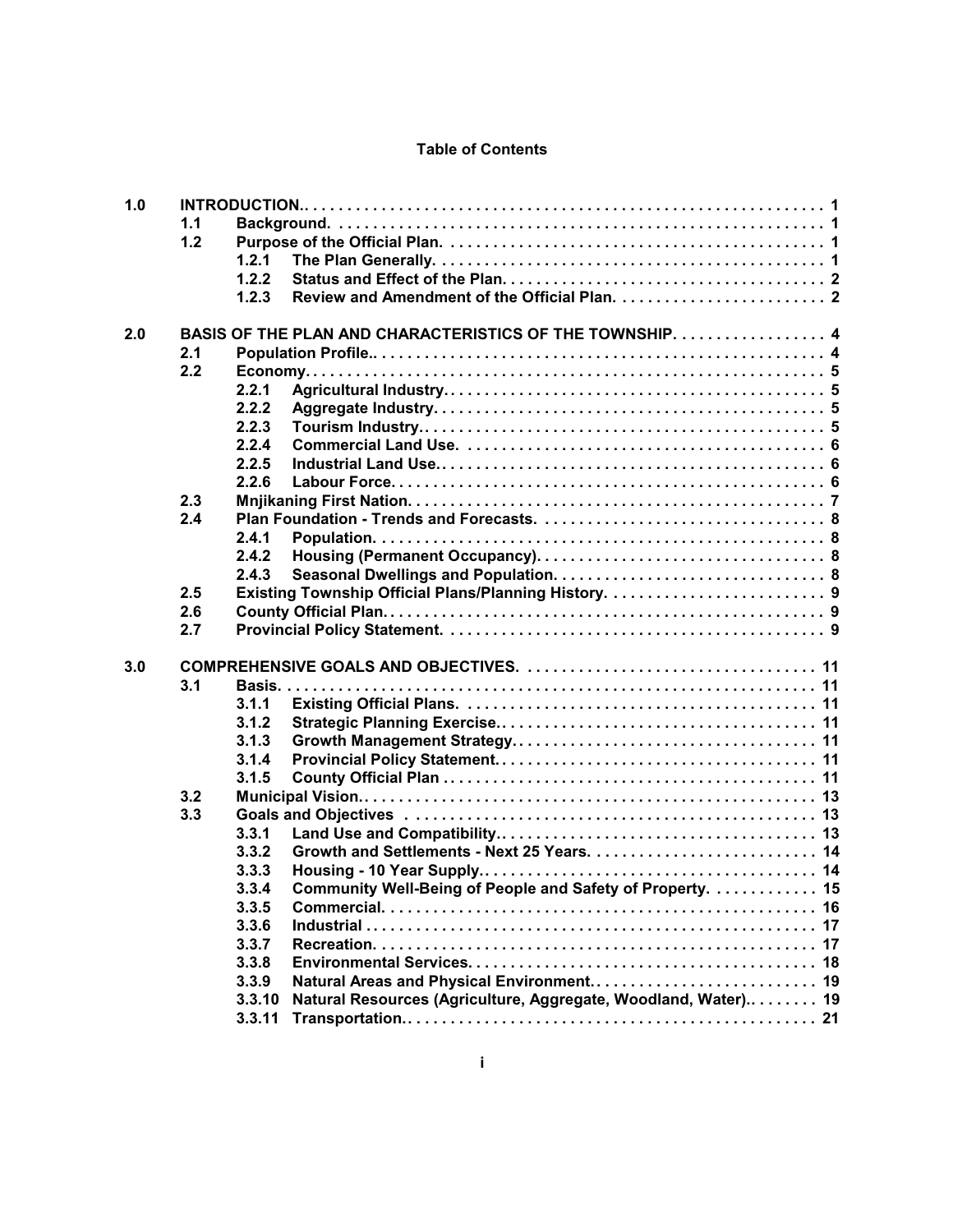**Table of Contents**

| | | | | |
|---|---|---|---|---|
| **1.0** | **INTRODUCTION.** | | | **1** |
| | **1.1** | **Background.** | | **1** |
| | **1.2** | **Purpose of the Official Plan.** | | **1** |
| | | **1.2.1** | **The Plan Generally.** | **1** |
| | | **1.2.2** | **Status and Effect of the Plan.** | **2** |
| | | **1.2.3** | **Review and Amendment of the Official Plan.** | **2** |
| **2.0** | **BASIS OF THE PLAN AND CHARACTERISTICS OF THE TOWNSHIP.** | | | **4** |
| | **2.1** | **Population Profile.** | | **4** |
| | **2.2** | **Economy.** | | **5** |
| | | **2.2.1** | **Agricultural Industry.** | **5** |
| | | **2.2.2** | **Aggregate Industry.** | **5** |
| | | **2.2.3** | **Tourism Industry.** | **5** |
| | | **2.2.4** | **Commercial Land Use.** | **6** |
| | | **2.2.5** | **Industrial Land Use.** | **6** |
| | | **2.2.6** | **Labour Force.** | **6** |
| | **2.3** | **Mnjikaning First Nation.** | | **7** |
| | **2.4** | **Plan Foundation - Trends and Forecasts.** | | **8** |
| | | **2.4.1** | **Population.** | **8** |
| | | **2.4.2** | **Housing (Permanent Occupancy).** | **8** |
| | | **2.4.3** | **Seasonal Dwellings and Population.** | **8** |
| | **2.5** | **Existing Township Official Plans/Planning History.** | | **9** |
| | **2.6** | **County Official Plan.** | | **9** |
| | **2.7** | **Provincial Policy Statement.** | | **9** |
| **3.0** | **COMPREHENSIVE GOALS AND OBJECTIVES.** | | | **11** |
| | **3.1** | **Basis.** | | **11** |
| | | **3.1.1** | **Existing Official Plans.** | **11** |
| | | **3.1.2** | **Strategic Planning Exercise.** | **11** |
| | | **3.1.3** | **Growth Management Strategy.** | **11** |
| | | **3.1.4** | **Provincial Policy Statement.** | **11** |
| | | **3.1.5** | **County Official Plan** | **11** |
| | **3.2** | **Municipal Vision.** | | **13** |
| | **3.3** | **Goals and Objectives** | | **13** |
| | | **3.3.1** | **Land Use and Compatibility.** | **13** |
| | | **3.3.2** | **Growth and Settlements - Next 25 Years.** | **14** |
| | | **3.3.3** | **Housing - 10 Year Supply.** | **14** |
| | | **3.3.4** | **Community Well-Being of People and Safety of Property.** | **15** |
| | | **3.3.5** | **Commercial.** | **16** |
| | | **3.3.6** | **Industrial** | **17** |
| | | **3.3.7** | **Recreation.** | **17** |
| | | **3.3.8** | **Environmental Services.** | **18** |
| | | **3.3.9** | **Natural Areas and Physical Environment.** | **19** |
| | | **3.3.10** | **Natural Resources (Agriculture, Aggregate, Woodland, Water).** | **19** |
| | | **3.3.11** | **Transportation.** | **21** |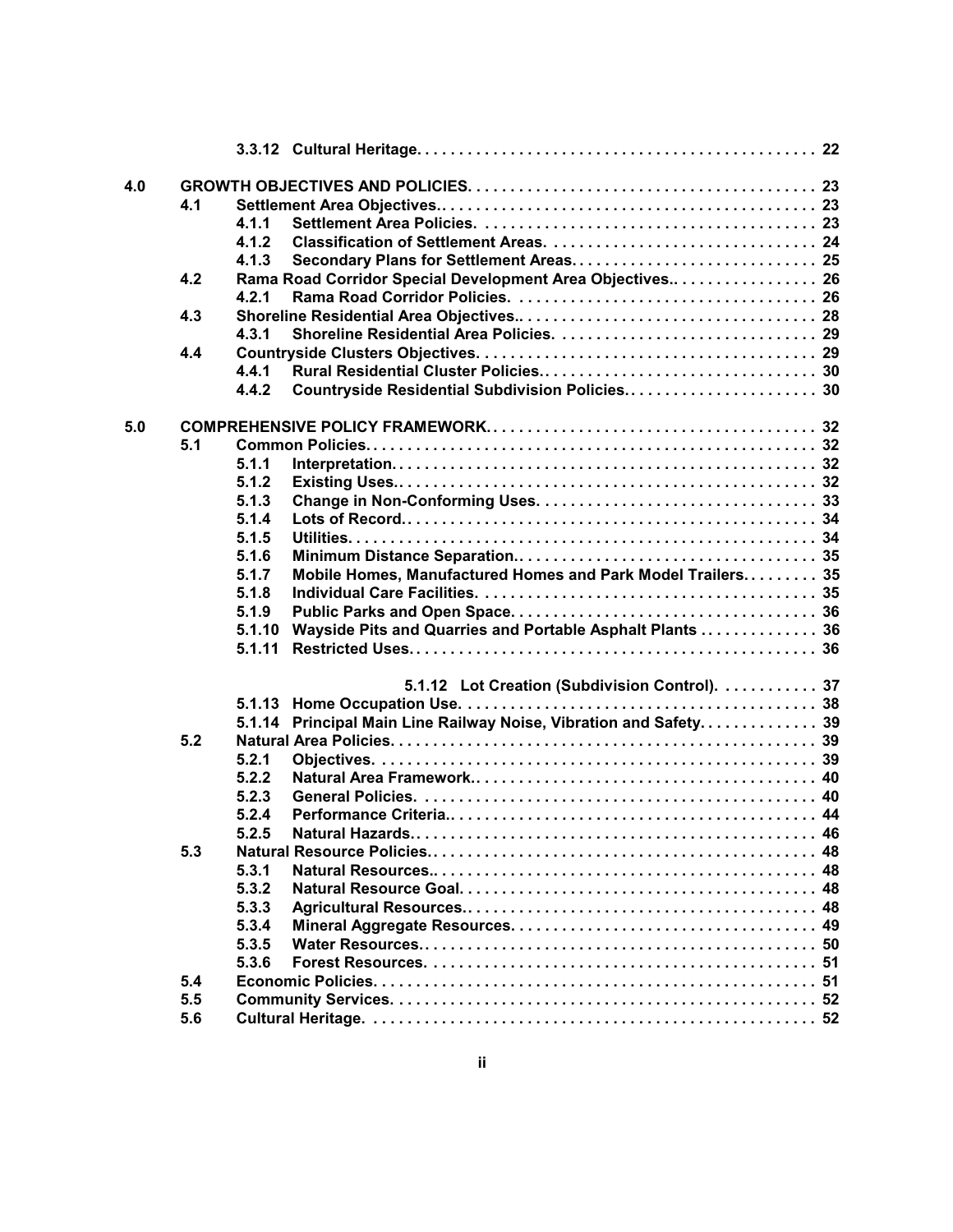| | | | | |
|---|---|---|---|---|
| | | 3.3.12 | Cultural Heritage. | 22 |
| 4.0 | GROWTH OBJECTIVES AND POLICIES. | | | 23 |
| | 4.1 | Settlement Area Objectives.. | | 23 |
| | | 4.1.1 | Settlement Area Policies. | 23 |
| | | 4.1.2 | Classification of Settlement Areas. | 24 |
| | | 4.1.3 | Secondary Plans for Settlement Areas. | 25 |
| | 4.2 | Rama Road Corridor Special Development Area Objectives.. | | 26 |
| | | 4.2.1 | Rama Road Corridor Policies. | 26 |
| | 4.3 | Shoreline Residential Area Objectives.. | | 28 |
| | | 4.3.1 | Shoreline Residential Area Policies. | 29 |
| | 4.4 | Countryside Clusters Objectives. | | 29 |
| | | 4.4.1 | Rural Residential Cluster Policies.. | 30 |
| | | 4.4.2 | Countryside Residential Subdivision Policies.. | 30 |
| 5.0 | COMPREHENSIVE POLICY FRAMEWORK. | | | 32 |
| | 5.1 | Common Policies. | | 32 |
| | | 5.1.1 | Interpretation. | 32 |
| | | 5.1.2 | Existing Uses. | 32 |
| | | 5.1.3 | Change in Non-Conforming Uses. | 33 |
| | | 5.1.4 | Lots of Record. | 34 |
| | | 5.1.5 | Utilities. | 34 |
| | | 5.1.6 | Minimum Distance Separation.. | 35 |
| | | 5.1.7 | Mobile Homes, Manufactured Homes and Park Model Trailers. | 35 |
| | | 5.1.8 | Individual Care Facilities. | 35 |
| | | 5.1.9 | Public Parks and Open Space. | 36 |
| | | 5.1.10 | Wayside Pits and Quarries and Portable Asphalt Plants | 36 |
| | | 5.1.11 | Restricted Uses. | 36 |
| | | 5.1.12 | Lot Creation (Subdivision Control). | 37 |
| | | 5.1.13 | Home Occupation Use. | 38 |
| | | 5.1.14 | Principal Main Line Railway Noise, Vibration and Safety. | 39 |
| | 5.2 | Natural Area Policies. | | 39 |
| | | 5.2.1 | Objectives. | 39 |
| | | 5.2.2 | Natural Area Framework.. | 40 |
| | | 5.2.3 | General Policies. | 40 |
| | | 5.2.4 | Performance Criteria.. | 44 |
| | | 5.2.5 | Natural Hazards.. | 46 |
| | 5.3 | Natural Resource Policies. | | 48 |
| | | 5.3.1 | Natural Resources.. | 48 |
| | | 5.3.2 | Natural Resource Goal. | 48 |
| | | 5.3.3 | Agricultural Resources.. | 48 |
| | | 5.3.4 | Mineral Aggregate Resources. | 49 |
| | | 5.3.5 | Water Resources. | 50 |
| | | 5.3.6 | Forest Resources. | 51 |
| | 5.4 | Economic Policies. | | 51 |
| | 5.5 | Community Services. | | 52 |
| | 5.6 | Cultural Heritage. | | 52 |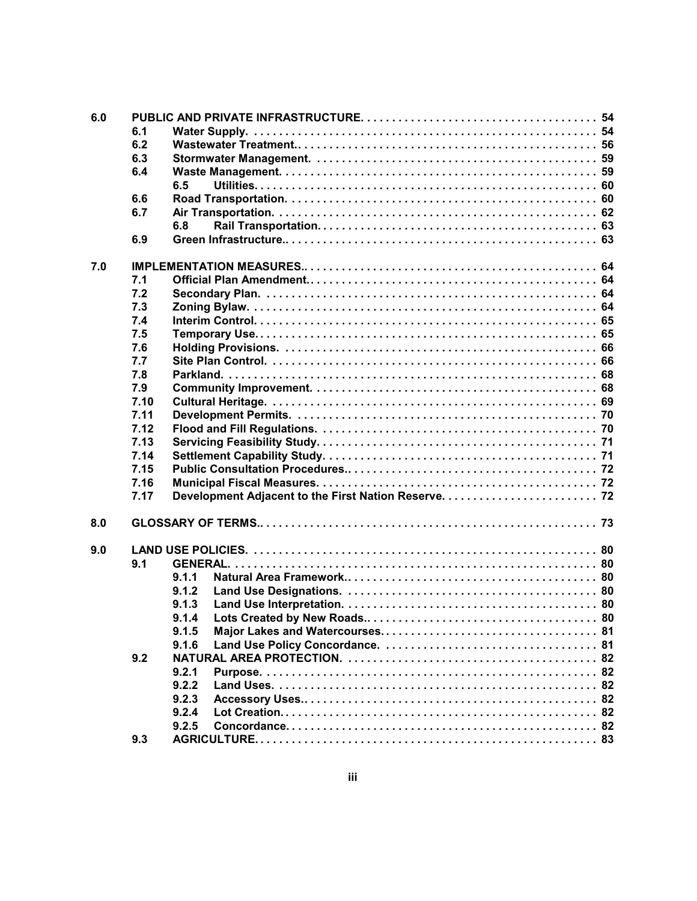| | | | |
|---|---|---|---|
| **6.0** | **PUBLIC AND PRIVATE INFRASTRUCTURE.** | | **54** |
| | **6.1** | **Water Supply.** | **54** |
| | **6.2** | **Wastewater Treatment..** | **56** |
| | **6.3** | **Stormwater Management.** | **59** |
| | **6.4** | **Waste Management.** | **59** |
| | | **6.5 Utilities.** | **60** |
| | **6.6** | **Road Transportation.** | **60** |
| | **6.7** | **Air Transportation.** | **62** |
| | | **6.8 Rail Transportation.** | **63** |
| | **6.9** | **Green Infrastructure..** | **63** |
| **7.0** | **IMPLEMENTATION MEASURES..** | | **64** |
| | **7.1** | **Official Plan Amendment.** | **64** |
| | **7.2** | **Secondary Plan.** | **64** |
| | **7.3** | **Zoning Bylaw.** | **64** |
| | **7.4** | **Interim Control.** | **65** |
| | **7.5** | **Temporary Use.** | **65** |
| | **7.6** | **Holding Provisions.** | **66** |
| | **7.7** | **Site Plan Control.** | **66** |
| | **7.8** | **Parkland.** | **68** |
| | **7.9** | **Community Improvement.** | **68** |
| | **7.10** | **Cultural Heritage.** | **69** |
| | **7.11** | **Development Permits.** | **70** |
| | **7.12** | **Flood and Fill Regulations.** | **70** |
| | **7.13** | **Servicing Feasibility Study.** | **71** |
| | **7.14** | **Settlement Capability Study.** | **71** |
| | **7.15** | **Public Consultation Procedures..** | **72** |
| | **7.16** | **Municipal Fiscal Measures.** | **72** |
| | **7.17** | **Development Adjacent to the First Nation Reserve.** | **72** |
| **8.0** | **GLOSSARY OF TERMS..** | | **73** |
| **9.0** | **LAND USE POLICIES.** | | **80** |
| | **9.1** | **GENERAL.** | **80** |
| | | **9.1.1 Natural Area Framework..** | **80** |
| | | **9.1.2 Land Use Designations.** | **80** |
| | | **9.1.3 Land Use Interpretation.** | **80** |
| | | **9.1.4 Lots Created by New Roads..** | **80** |
| | | **9.1.5 Major Lakes and Watercourses.** | **81** |
| | | **9.1.6 Land Use Policy Concordance.** | **81** |
| | **9.2** | **NATURAL AREA PROTECTION.** | **82** |
| | | **9.2.1 Purpose.** | **82** |
| | | **9.2.2 Land Uses.** | **82** |
| | | **9.2.3 Accessory Uses..** | **82** |
| | | **9.2.4 Lot Creation.** | **82** |
| | | **9.2.5 Concordance.** | **82** |
| | **9.3** | **AGRICULTURE.** | **83** |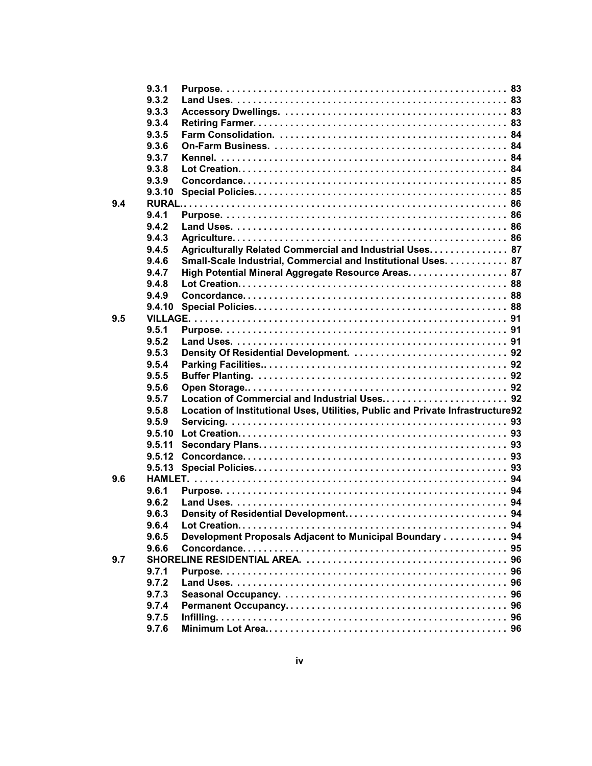| | | |
|---|---|---|
| 9.3.1 | **Purpose** | 83 |
| 9.3.2 | **Land Uses** | 83 |
| 9.3.3 | **Accessory Dwellings** | 83 |
| 9.3.4 | **Retiring Farmer** | 83 |
| 9.3.5 | **Farm Consolidation** | 84 |
| 9.3.6 | **On-Farm Business** | 84 |
| 9.3.7 | **Kennel** | 84 |
| 9.3.8 | **Lot Creation** | 84 |
| 9.3.9 | **Concordance** | 85 |
| 9.3.10 | **Special Policies** | 85 |

**9.4 RURAL** ... 86

| | | |
|---|---|---|
| 9.4.1 | **Purpose** | 86 |
| 9.4.2 | **Land Uses** | 86 |
| 9.4.3 | **Agriculture** | 86 |
| 9.4.5 | **Agriculturally Related Commercial and Industrial Uses** | 87 |
| 9.4.6 | **Small-Scale Industrial, Commercial and Institutional Uses** | 87 |
| 9.4.7 | **High Potential Mineral Aggregate Resource Areas** | 87 |
| 9.4.8 | **Lot Creation** | 88 |
| 9.4.9 | **Concordance** | 88 |
| 9.4.10 | **Special Policies** | 88 |

**9.5 VILLAGE** ... 91

| | | |
|---|---|---|
| 9.5.1 | **Purpose** | 91 |
| 9.5.2 | **Land Uses** | 91 |
| 9.5.3 | **Density Of Residential Development** | 92 |
| 9.5.4 | **Parking Facilities** | 92 |
| 9.5.5 | **Buffer Planting** | 92 |
| 9.5.6 | **Open Storage** | 92 |
| 9.5.7 | **Location of Commercial and Industrial Uses** | 92 |
| 9.5.8 | **Location of Institutional Uses, Utilities, Public and Private Infrastructure** | 92 |
| 9.5.9 | **Servicing** | 93 |
| 9.5.10 | **Lot Creation** | 93 |
| 9.5.11 | **Secondary Plans** | 93 |
| 9.5.12 | **Concordance** | 93 |
| 9.5.13 | **Special Policies** | 93 |

**9.6 HAMLET** ... 94

| | | |
|---|---|---|
| 9.6.1 | **Purpose** | 94 |
| 9.6.2 | **Land Uses** | 94 |
| 9.6.3 | **Density of Residential Development** | 94 |
| 9.6.4 | **Lot Creation** | 94 |
| 9.6.5 | **Development Proposals Adjacent to Municipal Boundary** | 94 |
| 9.6.6 | **Concordance** | 95 |

**9.7 SHORELINE RESIDENTIAL AREA** ... 96

| | | |
|---|---|---|
| 9.7.1 | **Purpose** | 96 |
| 9.7.2 | **Land Uses** | 96 |
| 9.7.3 | **Seasonal Occupancy** | 96 |
| 9.7.4 | **Permanent Occupancy** | 96 |
| 9.7.5 | **Infilling** | 96 |
| 9.7.6 | **Minimum Lot Area** | 96 |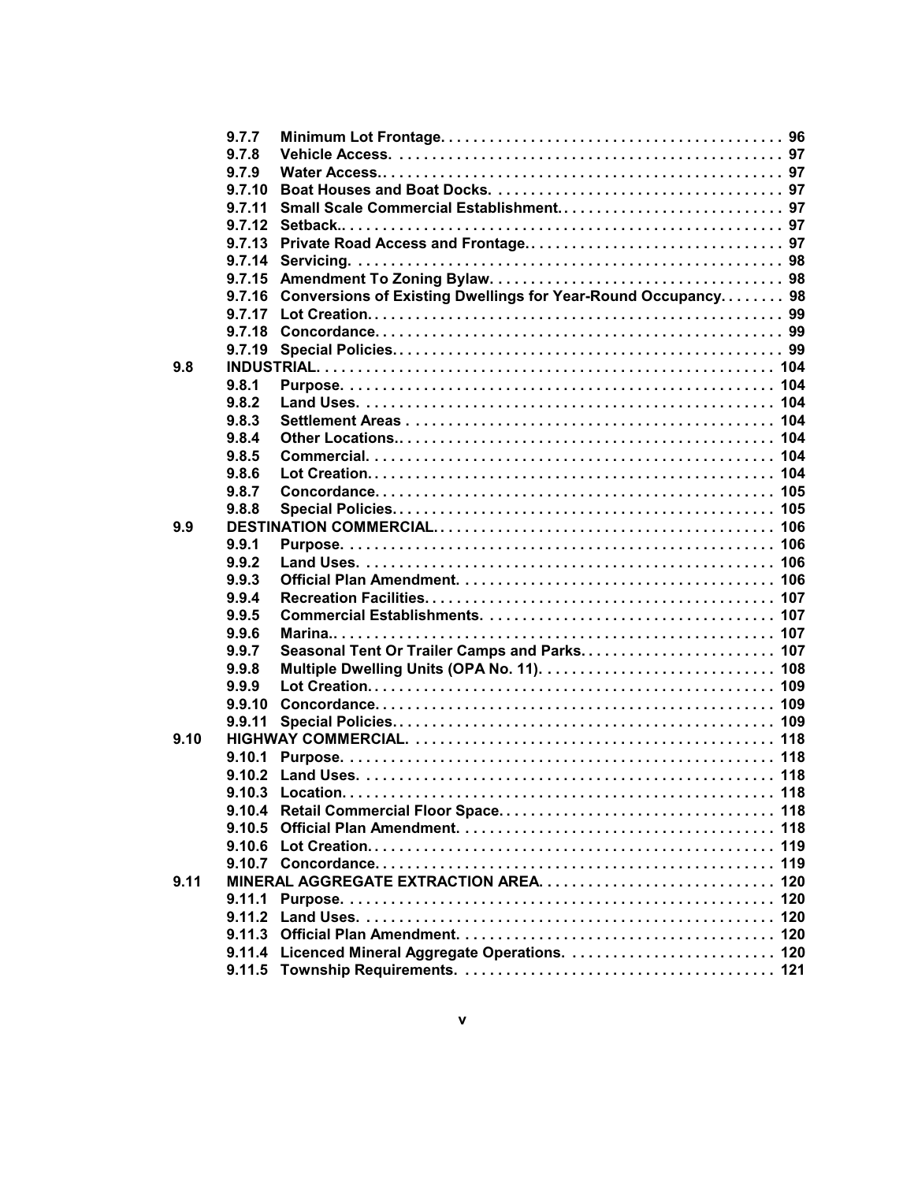| | | | |
|---|---|---|---|
| | 9.7.7 | Minimum Lot Frontage. | 96 |
| | 9.7.8 | Vehicle Access. | 97 |
| | 9.7.9 | Water Access. | 97 |
| | 9.7.10 | Boat Houses and Boat Docks. | 97 |
| | 9.7.11 | Small Scale Commercial Establishment. | 97 |
| | 9.7.12 | Setback. | 97 |
| | 9.7.13 | Private Road Access and Frontage. | 97 |
| | 9.7.14 | Servicing. | 98 |
| | 9.7.15 | Amendment To Zoning Bylaw. | 98 |
| | 9.7.16 | Conversions of Existing Dwellings for Year-Round Occupancy. | 98 |
| | 9.7.17 | Lot Creation. | 99 |
| | 9.7.18 | Concordance. | 99 |
| | 9.7.19 | Special Policies. | 99 |
| 9.8 | INDUSTRIAL. | | 104 |
| | 9.8.1 | Purpose. | 104 |
| | 9.8.2 | Land Uses. | 104 |
| | 9.8.3 | Settlement Areas | 104 |
| | 9.8.4 | Other Locations. | 104 |
| | 9.8.5 | Commercial. | 104 |
| | 9.8.6 | Lot Creation. | 104 |
| | 9.8.7 | Concordance. | 105 |
| | 9.8.8 | Special Policies. | 105 |
| 9.9 | DESTINATION COMMERCIAL. | | 106 |
| | 9.9.1 | Purpose. | 106 |
| | 9.9.2 | Land Uses. | 106 |
| | 9.9.3 | Official Plan Amendment. | 106 |
| | 9.9.4 | Recreation Facilities. | 107 |
| | 9.9.5 | Commercial Establishments. | 107 |
| | 9.9.6 | Marina. | 107 |
| | 9.9.7 | Seasonal Tent Or Trailer Camps and Parks. | 107 |
| | 9.9.8 | Multiple Dwelling Units (OPA No. 11). | 108 |
| | 9.9.9 | Lot Creation. | 109 |
| | 9.9.10 | Concordance. | 109 |
| | 9.9.11 | Special Policies. | 109 |
| 9.10 | HIGHWAY COMMERCIAL. | | 118 |
| | 9.10.1 | Purpose. | 118 |
| | 9.10.2 | Land Uses. | 118 |
| | 9.10.3 | Location. | 118 |
| | 9.10.4 | Retail Commercial Floor Space. | 118 |
| | 9.10.5 | Official Plan Amendment. | 118 |
| | 9.10.6 | Lot Creation. | 119 |
| | 9.10.7 | Concordance. | 119 |
| 9.11 | MINERAL AGGREGATE EXTRACTION AREA. | | 120 |
| | 9.11.1 | Purpose. | 120 |
| | 9.11.2 | Land Uses. | 120 |
| | 9.11.3 | Official Plan Amendment. | 120 |
| | 9.11.4 | Licenced Mineral Aggregate Operations. | 120 |
| | 9.11.5 | Township Requirements. | 121 |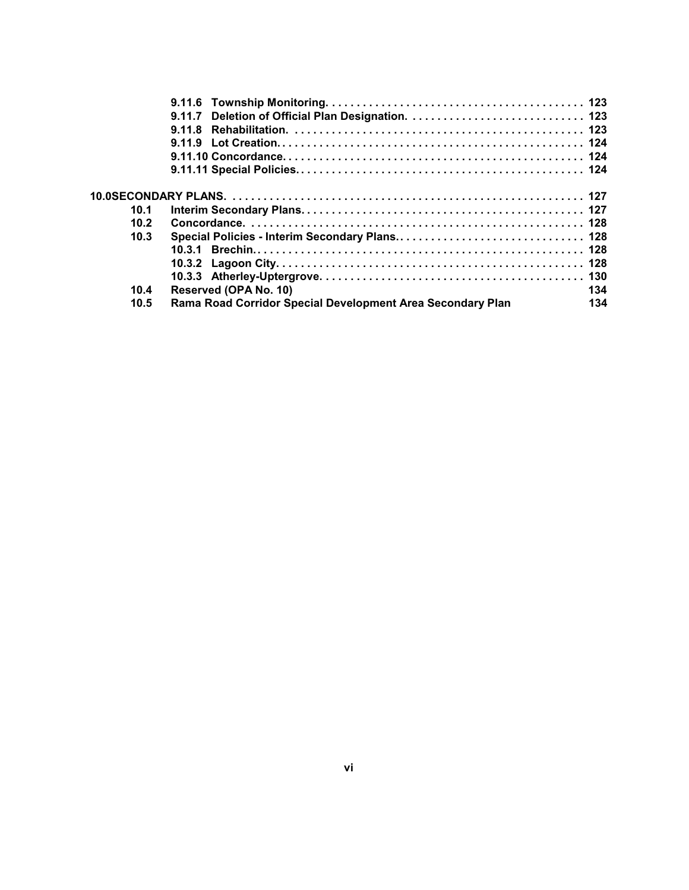- 9.11.6 Township Monitoring. . . . . . . . . . . . . . . . . . . . . . . . . . . . . . . . . . . . . . . . . 123
- 9.11.7 Deletion of Official Plan Designation. . . . . . . . . . . . . . . . . . . . . . . . . . . . . 123
- 9.11.8 Rehabilitation. . . . . . . . . . . . . . . . . . . . . . . . . . . . . . . . . . . . . . . . . . . . . . . 123
- 9.11.9 Lot Creation. . . . . . . . . . . . . . . . . . . . . . . . . . . . . . . . . . . . . . . . . . . . . . . . . 124
- 9.11.10 Concordance. . . . . . . . . . . . . . . . . . . . . . . . . . . . . . . . . . . . . . . . . . . . . . . . 124
- 9.11.11 Special Policies. . . . . . . . . . . . . . . . . . . . . . . . . . . . . . . . . . . . . . . . . . . . . . 124

**10.0 SECONDARY PLANS.** . . . . . . . . . . . . . . . . . . . . . . . . . . . . . . . . . . . . . . . . . . . . . . . . . . . . . . 127

- 10.1 Interim Secondary Plans. . . . . . . . . . . . . . . . . . . . . . . . . . . . . . . . . . . . . . . . . . . . . 127
- 10.2 Concordance. . . . . . . . . . . . . . . . . . . . . . . . . . . . . . . . . . . . . . . . . . . . . . . . . . . . . 128
- 10.3 Special Policies - Interim Secondary Plans.. . . . . . . . . . . . . . . . . . . . . . . . . . . . . 128
  - 10.3.1 Brechin.. . . . . . . . . . . . . . . . . . . . . . . . . . . . . . . . . . . . . . . . . . . . . . . . . . . 128
  - 10.3.2 Lagoon City. . . . . . . . . . . . . . . . . . . . . . . . . . . . . . . . . . . . . . . . . . . . . . . . . 128
  - 10.3.3 Atherley-Uptergrove. . . . . . . . . . . . . . . . . . . . . . . . . . . . . . . . . . . . . . . . . . 130
- 10.4 Reserved (OPA No. 10) 134
- 10.5 Rama Road Corridor Special Development Area Secondary Plan 134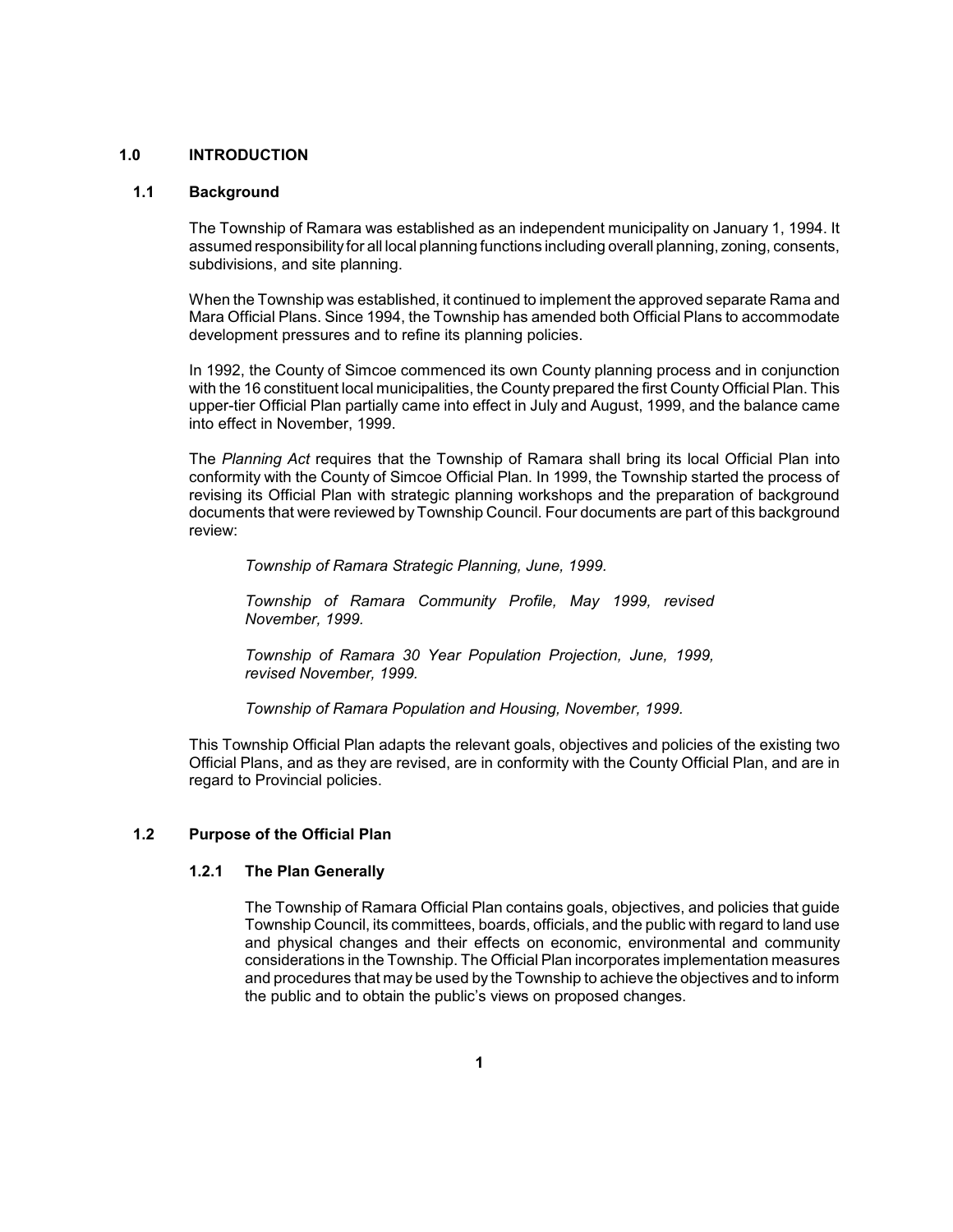# 1.0 INTRODUCTION

## 1.1 Background

The Township of Ramara was established as an independent municipality on January 1, 1994. It assumed responsibility for all local planning functions including overall planning, zoning, consents, subdivisions, and site planning.

When the Township was established, it continued to implement the approved separate Rama and Mara Official Plans. Since 1994, the Township has amended both Official Plans to accommodate development pressures and to refine its planning policies.

In 1992, the County of Simcoe commenced its own County planning process and in conjunction with the 16 constituent local municipalities, the County prepared the first County Official Plan. This upper-tier Official Plan partially came into effect in July and August, 1999, and the balance came into effect in November, 1999.

The *Planning Act* requires that the Township of Ramara shall bring its local Official Plan into conformity with the County of Simcoe Official Plan. In 1999, the Township started the process of revising its Official Plan with strategic planning workshops and the preparation of background documents that were reviewed by Township Council. Four documents are part of this background review:

*Township of Ramara Strategic Planning, June, 1999.*

*Township of Ramara Community Profile, May 1999, revised November, 1999.*

*Township of Ramara 30 Year Population Projection, June, 1999, revised November, 1999.*

*Township of Ramara Population and Housing, November, 1999.*

This Township Official Plan adapts the relevant goals, objectives and policies of the existing two Official Plans, and as they are revised, are in conformity with the County Official Plan, and are in regard to Provincial policies.

## 1.2 Purpose of the Official Plan

### 1.2.1 The Plan Generally

The Township of Ramara Official Plan contains goals, objectives, and policies that guide Township Council, its committees, boards, officials, and the public with regard to land use and physical changes and their effects on economic, environmental and community considerations in the Township. The Official Plan incorporates implementation measures and procedures that may be used by the Township to achieve the objectives and to inform the public and to obtain the public's views on proposed changes.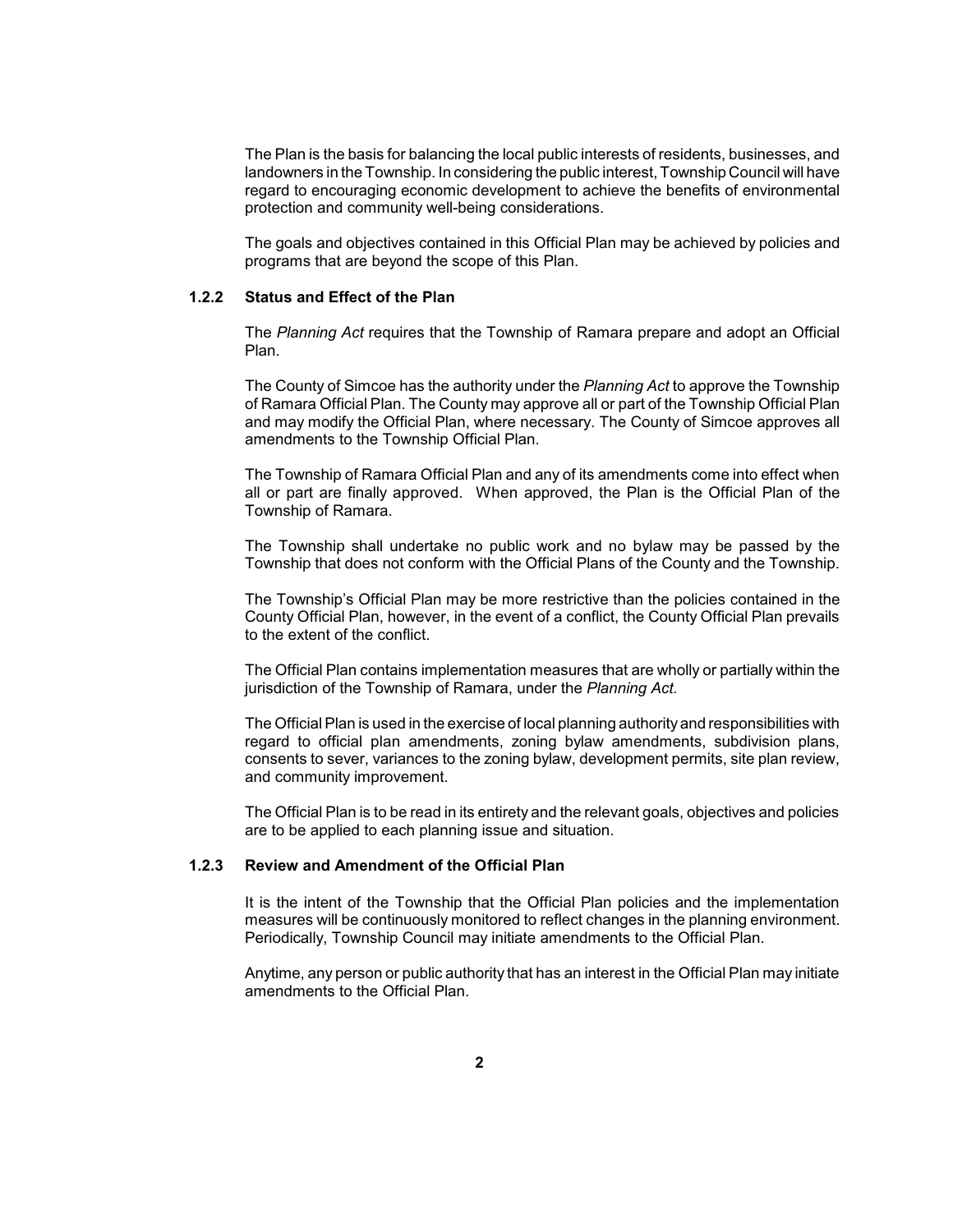The Plan is the basis for balancing the local public interests of residents, businesses, and landowners in the Township. In considering the public interest, Township Council will have regard to encouraging economic development to achieve the benefits of environmental protection and community well-being considerations.

The goals and objectives contained in this Official Plan may be achieved by policies and programs that are beyond the scope of this Plan.

### 1.2.2 Status and Effect of the Plan

The *Planning Act* requires that the Township of Ramara prepare and adopt an Official Plan.

The County of Simcoe has the authority under the *Planning Act* to approve the Township of Ramara Official Plan. The County may approve all or part of the Township Official Plan and may modify the Official Plan, where necessary. The County of Simcoe approves all amendments to the Township Official Plan.

The Township of Ramara Official Plan and any of its amendments come into effect when all or part are finally approved. When approved, the Plan is the Official Plan of the Township of Ramara.

The Township shall undertake no public work and no bylaw may be passed by the Township that does not conform with the Official Plans of the County and the Township.

The Township's Official Plan may be more restrictive than the policies contained in the County Official Plan, however, in the event of a conflict, the County Official Plan prevails to the extent of the conflict.

The Official Plan contains implementation measures that are wholly or partially within the jurisdiction of the Township of Ramara, under the *Planning Act.*

The Official Plan is used in the exercise of local planning authority and responsibilities with regard to official plan amendments, zoning bylaw amendments, subdivision plans, consents to sever, variances to the zoning bylaw, development permits, site plan review, and community improvement.

The Official Plan is to be read in its entirety and the relevant goals, objectives and policies are to be applied to each planning issue and situation.

### 1.2.3 Review and Amendment of the Official Plan

It is the intent of the Township that the Official Plan policies and the implementation measures will be continuously monitored to reflect changes in the planning environment. Periodically, Township Council may initiate amendments to the Official Plan.

Anytime, any person or public authority that has an interest in the Official Plan may initiate amendments to the Official Plan.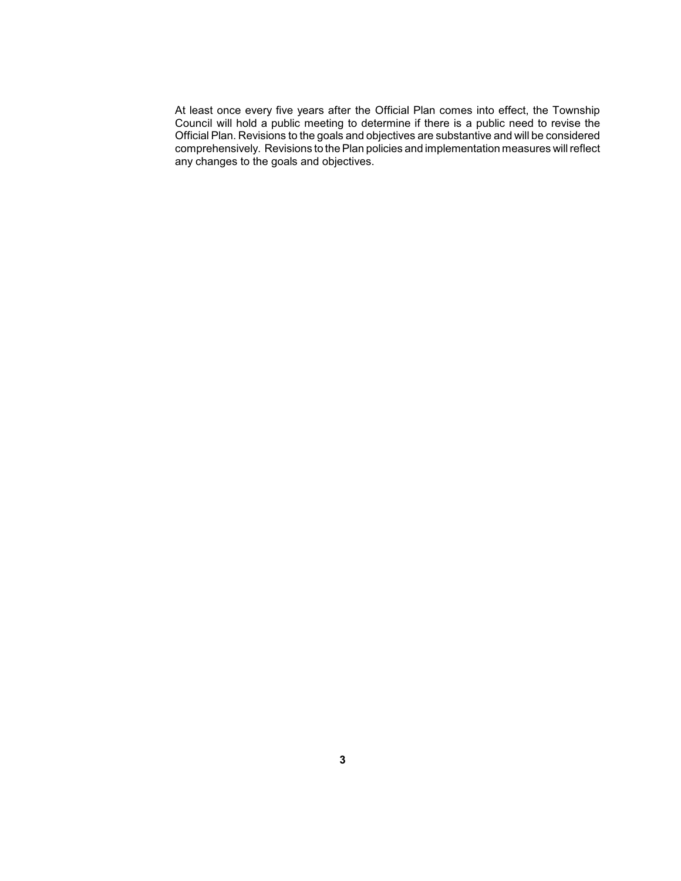At least once every five years after the Official Plan comes into effect, the Township Council will hold a public meeting to determine if there is a public need to revise the Official Plan. Revisions to the goals and objectives are substantive and will be considered comprehensively. Revisions to the Plan policies and implementation measures will reflect any changes to the goals and objectives.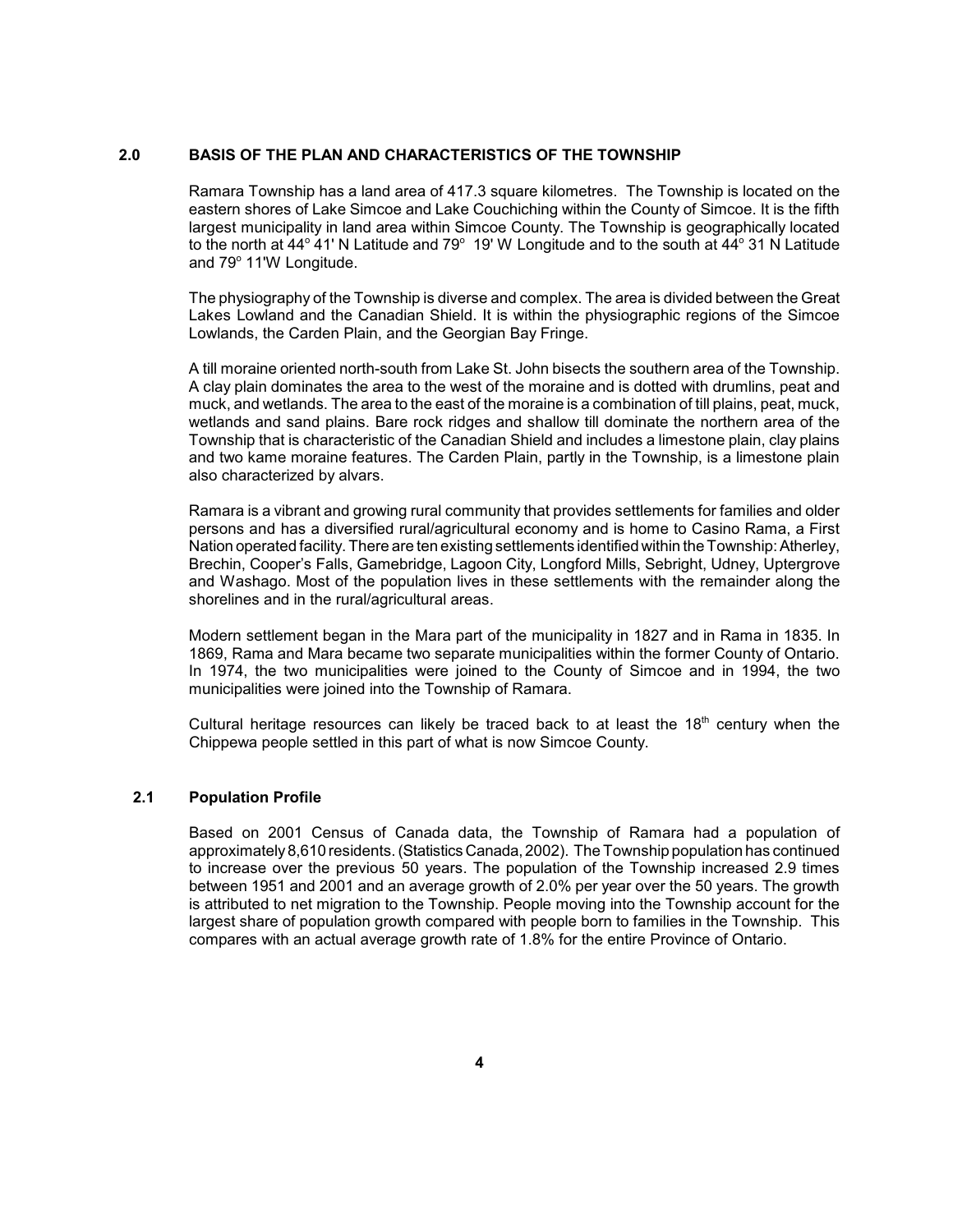## 2.0 BASIS OF THE PLAN AND CHARACTERISTICS OF THE TOWNSHIP

Ramara Township has a land area of 417.3 square kilometres. The Township is located on the eastern shores of Lake Simcoe and Lake Couchiching within the County of Simcoe. It is the fifth largest municipality in land area within Simcoe County. The Township is geographically located to the north at 44° 41' N Latitude and 79° 19' W Longitude and to the south at 44° 31 N Latitude and 79° 11'W Longitude.

The physiography of the Township is diverse and complex. The area is divided between the Great Lakes Lowland and the Canadian Shield. It is within the physiographic regions of the Simcoe Lowlands, the Carden Plain, and the Georgian Bay Fringe.

A till moraine oriented north-south from Lake St. John bisects the southern area of the Township. A clay plain dominates the area to the west of the moraine and is dotted with drumlins, peat and muck, and wetlands. The area to the east of the moraine is a combination of till plains, peat, muck, wetlands and sand plains. Bare rock ridges and shallow till dominate the northern area of the Township that is characteristic of the Canadian Shield and includes a limestone plain, clay plains and two kame moraine features. The Carden Plain, partly in the Township, is a limestone plain also characterized by alvars.

Ramara is a vibrant and growing rural community that provides settlements for families and older persons and has a diversified rural/agricultural economy and is home to Casino Rama, a First Nation operated facility. There are ten existing settlements identified within the Township: Atherley, Brechin, Cooper's Falls, Gamebridge, Lagoon City, Longford Mills, Sebright, Udney, Uptergrove and Washago. Most of the population lives in these settlements with the remainder along the shorelines and in the rural/agricultural areas.

Modern settlement began in the Mara part of the municipality in 1827 and in Rama in 1835. In 1869, Rama and Mara became two separate municipalities within the former County of Ontario. In 1974, the two municipalities were joined to the County of Simcoe and in 1994, the two municipalities were joined into the Township of Ramara.

Cultural heritage resources can likely be traced back to at least the 18th century when the Chippewa people settled in this part of what is now Simcoe County.

### 2.1 Population Profile

Based on 2001 Census of Canada data, the Township of Ramara had a population of approximately 8,610 residents. (Statistics Canada, 2002). The Township population has continued to increase over the previous 50 years. The population of the Township increased 2.9 times between 1951 and 2001 and an average growth of 2.0% per year over the 50 years. The growth is attributed to net migration to the Township. People moving into the Township account for the largest share of population growth compared with people born to families in the Township. This compares with an actual average growth rate of 1.8% for the entire Province of Ontario.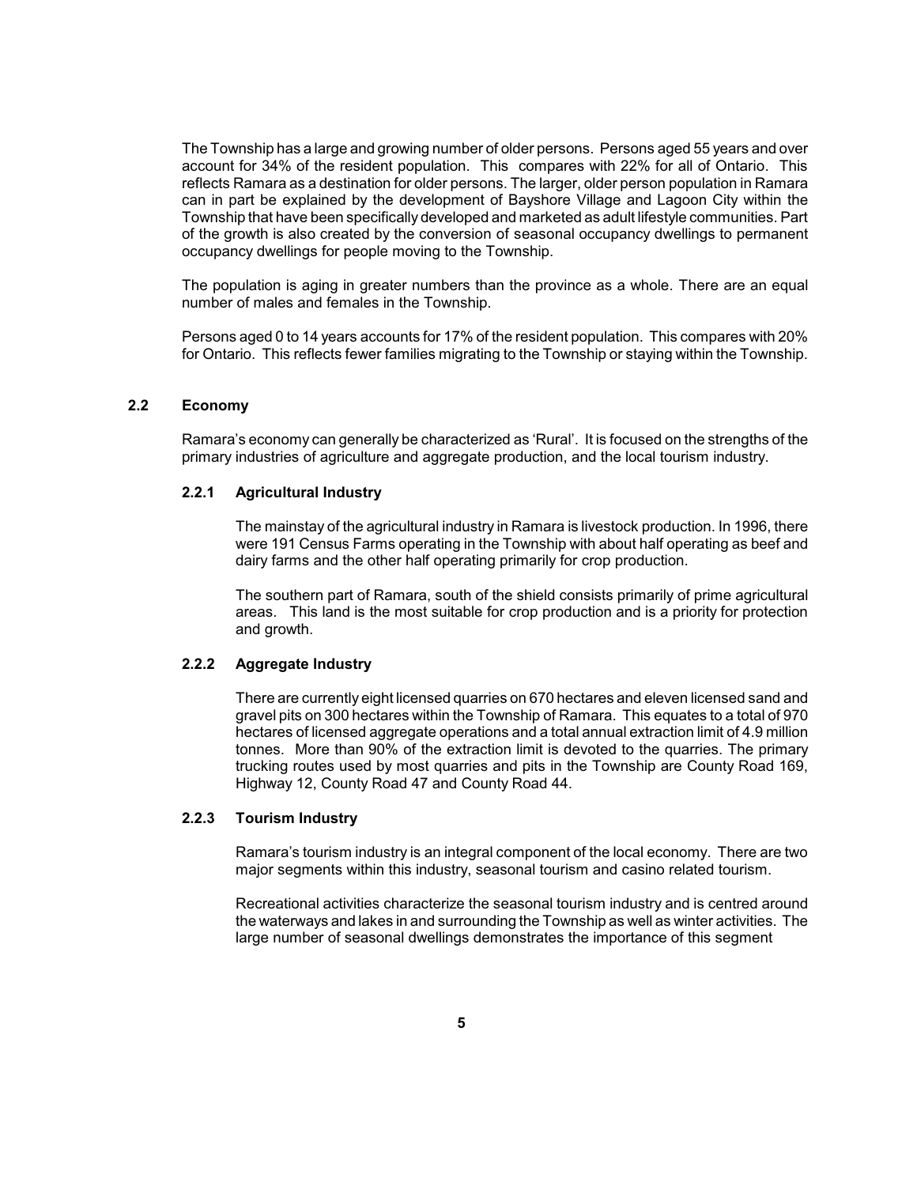The Township has a large and growing number of older persons. Persons aged 55 years and over account for 34% of the resident population. This compares with 22% for all of Ontario. This reflects Ramara as a destination for older persons. The larger, older person population in Ramara can in part be explained by the development of Bayshore Village and Lagoon City within the Township that have been specifically developed and marketed as adult lifestyle communities. Part of the growth is also created by the conversion of seasonal occupancy dwellings to permanent occupancy dwellings for people moving to the Township.

The population is aging in greater numbers than the province as a whole. There are an equal number of males and females in the Township.

Persons aged 0 to 14 years accounts for 17% of the resident population. This compares with 20% for Ontario. This reflects fewer families migrating to the Township or staying within the Township.

## 2.2 Economy

Ramara's economy can generally be characterized as 'Rural'. It is focused on the strengths of the primary industries of agriculture and aggregate production, and the local tourism industry.

### 2.2.1 Agricultural Industry

The mainstay of the agricultural industry in Ramara is livestock production. In 1996, there were 191 Census Farms operating in the Township with about half operating as beef and dairy farms and the other half operating primarily for crop production.

The southern part of Ramara, south of the shield consists primarily of prime agricultural areas. This land is the most suitable for crop production and is a priority for protection and growth.

### 2.2.2 Aggregate Industry

There are currently eight licensed quarries on 670 hectares and eleven licensed sand and gravel pits on 300 hectares within the Township of Ramara. This equates to a total of 970 hectares of licensed aggregate operations and a total annual extraction limit of 4.9 million tonnes. More than 90% of the extraction limit is devoted to the quarries. The primary trucking routes used by most quarries and pits in the Township are County Road 169, Highway 12, County Road 47 and County Road 44.

### 2.2.3 Tourism Industry

Ramara's tourism industry is an integral component of the local economy. There are two major segments within this industry, seasonal tourism and casino related tourism.

Recreational activities characterize the seasonal tourism industry and is centred around the waterways and lakes in and surrounding the Township as well as winter activities. The large number of seasonal dwellings demonstrates the importance of this segment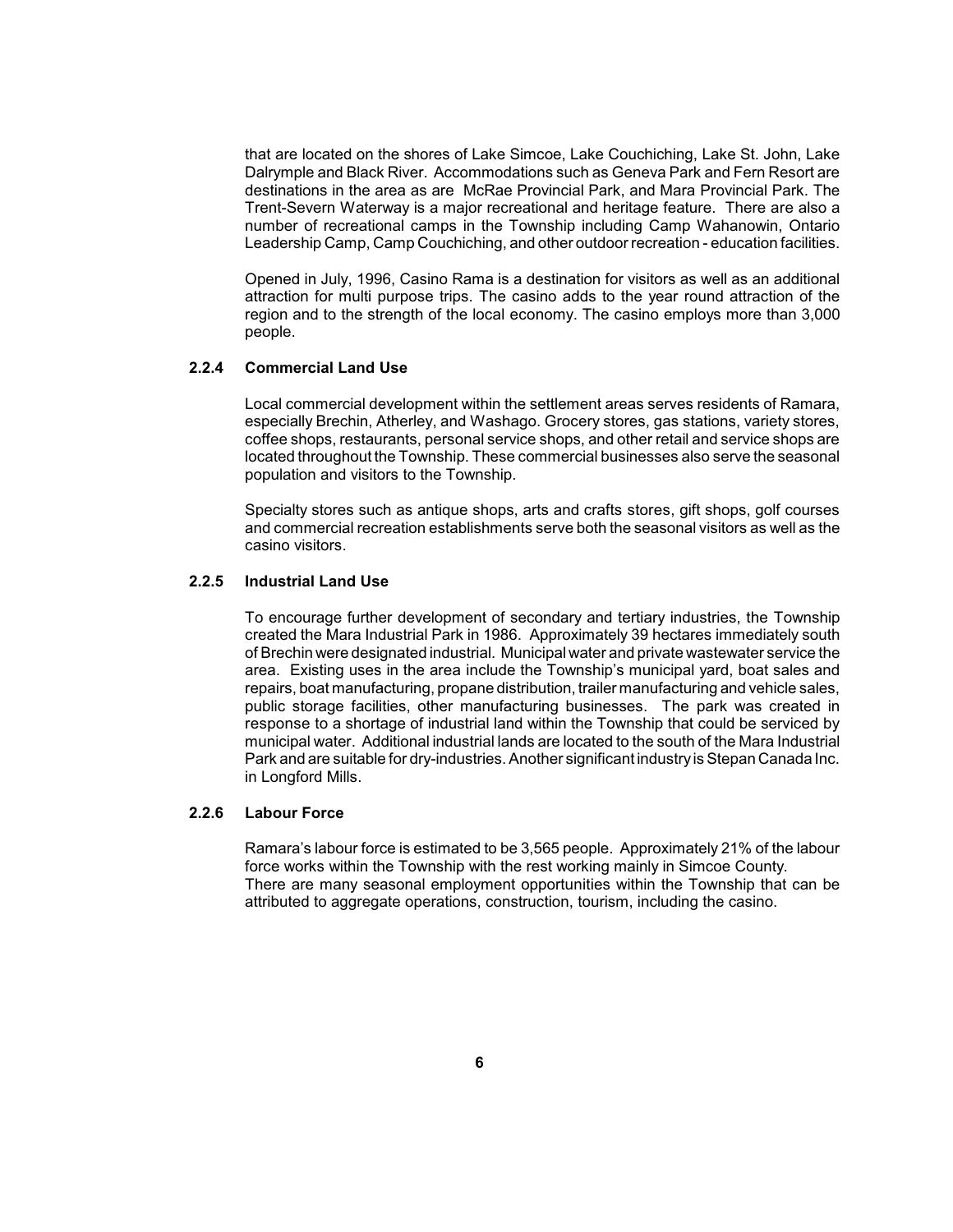that are located on the shores of Lake Simcoe, Lake Couchiching, Lake St. John, Lake Dalrymple and Black River. Accommodations such as Geneva Park and Fern Resort are destinations in the area as are McRae Provincial Park, and Mara Provincial Park. The Trent-Severn Waterway is a major recreational and heritage feature. There are also a number of recreational camps in the Township including Camp Wahanowin, Ontario Leadership Camp, Camp Couchiching, and other outdoor recreation - education facilities.

Opened in July, 1996, Casino Rama is a destination for visitors as well as an additional attraction for multi purpose trips. The casino adds to the year round attraction of the region and to the strength of the local economy. The casino employs more than 3,000 people.

### 2.2.4 Commercial Land Use

Local commercial development within the settlement areas serves residents of Ramara, especially Brechin, Atherley, and Washago. Grocery stores, gas stations, variety stores, coffee shops, restaurants, personal service shops, and other retail and service shops are located throughout the Township. These commercial businesses also serve the seasonal population and visitors to the Township.

Specialty stores such as antique shops, arts and crafts stores, gift shops, golf courses and commercial recreation establishments serve both the seasonal visitors as well as the casino visitors.

### 2.2.5 Industrial Land Use

To encourage further development of secondary and tertiary industries, the Township created the Mara Industrial Park in 1986. Approximately 39 hectares immediately south of Brechin were designated industrial. Municipal water and private wastewater service the area. Existing uses in the area include the Township's municipal yard, boat sales and repairs, boat manufacturing, propane distribution, trailer manufacturing and vehicle sales, public storage facilities, other manufacturing businesses. The park was created in response to a shortage of industrial land within the Township that could be serviced by municipal water. Additional industrial lands are located to the south of the Mara Industrial Park and are suitable for dry-industries. Another significant industry is Stepan Canada Inc. in Longford Mills.

### 2.2.6 Labour Force

Ramara's labour force is estimated to be 3,565 people. Approximately 21% of the labour force works within the Township with the rest working mainly in Simcoe County.
There are many seasonal employment opportunities within the Township that can be attributed to aggregate operations, construction, tourism, including the casino.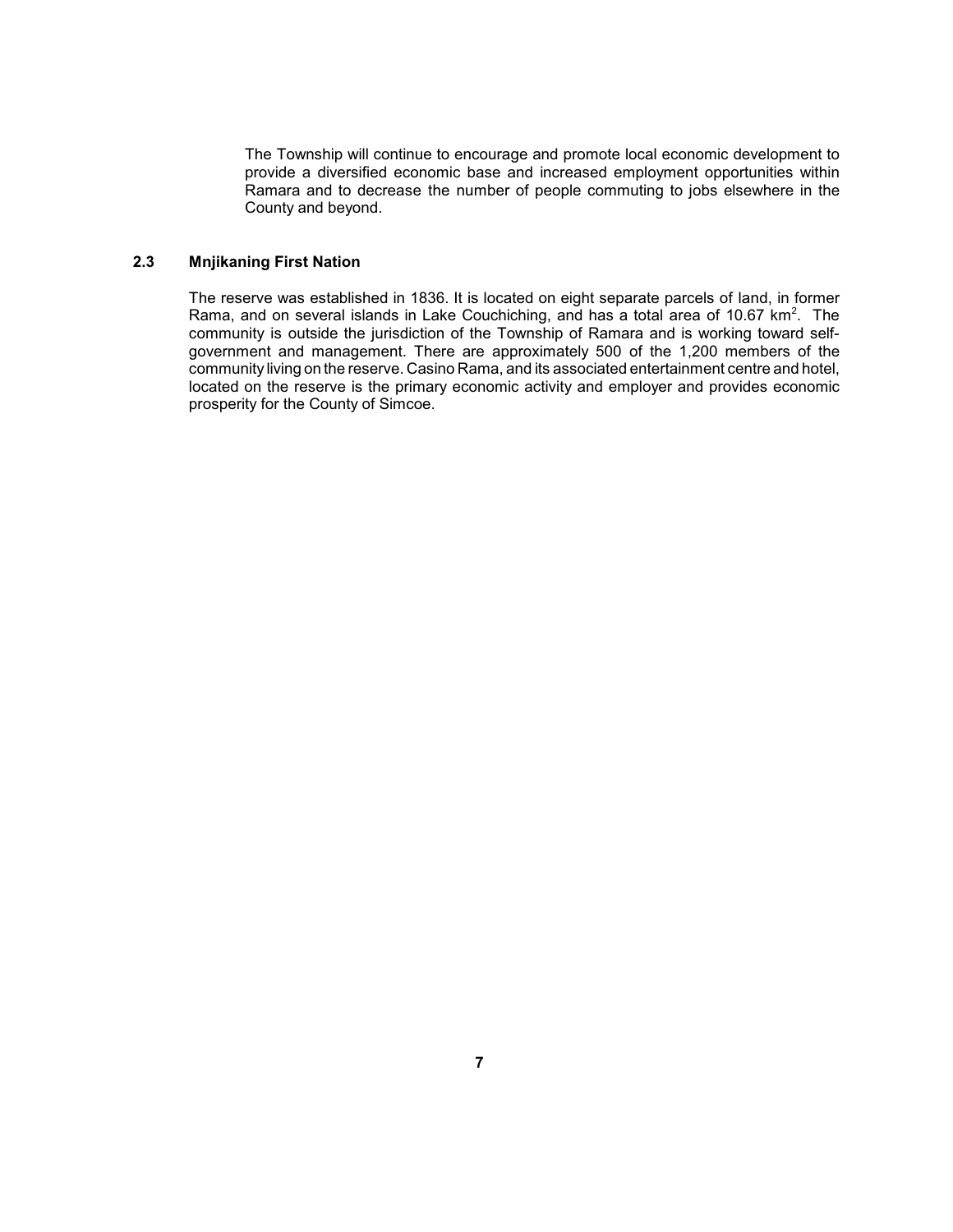The Township will continue to encourage and promote local economic development to provide a diversified economic base and increased employment opportunities within Ramara and to decrease the number of people commuting to jobs elsewhere in the County and beyond.

### 2.3 Mnjikaning First Nation

The reserve was established in 1836. It is located on eight separate parcels of land, in former Rama, and on several islands in Lake Couchiching, and has a total area of 10.67 $km^2$. The community is outside the jurisdiction of the Township of Ramara and is working toward self-government and management. There are approximately 500 of the 1,200 members of the community living on the reserve. Casino Rama, and its associated entertainment centre and hotel, located on the reserve is the primary economic activity and employer and provides economic prosperity for the County of Simcoe.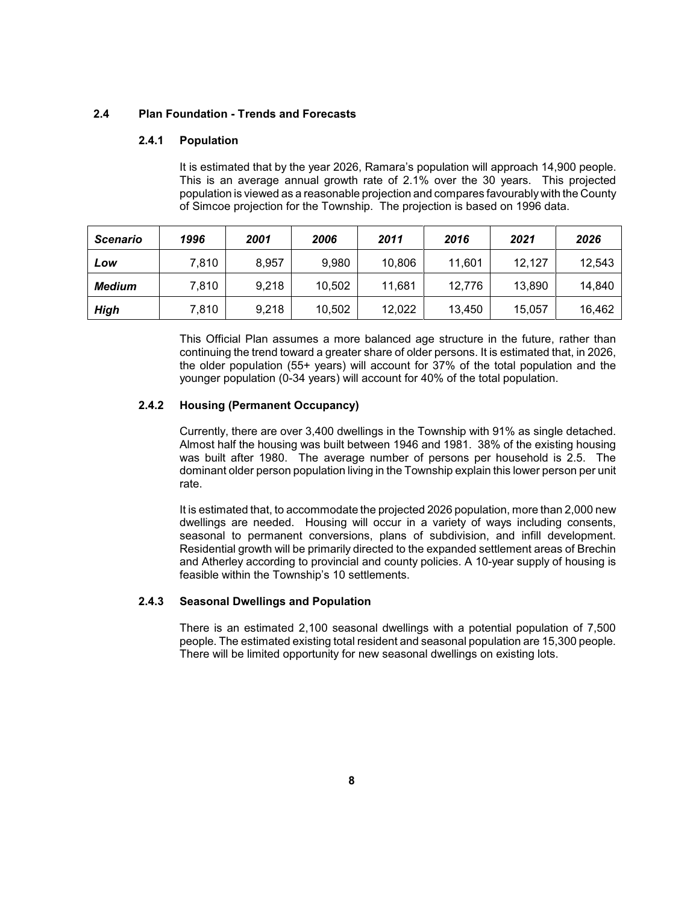## 2.4 Plan Foundation - Trends and Forecasts

### 2.4.1 Population

It is estimated that by the year 2026, Ramara's population will approach 14,900 people. This is an average annual growth rate of 2.1% over the 30 years. This projected population is viewed as a reasonable projection and compares favourably with the County of Simcoe projection for the Township. The projection is based on 1996 data.

| *Scenario* | *1996* | *2001* | *2006* | *2011* | *2016* | *2021* | *2026* |
|---|---|---|---|---|---|---|---|
| ***Low*** | 7,810 | 8,957 | 9,980 | 10,806 | 11,601 | 12,127 | 12,543 |
| ***Medium*** | 7,810 | 9,218 | 10,502 | 11,681 | 12,776 | 13,890 | 14,840 |
| ***High*** | 7,810 | 9,218 | 10,502 | 12,022 | 13,450 | 15,057 | 16,462 |

This Official Plan assumes a more balanced age structure in the future, rather than continuing the trend toward a greater share of older persons. It is estimated that, in 2026, the older population (55+ years) will account for 37% of the total population and the younger population (0-34 years) will account for 40% of the total population.

### 2.4.2 Housing (Permanent Occupancy)

Currently, there are over 3,400 dwellings in the Township with 91% as single detached. Almost half the housing was built between 1946 and 1981. 38% of the existing housing was built after 1980. The average number of persons per household is 2.5. The dominant older person population living in the Township explain this lower person per unit rate.

It is estimated that, to accommodate the projected 2026 population, more than 2,000 new dwellings are needed. Housing will occur in a variety of ways including consents, seasonal to permanent conversions, plans of subdivision, and infill development. Residential growth will be primarily directed to the expanded settlement areas of Brechin and Atherley according to provincial and county policies. A 10-year supply of housing is feasible within the Township's 10 settlements.

### 2.4.3 Seasonal Dwellings and Population

There is an estimated 2,100 seasonal dwellings with a potential population of 7,500 people. The estimated existing total resident and seasonal population are 15,300 people. There will be limited opportunity for new seasonal dwellings on existing lots.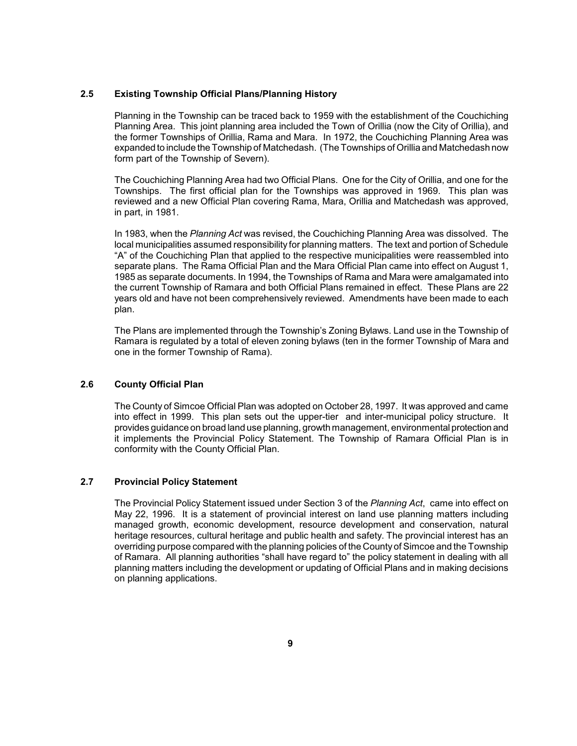## 2.5 Existing Township Official Plans/Planning History

Planning in the Township can be traced back to 1959 with the establishment of the Couchiching Planning Area. This joint planning area included the Town of Orillia (now the City of Orillia), and the former Townships of Orillia, Rama and Mara. In 1972, the Couchiching Planning Area was expanded to include the Township of Matchedash. (The Townships of Orillia and Matchedash now form part of the Township of Severn).

The Couchiching Planning Area had two Official Plans. One for the City of Orillia, and one for the Townships. The first official plan for the Townships was approved in 1969. This plan was reviewed and a new Official Plan covering Rama, Mara, Orillia and Matchedash was approved, in part, in 1981.

In 1983, when the *Planning Act* was revised, the Couchiching Planning Area was dissolved. The local municipalities assumed responsibility for planning matters. The text and portion of Schedule "A" of the Couchiching Plan that applied to the respective municipalities were reassembled into separate plans. The Rama Official Plan and the Mara Official Plan came into effect on August 1, 1985 as separate documents. In 1994, the Townships of Rama and Mara were amalgamated into the current Township of Ramara and both Official Plans remained in effect. These Plans are 22 years old and have not been comprehensively reviewed. Amendments have been made to each plan.

The Plans are implemented through the Township's Zoning Bylaws. Land use in the Township of Ramara is regulated by a total of eleven zoning bylaws (ten in the former Township of Mara and one in the former Township of Rama).

## 2.6 County Official Plan

The County of Simcoe Official Plan was adopted on October 28, 1997. It was approved and came into effect in 1999. This plan sets out the upper-tier and inter-municipal policy structure. It provides guidance on broad land use planning, growth management, environmental protection and it implements the Provincial Policy Statement. The Township of Ramara Official Plan is in conformity with the County Official Plan.

## 2.7 Provincial Policy Statement

The Provincial Policy Statement issued under Section 3 of the *Planning Act*, came into effect on May 22, 1996. It is a statement of provincial interest on land use planning matters including managed growth, economic development, resource development and conservation, natural heritage resources, cultural heritage and public health and safety. The provincial interest has an overriding purpose compared with the planning policies of the County of Simcoe and the Township of Ramara. All planning authorities "shall have regard to" the policy statement in dealing with all planning matters including the development or updating of Official Plans and in making decisions on planning applications.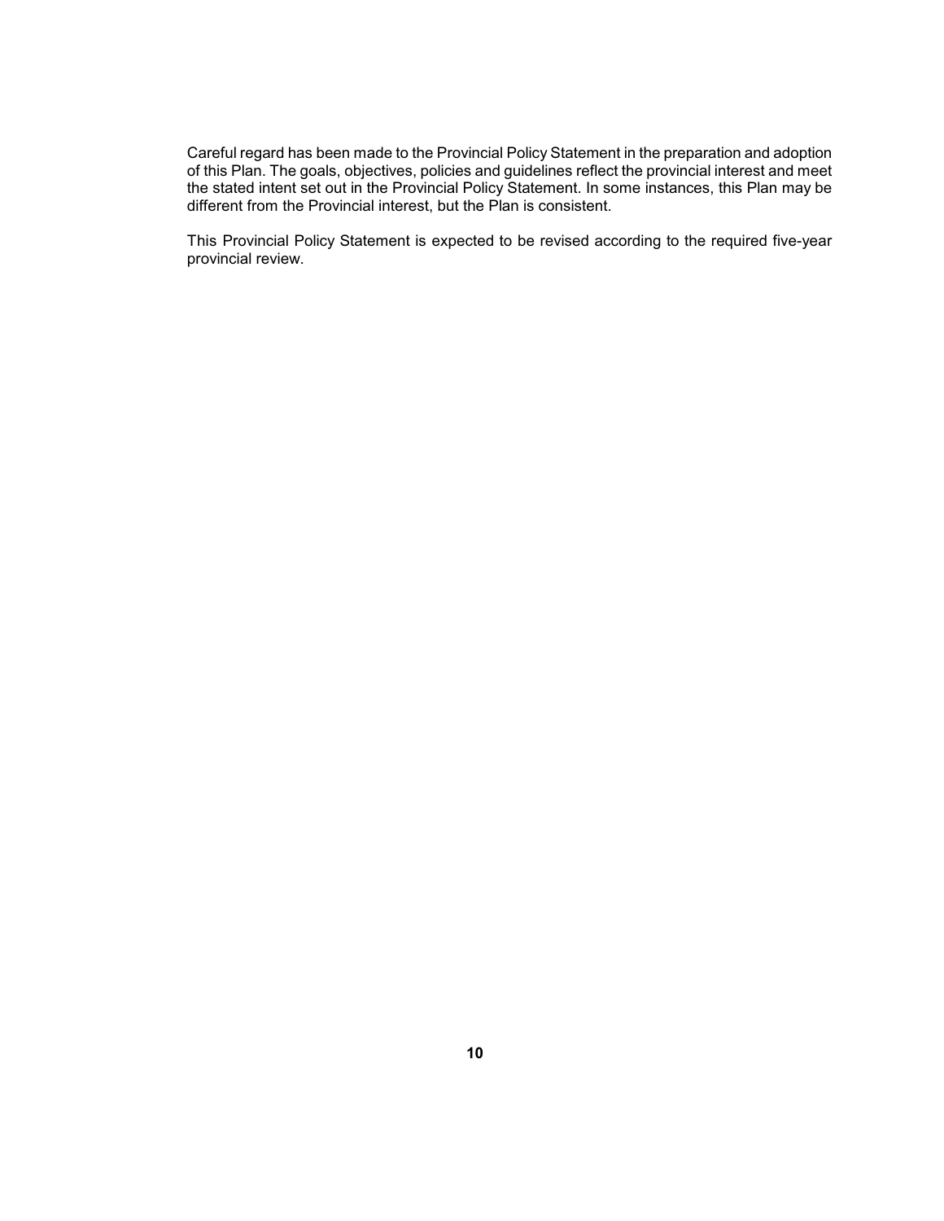Careful regard has been made to the Provincial Policy Statement in the preparation and adoption of this Plan. The goals, objectives, policies and guidelines reflect the provincial interest and meet the stated intent set out in the Provincial Policy Statement. In some instances, this Plan may be different from the Provincial interest, but the Plan is consistent.

This Provincial Policy Statement is expected to be revised according to the required five-year provincial review.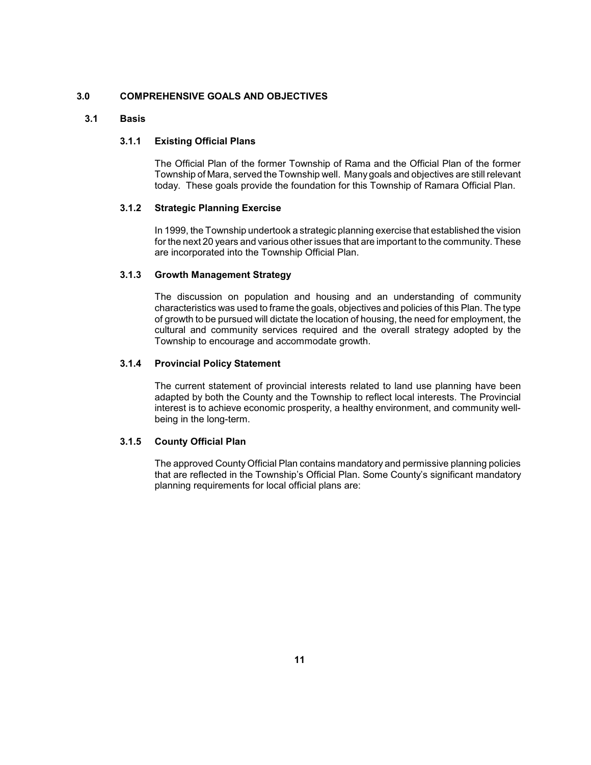# 3.0 COMPREHENSIVE GOALS AND OBJECTIVES

## 3.1 Basis

### 3.1.1 Existing Official Plans

The Official Plan of the former Township of Rama and the Official Plan of the former Township of Mara, served the Township well. Many goals and objectives are still relevant today. These goals provide the foundation for this Township of Ramara Official Plan.

### 3.1.2 Strategic Planning Exercise

In 1999, the Township undertook a strategic planning exercise that established the vision for the next 20 years and various other issues that are important to the community. These are incorporated into the Township Official Plan.

### 3.1.3 Growth Management Strategy

The discussion on population and housing and an understanding of community characteristics was used to frame the goals, objectives and policies of this Plan. The type of growth to be pursued will dictate the location of housing, the need for employment, the cultural and community services required and the overall strategy adopted by the Township to encourage and accommodate growth.

### 3.1.4 Provincial Policy Statement

The current statement of provincial interests related to land use planning have been adapted by both the County and the Township to reflect local interests. The Provincial interest is to achieve economic prosperity, a healthy environment, and community well-being in the long-term.

### 3.1.5 County Official Plan

The approved County Official Plan contains mandatory and permissive planning policies that are reflected in the Township's Official Plan. Some County's significant mandatory planning requirements for local official plans are: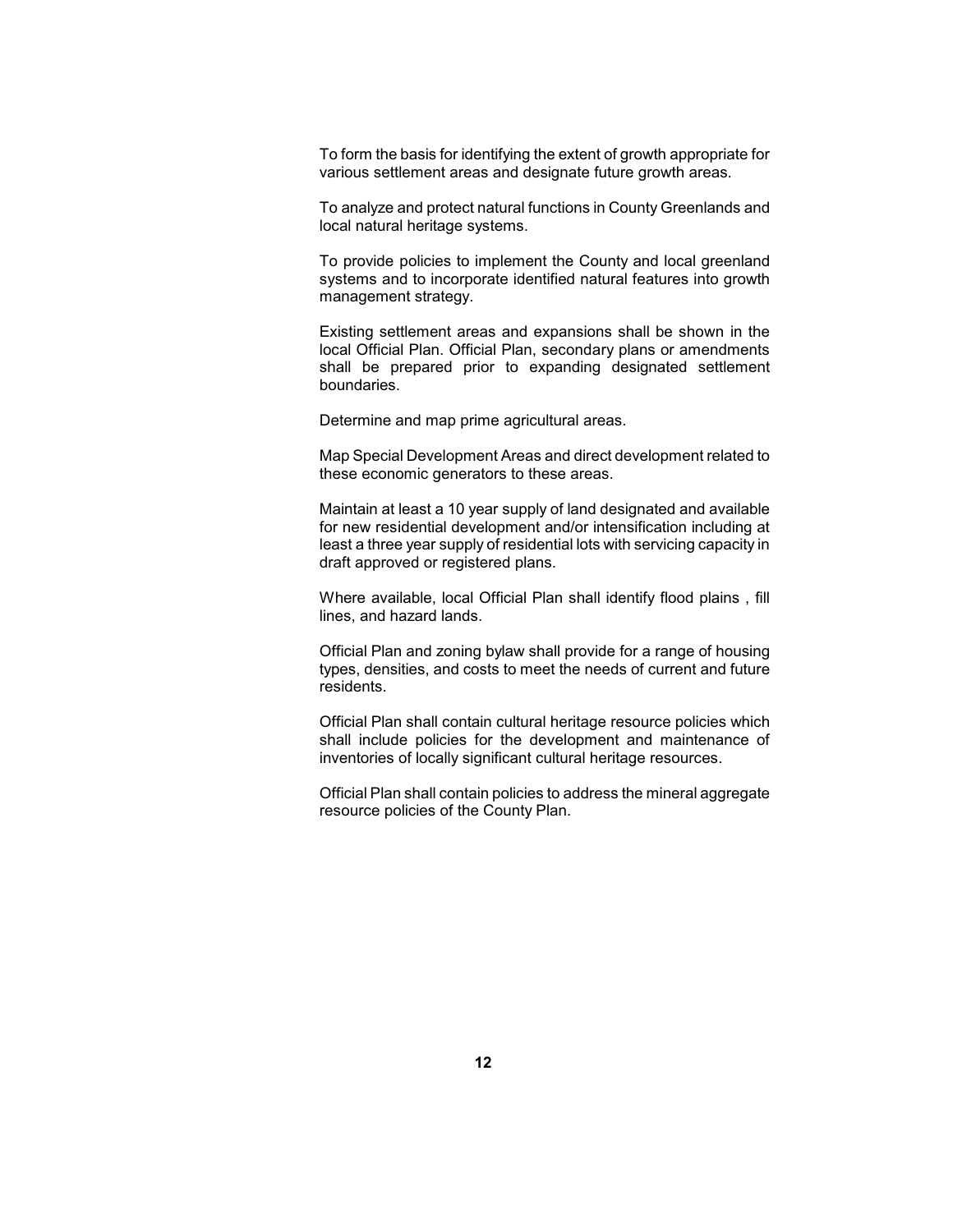To form the basis for identifying the extent of growth appropriate for various settlement areas and designate future growth areas.

To analyze and protect natural functions in County Greenlands and local natural heritage systems.

To provide policies to implement the County and local greenland systems and to incorporate identified natural features into growth management strategy.

Existing settlement areas and expansions shall be shown in the local Official Plan. Official Plan, secondary plans or amendments shall be prepared prior to expanding designated settlement boundaries.

Determine and map prime agricultural areas.

Map Special Development Areas and direct development related to these economic generators to these areas.

Maintain at least a 10 year supply of land designated and available for new residential development and/or intensification including at least a three year supply of residential lots with servicing capacity in draft approved or registered plans.

Where available, local Official Plan shall identify flood plains , fill lines, and hazard lands.

Official Plan and zoning bylaw shall provide for a range of housing types, densities, and costs to meet the needs of current and future residents.

Official Plan shall contain cultural heritage resource policies which shall include policies for the development and maintenance of inventories of locally significant cultural heritage resources.

Official Plan shall contain policies to address the mineral aggregate resource policies of the County Plan.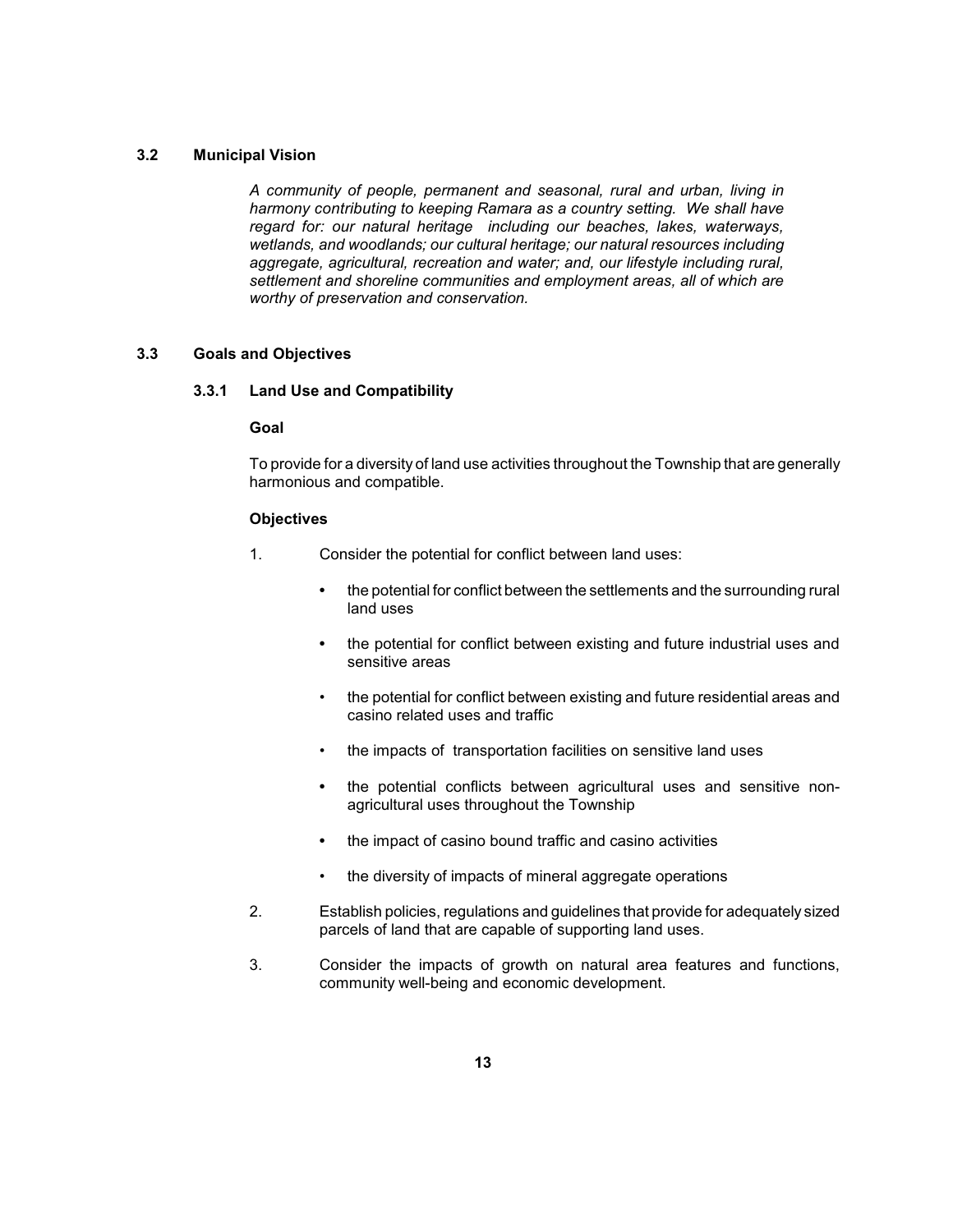## 3.2 Municipal Vision

*A community of people, permanent and seasonal, rural and urban, living in harmony contributing to keeping Ramara as a country setting. We shall have regard for: our natural heritage including our beaches, lakes, waterways, wetlands, and woodlands; our cultural heritage; our natural resources including aggregate, agricultural, recreation and water; and, our lifestyle including rural, settlement and shoreline communities and employment areas, all of which are worthy of preservation and conservation.*

## 3.3 Goals and Objectives

### 3.3.1 Land Use and Compatibility

**Goal**

To provide for a diversity of land use activities throughout the Township that are generally harmonious and compatible.

**Objectives**

1. Consider the potential for conflict between land uses:

   - the potential for conflict between the settlements and the surrounding rural land uses
   - the potential for conflict between existing and future industrial uses and sensitive areas
   - the potential for conflict between existing and future residential areas and casino related uses and traffic
   - the impacts of transportation facilities on sensitive land uses
   - the potential conflicts between agricultural uses and sensitive non-agricultural uses throughout the Township
   - the impact of casino bound traffic and casino activities
   - the diversity of impacts of mineral aggregate operations

2. Establish policies, regulations and guidelines that provide for adequately sized parcels of land that are capable of supporting land uses.

3. Consider the impacts of growth on natural area features and functions, community well-being and economic development.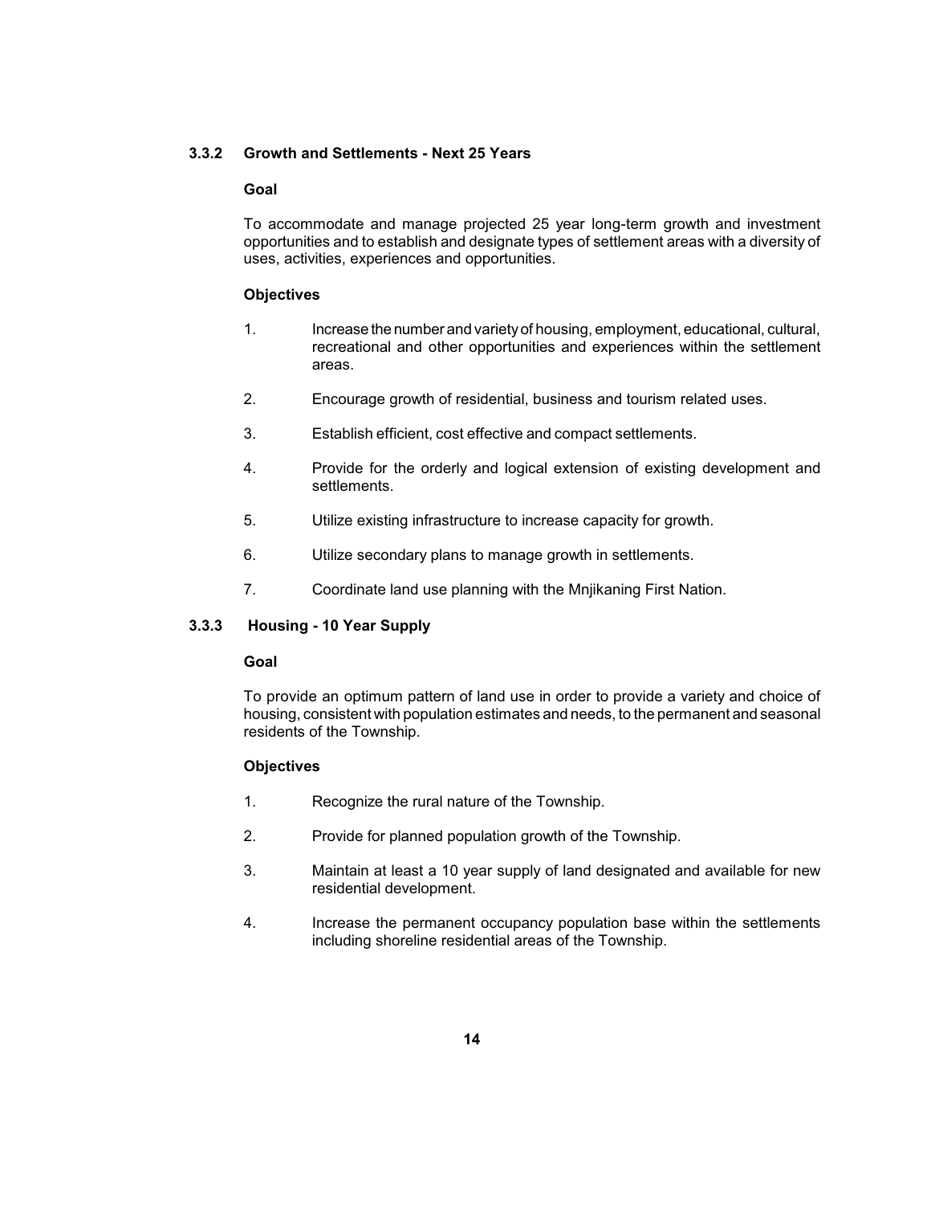### 3.3.2 Growth and Settlements - Next 25 Years

**Goal**

To accommodate and manage projected 25 year long-term growth and investment opportunities and to establish and designate types of settlement areas with a diversity of uses, activities, experiences and opportunities.

**Objectives**

1. Increase the number and variety of housing, employment, educational, cultural, recreational and other opportunities and experiences within the settlement areas.
2. Encourage growth of residential, business and tourism related uses.
3. Establish efficient, cost effective and compact settlements.
4. Provide for the orderly and logical extension of existing development and settlements.
5. Utilize existing infrastructure to increase capacity for growth.
6. Utilize secondary plans to manage growth in settlements.
7. Coordinate land use planning with the Mnjikaning First Nation.

### 3.3.3 Housing - 10 Year Supply

**Goal**

To provide an optimum pattern of land use in order to provide a variety and choice of housing, consistent with population estimates and needs, to the permanent and seasonal residents of the Township.

**Objectives**

1. Recognize the rural nature of the Township.
2. Provide for planned population growth of the Township.
3. Maintain at least a 10 year supply of land designated and available for new residential development.
4. Increase the permanent occupancy population base within the settlements including shoreline residential areas of the Township.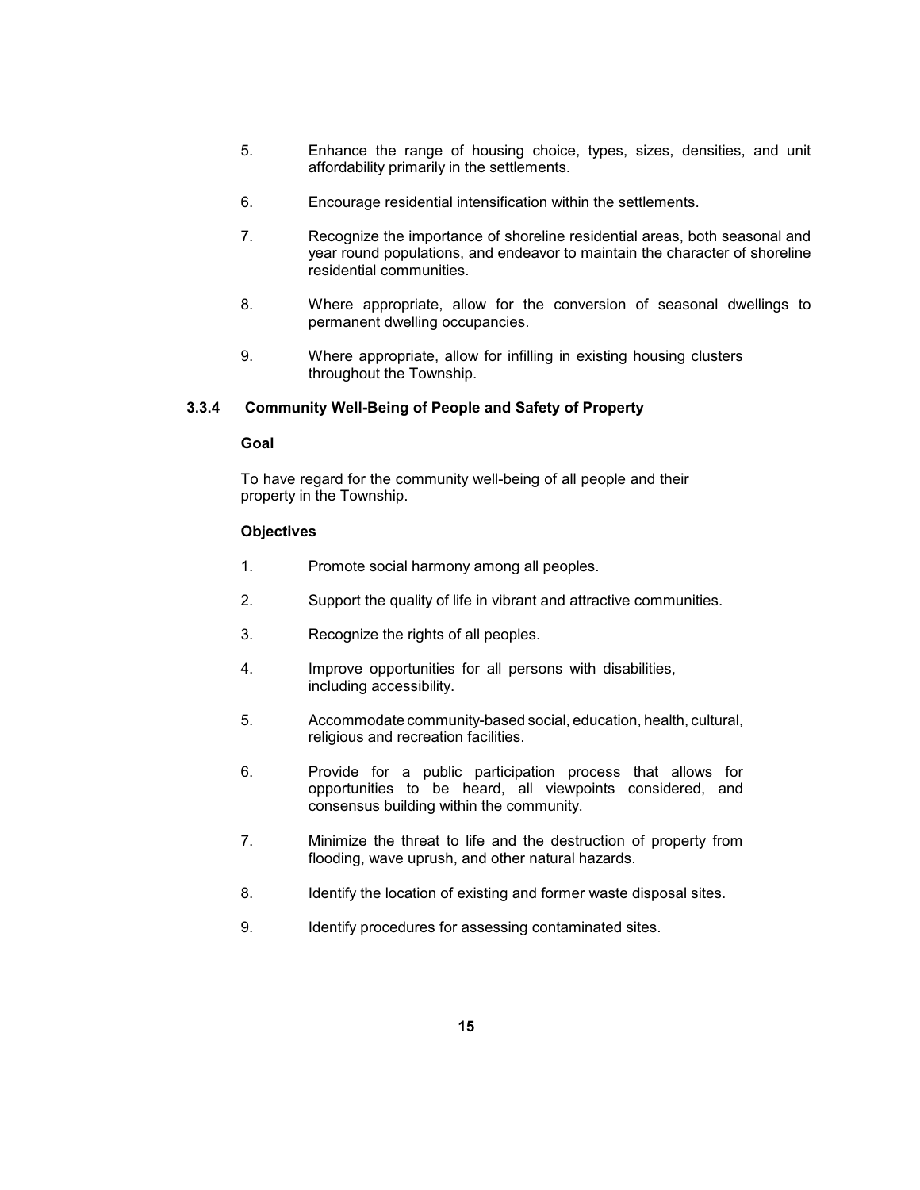5. Enhance the range of housing choice, types, sizes, densities, and unit affordability primarily in the settlements.

6. Encourage residential intensification within the settlements.

7. Recognize the importance of shoreline residential areas, both seasonal and year round populations, and endeavor to maintain the character of shoreline residential communities.

8. Where appropriate, allow for the conversion of seasonal dwellings to permanent dwelling occupancies.

9. Where appropriate, allow for infilling in existing housing clusters throughout the Township.

### 3.3.4 Community Well-Being of People and Safety of Property

**Goal**

To have regard for the community well-being of all people and their property in the Township.

**Objectives**

1. Promote social harmony among all peoples.

2. Support the quality of life in vibrant and attractive communities.

3. Recognize the rights of all peoples.

4. Improve opportunities for all persons with disabilities, including accessibility.

5. Accommodate community-based social, education, health, cultural, religious and recreation facilities.

6. Provide for a public participation process that allows for opportunities to be heard, all viewpoints considered, and consensus building within the community.

7. Minimize the threat to life and the destruction of property from flooding, wave uprush, and other natural hazards.

8. Identify the location of existing and former waste disposal sites.

9. Identify procedures for assessing contaminated sites.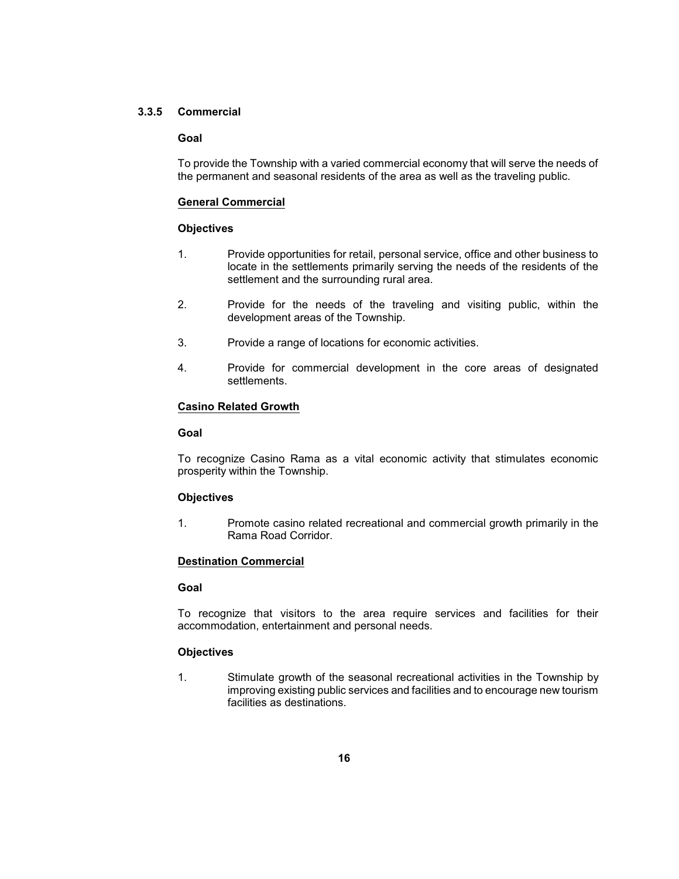### 3.3.5 Commercial

**Goal**

To provide the Township with a varied commercial economy that will serve the needs of the permanent and seasonal residents of the area as well as the traveling public.

**General Commercial**

**Objectives**

1. Provide opportunities for retail, personal service, office and other business to locate in the settlements primarily serving the needs of the residents of the settlement and the surrounding rural area.
2. Provide for the needs of the traveling and visiting public, within the development areas of the Township.
3. Provide a range of locations for economic activities.
4. Provide for commercial development in the core areas of designated settlements.

**Casino Related Growth**

**Goal**

To recognize Casino Rama as a vital economic activity that stimulates economic prosperity within the Township.

**Objectives**

1. Promote casino related recreational and commercial growth primarily in the Rama Road Corridor.

**Destination Commercial**

**Goal**

To recognize that visitors to the area require services and facilities for their accommodation, entertainment and personal needs.

**Objectives**

1. Stimulate growth of the seasonal recreational activities in the Township by improving existing public services and facilities and to encourage new tourism facilities as destinations.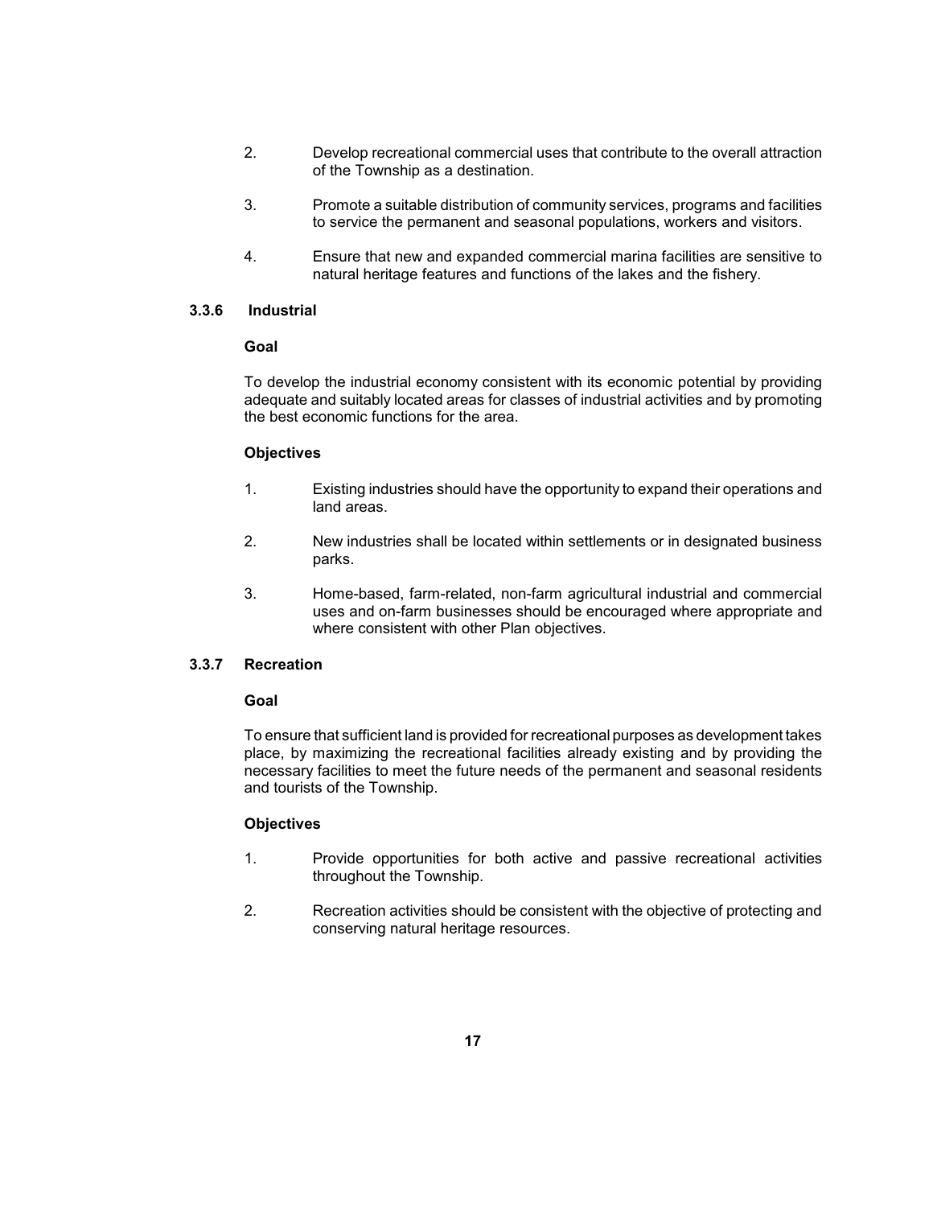2. Develop recreational commercial uses that contribute to the overall attraction of the Township as a destination.

3. Promote a suitable distribution of community services, programs and facilities to service the permanent and seasonal populations, workers and visitors.

4. Ensure that new and expanded commercial marina facilities are sensitive to natural heritage features and functions of the lakes and the fishery.

### 3.3.6 Industrial

**Goal**

To develop the industrial economy consistent with its economic potential by providing adequate and suitably located areas for classes of industrial activities and by promoting the best economic functions for the area.

**Objectives**

1. Existing industries should have the opportunity to expand their operations and land areas.

2. New industries shall be located within settlements or in designated business parks.

3. Home-based, farm-related, non-farm agricultural industrial and commercial uses and on-farm businesses should be encouraged where appropriate and where consistent with other Plan objectives.

### 3.3.7 Recreation

**Goal**

To ensure that sufficient land is provided for recreational purposes as development takes place, by maximizing the recreational facilities already existing and by providing the necessary facilities to meet the future needs of the permanent and seasonal residents and tourists of the Township.

**Objectives**

1. Provide opportunities for both active and passive recreational activities throughout the Township.

2. Recreation activities should be consistent with the objective of protecting and conserving natural heritage resources.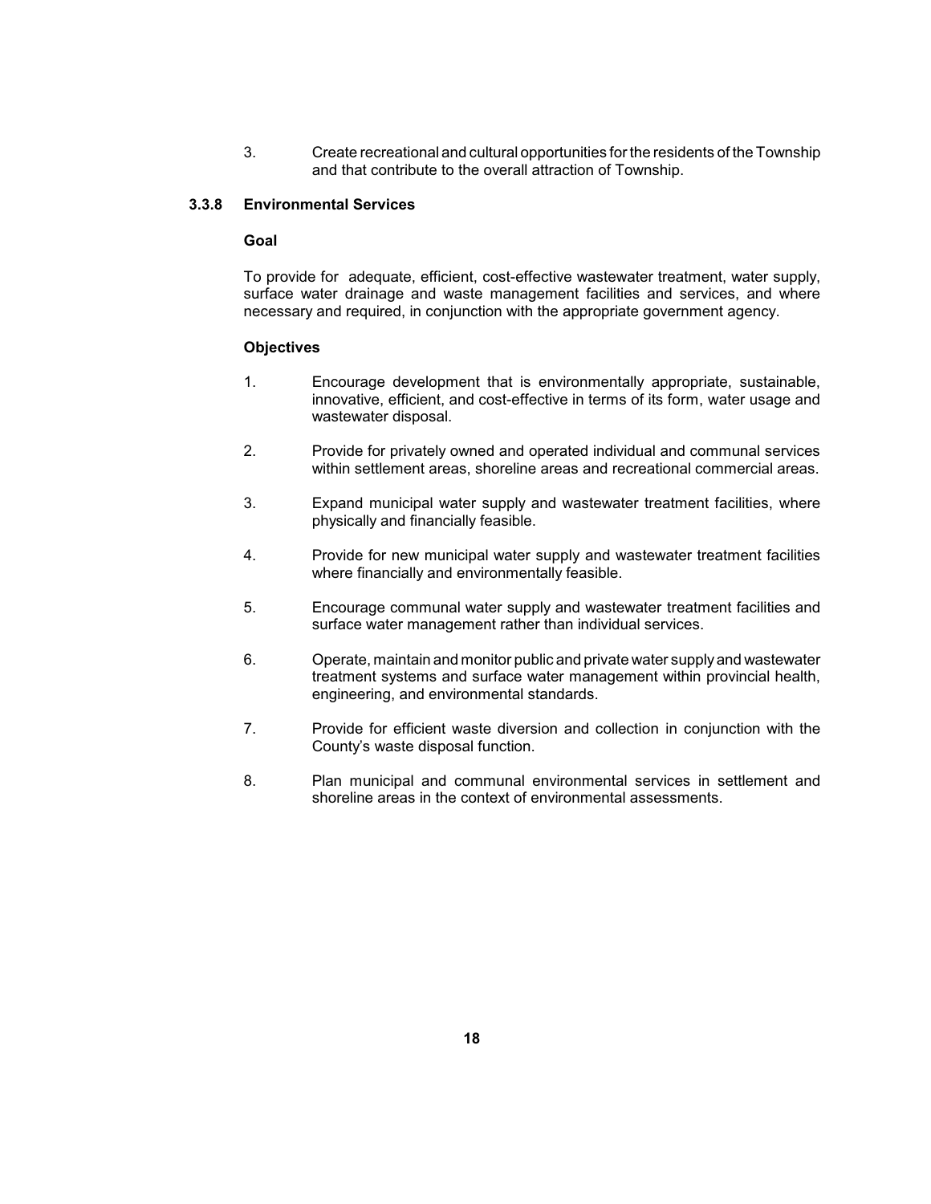3. Create recreational and cultural opportunities for the residents of the Township and that contribute to the overall attraction of Township.

### 3.3.8 Environmental Services

**Goal**

To provide for adequate, efficient, cost-effective wastewater treatment, water supply, surface water drainage and waste management facilities and services, and where necessary and required, in conjunction with the appropriate government agency.

**Objectives**

1. Encourage development that is environmentally appropriate, sustainable, innovative, efficient, and cost-effective in terms of its form, water usage and wastewater disposal.

2. Provide for privately owned and operated individual and communal services within settlement areas, shoreline areas and recreational commercial areas.

3. Expand municipal water supply and wastewater treatment facilities, where physically and financially feasible.

4. Provide for new municipal water supply and wastewater treatment facilities where financially and environmentally feasible.

5. Encourage communal water supply and wastewater treatment facilities and surface water management rather than individual services.

6. Operate, maintain and monitor public and private water supply and wastewater treatment systems and surface water management within provincial health, engineering, and environmental standards.

7. Provide for efficient waste diversion and collection in conjunction with the County's waste disposal function.

8. Plan municipal and communal environmental services in settlement and shoreline areas in the context of environmental assessments.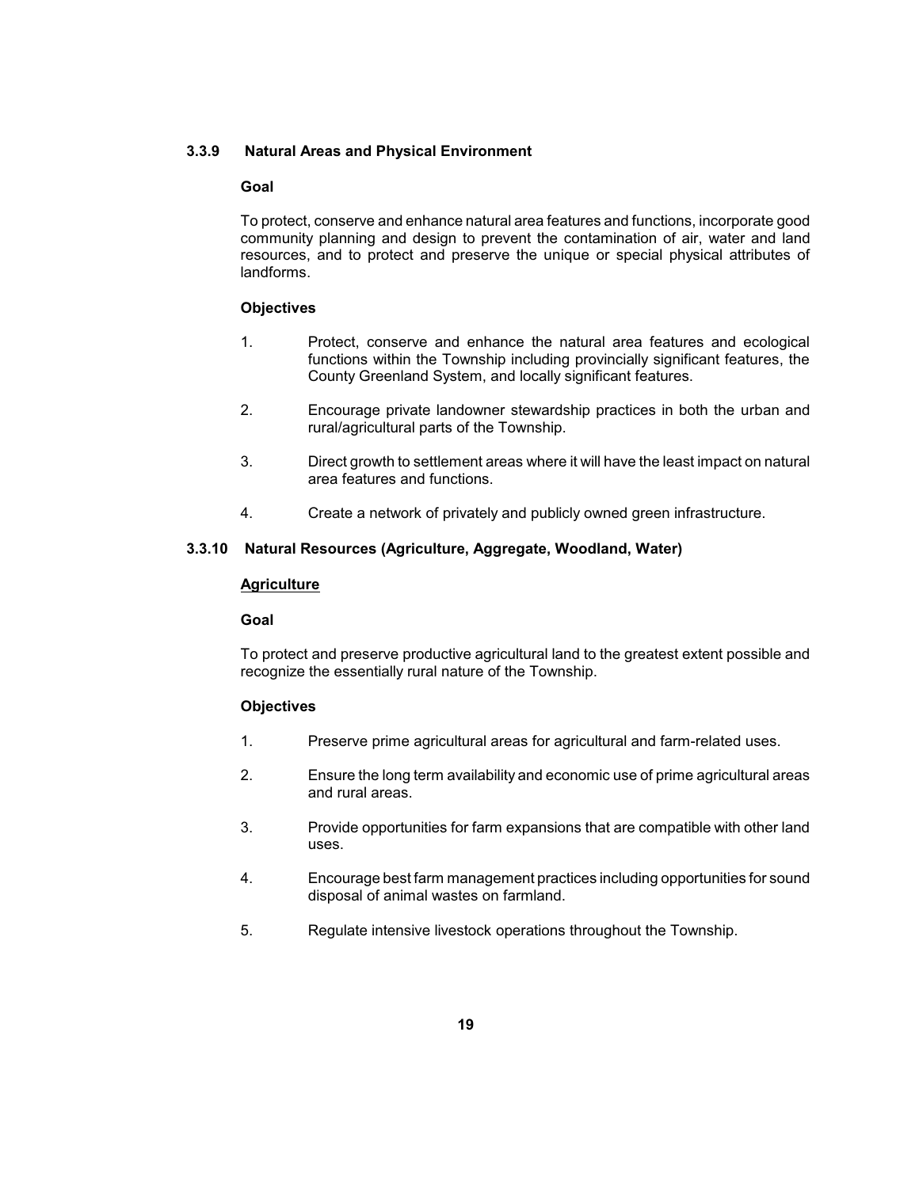### 3.3.9 Natural Areas and Physical Environment

**Goal**

To protect, conserve and enhance natural area features and functions, incorporate good community planning and design to prevent the contamination of air, water and land resources, and to protect and preserve the unique or special physical attributes of landforms.

**Objectives**

1. Protect, conserve and enhance the natural area features and ecological functions within the Township including provincially significant features, the County Greenland System, and locally significant features.
2. Encourage private landowner stewardship practices in both the urban and rural/agricultural parts of the Township.
3. Direct growth to settlement areas where it will have the least impact on natural area features and functions.
4. Create a network of privately and publicly owned green infrastructure.

### 3.3.10 Natural Resources (Agriculture, Aggregate, Woodland, Water)

<u>**Agriculture**</u>

**Goal**

To protect and preserve productive agricultural land to the greatest extent possible and recognize the essentially rural nature of the Township.

**Objectives**

1. Preserve prime agricultural areas for agricultural and farm-related uses.
2. Ensure the long term availability and economic use of prime agricultural areas and rural areas.
3. Provide opportunities for farm expansions that are compatible with other land uses.
4. Encourage best farm management practices including opportunities for sound disposal of animal wastes on farmland.
5. Regulate intensive livestock operations throughout the Township.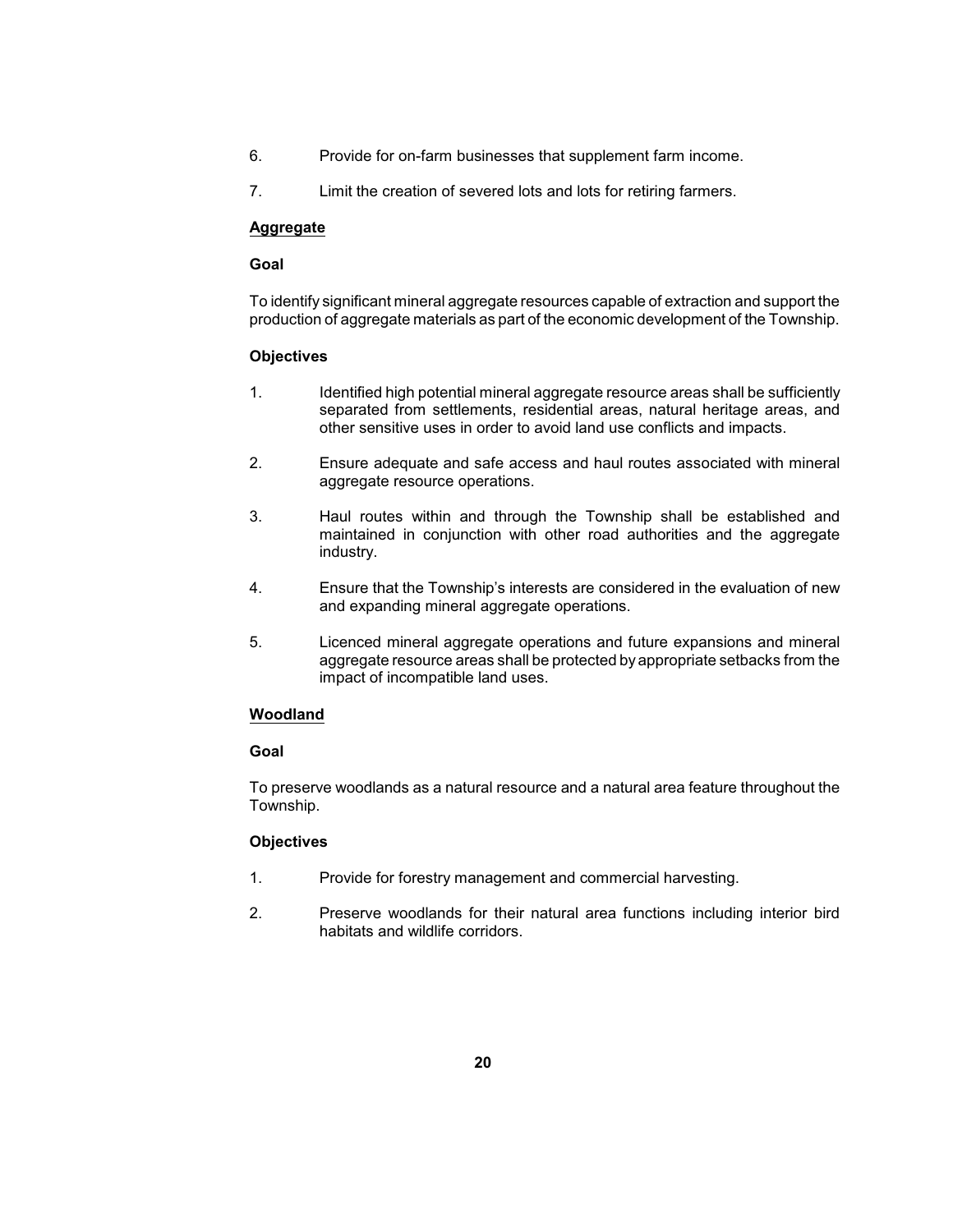6. Provide for on-farm businesses that supplement farm income.

7. Limit the creation of severed lots and lots for retiring farmers.

**<u>Aggregate</u>**

**Goal**

To identify significant mineral aggregate resources capable of extraction and support the production of aggregate materials as part of the economic development of the Township.

**Objectives**

1. Identified high potential mineral aggregate resource areas shall be sufficiently separated from settlements, residential areas, natural heritage areas, and other sensitive uses in order to avoid land use conflicts and impacts.

2. Ensure adequate and safe access and haul routes associated with mineral aggregate resource operations.

3. Haul routes within and through the Township shall be established and maintained in conjunction with other road authorities and the aggregate industry.

4. Ensure that the Township's interests are considered in the evaluation of new and expanding mineral aggregate operations.

5. Licenced mineral aggregate operations and future expansions and mineral aggregate resource areas shall be protected by appropriate setbacks from the impact of incompatible land uses.

**<u>Woodland</u>**

**Goal**

To preserve woodlands as a natural resource and a natural area feature throughout the Township.

**Objectives**

1. Provide for forestry management and commercial harvesting.

2. Preserve woodlands for their natural area functions including interior bird habitats and wildlife corridors.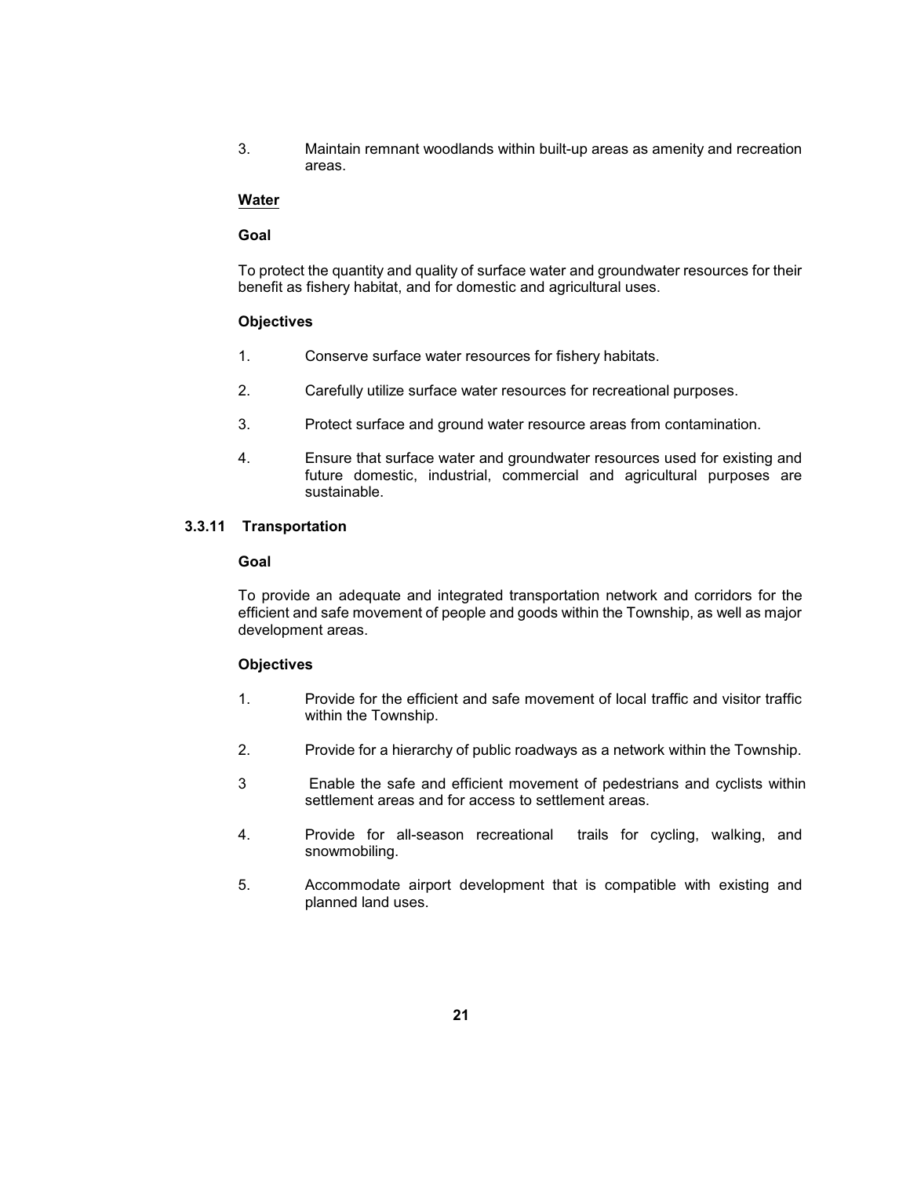3. Maintain remnant woodlands within built-up areas as amenity and recreation areas.

**Water**

**Goal**

To protect the quantity and quality of surface water and groundwater resources for their benefit as fishery habitat, and for domestic and agricultural uses.

**Objectives**

1. Conserve surface water resources for fishery habitats.

2. Carefully utilize surface water resources for recreational purposes.

3. Protect surface and ground water resource areas from contamination.

4. Ensure that surface water and groundwater resources used for existing and future domestic, industrial, commercial and agricultural purposes are sustainable.

### 3.3.11 Transportation

**Goal**

To provide an adequate and integrated transportation network and corridors for the efficient and safe movement of people and goods within the Township, as well as major development areas.

**Objectives**

1. Provide for the efficient and safe movement of local traffic and visitor traffic within the Township.

2. Provide for a hierarchy of public roadways as a network within the Township.

3 Enable the safe and efficient movement of pedestrians and cyclists within settlement areas and for access to settlement areas.

4. Provide for all-season recreational trails for cycling, walking, and snowmobiling.

5. Accommodate airport development that is compatible with existing and planned land uses.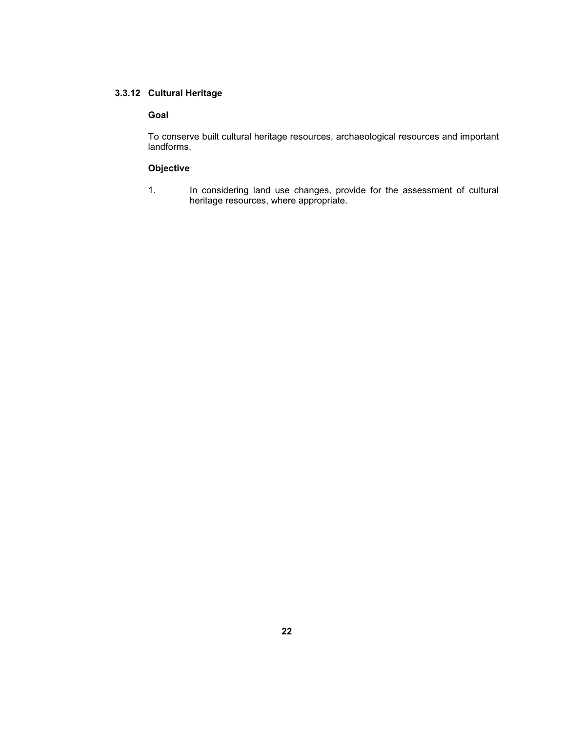### 3.3.12 Cultural Heritage

**Goal**

To conserve built cultural heritage resources, archaeological resources and important landforms.

**Objective**

1. In considering land use changes, provide for the assessment of cultural heritage resources, where appropriate.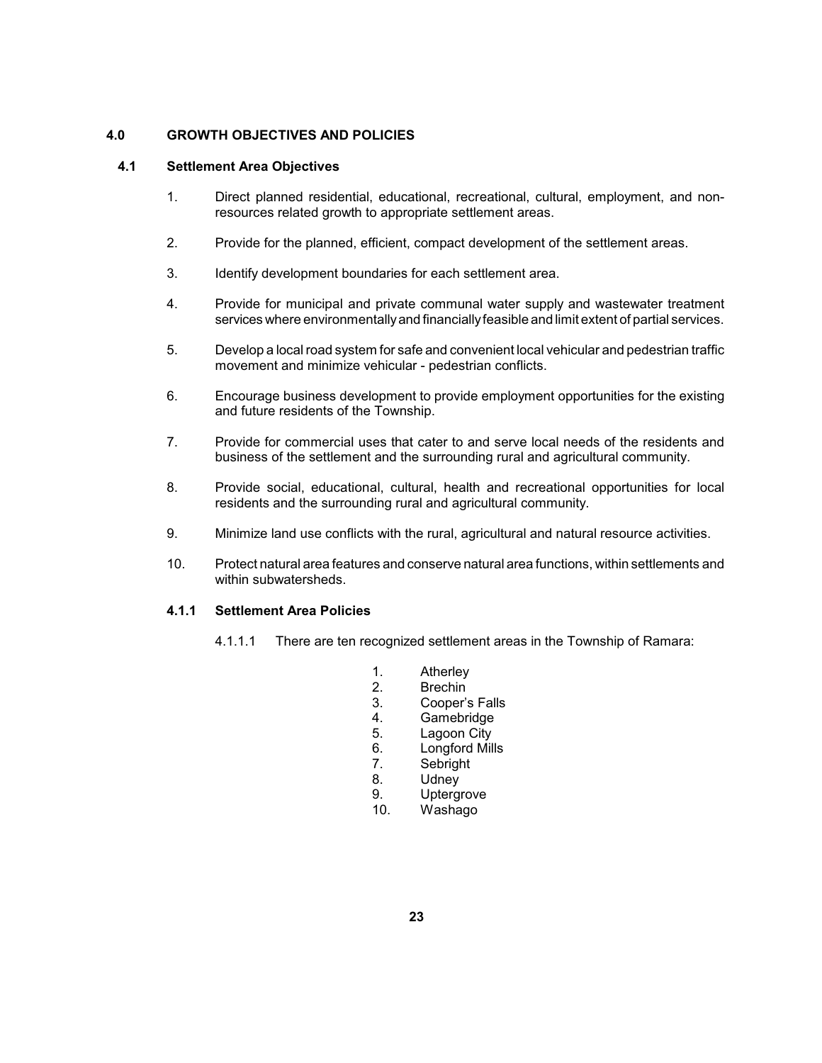## 4.0 GROWTH OBJECTIVES AND POLICIES

### 4.1 Settlement Area Objectives

1. Direct planned residential, educational, recreational, cultural, employment, and non-resources related growth to appropriate settlement areas.
2. Provide for the planned, efficient, compact development of the settlement areas.
3. Identify development boundaries for each settlement area.
4. Provide for municipal and private communal water supply and wastewater treatment services where environmentally and financially feasible and limit extent of partial services.
5. Develop a local road system for safe and convenient local vehicular and pedestrian traffic movement and minimize vehicular - pedestrian conflicts.
6. Encourage business development to provide employment opportunities for the existing and future residents of the Township.
7. Provide for commercial uses that cater to and serve local needs of the residents and business of the settlement and the surrounding rural and agricultural community.
8. Provide social, educational, cultural, health and recreational opportunities for local residents and the surrounding rural and agricultural community.
9. Minimize land use conflicts with the rural, agricultural and natural resource activities.
10. Protect natural area features and conserve natural area functions, within settlements and within subwatersheds.

#### 4.1.1 Settlement Area Policies

4.1.1.1 There are ten recognized settlement areas in the Township of Ramara:

1. Atherley
2. Brechin
3. Cooper's Falls
4. Gamebridge
5. Lagoon City
6. Longford Mills
7. Sebright
8. Udney
9. Uptergrove
10. Washago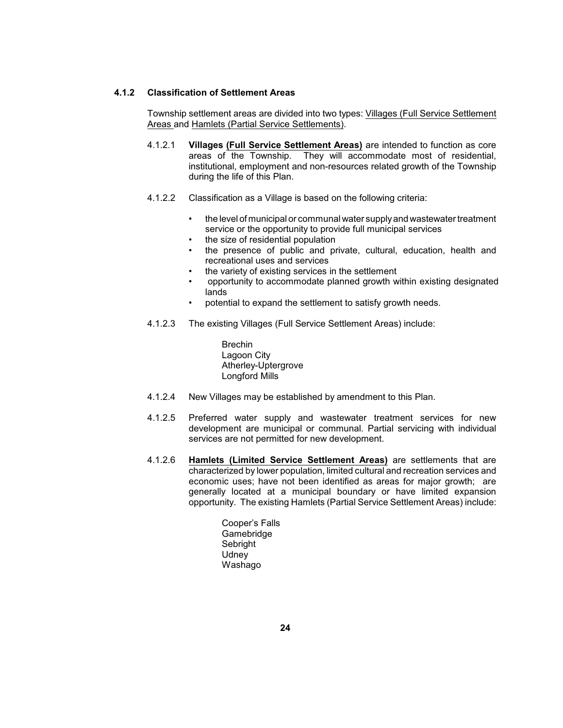### 4.1.2 Classification of Settlement Areas

Township settlement areas are divided into two types: Villages (Full Service Settlement Areas and Hamlets (Partial Service Settlements).

4.1.2.1 **Villages (Full Service Settlement Areas)** are intended to function as core areas of the Township. They will accommodate most of residential, institutional, employment and non-resources related growth of the Township during the life of this Plan.

4.1.2.2 Classification as a Village is based on the following criteria:

- the level of municipal or communal water supply and wastewater treatment service or the opportunity to provide full municipal services
- the size of residential population
- the presence of public and private, cultural, education, health and recreational uses and services
- the variety of existing services in the settlement
- opportunity to accommodate planned growth within existing designated lands
- potential to expand the settlement to satisfy growth needs.

4.1.2.3 The existing Villages (Full Service Settlement Areas) include:

Brechin
Lagoon City
Atherley-Uptergrove
Longford Mills

4.1.2.4 New Villages may be established by amendment to this Plan.

4.1.2.5 Preferred water supply and wastewater treatment services for new development are municipal or communal. Partial servicing with individual services are not permitted for new development.

4.1.2.6 **Hamlets (Limited Service Settlement Areas)** are settlements that are characterized by lower population, limited cultural and recreation services and economic uses; have not been identified as areas for major growth; are generally located at a municipal boundary or have limited expansion opportunity. The existing Hamlets (Partial Service Settlement Areas) include:

Cooper's Falls
Gamebridge
Sebright
Udney
Washago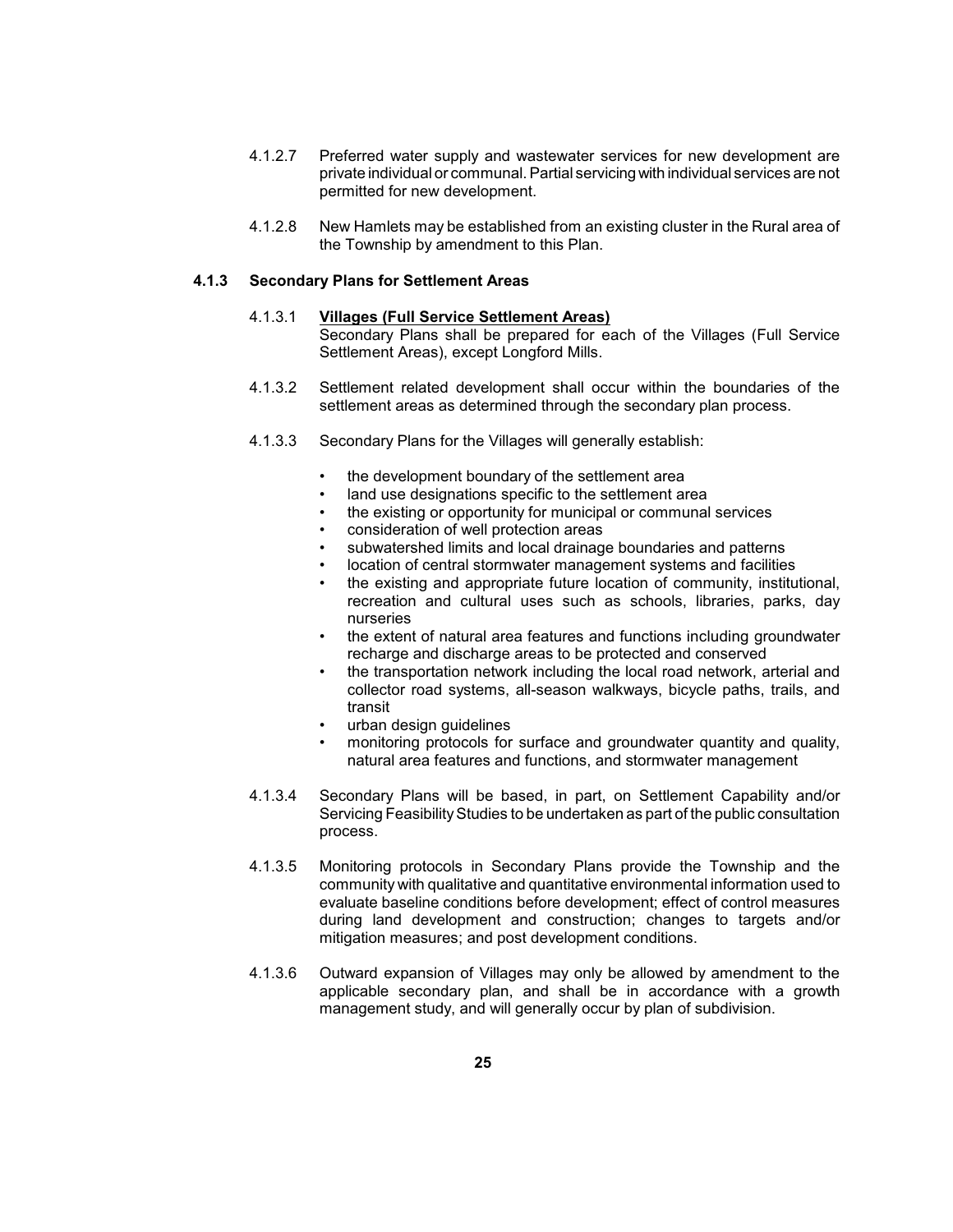4.1.2.7 Preferred water supply and wastewater services for new development are private individual or communal. Partial servicing with individual services are not permitted for new development.

4.1.2.8 New Hamlets may be established from an existing cluster in the Rural area of the Township by amendment to this Plan.

### 4.1.3 Secondary Plans for Settlement Areas

4.1.3.1 **Villages (Full Service Settlement Areas)**
Secondary Plans shall be prepared for each of the Villages (Full Service Settlement Areas), except Longford Mills.

4.1.3.2 Settlement related development shall occur within the boundaries of the settlement areas as determined through the secondary plan process.

4.1.3.3 Secondary Plans for the Villages will generally establish:

- the development boundary of the settlement area
- land use designations specific to the settlement area
- the existing or opportunity for municipal or communal services
- consideration of well protection areas
- subwatershed limits and local drainage boundaries and patterns
- location of central stormwater management systems and facilities
- the existing and appropriate future location of community, institutional, recreation and cultural uses such as schools, libraries, parks, day nurseries
- the extent of natural area features and functions including groundwater recharge and discharge areas to be protected and conserved
- the transportation network including the local road network, arterial and collector road systems, all-season walkways, bicycle paths, trails, and transit
- urban design guidelines
- monitoring protocols for surface and groundwater quantity and quality, natural area features and functions, and stormwater management

4.1.3.4 Secondary Plans will be based, in part, on Settlement Capability and/or Servicing Feasibility Studies to be undertaken as part of the public consultation process.

4.1.3.5 Monitoring protocols in Secondary Plans provide the Township and the community with qualitative and quantitative environmental information used to evaluate baseline conditions before development; effect of control measures during land development and construction; changes to targets and/or mitigation measures; and post development conditions.

4.1.3.6 Outward expansion of Villages may only be allowed by amendment to the applicable secondary plan, and shall be in accordance with a growth management study, and will generally occur by plan of subdivision.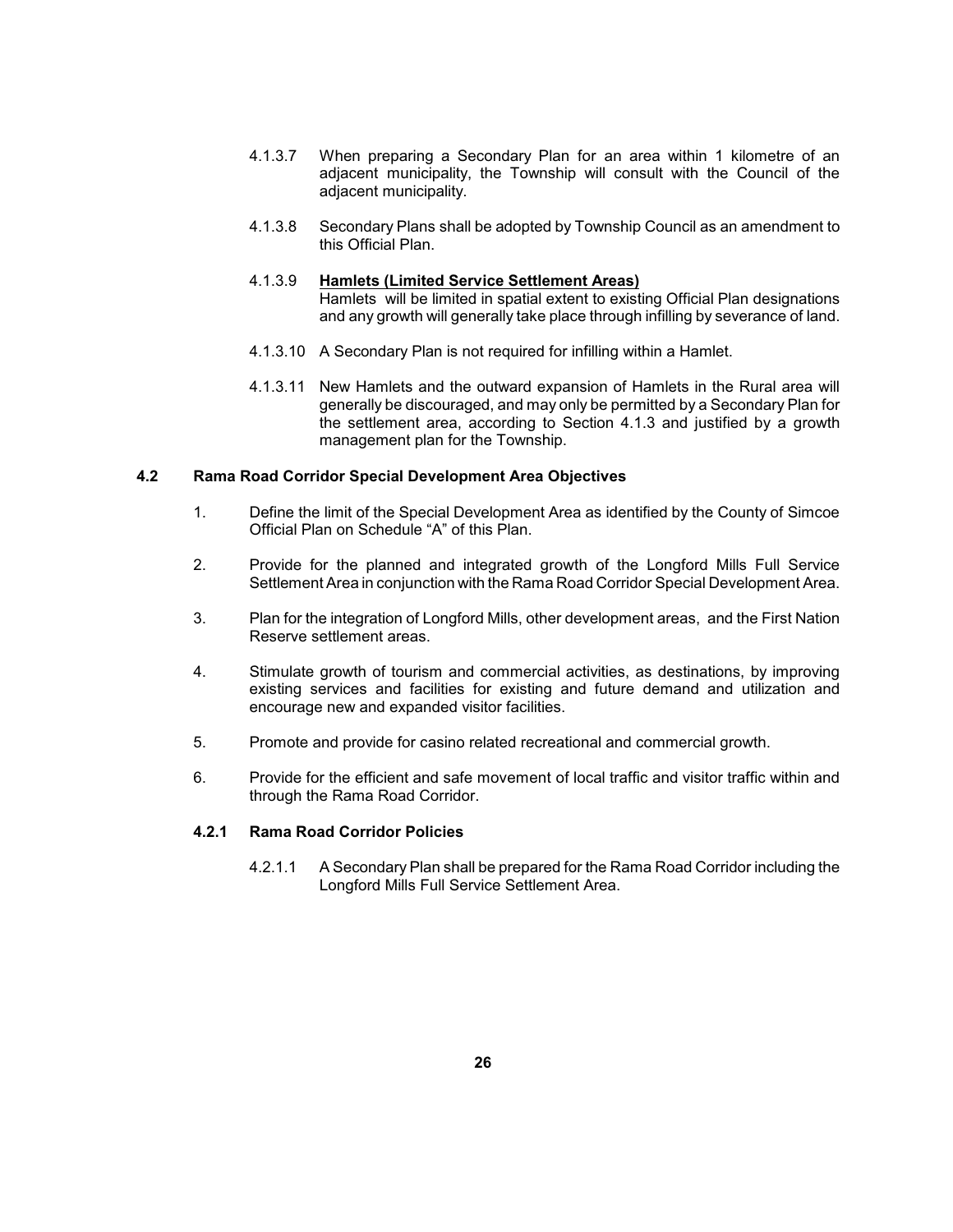4.1.3.7 When preparing a Secondary Plan for an area within 1 kilometre of an adjacent municipality, the Township will consult with the Council of the adjacent municipality.

4.1.3.8 Secondary Plans shall be adopted by Township Council as an amendment to this Official Plan.

4.1.3.9 **<u>Hamlets (Limited Service Settlement Areas)</u>**
Hamlets will be limited in spatial extent to existing Official Plan designations and any growth will generally take place through infilling by severance of land.

4.1.3.10 A Secondary Plan is not required for infilling within a Hamlet.

4.1.3.11 New Hamlets and the outward expansion of Hamlets in the Rural area will generally be discouraged, and may only be permitted by a Secondary Plan for the settlement area, according to Section 4.1.3 and justified by a growth management plan for the Township.

## 4.2 Rama Road Corridor Special Development Area Objectives

1. Define the limit of the Special Development Area as identified by the County of Simcoe Official Plan on Schedule "A" of this Plan.

2. Provide for the planned and integrated growth of the Longford Mills Full Service Settlement Area in conjunction with the Rama Road Corridor Special Development Area.

3. Plan for the integration of Longford Mills, other development areas, and the First Nation Reserve settlement areas.

4. Stimulate growth of tourism and commercial activities, as destinations, by improving existing services and facilities for existing and future demand and utilization and encourage new and expanded visitor facilities.

5. Promote and provide for casino related recreational and commercial growth.

6. Provide for the efficient and safe movement of local traffic and visitor traffic within and through the Rama Road Corridor.

### 4.2.1 Rama Road Corridor Policies

4.2.1.1 A Secondary Plan shall be prepared for the Rama Road Corridor including the Longford Mills Full Service Settlement Area.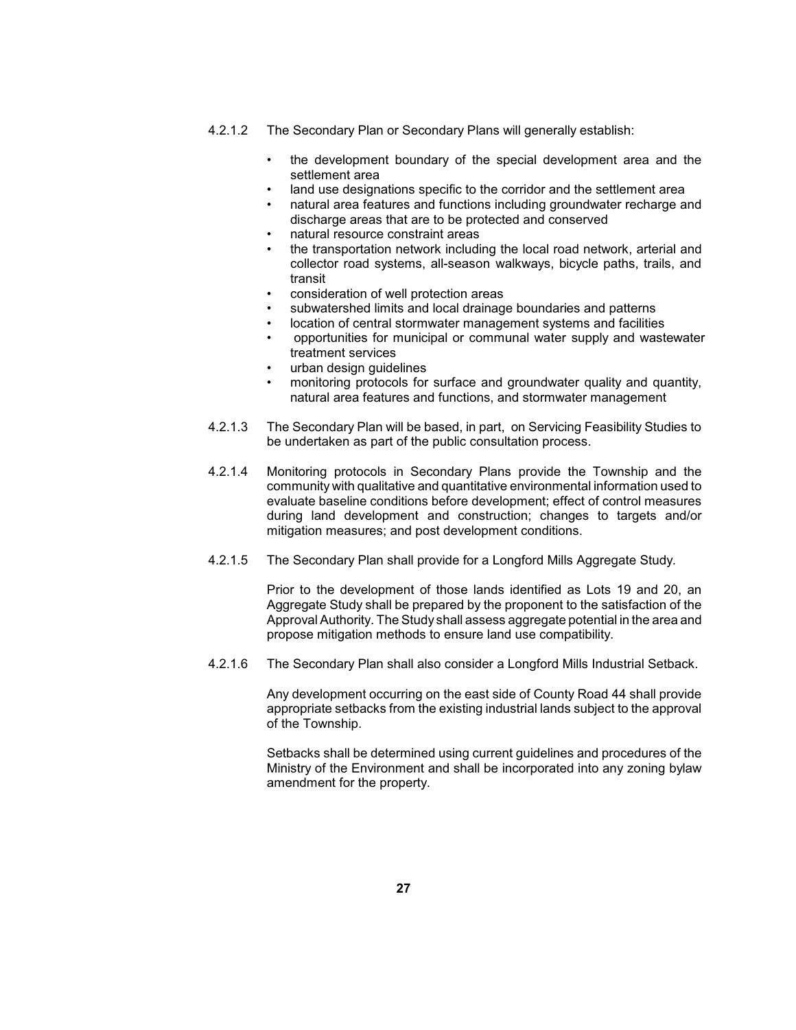4.2.1.2 The Secondary Plan or Secondary Plans will generally establish:

- the development boundary of the special development area and the settlement area
- land use designations specific to the corridor and the settlement area
- natural area features and functions including groundwater recharge and discharge areas that are to be protected and conserved
- natural resource constraint areas
- the transportation network including the local road network, arterial and collector road systems, all-season walkways, bicycle paths, trails, and transit
- consideration of well protection areas
- subwatershed limits and local drainage boundaries and patterns
- location of central stormwater management systems and facilities
- opportunities for municipal or communal water supply and wastewater treatment services
- urban design guidelines
- monitoring protocols for surface and groundwater quality and quantity, natural area features and functions, and stormwater management

4.2.1.3 The Secondary Plan will be based, in part, on Servicing Feasibility Studies to be undertaken as part of the public consultation process.

4.2.1.4 Monitoring protocols in Secondary Plans provide the Township and the community with qualitative and quantitative environmental information used to evaluate baseline conditions before development; effect of control measures during land development and construction; changes to targets and/or mitigation measures; and post development conditions.

4.2.1.5 The Secondary Plan shall provide for a Longford Mills Aggregate Study.

Prior to the development of those lands identified as Lots 19 and 20, an Aggregate Study shall be prepared by the proponent to the satisfaction of the Approval Authority. The Study shall assess aggregate potential in the area and propose mitigation methods to ensure land use compatibility.

4.2.1.6 The Secondary Plan shall also consider a Longford Mills Industrial Setback.

Any development occurring on the east side of County Road 44 shall provide appropriate setbacks from the existing industrial lands subject to the approval of the Township.

Setbacks shall be determined using current guidelines and procedures of the Ministry of the Environment and shall be incorporated into any zoning bylaw amendment for the property.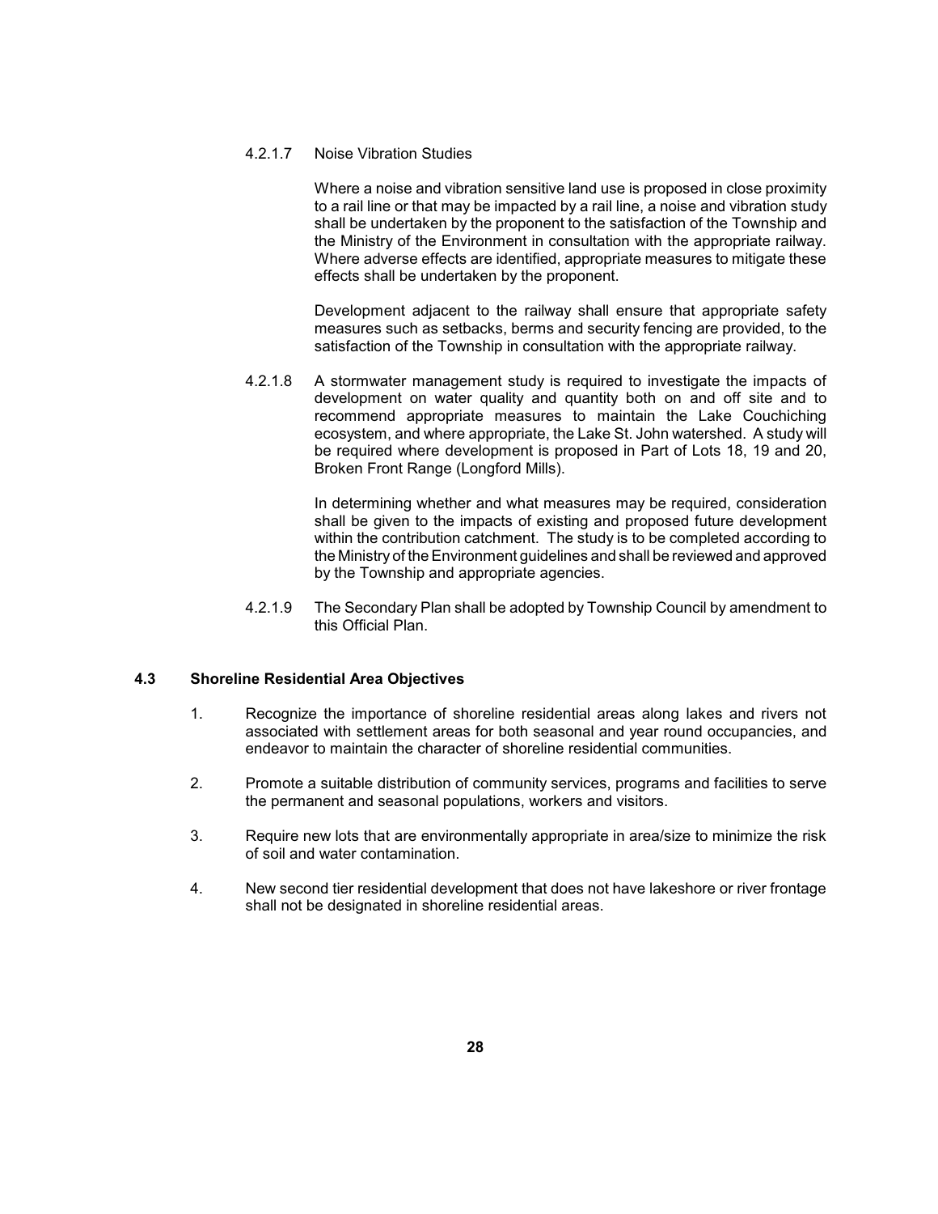4.2.1.7 Noise Vibration Studies

Where a noise and vibration sensitive land use is proposed in close proximity to a rail line or that may be impacted by a rail line, a noise and vibration study shall be undertaken by the proponent to the satisfaction of the Township and the Ministry of the Environment in consultation with the appropriate railway. Where adverse effects are identified, appropriate measures to mitigate these effects shall be undertaken by the proponent.

Development adjacent to the railway shall ensure that appropriate safety measures such as setbacks, berms and security fencing are provided, to the satisfaction of the Township in consultation with the appropriate railway.

4.2.1.8 A stormwater management study is required to investigate the impacts of development on water quality and quantity both on and off site and to recommend appropriate measures to maintain the Lake Couchiching ecosystem, and where appropriate, the Lake St. John watershed. A study will be required where development is proposed in Part of Lots 18, 19 and 20, Broken Front Range (Longford Mills).

In determining whether and what measures may be required, consideration shall be given to the impacts of existing and proposed future development within the contribution catchment. The study is to be completed according to the Ministry of the Environment guidelines and shall be reviewed and approved by the Township and appropriate agencies.

4.2.1.9 The Secondary Plan shall be adopted by Township Council by amendment to this Official Plan.

## 4.3 Shoreline Residential Area Objectives

1. Recognize the importance of shoreline residential areas along lakes and rivers not associated with settlement areas for both seasonal and year round occupancies, and endeavor to maintain the character of shoreline residential communities.

2. Promote a suitable distribution of community services, programs and facilities to serve the permanent and seasonal populations, workers and visitors.

3. Require new lots that are environmentally appropriate in area/size to minimize the risk of soil and water contamination.

4. New second tier residential development that does not have lakeshore or river frontage shall not be designated in shoreline residential areas.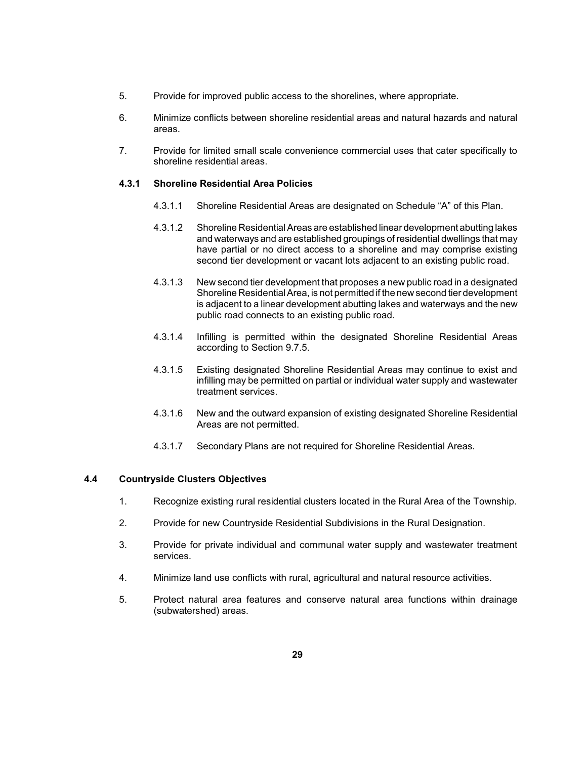5. Provide for improved public access to the shorelines, where appropriate.

6. Minimize conflicts between shoreline residential areas and natural hazards and natural areas.

7. Provide for limited small scale convenience commercial uses that cater specifically to shoreline residential areas.

### 4.3.1 Shoreline Residential Area Policies

4.3.1.1 Shoreline Residential Areas are designated on Schedule "A" of this Plan.

4.3.1.2 Shoreline Residential Areas are established linear development abutting lakes and waterways and are established groupings of residential dwellings that may have partial or no direct access to a shoreline and may comprise existing second tier development or vacant lots adjacent to an existing public road.

4.3.1.3 New second tier development that proposes a new public road in a designated Shoreline Residential Area, is not permitted if the new second tier development is adjacent to a linear development abutting lakes and waterways and the new public road connects to an existing public road.

4.3.1.4 Infilling is permitted within the designated Shoreline Residential Areas according to Section 9.7.5.

4.3.1.5 Existing designated Shoreline Residential Areas may continue to exist and infilling may be permitted on partial or individual water supply and wastewater treatment services.

4.3.1.6 New and the outward expansion of existing designated Shoreline Residential Areas are not permitted.

4.3.1.7 Secondary Plans are not required for Shoreline Residential Areas.

## 4.4 Countryside Clusters Objectives

1. Recognize existing rural residential clusters located in the Rural Area of the Township.

2. Provide for new Countryside Residential Subdivisions in the Rural Designation.

3. Provide for private individual and communal water supply and wastewater treatment services.

4. Minimize land use conflicts with rural, agricultural and natural resource activities.

5. Protect natural area features and conserve natural area functions within drainage (subwatershed) areas.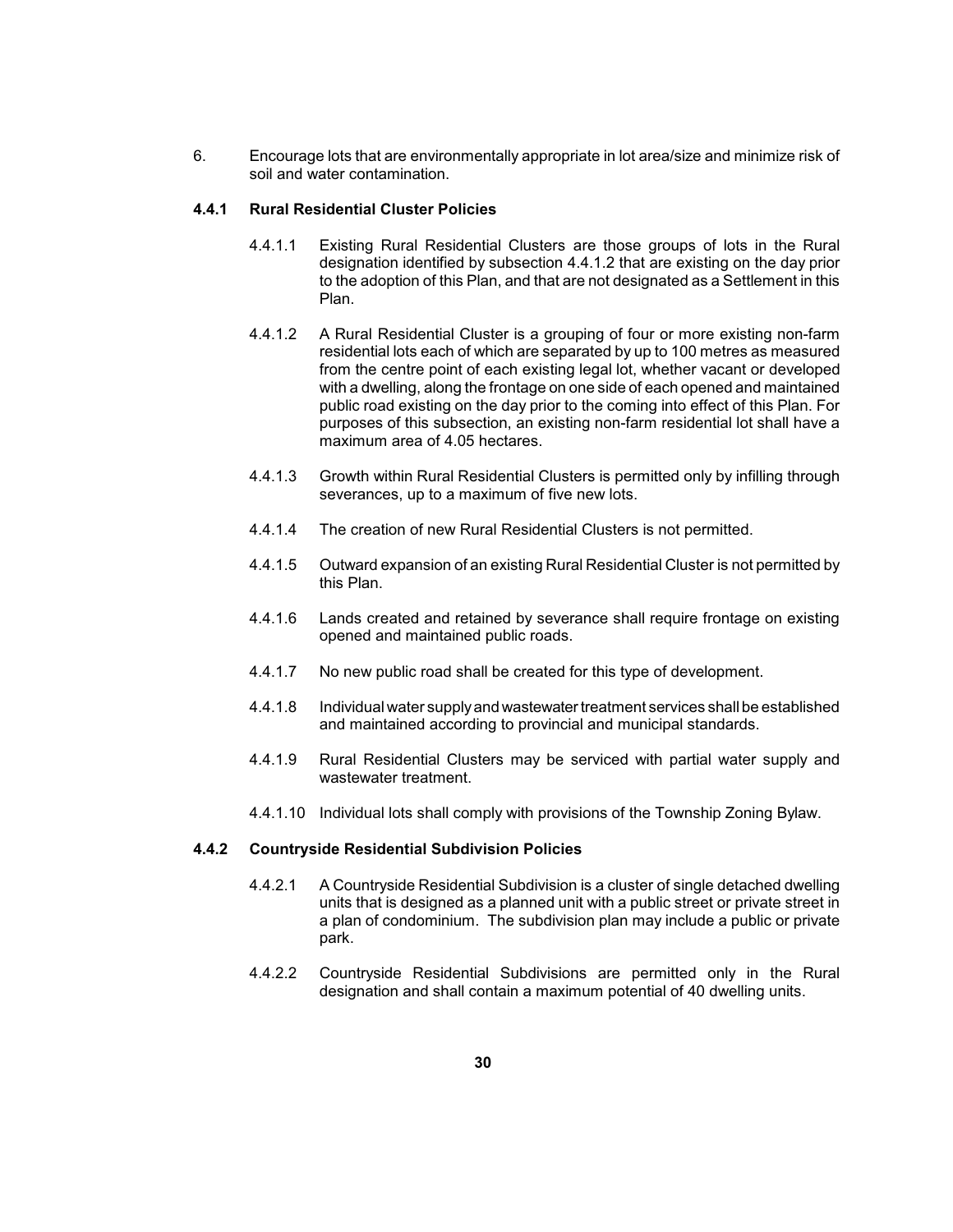6. Encourage lots that are environmentally appropriate in lot area/size and minimize risk of soil and water contamination.

### 4.4.1 Rural Residential Cluster Policies

4.4.1.1 Existing Rural Residential Clusters are those groups of lots in the Rural designation identified by subsection 4.4.1.2 that are existing on the day prior to the adoption of this Plan, and that are not designated as a Settlement in this Plan.

4.4.1.2 A Rural Residential Cluster is a grouping of four or more existing non-farm residential lots each of which are separated by up to 100 metres as measured from the centre point of each existing legal lot, whether vacant or developed with a dwelling, along the frontage on one side of each opened and maintained public road existing on the day prior to the coming into effect of this Plan. For purposes of this subsection, an existing non-farm residential lot shall have a maximum area of 4.05 hectares.

4.4.1.3 Growth within Rural Residential Clusters is permitted only by infilling through severances, up to a maximum of five new lots.

4.4.1.4 The creation of new Rural Residential Clusters is not permitted.

4.4.1.5 Outward expansion of an existing Rural Residential Cluster is not permitted by this Plan.

4.4.1.6 Lands created and retained by severance shall require frontage on existing opened and maintained public roads.

4.4.1.7 No new public road shall be created for this type of development.

4.4.1.8 Individual water supply and wastewater treatment services shall be established and maintained according to provincial and municipal standards.

4.4.1.9 Rural Residential Clusters may be serviced with partial water supply and wastewater treatment.

4.4.1.10 Individual lots shall comply with provisions of the Township Zoning Bylaw.

### 4.4.2 Countryside Residential Subdivision Policies

4.4.2.1 A Countryside Residential Subdivision is a cluster of single detached dwelling units that is designed as a planned unit with a public street or private street in a plan of condominium. The subdivision plan may include a public or private park.

4.4.2.2 Countryside Residential Subdivisions are permitted only in the Rural designation and shall contain a maximum potential of 40 dwelling units.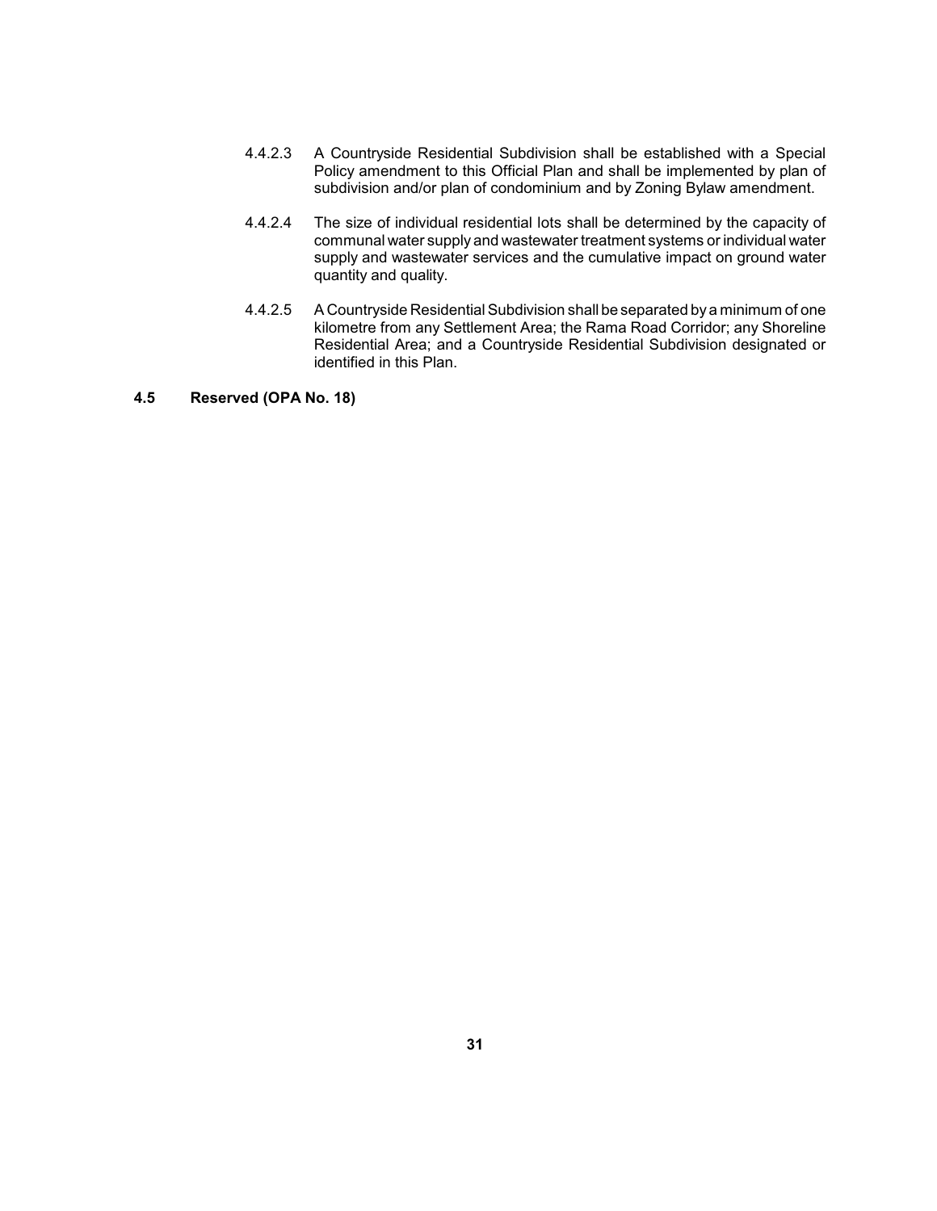4.4.2.3 A Countryside Residential Subdivision shall be established with a Special Policy amendment to this Official Plan and shall be implemented by plan of subdivision and/or plan of condominium and by Zoning Bylaw amendment.

4.4.2.4 The size of individual residential lots shall be determined by the capacity of communal water supply and wastewater treatment systems or individual water supply and wastewater services and the cumulative impact on ground water quantity and quality.

4.4.2.5 A Countryside Residential Subdivision shall be separated by a minimum of one kilometre from any Settlement Area; the Rama Road Corridor; any Shoreline Residential Area; and a Countryside Residential Subdivision designated or identified in this Plan.

### 4.5 Reserved (OPA No. 18)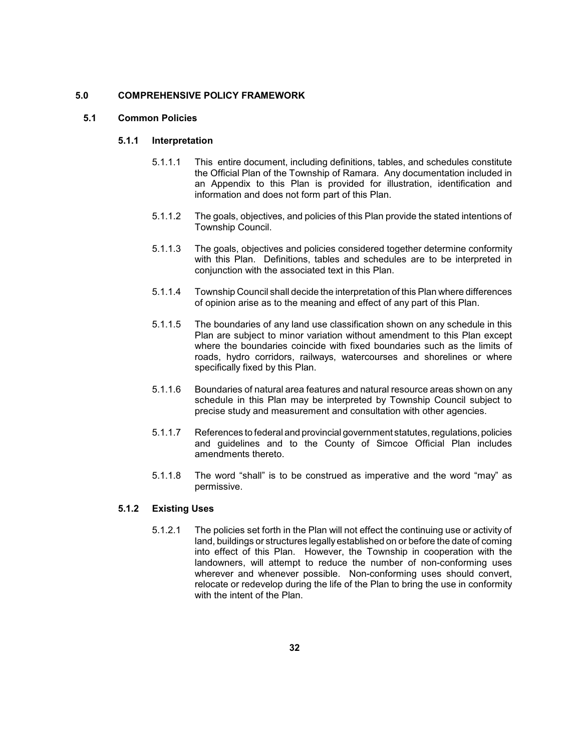# 5.0 COMPREHENSIVE POLICY FRAMEWORK

## 5.1 Common Policies

### 5.1.1 Interpretation

5.1.1.1 This entire document, including definitions, tables, and schedules constitute the Official Plan of the Township of Ramara. Any documentation included in an Appendix to this Plan is provided for illustration, identification and information and does not form part of this Plan.

5.1.1.2 The goals, objectives, and policies of this Plan provide the stated intentions of Township Council.

5.1.1.3 The goals, objectives and policies considered together determine conformity with this Plan. Definitions, tables and schedules are to be interpreted in conjunction with the associated text in this Plan.

5.1.1.4 Township Council shall decide the interpretation of this Plan where differences of opinion arise as to the meaning and effect of any part of this Plan.

5.1.1.5 The boundaries of any land use classification shown on any schedule in this Plan are subject to minor variation without amendment to this Plan except where the boundaries coincide with fixed boundaries such as the limits of roads, hydro corridors, railways, watercourses and shorelines or where specifically fixed by this Plan.

5.1.1.6 Boundaries of natural area features and natural resource areas shown on any schedule in this Plan may be interpreted by Township Council subject to precise study and measurement and consultation with other agencies.

5.1.1.7 References to federal and provincial government statutes, regulations, policies and guidelines and to the County of Simcoe Official Plan includes amendments thereto.

5.1.1.8 The word "shall" is to be construed as imperative and the word "may" as permissive.

### 5.1.2 Existing Uses

5.1.2.1 The policies set forth in the Plan will not effect the continuing use or activity of land, buildings or structures legally established on or before the date of coming into effect of this Plan. However, the Township in cooperation with the landowners, will attempt to reduce the number of non-conforming uses wherever and whenever possible. Non-conforming uses should convert, relocate or redevelop during the life of the Plan to bring the use in conformity with the intent of the Plan.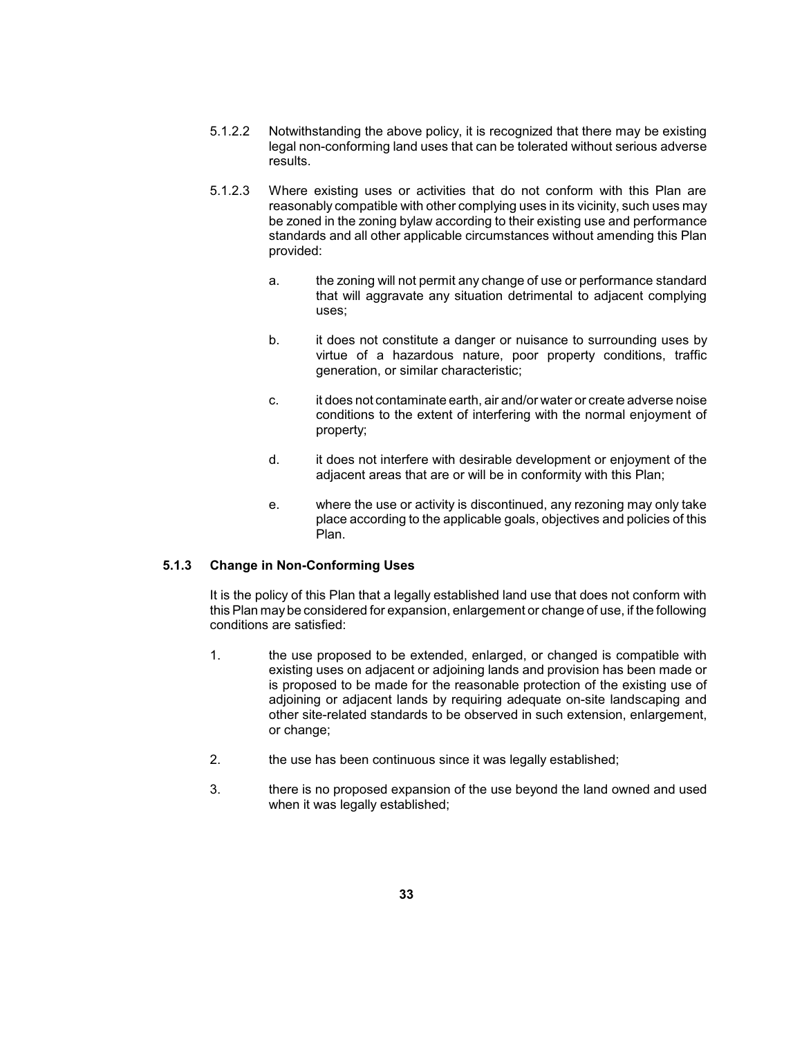5.1.2.2 Notwithstanding the above policy, it is recognized that there may be existing legal non-conforming land uses that can be tolerated without serious adverse results.

5.1.2.3 Where existing uses or activities that do not conform with this Plan are reasonably compatible with other complying uses in its vicinity, such uses may be zoned in the zoning bylaw according to their existing use and performance standards and all other applicable circumstances without amending this Plan provided:

a. the zoning will not permit any change of use or performance standard that will aggravate any situation detrimental to adjacent complying uses;

b. it does not constitute a danger or nuisance to surrounding uses by virtue of a hazardous nature, poor property conditions, traffic generation, or similar characteristic;

c. it does not contaminate earth, air and/or water or create adverse noise conditions to the extent of interfering with the normal enjoyment of property;

d. it does not interfere with desirable development or enjoyment of the adjacent areas that are or will be in conformity with this Plan;

e. where the use or activity is discontinued, any rezoning may only take place according to the applicable goals, objectives and policies of this Plan.

### 5.1.3 Change in Non-Conforming Uses

It is the policy of this Plan that a legally established land use that does not conform with this Plan may be considered for expansion, enlargement or change of use, if the following conditions are satisfied:

1. the use proposed to be extended, enlarged, or changed is compatible with existing uses on adjacent or adjoining lands and provision has been made or is proposed to be made for the reasonable protection of the existing use of adjoining or adjacent lands by requiring adequate on-site landscaping and other site-related standards to be observed in such extension, enlargement, or change;

2. the use has been continuous since it was legally established;

3. there is no proposed expansion of the use beyond the land owned and used when it was legally established;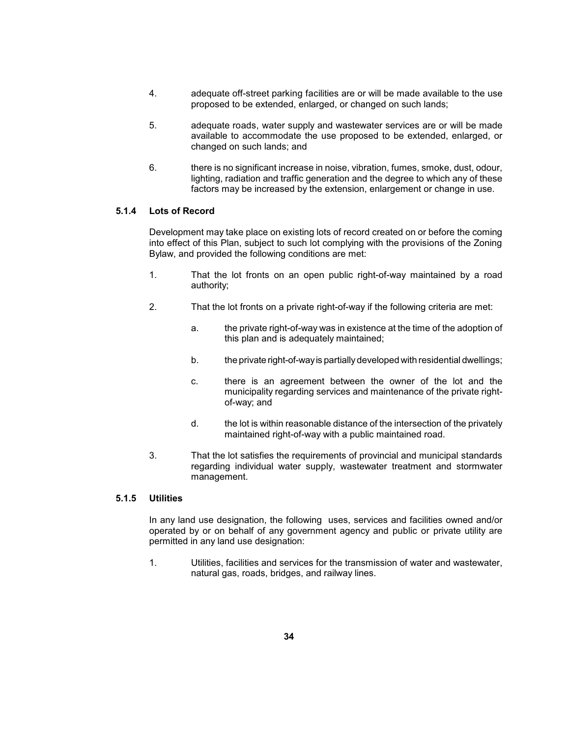4. adequate off-street parking facilities are or will be made available to the use proposed to be extended, enlarged, or changed on such lands;

5. adequate roads, water supply and wastewater services are or will be made available to accommodate the use proposed to be extended, enlarged, or changed on such lands; and

6. there is no significant increase in noise, vibration, fumes, smoke, dust, odour, lighting, radiation and traffic generation and the degree to which any of these factors may be increased by the extension, enlargement or change in use.

### 5.1.4 Lots of Record

Development may take place on existing lots of record created on or before the coming into effect of this Plan, subject to such lot complying with the provisions of the Zoning Bylaw, and provided the following conditions are met:

1. That the lot fronts on an open public right-of-way maintained by a road authority;

2. That the lot fronts on a private right-of-way if the following criteria are met:

   a. the private right-of-way was in existence at the time of the adoption of this plan and is adequately maintained;

   b. the private right-of-way is partially developed with residential dwellings;

   c. there is an agreement between the owner of the lot and the municipality regarding services and maintenance of the private right-of-way; and

   d. the lot is within reasonable distance of the intersection of the privately maintained right-of-way with a public maintained road.

3. That the lot satisfies the requirements of provincial and municipal standards regarding individual water supply, wastewater treatment and stormwater management.

### 5.1.5 Utilities

In any land use designation, the following uses, services and facilities owned and/or operated by or on behalf of any government agency and public or private utility are permitted in any land use designation:

1. Utilities, facilities and services for the transmission of water and wastewater, natural gas, roads, bridges, and railway lines.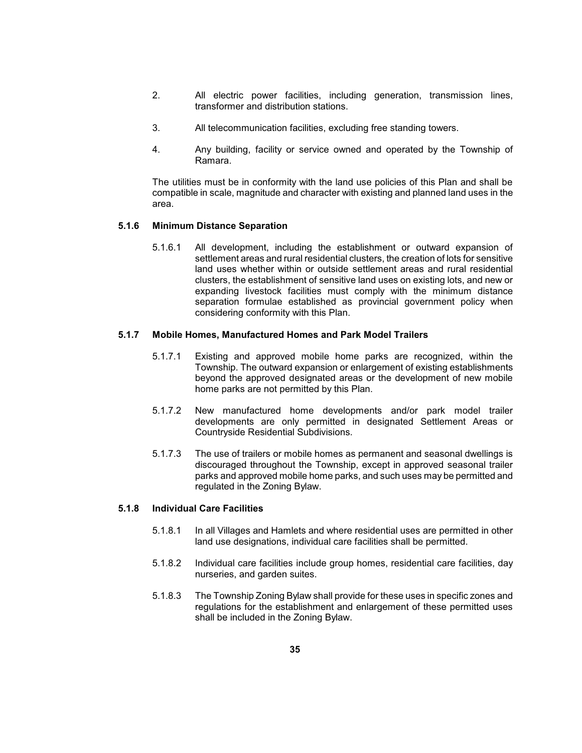2. All electric power facilities, including generation, transmission lines, transformer and distribution stations.

3. All telecommunication facilities, excluding free standing towers.

4. Any building, facility or service owned and operated by the Township of Ramara.

The utilities must be in conformity with the land use policies of this Plan and shall be compatible in scale, magnitude and character with existing and planned land uses in the area.

### 5.1.6 Minimum Distance Separation

5.1.6.1 All development, including the establishment or outward expansion of settlement areas and rural residential clusters, the creation of lots for sensitive land uses whether within or outside settlement areas and rural residential clusters, the establishment of sensitive land uses on existing lots, and new or expanding livestock facilities must comply with the minimum distance separation formulae established as provincial government policy when considering conformity with this Plan.

### 5.1.7 Mobile Homes, Manufactured Homes and Park Model Trailers

5.1.7.1 Existing and approved mobile home parks are recognized, within the Township. The outward expansion or enlargement of existing establishments beyond the approved designated areas or the development of new mobile home parks are not permitted by this Plan.

5.1.7.2 New manufactured home developments and/or park model trailer developments are only permitted in designated Settlement Areas or Countryside Residential Subdivisions.

5.1.7.3 The use of trailers or mobile homes as permanent and seasonal dwellings is discouraged throughout the Township, except in approved seasonal trailer parks and approved mobile home parks, and such uses may be permitted and regulated in the Zoning Bylaw.

### 5.1.8 Individual Care Facilities

5.1.8.1 In all Villages and Hamlets and where residential uses are permitted in other land use designations, individual care facilities shall be permitted.

5.1.8.2 Individual care facilities include group homes, residential care facilities, day nurseries, and garden suites.

5.1.8.3 The Township Zoning Bylaw shall provide for these uses in specific zones and regulations for the establishment and enlargement of these permitted uses shall be included in the Zoning Bylaw.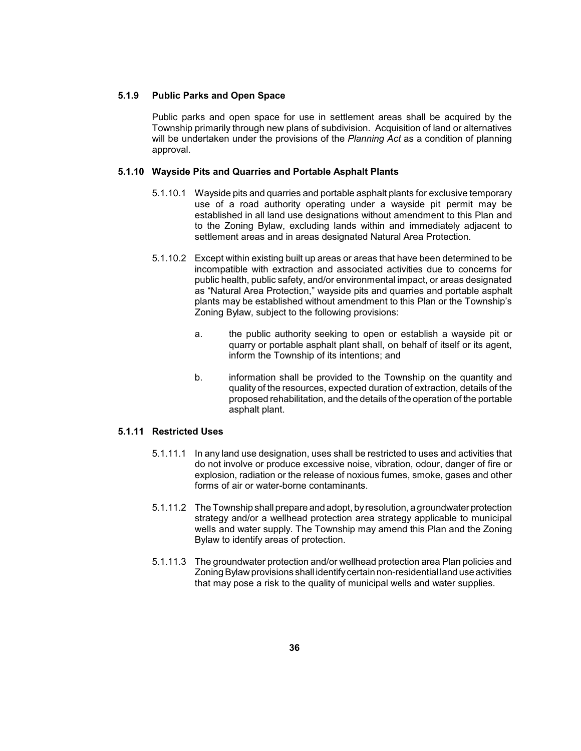### 5.1.9 Public Parks and Open Space

Public parks and open space for use in settlement areas shall be acquired by the Township primarily through new plans of subdivision. Acquisition of land or alternatives will be undertaken under the provisions of the *Planning Act* as a condition of planning approval.

### 5.1.10 Wayside Pits and Quarries and Portable Asphalt Plants

5.1.10.1 Wayside pits and quarries and portable asphalt plants for exclusive temporary use of a road authority operating under a wayside pit permit may be established in all land use designations without amendment to this Plan and to the Zoning Bylaw, excluding lands within and immediately adjacent to settlement areas and in areas designated Natural Area Protection.

5.1.10.2 Except within existing built up areas or areas that have been determined to be incompatible with extraction and associated activities due to concerns for public health, public safety, and/or environmental impact, or areas designated as "Natural Area Protection," wayside pits and quarries and portable asphalt plants may be established without amendment to this Plan or the Township's Zoning Bylaw, subject to the following provisions:

a. the public authority seeking to open or establish a wayside pit or quarry or portable asphalt plant shall, on behalf of itself or its agent, inform the Township of its intentions; and

b. information shall be provided to the Township on the quantity and quality of the resources, expected duration of extraction, details of the proposed rehabilitation, and the details of the operation of the portable asphalt plant.

### 5.1.11 Restricted Uses

5.1.11.1 In any land use designation, uses shall be restricted to uses and activities that do not involve or produce excessive noise, vibration, odour, danger of fire or explosion, radiation or the release of noxious fumes, smoke, gases and other forms of air or water-borne contaminants.

5.1.11.2 The Township shall prepare and adopt, by resolution, a groundwater protection strategy and/or a wellhead protection area strategy applicable to municipal wells and water supply. The Township may amend this Plan and the Zoning Bylaw to identify areas of protection.

5.1.11.3 The groundwater protection and/or wellhead protection area Plan policies and Zoning Bylaw provisions shall identify certain non-residential land use activities that may pose a risk to the quality of municipal wells and water supplies.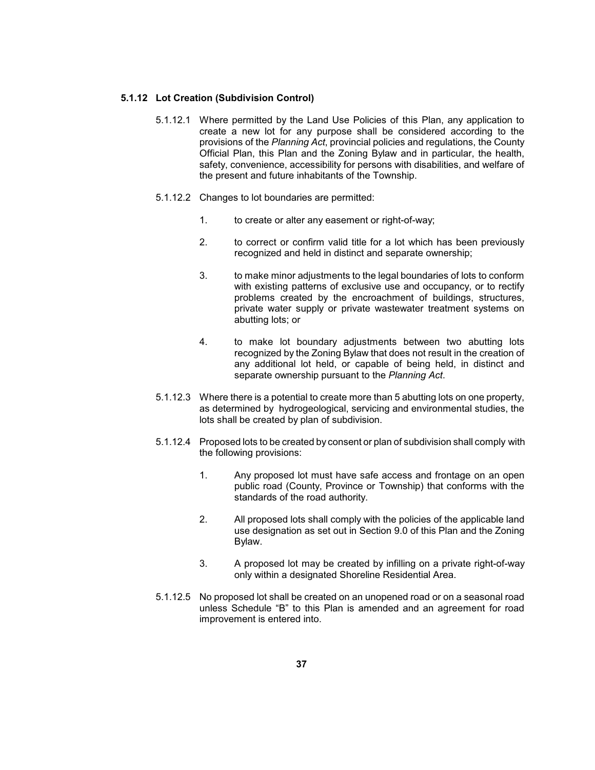### 5.1.12 Lot Creation (Subdivision Control)

5.1.12.1 Where permitted by the Land Use Policies of this Plan, any application to create a new lot for any purpose shall be considered according to the provisions of the *Planning Act*, provincial policies and regulations, the County Official Plan, this Plan and the Zoning Bylaw and in particular, the health, safety, convenience, accessibility for persons with disabilities, and welfare of the present and future inhabitants of the Township.

5.1.12.2 Changes to lot boundaries are permitted:

1. to create or alter any easement or right-of-way;

2. to correct or confirm valid title for a lot which has been previously recognized and held in distinct and separate ownership;

3. to make minor adjustments to the legal boundaries of lots to conform with existing patterns of exclusive use and occupancy, or to rectify problems created by the encroachment of buildings, structures, private water supply or private wastewater treatment systems on abutting lots; or

4. to make lot boundary adjustments between two abutting lots recognized by the Zoning Bylaw that does not result in the creation of any additional lot held, or capable of being held, in distinct and separate ownership pursuant to the *Planning Act*.

5.1.12.3 Where there is a potential to create more than 5 abutting lots on one property, as determined by hydrogeological, servicing and environmental studies, the lots shall be created by plan of subdivision.

5.1.12.4 Proposed lots to be created by consent or plan of subdivision shall comply with the following provisions:

1. Any proposed lot must have safe access and frontage on an open public road (County, Province or Township) that conforms with the standards of the road authority.

2. All proposed lots shall comply with the policies of the applicable land use designation as set out in Section 9.0 of this Plan and the Zoning Bylaw.

3. A proposed lot may be created by infilling on a private right-of-way only within a designated Shoreline Residential Area.

5.1.12.5 No proposed lot shall be created on an unopened road or on a seasonal road unless Schedule "B" to this Plan is amended and an agreement for road improvement is entered into.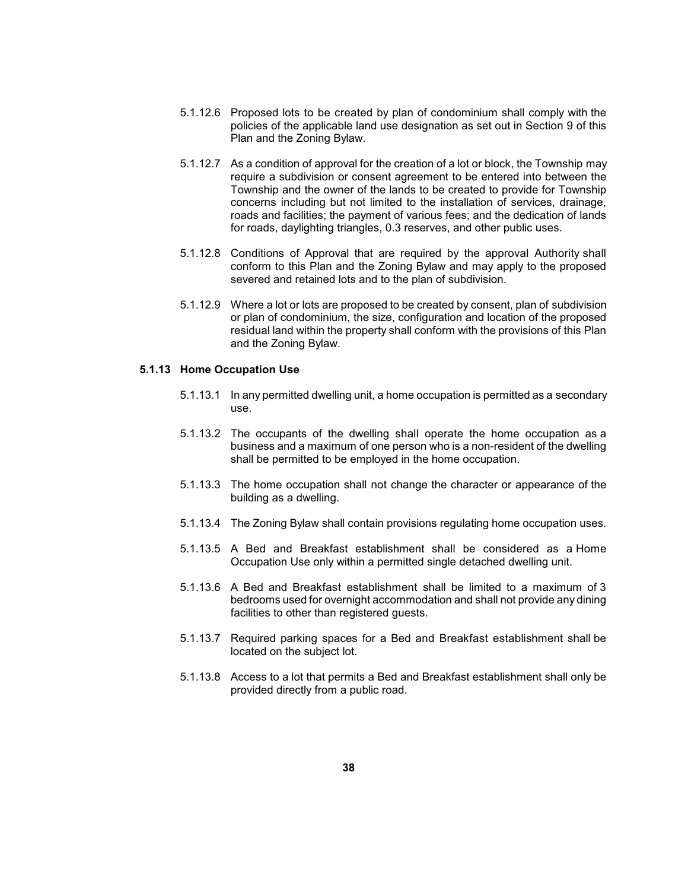5.1.12.6 Proposed lots to be created by plan of condominium shall comply with the policies of the applicable land use designation as set out in Section 9 of this Plan and the Zoning Bylaw.

5.1.12.7 As a condition of approval for the creation of a lot or block, the Township may require a subdivision or consent agreement to be entered into between the Township and the owner of the lands to be created to provide for Township concerns including but not limited to the installation of services, drainage, roads and facilities; the payment of various fees; and the dedication of lands for roads, daylighting triangles, 0.3 reserves, and other public uses.

5.1.12.8 Conditions of Approval that are required by the approval Authority shall conform to this Plan and the Zoning Bylaw and may apply to the proposed severed and retained lots and to the plan of subdivision.

5.1.12.9 Where a lot or lots are proposed to be created by consent, plan of subdivision or plan of condominium, the size, configuration and location of the proposed residual land within the property shall conform with the provisions of this Plan and the Zoning Bylaw.

### 5.1.13 Home Occupation Use

5.1.13.1 In any permitted dwelling unit, a home occupation is permitted as a secondary use.

5.1.13.2 The occupants of the dwelling shall operate the home occupation as a business and a maximum of one person who is a non-resident of the dwelling shall be permitted to be employed in the home occupation.

5.1.13.3 The home occupation shall not change the character or appearance of the building as a dwelling.

5.1.13.4 The Zoning Bylaw shall contain provisions regulating home occupation uses.

5.1.13.5 A Bed and Breakfast establishment shall be considered as a Home Occupation Use only within a permitted single detached dwelling unit.

5.1.13.6 A Bed and Breakfast establishment shall be limited to a maximum of 3 bedrooms used for overnight accommodation and shall not provide any dining facilities to other than registered guests.

5.1.13.7 Required parking spaces for a Bed and Breakfast establishment shall be located on the subject lot.

5.1.13.8 Access to a lot that permits a Bed and Breakfast establishment shall only be provided directly from a public road.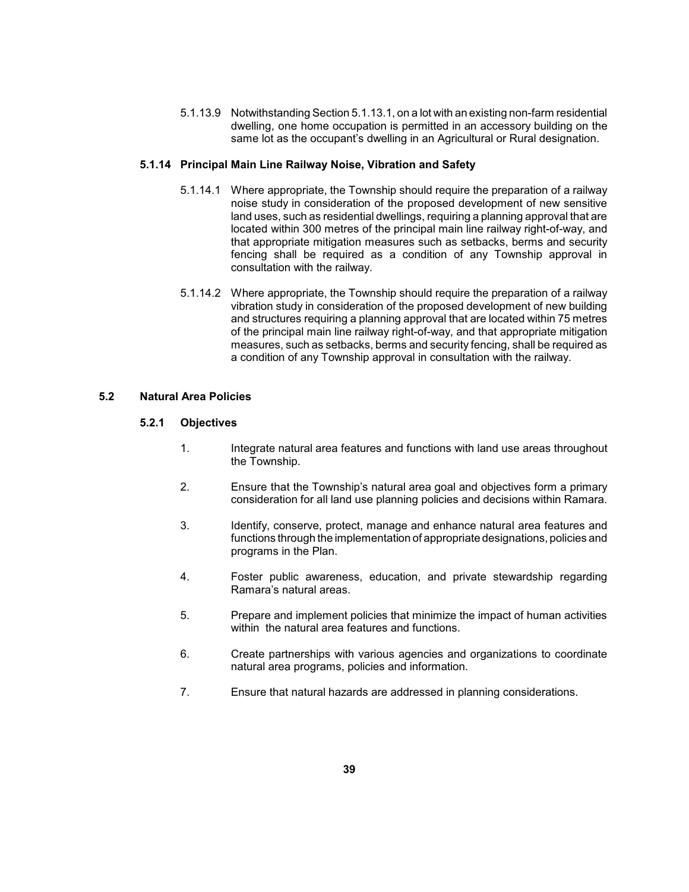5.1.13.9 Notwithstanding Section 5.1.13.1, on a lot with an existing non-farm residential dwelling, one home occupation is permitted in an accessory building on the same lot as the occupant's dwelling in an Agricultural or Rural designation.

#### 5.1.14 Principal Main Line Railway Noise, Vibration and Safety

5.1.14.1 Where appropriate, the Township should require the preparation of a railway noise study in consideration of the proposed development of new sensitive land uses, such as residential dwellings, requiring a planning approval that are located within 300 metres of the principal main line railway right-of-way, and that appropriate mitigation measures such as setbacks, berms and security fencing shall be required as a condition of any Township approval in consultation with the railway.

5.1.14.2 Where appropriate, the Township should require the preparation of a railway vibration study in consideration of the proposed development of new building and structures requiring a planning approval that are located within 75 metres of the principal main line railway right-of-way, and that appropriate mitigation measures, such as setbacks, berms and security fencing, shall be required as a condition of any Township approval in consultation with the railway.

## 5.2 Natural Area Policies

### 5.2.1 Objectives

1. Integrate natural area features and functions with land use areas throughout the Township.

2. Ensure that the Township's natural area goal and objectives form a primary consideration for all land use planning policies and decisions within Ramara.

3. Identify, conserve, protect, manage and enhance natural area features and functions through the implementation of appropriate designations, policies and programs in the Plan.

4. Foster public awareness, education, and private stewardship regarding Ramara's natural areas.

5. Prepare and implement policies that minimize the impact of human activities within the natural area features and functions.

6. Create partnerships with various agencies and organizations to coordinate natural area programs, policies and information.

7. Ensure that natural hazards are addressed in planning considerations.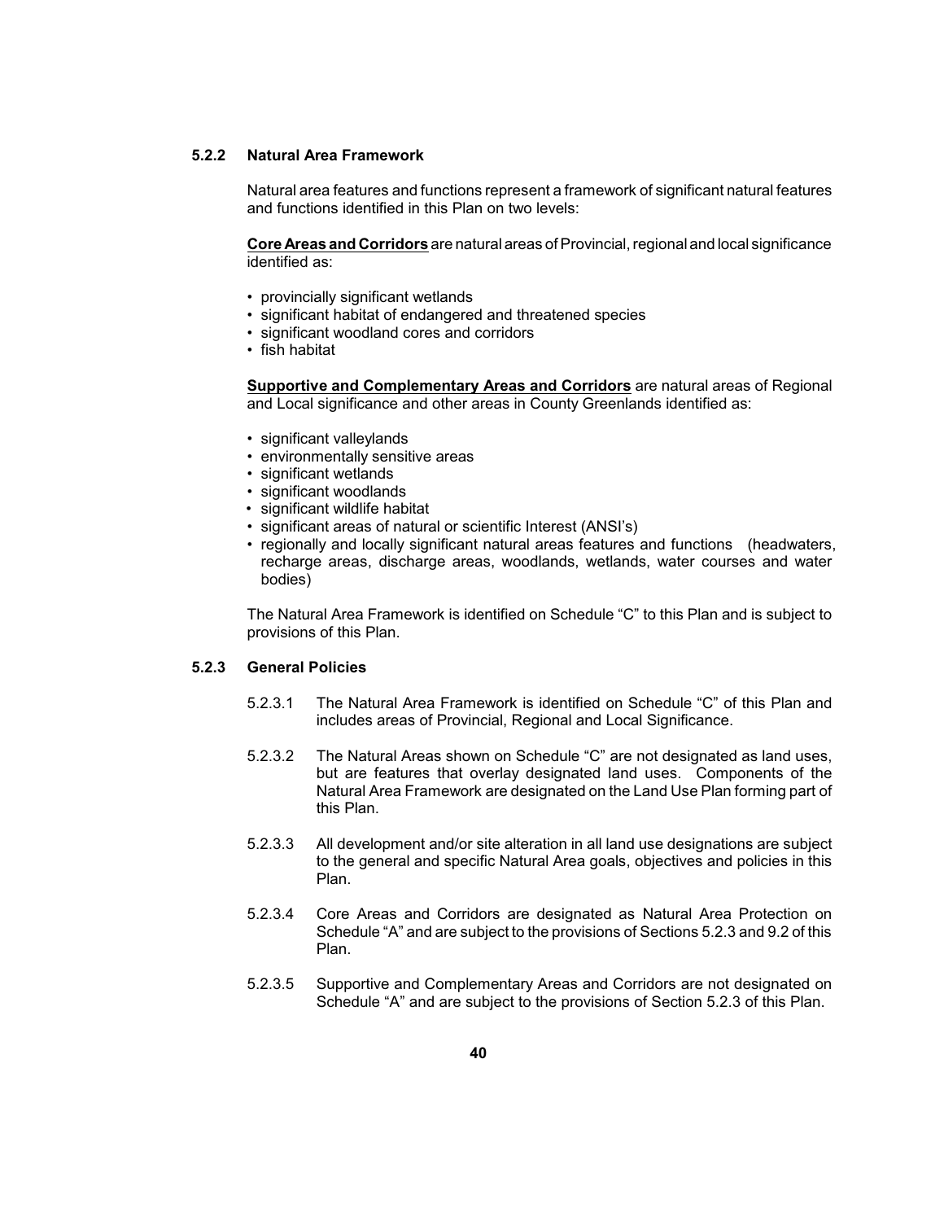### 5.2.2 Natural Area Framework

Natural area features and functions represent a framework of significant natural features and functions identified in this Plan on two levels:

**<u>Core Areas and Corridors</u>** are natural areas of Provincial, regional and local significance identified as:

- provincially significant wetlands
- significant habitat of endangered and threatened species
- significant woodland cores and corridors
- fish habitat

**<u>Supportive and Complementary Areas and Corridors</u>** are natural areas of Regional and Local significance and other areas in County Greenlands identified as:

- significant valleylands
- environmentally sensitive areas
- significant wetlands
- significant woodlands
- significant wildlife habitat
- significant areas of natural or scientific Interest (ANSI's)
- regionally and locally significant natural areas features and functions (headwaters, recharge areas, discharge areas, woodlands, wetlands, water courses and water bodies)

The Natural Area Framework is identified on Schedule "C" to this Plan and is subject to provisions of this Plan.

### 5.2.3 General Policies

5.2.3.1 The Natural Area Framework is identified on Schedule "C" of this Plan and includes areas of Provincial, Regional and Local Significance.

5.2.3.2 The Natural Areas shown on Schedule "C" are not designated as land uses, but are features that overlay designated land uses. Components of the Natural Area Framework are designated on the Land Use Plan forming part of this Plan.

5.2.3.3 All development and/or site alteration in all land use designations are subject to the general and specific Natural Area goals, objectives and policies in this Plan.

5.2.3.4 Core Areas and Corridors are designated as Natural Area Protection on Schedule "A" and are subject to the provisions of Sections 5.2.3 and 9.2 of this Plan.

5.2.3.5 Supportive and Complementary Areas and Corridors are not designated on Schedule "A" and are subject to the provisions of Section 5.2.3 of this Plan.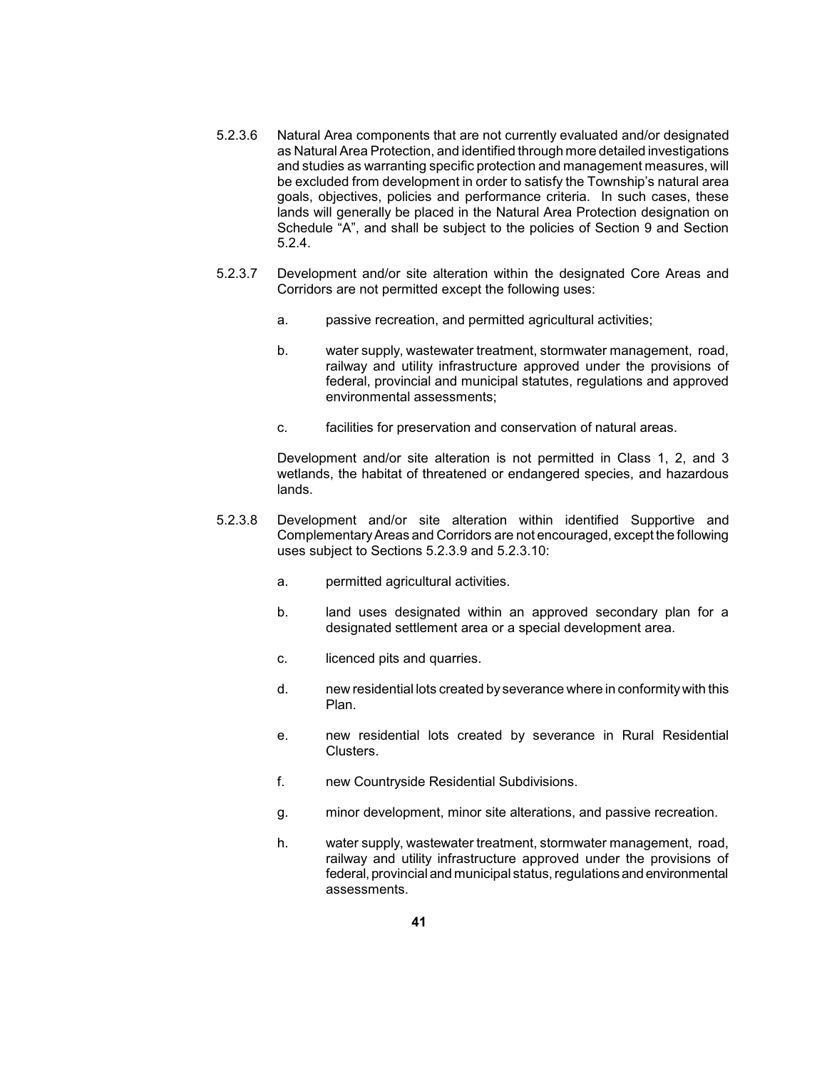5.2.3.6 Natural Area components that are not currently evaluated and/or designated as Natural Area Protection, and identified through more detailed investigations and studies as warranting specific protection and management measures, will be excluded from development in order to satisfy the Township's natural area goals, objectives, policies and performance criteria. In such cases, these lands will generally be placed in the Natural Area Protection designation on Schedule "A", and shall be subject to the policies of Section 9 and Section 5.2.4.

5.2.3.7 Development and/or site alteration within the designated Core Areas and Corridors are not permitted except the following uses:

a. passive recreation, and permitted agricultural activities;

b. water supply, wastewater treatment, stormwater management, road, railway and utility infrastructure approved under the provisions of federal, provincial and municipal statutes, regulations and approved environmental assessments;

c. facilities for preservation and conservation of natural areas.

Development and/or site alteration is not permitted in Class 1, 2, and 3 wetlands, the habitat of threatened or endangered species, and hazardous lands.

5.2.3.8 Development and/or site alteration within identified Supportive and Complementary Areas and Corridors are not encouraged, except the following uses subject to Sections 5.2.3.9 and 5.2.3.10:

a. permitted agricultural activities.

b. land uses designated within an approved secondary plan for a designated settlement area or a special development area.

c. licenced pits and quarries.

d. new residential lots created by severance where in conformity with this Plan.

e. new residential lots created by severance in Rural Residential Clusters.

f. new Countryside Residential Subdivisions.

g. minor development, minor site alterations, and passive recreation.

h. water supply, wastewater treatment, stormwater management, road, railway and utility infrastructure approved under the provisions of federal, provincial and municipal status, regulations and environmental assessments.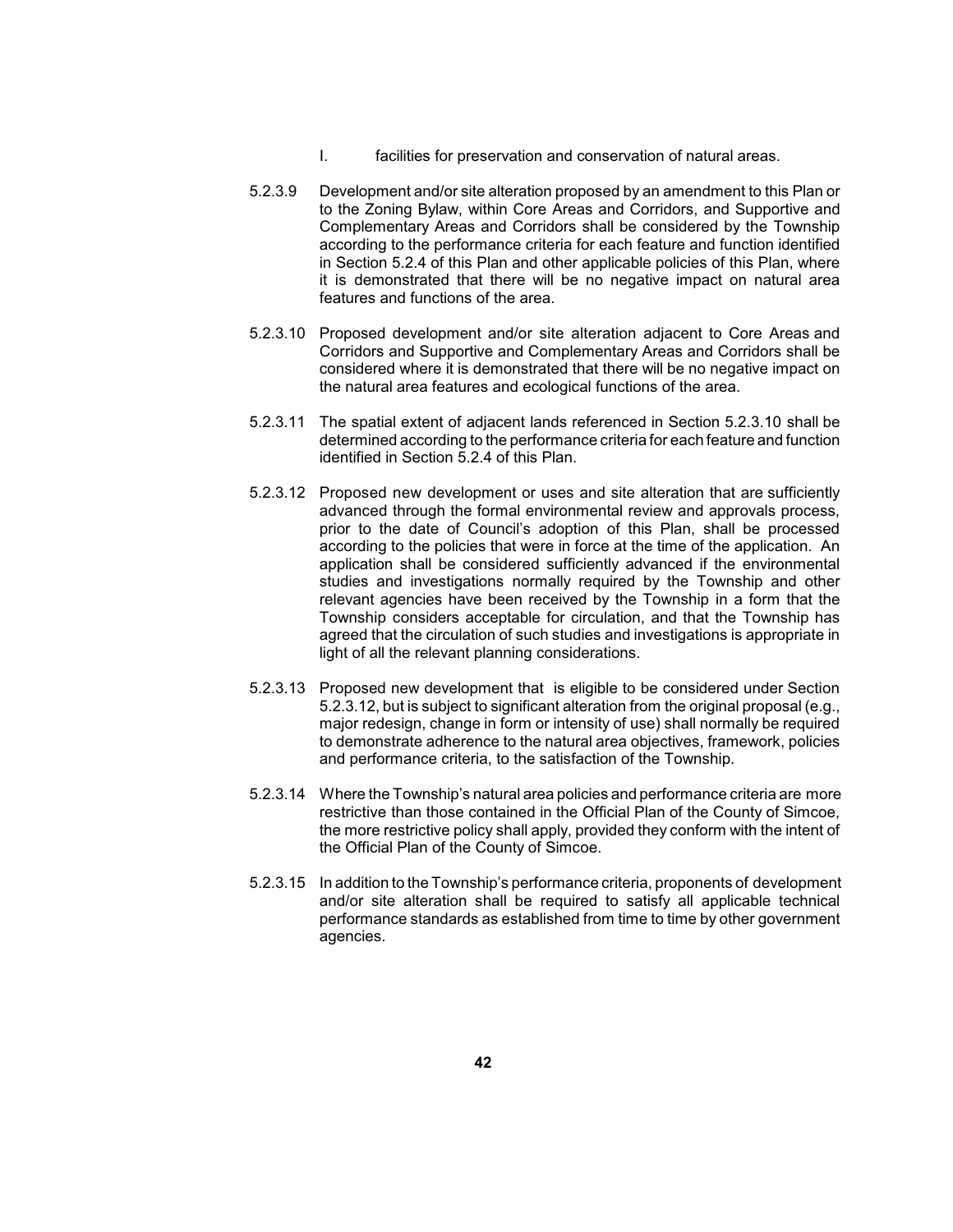l. facilities for preservation and conservation of natural areas.

5.2.3.9 Development and/or site alteration proposed by an amendment to this Plan or to the Zoning Bylaw, within Core Areas and Corridors, and Supportive and Complementary Areas and Corridors shall be considered by the Township according to the performance criteria for each feature and function identified in Section 5.2.4 of this Plan and other applicable policies of this Plan, where it is demonstrated that there will be no negative impact on natural area features and functions of the area.

5.2.3.10 Proposed development and/or site alteration adjacent to Core Areas and Corridors and Supportive and Complementary Areas and Corridors shall be considered where it is demonstrated that there will be no negative impact on the natural area features and ecological functions of the area.

5.2.3.11 The spatial extent of adjacent lands referenced in Section 5.2.3.10 shall be determined according to the performance criteria for each feature and function identified in Section 5.2.4 of this Plan.

5.2.3.12 Proposed new development or uses and site alteration that are sufficiently advanced through the formal environmental review and approvals process, prior to the date of Council's adoption of this Plan, shall be processed according to the policies that were in force at the time of the application. An application shall be considered sufficiently advanced if the environmental studies and investigations normally required by the Township and other relevant agencies have been received by the Township in a form that the Township considers acceptable for circulation, and that the Township has agreed that the circulation of such studies and investigations is appropriate in light of all the relevant planning considerations.

5.2.3.13 Proposed new development that is eligible to be considered under Section 5.2.3.12, but is subject to significant alteration from the original proposal (e.g., major redesign, change in form or intensity of use) shall normally be required to demonstrate adherence to the natural area objectives, framework, policies and performance criteria, to the satisfaction of the Township.

5.2.3.14 Where the Township's natural area policies and performance criteria are more restrictive than those contained in the Official Plan of the County of Simcoe, the more restrictive policy shall apply, provided they conform with the intent of the Official Plan of the County of Simcoe.

5.2.3.15 In addition to the Township's performance criteria, proponents of development and/or site alteration shall be required to satisfy all applicable technical performance standards as established from time to time by other government agencies.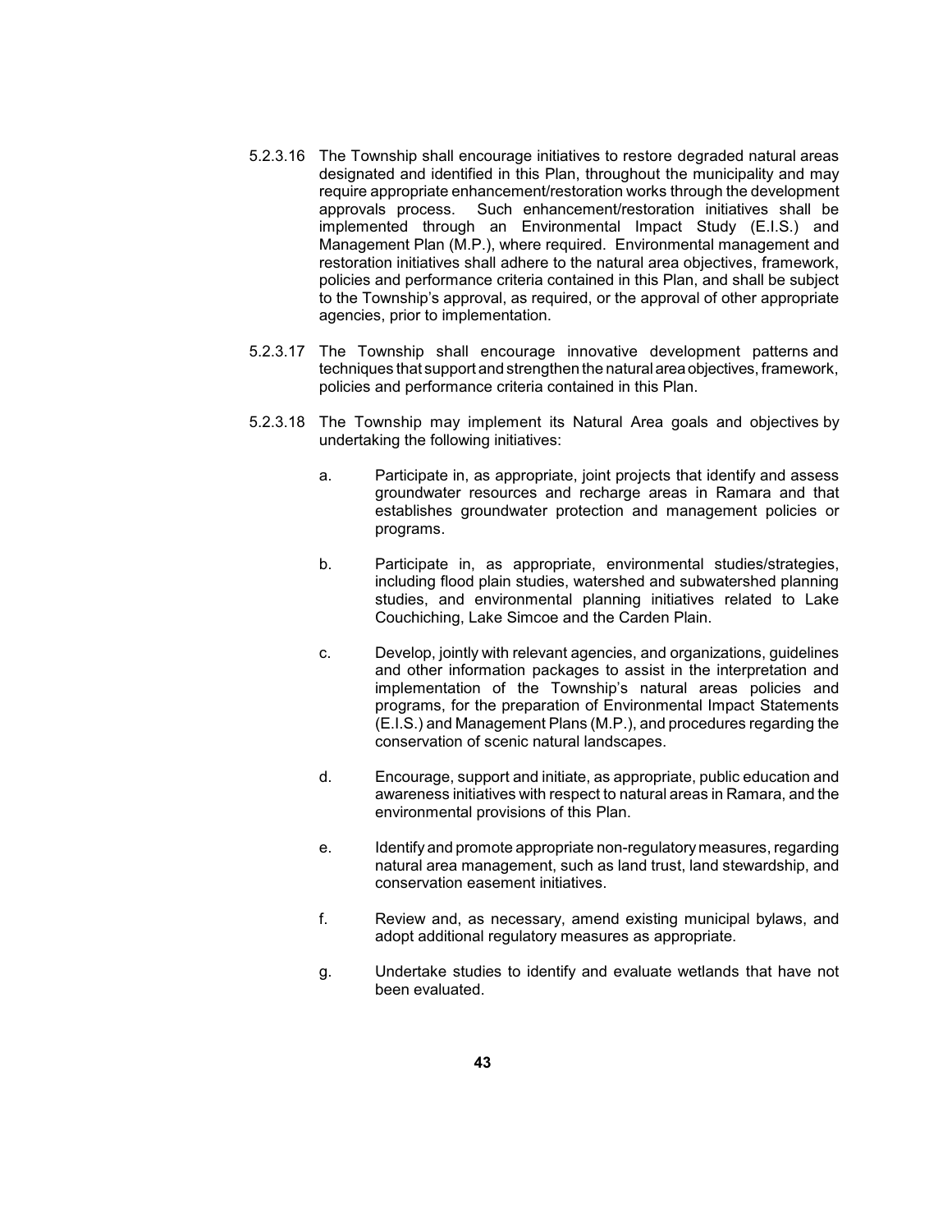5.2.3.16 The Township shall encourage initiatives to restore degraded natural areas designated and identified in this Plan, throughout the municipality and may require appropriate enhancement/restoration works through the development approvals process. Such enhancement/restoration initiatives shall be implemented through an Environmental Impact Study (E.I.S.) and Management Plan (M.P.), where required. Environmental management and restoration initiatives shall adhere to the natural area objectives, framework, policies and performance criteria contained in this Plan, and shall be subject to the Township's approval, as required, or the approval of other appropriate agencies, prior to implementation.

5.2.3.17 The Township shall encourage innovative development patterns and techniques that support and strengthen the natural area objectives, framework, policies and performance criteria contained in this Plan.

5.2.3.18 The Township may implement its Natural Area goals and objectives by undertaking the following initiatives:

a. Participate in, as appropriate, joint projects that identify and assess groundwater resources and recharge areas in Ramara and that establishes groundwater protection and management policies or programs.

b. Participate in, as appropriate, environmental studies/strategies, including flood plain studies, watershed and subwatershed planning studies, and environmental planning initiatives related to Lake Couchiching, Lake Simcoe and the Carden Plain.

c. Develop, jointly with relevant agencies, and organizations, guidelines and other information packages to assist in the interpretation and implementation of the Township's natural areas policies and programs, for the preparation of Environmental Impact Statements (E.I.S.) and Management Plans (M.P.), and procedures regarding the conservation of scenic natural landscapes.

d. Encourage, support and initiate, as appropriate, public education and awareness initiatives with respect to natural areas in Ramara, and the environmental provisions of this Plan.

e. Identify and promote appropriate non-regulatory measures, regarding natural area management, such as land trust, land stewardship, and conservation easement initiatives.

f. Review and, as necessary, amend existing municipal bylaws, and adopt additional regulatory measures as appropriate.

g. Undertake studies to identify and evaluate wetlands that have not been evaluated.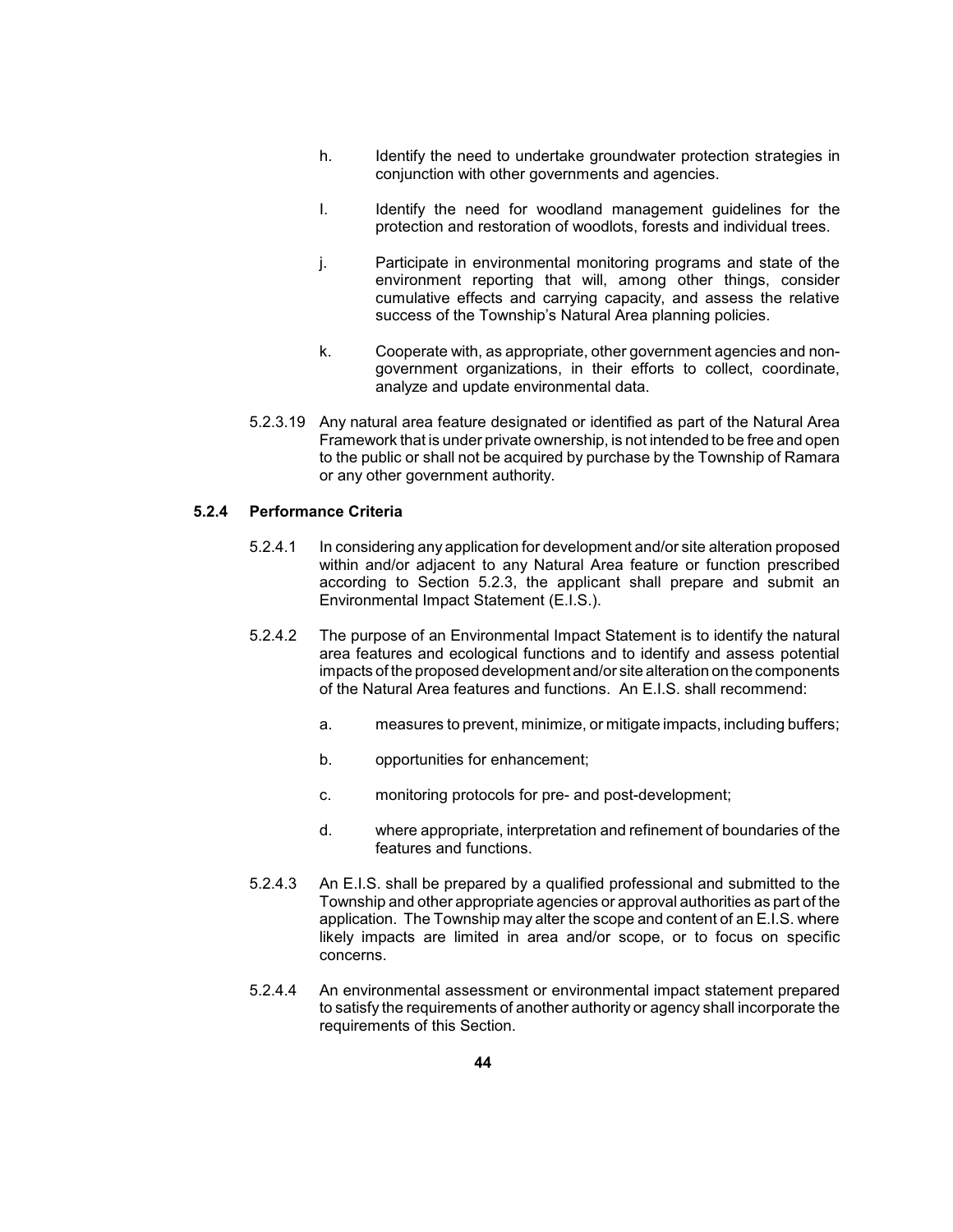h. Identify the need to undertake groundwater protection strategies in conjunction with other governments and agencies.

I. Identify the need for woodland management guidelines for the protection and restoration of woodlots, forests and individual trees.

j. Participate in environmental monitoring programs and state of the environment reporting that will, among other things, consider cumulative effects and carrying capacity, and assess the relative success of the Township's Natural Area planning policies.

k. Cooperate with, as appropriate, other government agencies and non-government organizations, in their efforts to collect, coordinate, analyze and update environmental data.

5.2.3.19 Any natural area feature designated or identified as part of the Natural Area Framework that is under private ownership, is not intended to be free and open to the public or shall not be acquired by purchase by the Township of Ramara or any other government authority.

### 5.2.4 Performance Criteria

5.2.4.1 In considering any application for development and/or site alteration proposed within and/or adjacent to any Natural Area feature or function prescribed according to Section 5.2.3, the applicant shall prepare and submit an Environmental Impact Statement (E.I.S.).

5.2.4.2 The purpose of an Environmental Impact Statement is to identify the natural area features and ecological functions and to identify and assess potential impacts of the proposed development and/or site alteration on the components of the Natural Area features and functions. An E.I.S. shall recommend:

a. measures to prevent, minimize, or mitigate impacts, including buffers;

b. opportunities for enhancement;

c. monitoring protocols for pre- and post-development;

d. where appropriate, interpretation and refinement of boundaries of the features and functions.

5.2.4.3 An E.I.S. shall be prepared by a qualified professional and submitted to the Township and other appropriate agencies or approval authorities as part of the application. The Township may alter the scope and content of an E.I.S. where likely impacts are limited in area and/or scope, or to focus on specific concerns.

5.2.4.4 An environmental assessment or environmental impact statement prepared to satisfy the requirements of another authority or agency shall incorporate the requirements of this Section.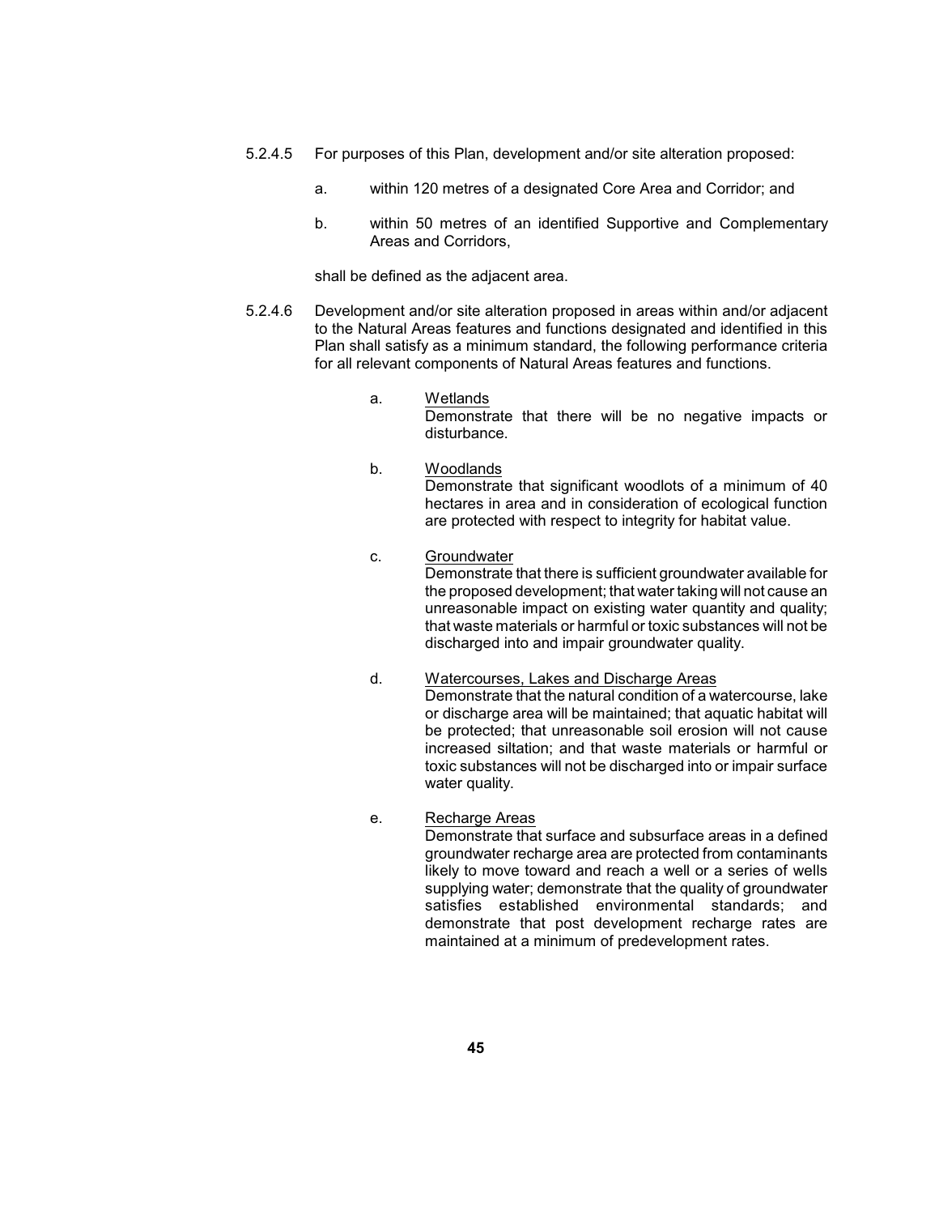5.2.4.5 For purposes of this Plan, development and/or site alteration proposed:

a. within 120 metres of a designated Core Area and Corridor; and

b. within 50 metres of an identified Supportive and Complementary Areas and Corridors,

shall be defined as the adjacent area.

5.2.4.6 Development and/or site alteration proposed in areas within and/or adjacent to the Natural Areas features and functions designated and identified in this Plan shall satisfy as a minimum standard, the following performance criteria for all relevant components of Natural Areas features and functions.

a. Wetlands
Demonstrate that there will be no negative impacts or disturbance.

b. Woodlands
Demonstrate that significant woodlots of a minimum of 40 hectares in area and in consideration of ecological function are protected with respect to integrity for habitat value.

c. Groundwater
Demonstrate that there is sufficient groundwater available for the proposed development; that water taking will not cause an unreasonable impact on existing water quantity and quality; that waste materials or harmful or toxic substances will not be discharged into and impair groundwater quality.

d. Watercourses, Lakes and Discharge Areas
Demonstrate that the natural condition of a watercourse, lake or discharge area will be maintained; that aquatic habitat will be protected; that unreasonable soil erosion will not cause increased siltation; and that waste materials or harmful or toxic substances will not be discharged into or impair surface water quality.

e. Recharge Areas
Demonstrate that surface and subsurface areas in a defined groundwater recharge area are protected from contaminants likely to move toward and reach a well or a series of wells supplying water; demonstrate that the quality of groundwater satisfies established environmental standards; and demonstrate that post development recharge rates are maintained at a minimum of predevelopment rates.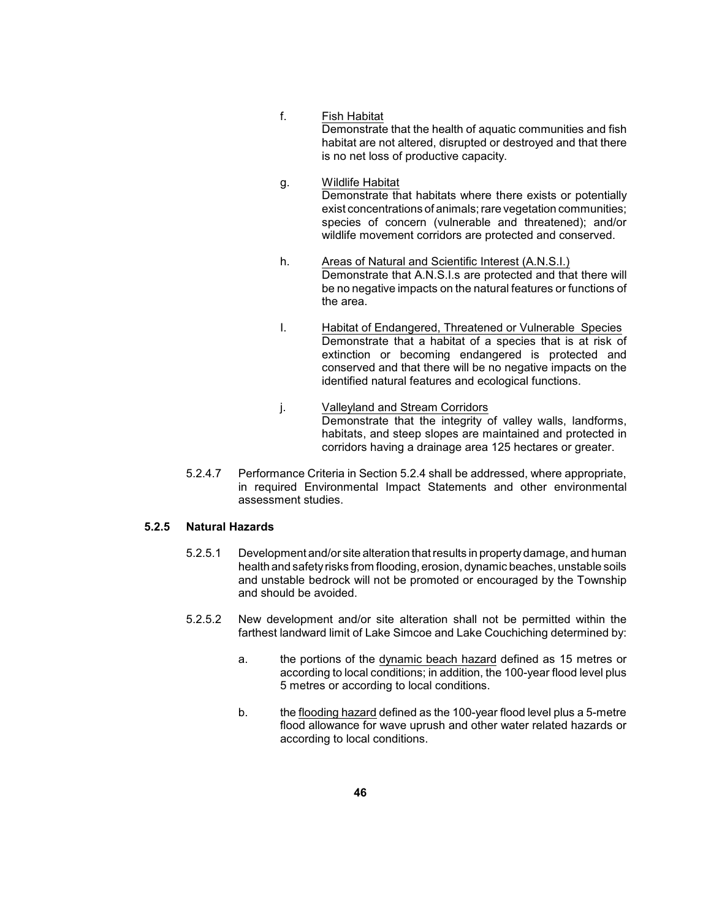f. <u>Fish Habitat</u>
Demonstrate that the health of aquatic communities and fish habitat are not altered, disrupted or destroyed and that there is no net loss of productive capacity.

g. <u>Wildlife Habitat</u>
Demonstrate that habitats where there exists or potentially exist concentrations of animals; rare vegetation communities; species of concern (vulnerable and threatened); and/or wildlife movement corridors are protected and conserved.

h. <u>Areas of Natural and Scientific Interest (A.N.S.I.)</u>
Demonstrate that A.N.S.I.s are protected and that there will be no negative impacts on the natural features or functions of the area.

I. <u>Habitat of Endangered, Threatened or Vulnerable Species</u>
Demonstrate that a habitat of a species that is at risk of extinction or becoming endangered is protected and conserved and that there will be no negative impacts on the identified natural features and ecological functions.

j. <u>Valleyland and Stream Corridors</u>
Demonstrate that the integrity of valley walls, landforms, habitats, and steep slopes are maintained and protected in corridors having a drainage area 125 hectares or greater.

5.2.4.7 Performance Criteria in Section 5.2.4 shall be addressed, where appropriate, in required Environmental Impact Statements and other environmental assessment studies.

### 5.2.5 Natural Hazards

5.2.5.1 Development and/or site alteration that results in property damage, and human health and safety risks from flooding, erosion, dynamic beaches, unstable soils and unstable bedrock will not be promoted or encouraged by the Township and should be avoided.

5.2.5.2 New development and/or site alteration shall not be permitted within the farthest landward limit of Lake Simcoe and Lake Couchiching determined by:

a. the portions of the <u>dynamic beach hazard</u> defined as 15 metres or according to local conditions; in addition, the 100-year flood level plus 5 metres or according to local conditions.

b. the <u>flooding hazard</u> defined as the 100-year flood level plus a 5-metre flood allowance for wave uprush and other water related hazards or according to local conditions.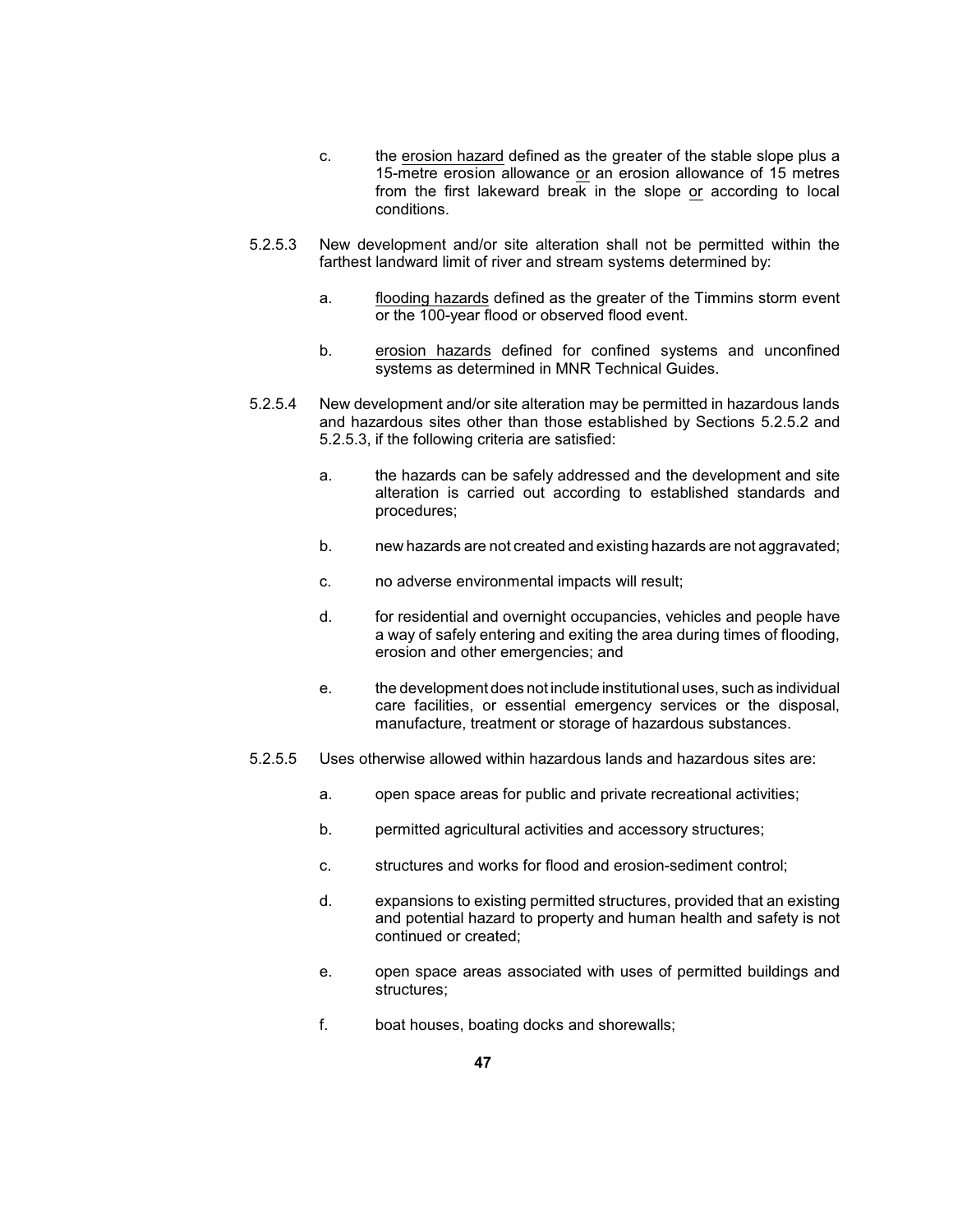c. the <u>erosion hazard</u> defined as the greater of the stable slope plus a 15-metre erosion allowance <u>or</u> an erosion allowance of 15 metres from the first lakeward break in the slope <u>or</u> according to local conditions.

5.2.5.3 New development and/or site alteration shall not be permitted within the farthest landward limit of river and stream systems determined by:

a. <u>flooding hazards</u> defined as the greater of the Timmins storm event or the 100-year flood or observed flood event.

b. <u>erosion hazards</u> defined for confined systems and unconfined systems as determined in MNR Technical Guides.

5.2.5.4 New development and/or site alteration may be permitted in hazardous lands and hazardous sites other than those established by Sections 5.2.5.2 and 5.2.5.3, if the following criteria are satisfied:

a. the hazards can be safely addressed and the development and site alteration is carried out according to established standards and procedures;

b. new hazards are not created and existing hazards are not aggravated;

c. no adverse environmental impacts will result;

d. for residential and overnight occupancies, vehicles and people have a way of safely entering and exiting the area during times of flooding, erosion and other emergencies; and

e. the development does not include institutional uses, such as individual care facilities, or essential emergency services or the disposal, manufacture, treatment or storage of hazardous substances.

5.2.5.5 Uses otherwise allowed within hazardous lands and hazardous sites are:

a. open space areas for public and private recreational activities;

b. permitted agricultural activities and accessory structures;

c. structures and works for flood and erosion-sediment control;

d. expansions to existing permitted structures, provided that an existing and potential hazard to property and human health and safety is not continued or created;

e. open space areas associated with uses of permitted buildings and structures;

f. boat houses, boating docks and shorewalls;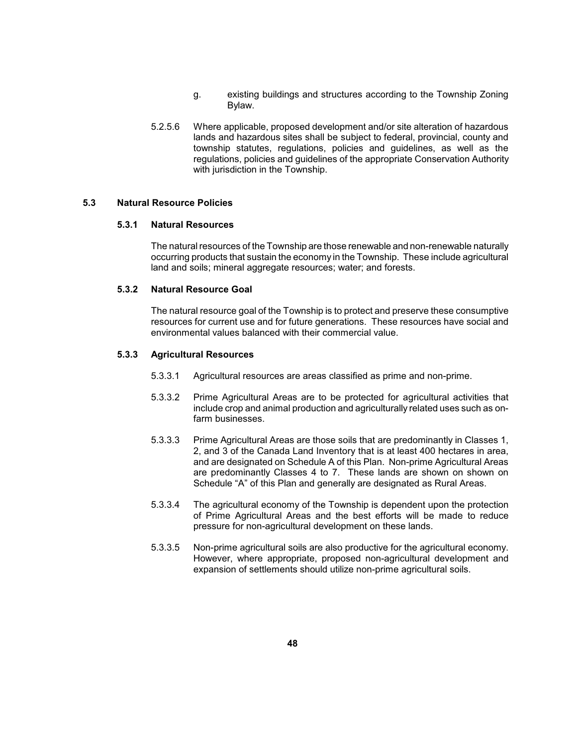g. existing buildings and structures according to the Township Zoning Bylaw.

5.2.5.6 Where applicable, proposed development and/or site alteration of hazardous lands and hazardous sites shall be subject to federal, provincial, county and township statutes, regulations, policies and guidelines, as well as the regulations, policies and guidelines of the appropriate Conservation Authority with jurisdiction in the Township.

## 5.3 Natural Resource Policies

### 5.3.1 Natural Resources

The natural resources of the Township are those renewable and non-renewable naturally occurring products that sustain the economy in the Township. These include agricultural land and soils; mineral aggregate resources; water; and forests.

### 5.3.2 Natural Resource Goal

The natural resource goal of the Township is to protect and preserve these consumptive resources for current use and for future generations. These resources have social and environmental values balanced with their commercial value.

### 5.3.3 Agricultural Resources

5.3.3.1 Agricultural resources are areas classified as prime and non-prime.

5.3.3.2 Prime Agricultural Areas are to be protected for agricultural activities that include crop and animal production and agriculturally related uses such as on-farm businesses.

5.3.3.3 Prime Agricultural Areas are those soils that are predominantly in Classes 1, 2, and 3 of the Canada Land Inventory that is at least 400 hectares in area, and are designated on Schedule A of this Plan. Non-prime Agricultural Areas are predominantly Classes 4 to 7. These lands are shown on shown on Schedule "A" of this Plan and generally are designated as Rural Areas.

5.3.3.4 The agricultural economy of the Township is dependent upon the protection of Prime Agricultural Areas and the best efforts will be made to reduce pressure for non-agricultural development on these lands.

5.3.3.5 Non-prime agricultural soils are also productive for the agricultural economy. However, where appropriate, proposed non-agricultural development and expansion of settlements should utilize non-prime agricultural soils.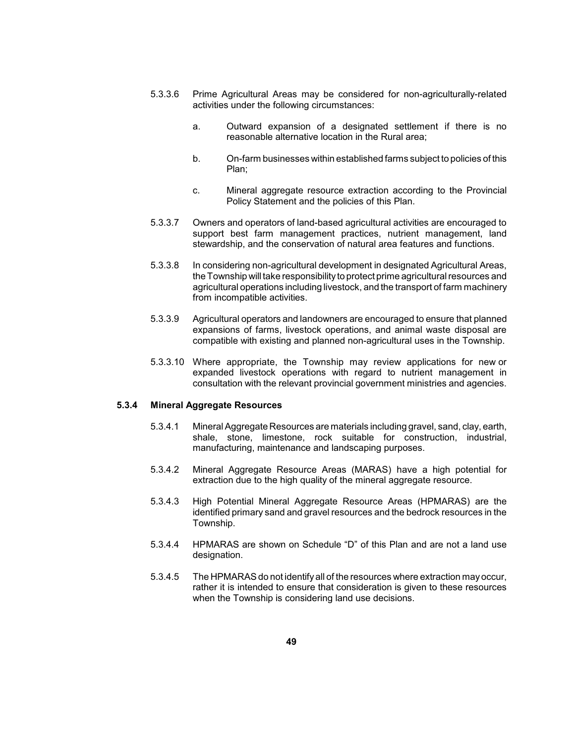5.3.3.6 Prime Agricultural Areas may be considered for non-agriculturally-related activities under the following circumstances:

a. Outward expansion of a designated settlement if there is no reasonable alternative location in the Rural area;

b. On-farm businesses within established farms subject to policies of this Plan;

c. Mineral aggregate resource extraction according to the Provincial Policy Statement and the policies of this Plan.

5.3.3.7 Owners and operators of land-based agricultural activities are encouraged to support best farm management practices, nutrient management, land stewardship, and the conservation of natural area features and functions.

5.3.3.8 In considering non-agricultural development in designated Agricultural Areas, the Township will take responsibility to protect prime agricultural resources and agricultural operations including livestock, and the transport of farm machinery from incompatible activities.

5.3.3.9 Agricultural operators and landowners are encouraged to ensure that planned expansions of farms, livestock operations, and animal waste disposal are compatible with existing and planned non-agricultural uses in the Township.

5.3.3.10 Where appropriate, the Township may review applications for new or expanded livestock operations with regard to nutrient management in consultation with the relevant provincial government ministries and agencies.

### 5.3.4 Mineral Aggregate Resources

5.3.4.1 Mineral Aggregate Resources are materials including gravel, sand, clay, earth, shale, stone, limestone, rock suitable for construction, industrial, manufacturing, maintenance and landscaping purposes.

5.3.4.2 Mineral Aggregate Resource Areas (MARAS) have a high potential for extraction due to the high quality of the mineral aggregate resource.

5.3.4.3 High Potential Mineral Aggregate Resource Areas (HPMARAS) are the identified primary sand and gravel resources and the bedrock resources in the Township.

5.3.4.4 HPMARAS are shown on Schedule "D" of this Plan and are not a land use designation.

5.3.4.5 The HPMARAS do not identify all of the resources where extraction may occur, rather it is intended to ensure that consideration is given to these resources when the Township is considering land use decisions.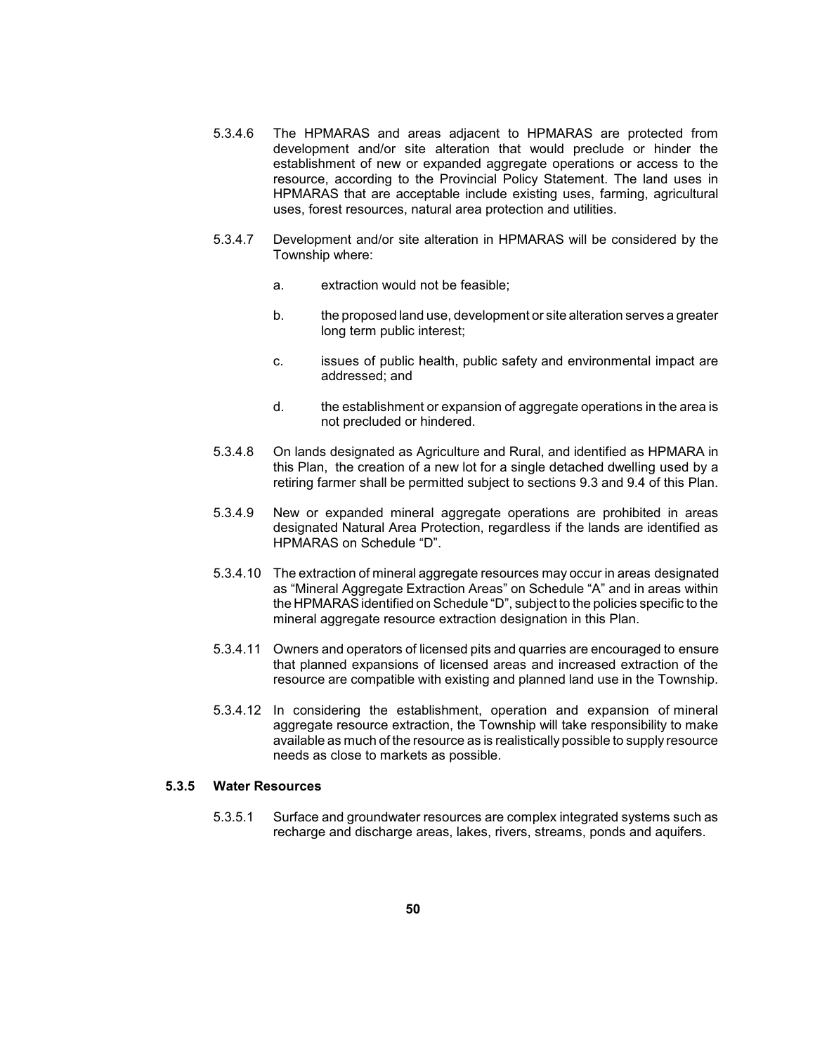5.3.4.6 The HPMARAS and areas adjacent to HPMARAS are protected from development and/or site alteration that would preclude or hinder the establishment of new or expanded aggregate operations or access to the resource, according to the Provincial Policy Statement. The land uses in HPMARAS that are acceptable include existing uses, farming, agricultural uses, forest resources, natural area protection and utilities.

5.3.4.7 Development and/or site alteration in HPMARAS will be considered by the Township where:

a. extraction would not be feasible;

b. the proposed land use, development or site alteration serves a greater long term public interest;

c. issues of public health, public safety and environmental impact are addressed; and

d. the establishment or expansion of aggregate operations in the area is not precluded or hindered.

5.3.4.8 On lands designated as Agriculture and Rural, and identified as HPMARA in this Plan, the creation of a new lot for a single detached dwelling used by a retiring farmer shall be permitted subject to sections 9.3 and 9.4 of this Plan.

5.3.4.9 New or expanded mineral aggregate operations are prohibited in areas designated Natural Area Protection, regardless if the lands are identified as HPMARAS on Schedule "D".

5.3.4.10 The extraction of mineral aggregate resources may occur in areas designated as "Mineral Aggregate Extraction Areas" on Schedule "A" and in areas within the HPMARAS identified on Schedule "D", subject to the policies specific to the mineral aggregate resource extraction designation in this Plan.

5.3.4.11 Owners and operators of licensed pits and quarries are encouraged to ensure that planned expansions of licensed areas and increased extraction of the resource are compatible with existing and planned land use in the Township.

5.3.4.12 In considering the establishment, operation and expansion of mineral aggregate resource extraction, the Township will take responsibility to make available as much of the resource as is realistically possible to supply resource needs as close to markets as possible.

### 5.3.5 Water Resources

5.3.5.1 Surface and groundwater resources are complex integrated systems such as recharge and discharge areas, lakes, rivers, streams, ponds and aquifers.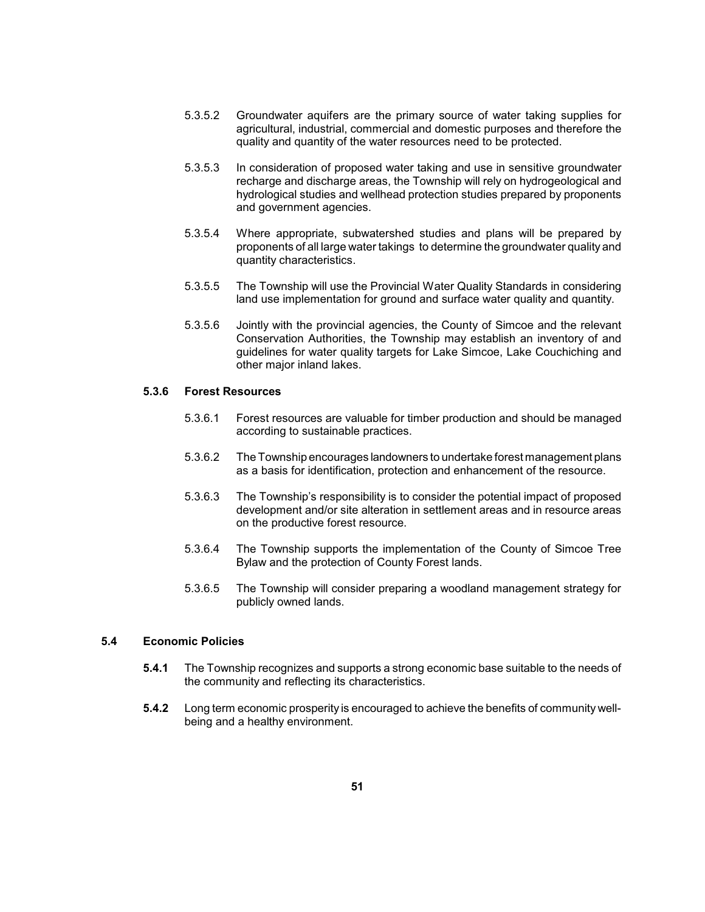5.3.5.2 Groundwater aquifers are the primary source of water taking supplies for agricultural, industrial, commercial and domestic purposes and therefore the quality and quantity of the water resources need to be protected.

5.3.5.3 In consideration of proposed water taking and use in sensitive groundwater recharge and discharge areas, the Township will rely on hydrogeological and hydrological studies and wellhead protection studies prepared by proponents and government agencies.

5.3.5.4 Where appropriate, subwatershed studies and plans will be prepared by proponents of all large water takings to determine the groundwater quality and quantity characteristics.

5.3.5.5 The Township will use the Provincial Water Quality Standards in considering land use implementation for ground and surface water quality and quantity.

5.3.5.6 Jointly with the provincial agencies, the County of Simcoe and the relevant Conservation Authorities, the Township may establish an inventory of and guidelines for water quality targets for Lake Simcoe, Lake Couchiching and other major inland lakes.

### 5.3.6 Forest Resources

5.3.6.1 Forest resources are valuable for timber production and should be managed according to sustainable practices.

5.3.6.2 The Township encourages landowners to undertake forest management plans as a basis for identification, protection and enhancement of the resource.

5.3.6.3 The Township's responsibility is to consider the potential impact of proposed development and/or site alteration in settlement areas and in resource areas on the productive forest resource.

5.3.6.4 The Township supports the implementation of the County of Simcoe Tree Bylaw and the protection of County Forest lands.

5.3.6.5 The Township will consider preparing a woodland management strategy for publicly owned lands.

## 5.4 Economic Policies

**5.4.1** The Township recognizes and supports a strong economic base suitable to the needs of the community and reflecting its characteristics.

**5.4.2** Long term economic prosperity is encouraged to achieve the benefits of community well-being and a healthy environment.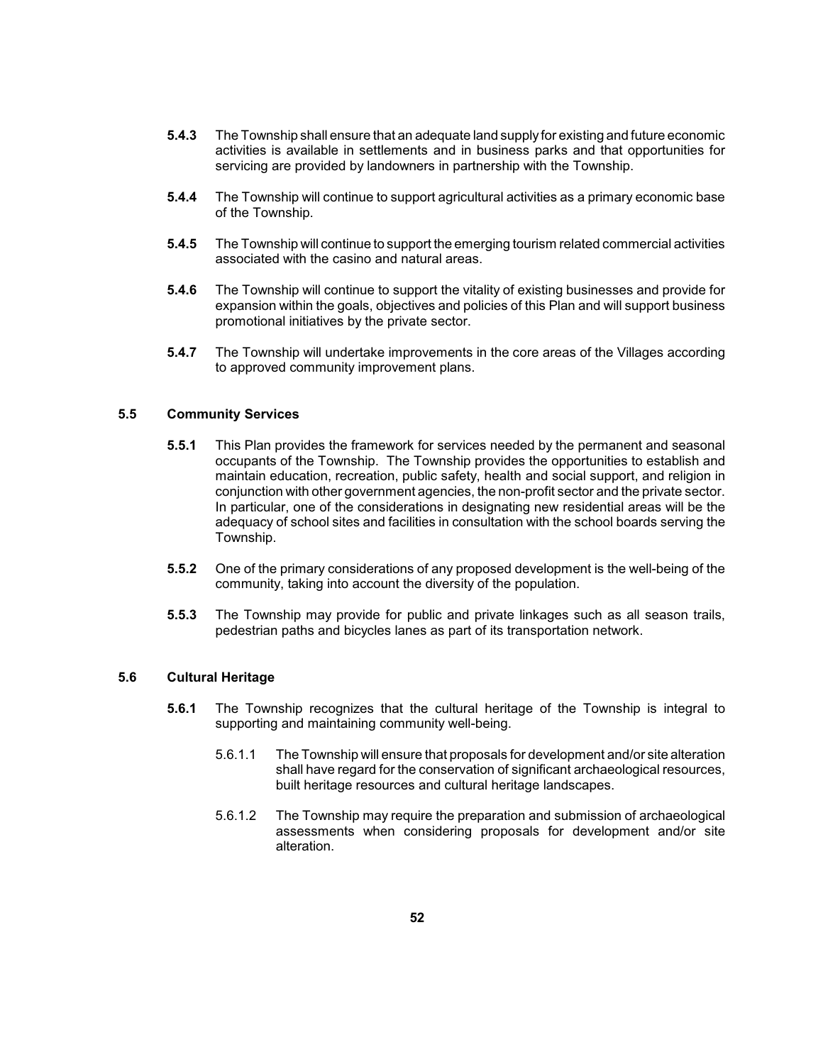**5.4.3** The Township shall ensure that an adequate land supply for existing and future economic activities is available in settlements and in business parks and that opportunities for servicing are provided by landowners in partnership with the Township.

**5.4.4** The Township will continue to support agricultural activities as a primary economic base of the Township.

**5.4.5** The Township will continue to support the emerging tourism related commercial activities associated with the casino and natural areas.

**5.4.6** The Township will continue to support the vitality of existing businesses and provide for expansion within the goals, objectives and policies of this Plan and will support business promotional initiatives by the private sector.

**5.4.7** The Township will undertake improvements in the core areas of the Villages according to approved community improvement plans.

## 5.5 Community Services

**5.5.1** This Plan provides the framework for services needed by the permanent and seasonal occupants of the Township. The Township provides the opportunities to establish and maintain education, recreation, public safety, health and social support, and religion in conjunction with other government agencies, the non-profit sector and the private sector. In particular, one of the considerations in designating new residential areas will be the adequacy of school sites and facilities in consultation with the school boards serving the Township.

**5.5.2** One of the primary considerations of any proposed development is the well-being of the community, taking into account the diversity of the population.

**5.5.3** The Township may provide for public and private linkages such as all season trails, pedestrian paths and bicycles lanes as part of its transportation network.

## 5.6 Cultural Heritage

**5.6.1** The Township recognizes that the cultural heritage of the Township is integral to supporting and maintaining community well-being.

5.6.1.1 The Township will ensure that proposals for development and/or site alteration shall have regard for the conservation of significant archaeological resources, built heritage resources and cultural heritage landscapes.

5.6.1.2 The Township may require the preparation and submission of archaeological assessments when considering proposals for development and/or site alteration.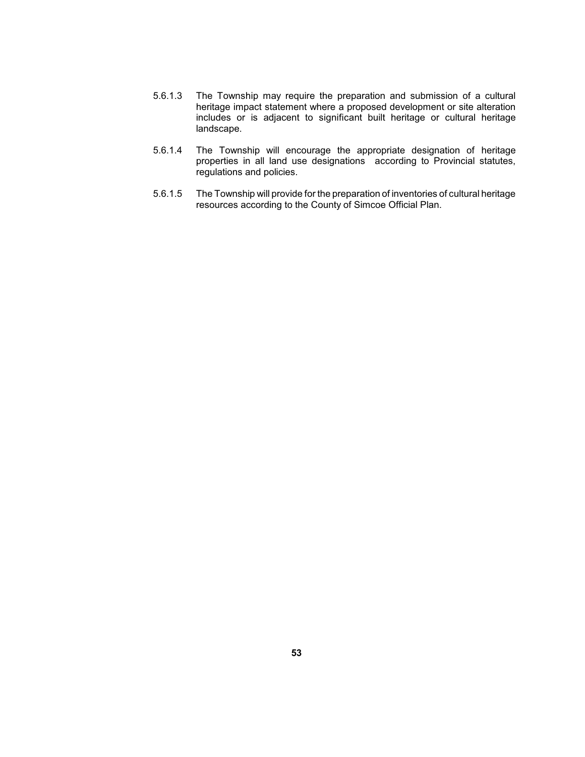5.6.1.3 The Township may require the preparation and submission of a cultural heritage impact statement where a proposed development or site alteration includes or is adjacent to significant built heritage or cultural heritage landscape.

5.6.1.4 The Township will encourage the appropriate designation of heritage properties in all land use designations according to Provincial statutes, regulations and policies.

5.6.1.5 The Township will provide for the preparation of inventories of cultural heritage resources according to the County of Simcoe Official Plan.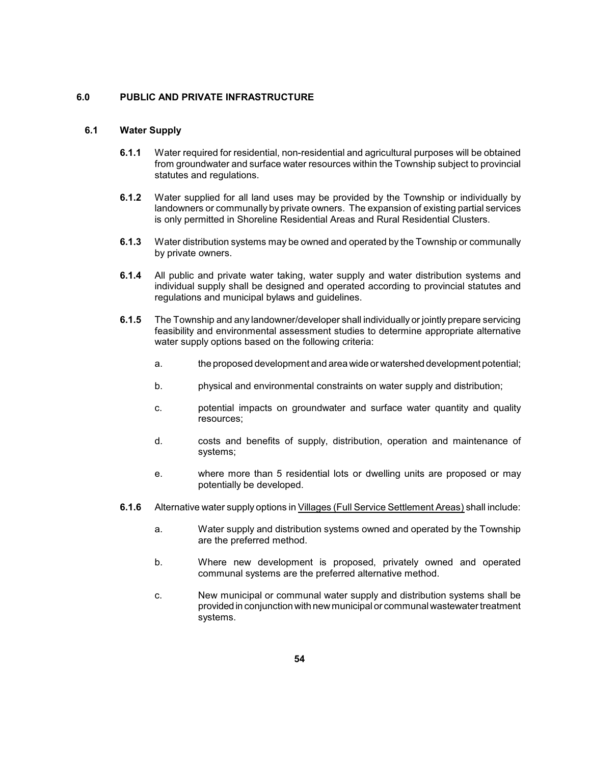# 6.0 PUBLIC AND PRIVATE INFRASTRUCTURE

## 6.1 Water Supply

**6.1.1** Water required for residential, non-residential and agricultural purposes will be obtained from groundwater and surface water resources within the Township subject to provincial statutes and regulations.

**6.1.2** Water supplied for all land uses may be provided by the Township or individually by landowners or communally by private owners. The expansion of existing partial services is only permitted in Shoreline Residential Areas and Rural Residential Clusters.

**6.1.3** Water distribution systems may be owned and operated by the Township or communally by private owners.

**6.1.4** All public and private water taking, water supply and water distribution systems and individual supply shall be designed and operated according to provincial statutes and regulations and municipal bylaws and guidelines.

**6.1.5** The Township and any landowner/developer shall individually or jointly prepare servicing feasibility and environmental assessment studies to determine appropriate alternative water supply options based on the following criteria:

a. the proposed development and area wide or watershed development potential;

b. physical and environmental constraints on water supply and distribution;

c. potential impacts on groundwater and surface water quantity and quality resources;

d. costs and benefits of supply, distribution, operation and maintenance of systems;

e. where more than 5 residential lots or dwelling units are proposed or may potentially be developed.

**6.1.6** Alternative water supply options in Villages (Full Service Settlement Areas) shall include:

a. Water supply and distribution systems owned and operated by the Township are the preferred method.

b. Where new development is proposed, privately owned and operated communal systems are the preferred alternative method.

c. New municipal or communal water supply and distribution systems shall be provided in conjunction with new municipal or communal wastewater treatment systems.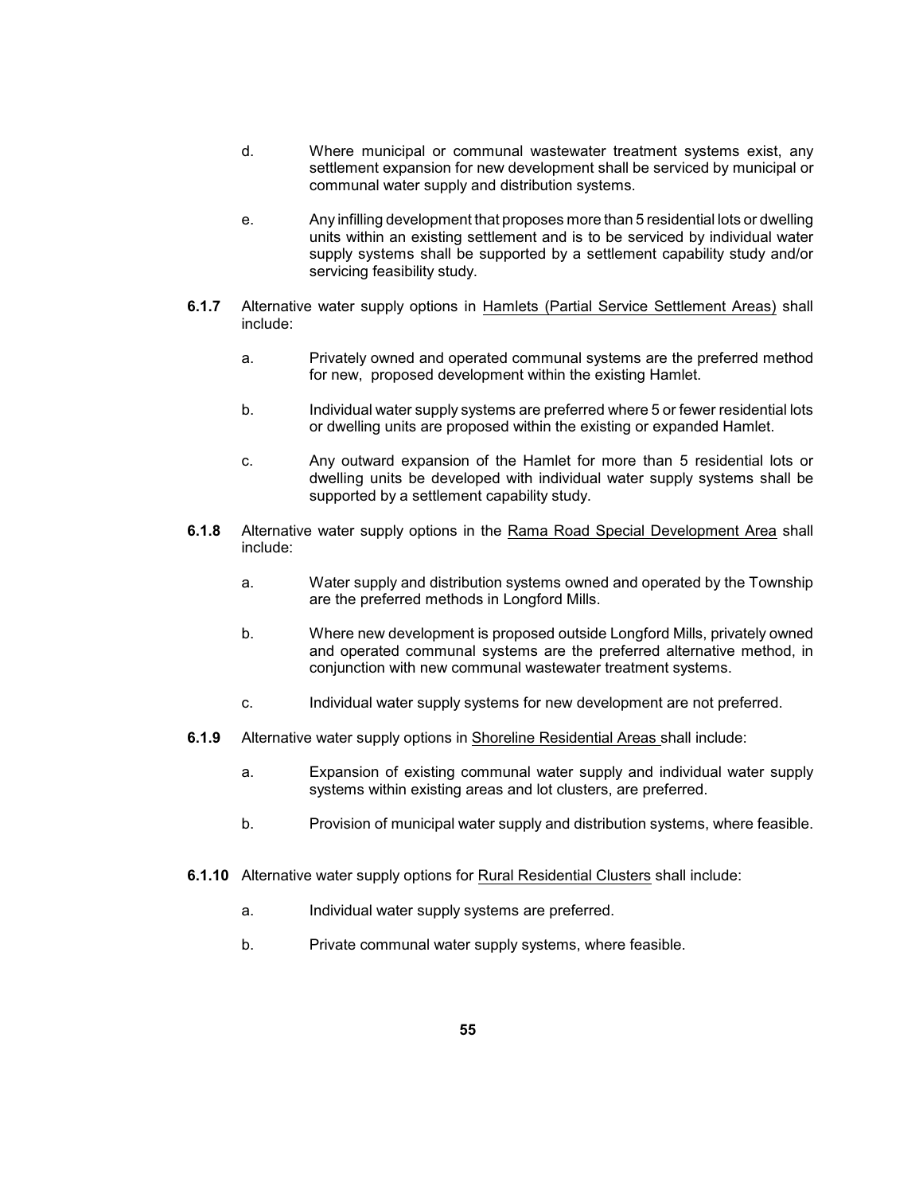d. Where municipal or communal wastewater treatment systems exist, any settlement expansion for new development shall be serviced by municipal or communal water supply and distribution systems.

e. Any infilling development that proposes more than 5 residential lots or dwelling units within an existing settlement and is to be serviced by individual water supply systems shall be supported by a settlement capability study and/or servicing feasibility study.

**6.1.7** Alternative water supply options in Hamlets (Partial Service Settlement Areas) shall include:

a. Privately owned and operated communal systems are the preferred method for new, proposed development within the existing Hamlet.

b. Individual water supply systems are preferred where 5 or fewer residential lots or dwelling units are proposed within the existing or expanded Hamlet.

c. Any outward expansion of the Hamlet for more than 5 residential lots or dwelling units be developed with individual water supply systems shall be supported by a settlement capability study.

**6.1.8** Alternative water supply options in the Rama Road Special Development Area shall include:

a. Water supply and distribution systems owned and operated by the Township are the preferred methods in Longford Mills.

b. Where new development is proposed outside Longford Mills, privately owned and operated communal systems are the preferred alternative method, in conjunction with new communal wastewater treatment systems.

c. Individual water supply systems for new development are not preferred.

**6.1.9** Alternative water supply options in Shoreline Residential Areas shall include:

a. Expansion of existing communal water supply and individual water supply systems within existing areas and lot clusters, are preferred.

b. Provision of municipal water supply and distribution systems, where feasible.

**6.1.10** Alternative water supply options for Rural Residential Clusters shall include:

a. Individual water supply systems are preferred.

b. Private communal water supply systems, where feasible.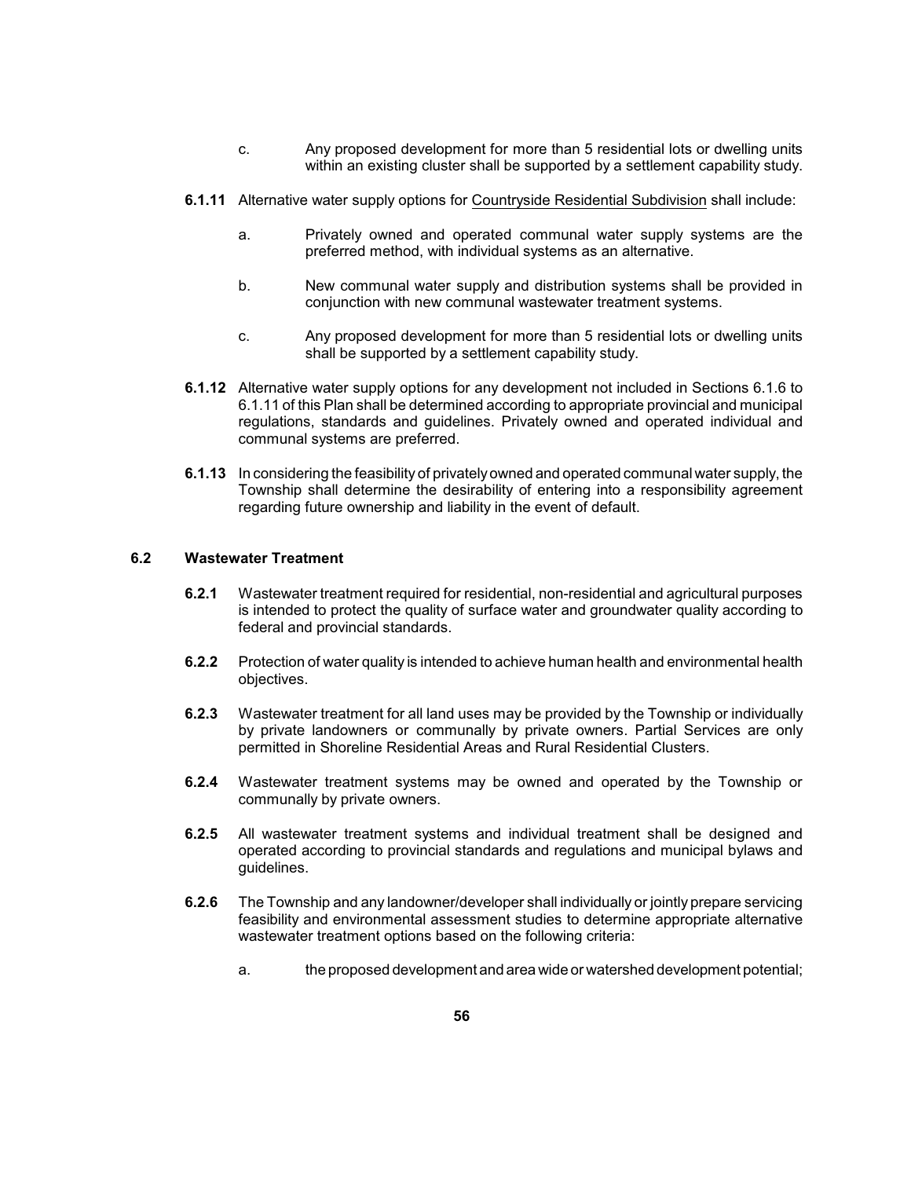c. Any proposed development for more than 5 residential lots or dwelling units within an existing cluster shall be supported by a settlement capability study.

**6.1.11** Alternative water supply options for Countryside Residential Subdivision shall include:

a. Privately owned and operated communal water supply systems are the preferred method, with individual systems as an alternative.

b. New communal water supply and distribution systems shall be provided in conjunction with new communal wastewater treatment systems.

c. Any proposed development for more than 5 residential lots or dwelling units shall be supported by a settlement capability study.

**6.1.12** Alternative water supply options for any development not included in Sections 6.1.6 to 6.1.11 of this Plan shall be determined according to appropriate provincial and municipal regulations, standards and guidelines. Privately owned and operated individual and communal systems are preferred.

**6.1.13** In considering the feasibility of privately owned and operated communal water supply, the Township shall determine the desirability of entering into a responsibility agreement regarding future ownership and liability in the event of default.

## 6.2 Wastewater Treatment

**6.2.1** Wastewater treatment required for residential, non-residential and agricultural purposes is intended to protect the quality of surface water and groundwater quality according to federal and provincial standards.

**6.2.2** Protection of water quality is intended to achieve human health and environmental health objectives.

**6.2.3** Wastewater treatment for all land uses may be provided by the Township or individually by private landowners or communally by private owners. Partial Services are only permitted in Shoreline Residential Areas and Rural Residential Clusters.

**6.2.4** Wastewater treatment systems may be owned and operated by the Township or communally by private owners.

**6.2.5** All wastewater treatment systems and individual treatment shall be designed and operated according to provincial standards and regulations and municipal bylaws and guidelines.

**6.2.6** The Township and any landowner/developer shall individually or jointly prepare servicing feasibility and environmental assessment studies to determine appropriate alternative wastewater treatment options based on the following criteria:

a. the proposed development and area wide or watershed development potential;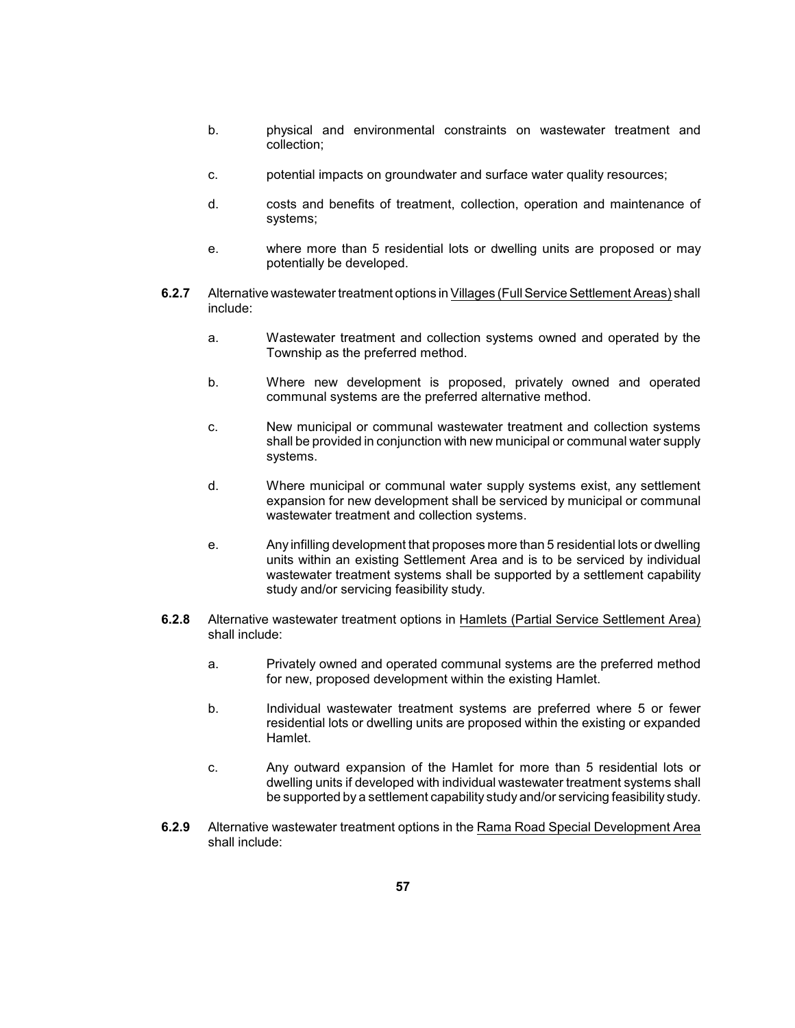b. physical and environmental constraints on wastewater treatment and collection;

c. potential impacts on groundwater and surface water quality resources;

d. costs and benefits of treatment, collection, operation and maintenance of systems;

e. where more than 5 residential lots or dwelling units are proposed or may potentially be developed.

**6.2.7** Alternative wastewater treatment options in Villages (Full Service Settlement Areas) shall include:

a. Wastewater treatment and collection systems owned and operated by the Township as the preferred method.

b. Where new development is proposed, privately owned and operated communal systems are the preferred alternative method.

c. New municipal or communal wastewater treatment and collection systems shall be provided in conjunction with new municipal or communal water supply systems.

d. Where municipal or communal water supply systems exist, any settlement expansion for new development shall be serviced by municipal or communal wastewater treatment and collection systems.

e. Any infilling development that proposes more than 5 residential lots or dwelling units within an existing Settlement Area and is to be serviced by individual wastewater treatment systems shall be supported by a settlement capability study and/or servicing feasibility study.

**6.2.8** Alternative wastewater treatment options in Hamlets (Partial Service Settlement Area) shall include:

a. Privately owned and operated communal systems are the preferred method for new, proposed development within the existing Hamlet.

b. Individual wastewater treatment systems are preferred where 5 or fewer residential lots or dwelling units are proposed within the existing or expanded Hamlet.

c. Any outward expansion of the Hamlet for more than 5 residential lots or dwelling units if developed with individual wastewater treatment systems shall be supported by a settlement capability study and/or servicing feasibility study.

**6.2.9** Alternative wastewater treatment options in the Rama Road Special Development Area shall include: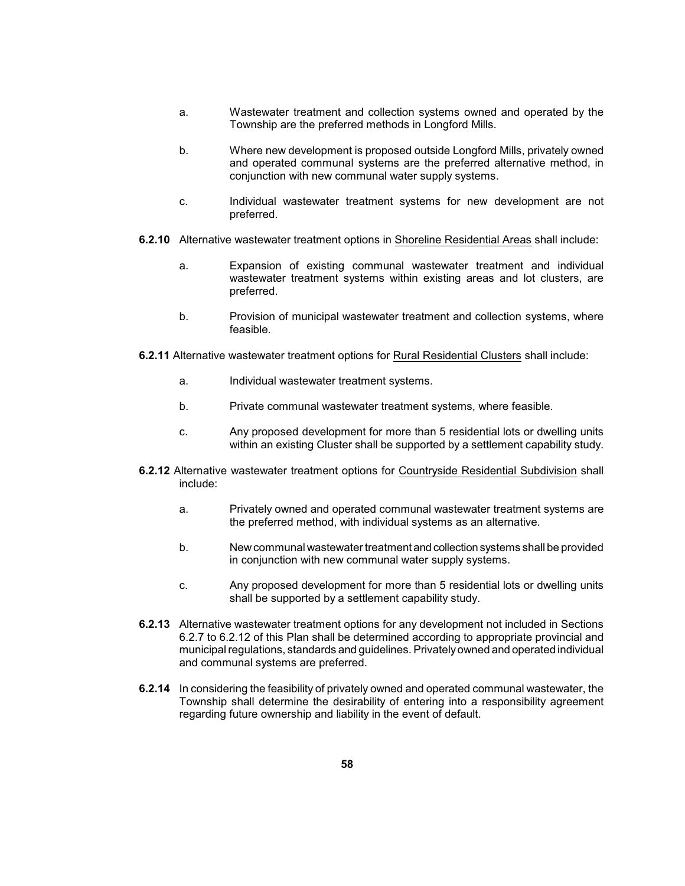a. Wastewater treatment and collection systems owned and operated by the Township are the preferred methods in Longford Mills.

b. Where new development is proposed outside Longford Mills, privately owned and operated communal systems are the preferred alternative method, in conjunction with new communal water supply systems.

c. Individual wastewater treatment systems for new development are not preferred.

**6.2.10** Alternative wastewater treatment options in <u>Shoreline Residential Areas</u> shall include:

a. Expansion of existing communal wastewater treatment and individual wastewater treatment systems within existing areas and lot clusters, are preferred.

b. Provision of municipal wastewater treatment and collection systems, where feasible.

**6.2.11** Alternative wastewater treatment options for <u>Rural Residential Clusters</u> shall include:

a. Individual wastewater treatment systems.

b. Private communal wastewater treatment systems, where feasible.

c. Any proposed development for more than 5 residential lots or dwelling units within an existing Cluster shall be supported by a settlement capability study.

**6.2.12** Alternative wastewater treatment options for <u>Countryside Residential Subdivision</u> shall include:

a. Privately owned and operated communal wastewater treatment systems are the preferred method, with individual systems as an alternative.

b. New communal wastewater treatment and collection systems shall be provided in conjunction with new communal water supply systems.

c. Any proposed development for more than 5 residential lots or dwelling units shall be supported by a settlement capability study.

**6.2.13** Alternative wastewater treatment options for any development not included in Sections 6.2.7 to 6.2.12 of this Plan shall be determined according to appropriate provincial and municipal regulations, standards and guidelines. Privately owned and operated individual and communal systems are preferred.

**6.2.14** In considering the feasibility of privately owned and operated communal wastewater, the Township shall determine the desirability of entering into a responsibility agreement regarding future ownership and liability in the event of default.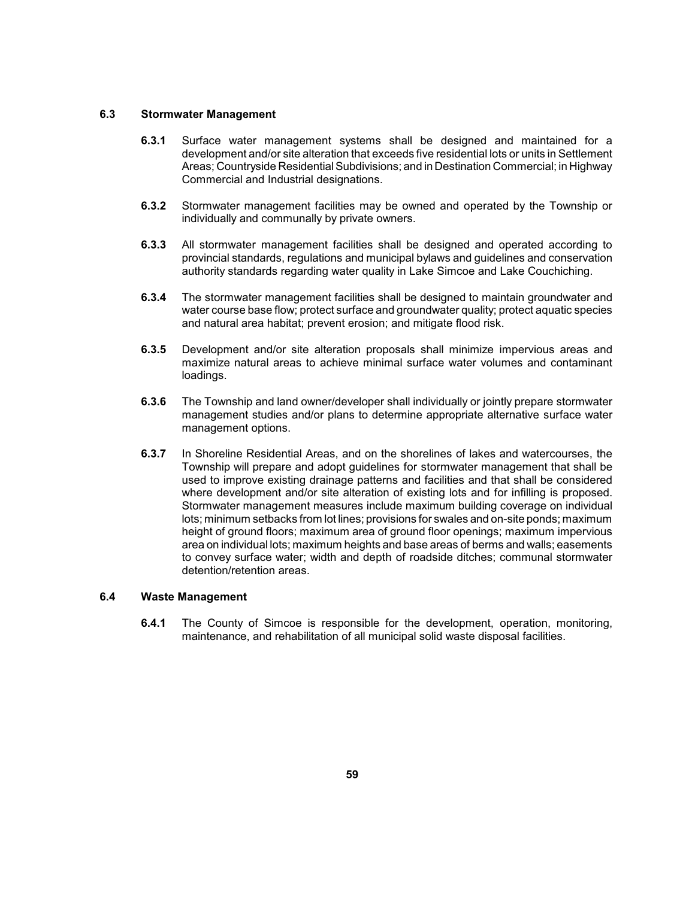### 6.3 Stormwater Management

**6.3.1** Surface water management systems shall be designed and maintained for a development and/or site alteration that exceeds five residential lots or units in Settlement Areas; Countryside Residential Subdivisions; and in Destination Commercial; in Highway Commercial and Industrial designations.

**6.3.2** Stormwater management facilities may be owned and operated by the Township or individually and communally by private owners.

**6.3.3** All stormwater management facilities shall be designed and operated according to provincial standards, regulations and municipal bylaws and guidelines and conservation authority standards regarding water quality in Lake Simcoe and Lake Couchiching.

**6.3.4** The stormwater management facilities shall be designed to maintain groundwater and water course base flow; protect surface and groundwater quality; protect aquatic species and natural area habitat; prevent erosion; and mitigate flood risk.

**6.3.5** Development and/or site alteration proposals shall minimize impervious areas and maximize natural areas to achieve minimal surface water volumes and contaminant loadings.

**6.3.6** The Township and land owner/developer shall individually or jointly prepare stormwater management studies and/or plans to determine appropriate alternative surface water management options.

**6.3.7** In Shoreline Residential Areas, and on the shorelines of lakes and watercourses, the Township will prepare and adopt guidelines for stormwater management that shall be used to improve existing drainage patterns and facilities and that shall be considered where development and/or site alteration of existing lots and for infilling is proposed. Stormwater management measures include maximum building coverage on individual lots; minimum setbacks from lot lines; provisions for swales and on-site ponds; maximum height of ground floors; maximum area of ground floor openings; maximum impervious area on individual lots; maximum heights and base areas of berms and walls; easements to convey surface water; width and depth of roadside ditches; communal stormwater detention/retention areas.

### 6.4 Waste Management

**6.4.1** The County of Simcoe is responsible for the development, operation, monitoring, maintenance, and rehabilitation of all municipal solid waste disposal facilities.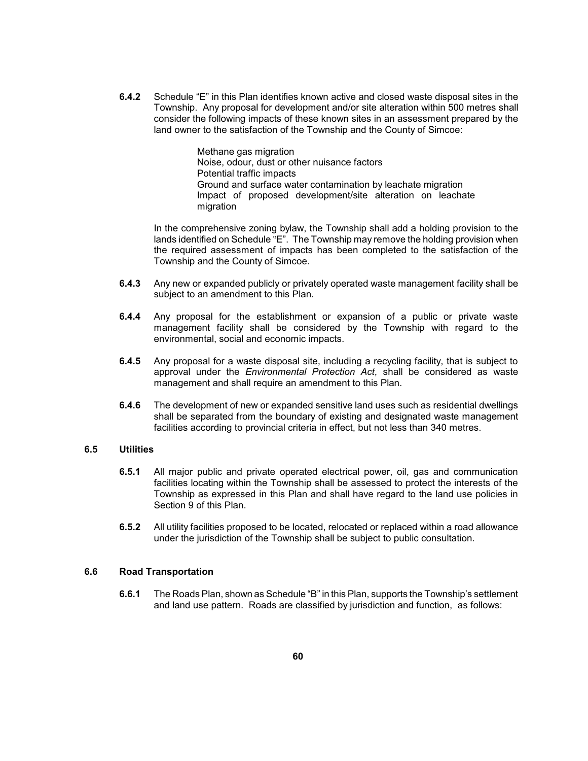**6.4.2** Schedule "E" in this Plan identifies known active and closed waste disposal sites in the Township. Any proposal for development and/or site alteration within 500 metres shall consider the following impacts of these known sites in an assessment prepared by the land owner to the satisfaction of the Township and the County of Simcoe:

Methane gas migration
Noise, odour, dust or other nuisance factors
Potential traffic impacts
Ground and surface water contamination by leachate migration
Impact of proposed development/site alteration on leachate migration

In the comprehensive zoning bylaw, the Township shall add a holding provision to the lands identified on Schedule "E". The Township may remove the holding provision when the required assessment of impacts has been completed to the satisfaction of the Township and the County of Simcoe.

**6.4.3** Any new or expanded publicly or privately operated waste management facility shall be subject to an amendment to this Plan.

**6.4.4** Any proposal for the establishment or expansion of a public or private waste management facility shall be considered by the Township with regard to the environmental, social and economic impacts.

**6.4.5** Any proposal for a waste disposal site, including a recycling facility, that is subject to approval under the *Environmental Protection Act*, shall be considered as waste management and shall require an amendment to this Plan.

**6.4.6** The development of new or expanded sensitive land uses such as residential dwellings shall be separated from the boundary of existing and designated waste management facilities according to provincial criteria in effect, but not less than 340 metres.

## 6.5 Utilities

**6.5.1** All major public and private operated electrical power, oil, gas and communication facilities locating within the Township shall be assessed to protect the interests of the Township as expressed in this Plan and shall have regard to the land use policies in Section 9 of this Plan.

**6.5.2** All utility facilities proposed to be located, relocated or replaced within a road allowance under the jurisdiction of the Township shall be subject to public consultation.

## 6.6 Road Transportation

**6.6.1** The Roads Plan, shown as Schedule "B" in this Plan, supports the Township's settlement and land use pattern. Roads are classified by jurisdiction and function, as follows: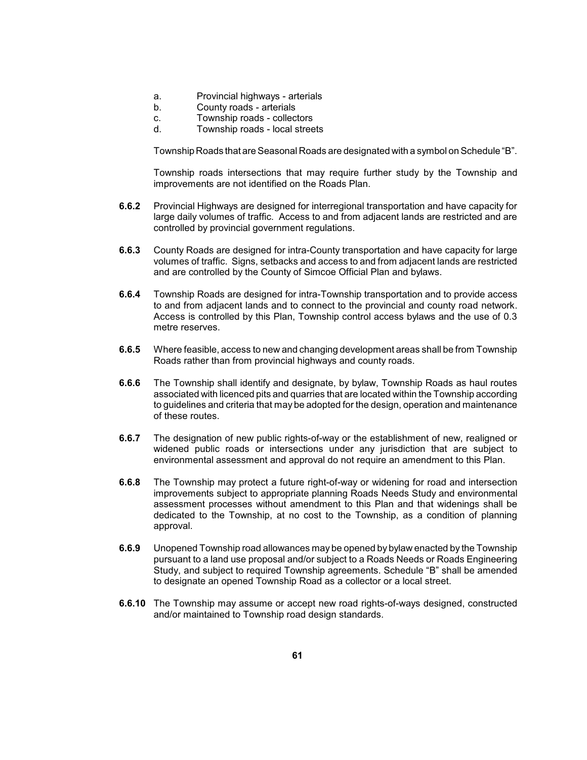a. Provincial highways - arterials
b. County roads - arterials
c. Township roads - collectors
d. Township roads - local streets

Township Roads that are Seasonal Roads are designated with a symbol on Schedule "B".

Township roads intersections that may require further study by the Township and improvements are not identified on the Roads Plan.

**6.6.2** Provincial Highways are designed for interregional transportation and have capacity for large daily volumes of traffic. Access to and from adjacent lands are restricted and are controlled by provincial government regulations.

**6.6.3** County Roads are designed for intra-County transportation and have capacity for large volumes of traffic. Signs, setbacks and access to and from adjacent lands are restricted and are controlled by the County of Simcoe Official Plan and bylaws.

**6.6.4** Township Roads are designed for intra-Township transportation and to provide access to and from adjacent lands and to connect to the provincial and county road network. Access is controlled by this Plan, Township control access bylaws and the use of 0.3 metre reserves.

**6.6.5** Where feasible, access to new and changing development areas shall be from Township Roads rather than from provincial highways and county roads.

**6.6.6** The Township shall identify and designate, by bylaw, Township Roads as haul routes associated with licenced pits and quarries that are located within the Township according to guidelines and criteria that may be adopted for the design, operation and maintenance of these routes.

**6.6.7** The designation of new public rights-of-way or the establishment of new, realigned or widened public roads or intersections under any jurisdiction that are subject to environmental assessment and approval do not require an amendment to this Plan.

**6.6.8** The Township may protect a future right-of-way or widening for road and intersection improvements subject to appropriate planning Roads Needs Study and environmental assessment processes without amendment to this Plan and that widenings shall be dedicated to the Township, at no cost to the Township, as a condition of planning approval.

**6.6.9** Unopened Township road allowances may be opened by bylaw enacted by the Township pursuant to a land use proposal and/or subject to a Roads Needs or Roads Engineering Study, and subject to required Township agreements. Schedule "B" shall be amended to designate an opened Township Road as a collector or a local street.

**6.6.10** The Township may assume or accept new road rights-of-ways designed, constructed and/or maintained to Township road design standards.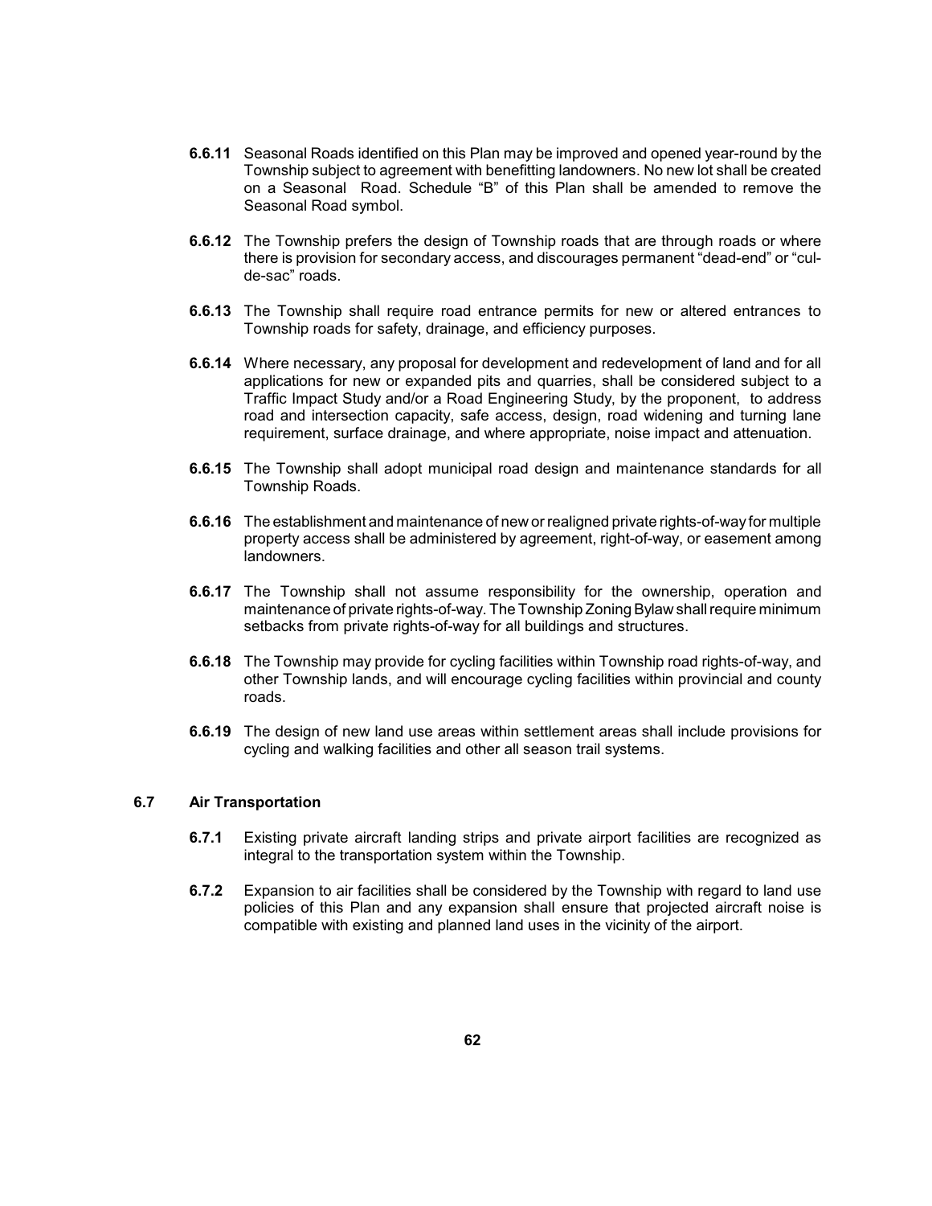**6.6.11** Seasonal Roads identified on this Plan may be improved and opened year-round by the Township subject to agreement with benefitting landowners. No new lot shall be created on a Seasonal Road. Schedule "B" of this Plan shall be amended to remove the Seasonal Road symbol.

**6.6.12** The Township prefers the design of Township roads that are through roads or where there is provision for secondary access, and discourages permanent "dead-end" or "cul-de-sac" roads.

**6.6.13** The Township shall require road entrance permits for new or altered entrances to Township roads for safety, drainage, and efficiency purposes.

**6.6.14** Where necessary, any proposal for development and redevelopment of land and for all applications for new or expanded pits and quarries, shall be considered subject to a Traffic Impact Study and/or a Road Engineering Study, by the proponent, to address road and intersection capacity, safe access, design, road widening and turning lane requirement, surface drainage, and where appropriate, noise impact and attenuation.

**6.6.15** The Township shall adopt municipal road design and maintenance standards for all Township Roads.

**6.6.16** The establishment and maintenance of new or realigned private rights-of-way for multiple property access shall be administered by agreement, right-of-way, or easement among landowners.

**6.6.17** The Township shall not assume responsibility for the ownership, operation and maintenance of private rights-of-way. The Township Zoning Bylaw shall require minimum setbacks from private rights-of-way for all buildings and structures.

**6.6.18** The Township may provide for cycling facilities within Township road rights-of-way, and other Township lands, and will encourage cycling facilities within provincial and county roads.

**6.6.19** The design of new land use areas within settlement areas shall include provisions for cycling and walking facilities and other all season trail systems.

## 6.7 Air Transportation

**6.7.1** Existing private aircraft landing strips and private airport facilities are recognized as integral to the transportation system within the Township.

**6.7.2** Expansion to air facilities shall be considered by the Township with regard to land use policies of this Plan and any expansion shall ensure that projected aircraft noise is compatible with existing and planned land uses in the vicinity of the airport.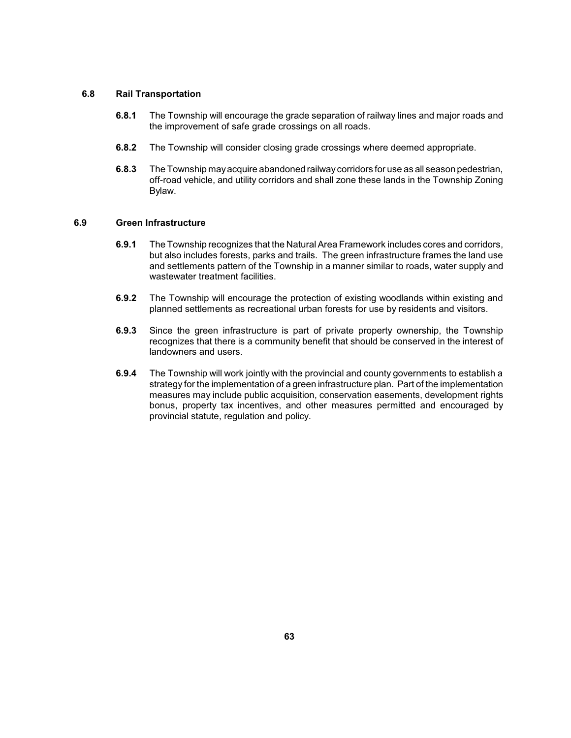### 6.8 Rail Transportation

**6.8.1** The Township will encourage the grade separation of railway lines and major roads and the improvement of safe grade crossings on all roads.

**6.8.2** The Township will consider closing grade crossings where deemed appropriate.

**6.8.3** The Township may acquire abandoned railway corridors for use as all season pedestrian, off-road vehicle, and utility corridors and shall zone these lands in the Township Zoning Bylaw.

### 6.9 Green Infrastructure

**6.9.1** The Township recognizes that the Natural Area Framework includes cores and corridors, but also includes forests, parks and trails. The green infrastructure frames the land use and settlements pattern of the Township in a manner similar to roads, water supply and wastewater treatment facilities.

**6.9.2** The Township will encourage the protection of existing woodlands within existing and planned settlements as recreational urban forests for use by residents and visitors.

**6.9.3** Since the green infrastructure is part of private property ownership, the Township recognizes that there is a community benefit that should be conserved in the interest of landowners and users.

**6.9.4** The Township will work jointly with the provincial and county governments to establish a strategy for the implementation of a green infrastructure plan. Part of the implementation measures may include public acquisition, conservation easements, development rights bonus, property tax incentives, and other measures permitted and encouraged by provincial statute, regulation and policy.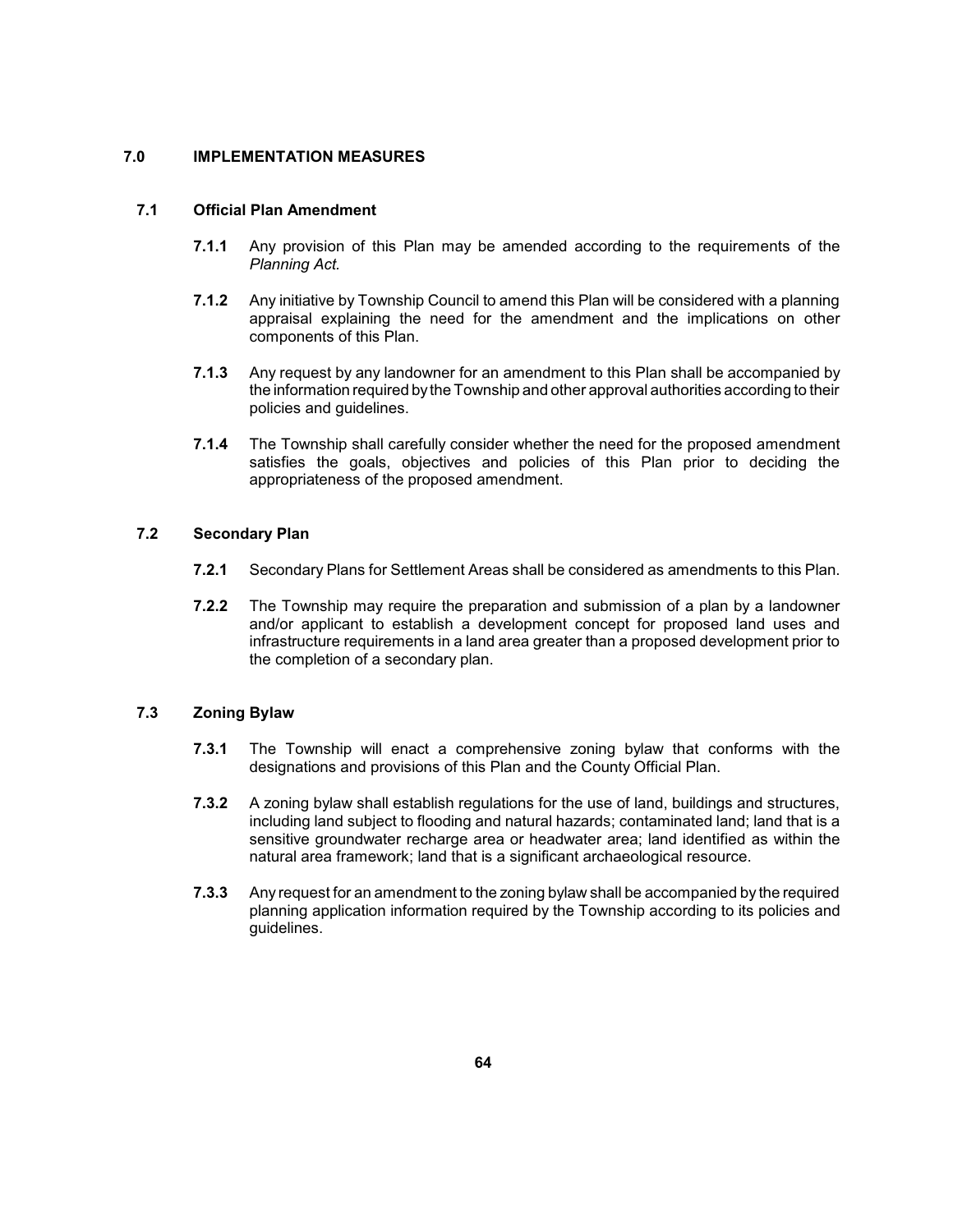## 7.0 IMPLEMENTATION MEASURES

### 7.1 Official Plan Amendment

**7.1.1** Any provision of this Plan may be amended according to the requirements of the *Planning Act.*

**7.1.2** Any initiative by Township Council to amend this Plan will be considered with a planning appraisal explaining the need for the amendment and the implications on other components of this Plan.

**7.1.3** Any request by any landowner for an amendment to this Plan shall be accompanied by the information required by the Township and other approval authorities according to their policies and guidelines.

**7.1.4** The Township shall carefully consider whether the need for the proposed amendment satisfies the goals, objectives and policies of this Plan prior to deciding the appropriateness of the proposed amendment.

### 7.2 Secondary Plan

**7.2.1** Secondary Plans for Settlement Areas shall be considered as amendments to this Plan.

**7.2.2** The Township may require the preparation and submission of a plan by a landowner and/or applicant to establish a development concept for proposed land uses and infrastructure requirements in a land area greater than a proposed development prior to the completion of a secondary plan.

### 7.3 Zoning Bylaw

**7.3.1** The Township will enact a comprehensive zoning bylaw that conforms with the designations and provisions of this Plan and the County Official Plan.

**7.3.2** A zoning bylaw shall establish regulations for the use of land, buildings and structures, including land subject to flooding and natural hazards; contaminated land; land that is a sensitive groundwater recharge area or headwater area; land identified as within the natural area framework; land that is a significant archaeological resource.

**7.3.3** Any request for an amendment to the zoning bylaw shall be accompanied by the required planning application information required by the Township according to its policies and guidelines.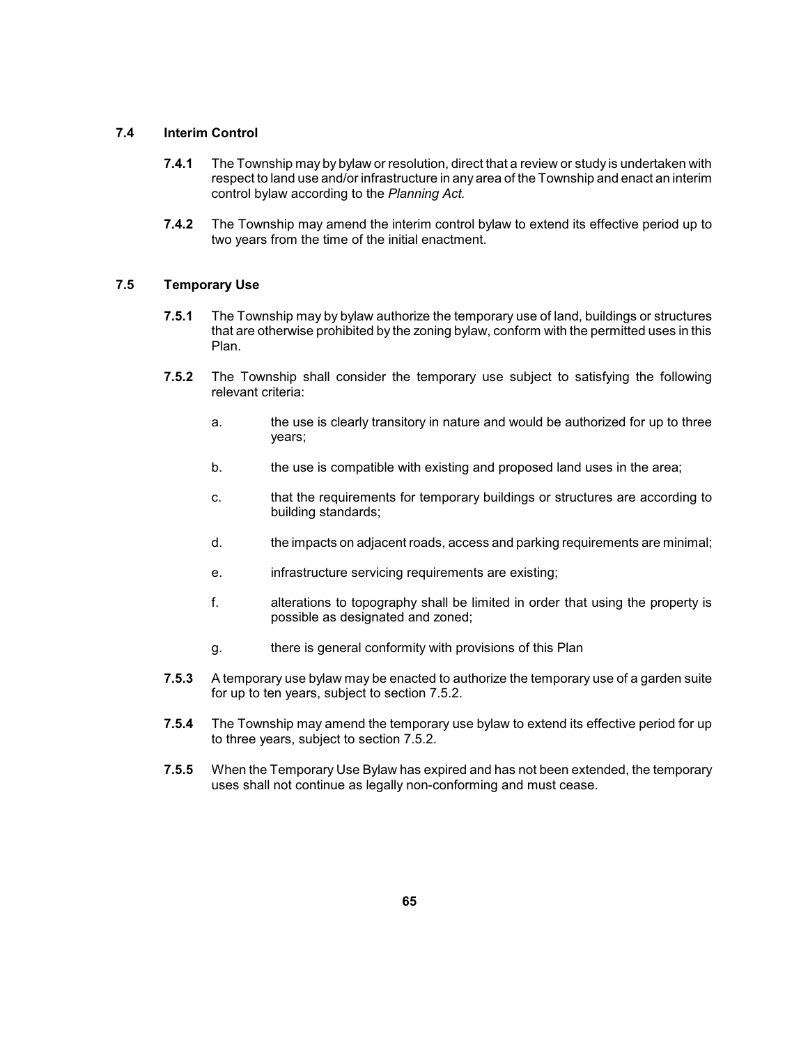## 7.4 Interim Control

**7.4.1** The Township may by bylaw or resolution, direct that a review or study is undertaken with respect to land use and/or infrastructure in any area of the Township and enact an interim control bylaw according to the *Planning Act.*

**7.4.2** The Township may amend the interim control bylaw to extend its effective period up to two years from the time of the initial enactment.

## 7.5 Temporary Use

**7.5.1** The Township may by bylaw authorize the temporary use of land, buildings or structures that are otherwise prohibited by the zoning bylaw, conform with the permitted uses in this Plan.

**7.5.2** The Township shall consider the temporary use subject to satisfying the following relevant criteria:

a. the use is clearly transitory in nature and would be authorized for up to three years;

b. the use is compatible with existing and proposed land uses in the area;

c. that the requirements for temporary buildings or structures are according to building standards;

d. the impacts on adjacent roads, access and parking requirements are minimal;

e. infrastructure servicing requirements are existing;

f. alterations to topography shall be limited in order that using the property is possible as designated and zoned;

g. there is general conformity with provisions of this Plan

**7.5.3** A temporary use bylaw may be enacted to authorize the temporary use of a garden suite for up to ten years, subject to section 7.5.2.

**7.5.4** The Township may amend the temporary use bylaw to extend its effective period for up to three years, subject to section 7.5.2.

**7.5.5** When the Temporary Use Bylaw has expired and has not been extended, the temporary uses shall not continue as legally non-conforming and must cease.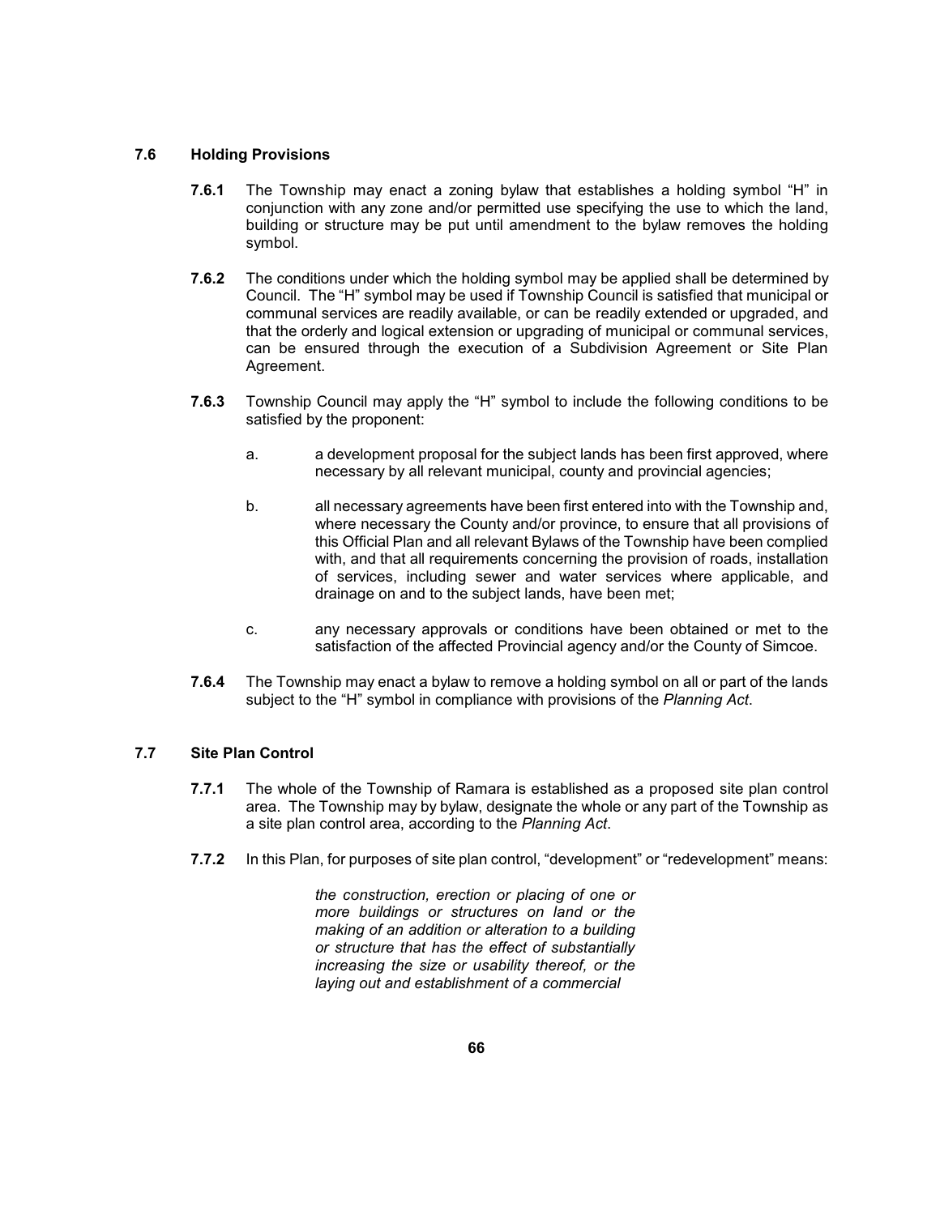## 7.6 Holding Provisions

**7.6.1** The Township may enact a zoning bylaw that establishes a holding symbol "H" in conjunction with any zone and/or permitted use specifying the use to which the land, building or structure may be put until amendment to the bylaw removes the holding symbol.

**7.6.2** The conditions under which the holding symbol may be applied shall be determined by Council. The "H" symbol may be used if Township Council is satisfied that municipal or communal services are readily available, or can be readily extended or upgraded, and that the orderly and logical extension or upgrading of municipal or communal services, can be ensured through the execution of a Subdivision Agreement or Site Plan Agreement.

**7.6.3** Township Council may apply the "H" symbol to include the following conditions to be satisfied by the proponent:

a. a development proposal for the subject lands has been first approved, where necessary by all relevant municipal, county and provincial agencies;

b. all necessary agreements have been first entered into with the Township and, where necessary the County and/or province, to ensure that all provisions of this Official Plan and all relevant Bylaws of the Township have been complied with, and that all requirements concerning the provision of roads, installation of services, including sewer and water services where applicable, and drainage on and to the subject lands, have been met;

c. any necessary approvals or conditions have been obtained or met to the satisfaction of the affected Provincial agency and/or the County of Simcoe.

**7.6.4** The Township may enact a bylaw to remove a holding symbol on all or part of the lands subject to the "H" symbol in compliance with provisions of the *Planning Act*.

## 7.7 Site Plan Control

**7.7.1** The whole of the Township of Ramara is established as a proposed site plan control area. The Township may by bylaw, designate the whole or any part of the Township as a site plan control area, according to the *Planning Act*.

**7.7.2** In this Plan, for purposes of site plan control, "development" or "redevelopment" means:

> *the construction, erection or placing of one or more buildings or structures on land or the making of an addition or alteration to a building or structure that has the effect of substantially increasing the size or usability thereof, or the laying out and establishment of a commercial*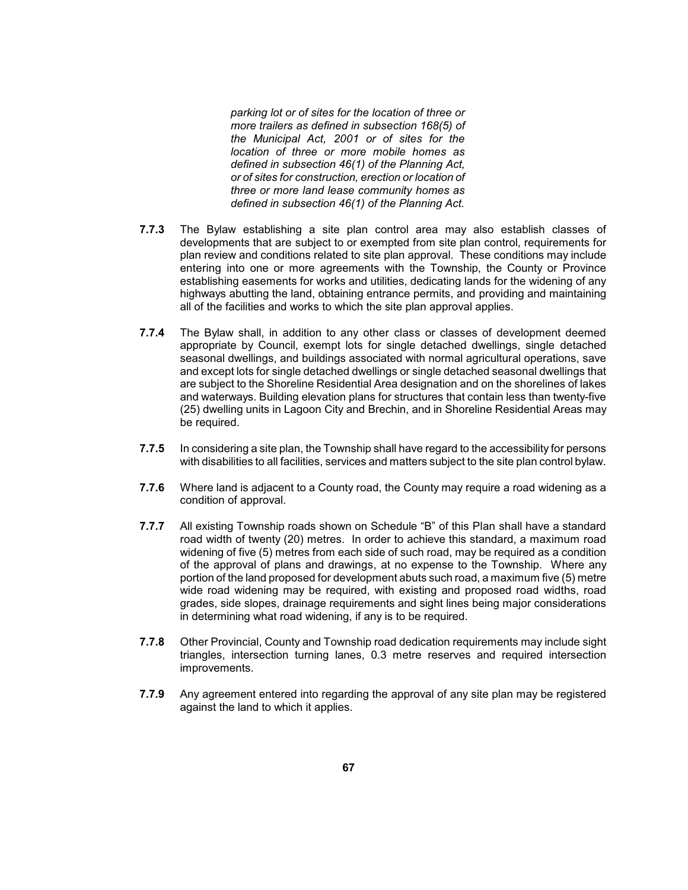*parking lot or of sites for the location of three or more trailers as defined in subsection 168(5) of the Municipal Act, 2001 or of sites for the location of three or more mobile homes as defined in subsection 46(1) of the Planning Act, or of sites for construction, erection or location of three or more land lease community homes as defined in subsection 46(1) of the Planning Act.*

**7.7.3** The Bylaw establishing a site plan control area may also establish classes of developments that are subject to or exempted from site plan control, requirements for plan review and conditions related to site plan approval. These conditions may include entering into one or more agreements with the Township, the County or Province establishing easements for works and utilities, dedicating lands for the widening of any highways abutting the land, obtaining entrance permits, and providing and maintaining all of the facilities and works to which the site plan approval applies.

**7.7.4** The Bylaw shall, in addition to any other class or classes of development deemed appropriate by Council, exempt lots for single detached dwellings, single detached seasonal dwellings, and buildings associated with normal agricultural operations, save and except lots for single detached dwellings or single detached seasonal dwellings that are subject to the Shoreline Residential Area designation and on the shorelines of lakes and waterways. Building elevation plans for structures that contain less than twenty-five (25) dwelling units in Lagoon City and Brechin, and in Shoreline Residential Areas may be required.

**7.7.5** In considering a site plan, the Township shall have regard to the accessibility for persons with disabilities to all facilities, services and matters subject to the site plan control bylaw.

**7.7.6** Where land is adjacent to a County road, the County may require a road widening as a condition of approval.

**7.7.7** All existing Township roads shown on Schedule "B" of this Plan shall have a standard road width of twenty (20) metres. In order to achieve this standard, a maximum road widening of five (5) metres from each side of such road, may be required as a condition of the approval of plans and drawings, at no expense to the Township. Where any portion of the land proposed for development abuts such road, a maximum five (5) metre wide road widening may be required, with existing and proposed road widths, road grades, side slopes, drainage requirements and sight lines being major considerations in determining what road widening, if any is to be required.

**7.7.8** Other Provincial, County and Township road dedication requirements may include sight triangles, intersection turning lanes, 0.3 metre reserves and required intersection improvements.

**7.7.9** Any agreement entered into regarding the approval of any site plan may be registered against the land to which it applies.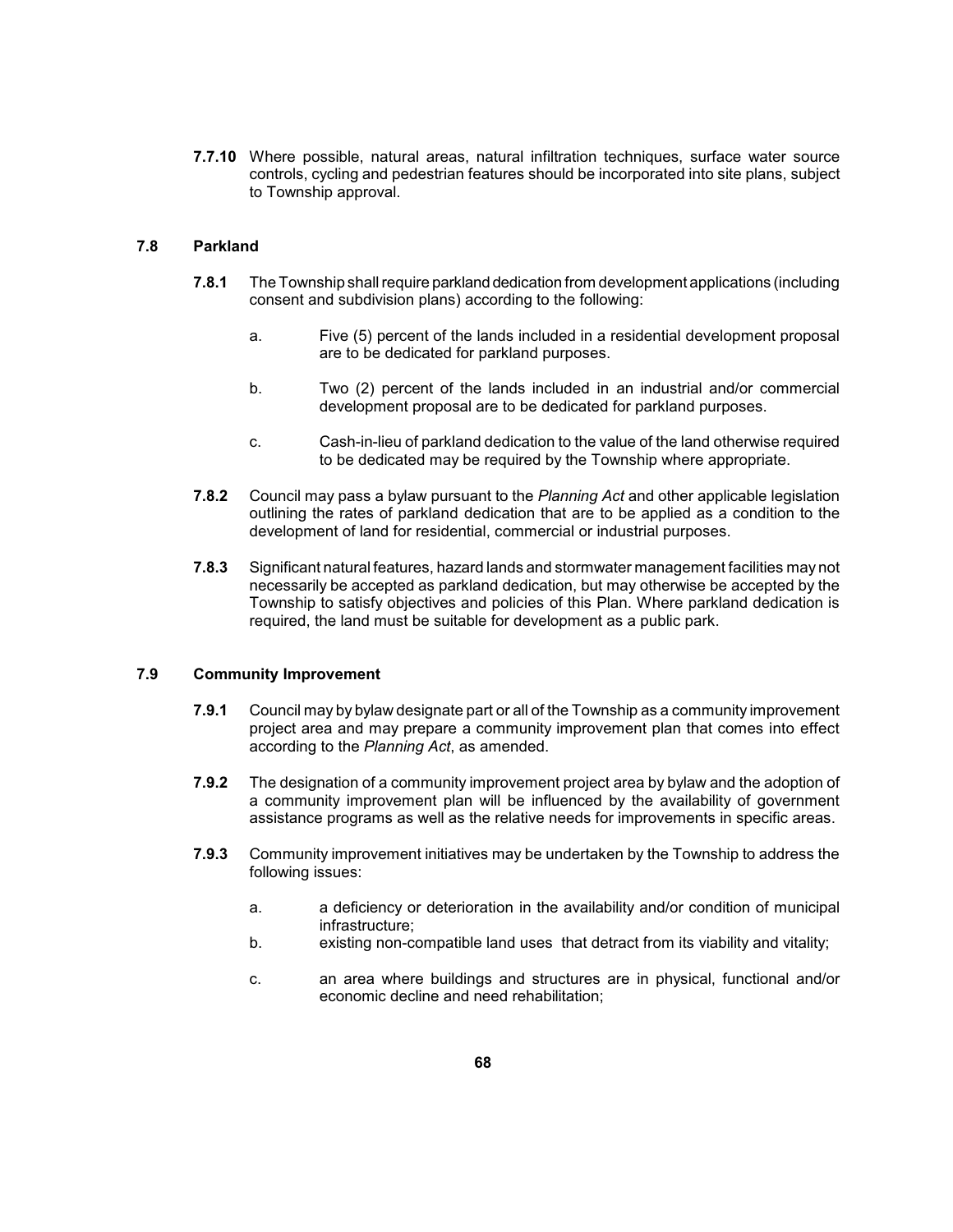**7.7.10** Where possible, natural areas, natural infiltration techniques, surface water source controls, cycling and pedestrian features should be incorporated into site plans, subject to Township approval.

## 7.8 Parkland

**7.8.1** The Township shall require parkland dedication from development applications (including consent and subdivision plans) according to the following:

a. Five (5) percent of the lands included in a residential development proposal are to be dedicated for parkland purposes.

b. Two (2) percent of the lands included in an industrial and/or commercial development proposal are to be dedicated for parkland purposes.

c. Cash-in-lieu of parkland dedication to the value of the land otherwise required to be dedicated may be required by the Township where appropriate.

**7.8.2** Council may pass a bylaw pursuant to the *Planning Act* and other applicable legislation outlining the rates of parkland dedication that are to be applied as a condition to the development of land for residential, commercial or industrial purposes.

**7.8.3** Significant natural features, hazard lands and stormwater management facilities may not necessarily be accepted as parkland dedication, but may otherwise be accepted by the Township to satisfy objectives and policies of this Plan. Where parkland dedication is required, the land must be suitable for development as a public park.

## 7.9 Community Improvement

**7.9.1** Council may by bylaw designate part or all of the Township as a community improvement project area and may prepare a community improvement plan that comes into effect according to the *Planning Act*, as amended.

**7.9.2** The designation of a community improvement project area by bylaw and the adoption of a community improvement plan will be influenced by the availability of government assistance programs as well as the relative needs for improvements in specific areas.

**7.9.3** Community improvement initiatives may be undertaken by the Township to address the following issues:

a. a deficiency or deterioration in the availability and/or condition of municipal infrastructure;

b. existing non-compatible land uses that detract from its viability and vitality;

c. an area where buildings and structures are in physical, functional and/or economic decline and need rehabilitation;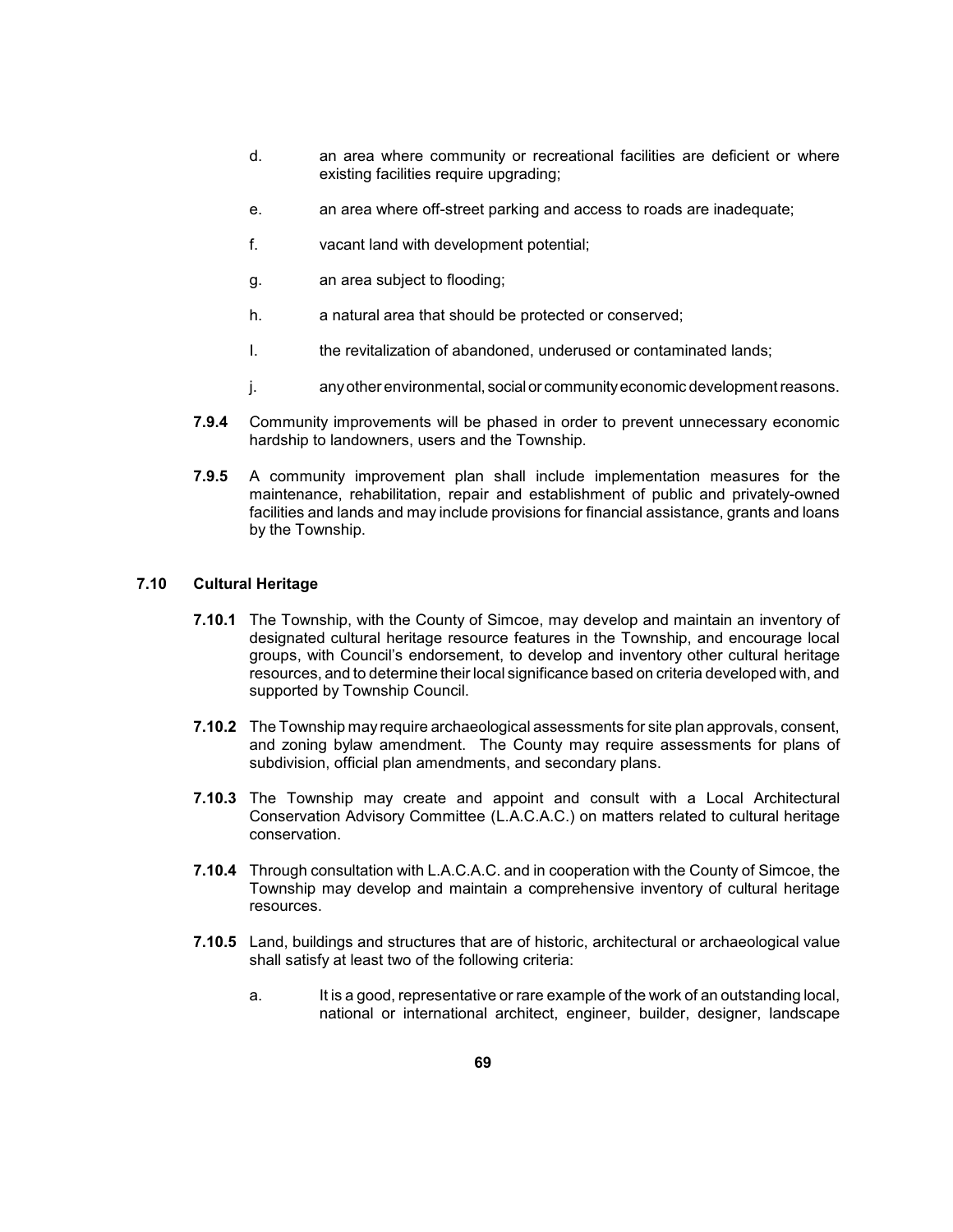d. an area where community or recreational facilities are deficient or where existing facilities require upgrading;

e. an area where off-street parking and access to roads are inadequate;

f. vacant land with development potential;

g. an area subject to flooding;

h. a natural area that should be protected or conserved;

I. the revitalization of abandoned, underused or contaminated lands;

j. any other environmental, social or community economic development reasons.

**7.9.4** Community improvements will be phased in order to prevent unnecessary economic hardship to landowners, users and the Township.

**7.9.5** A community improvement plan shall include implementation measures for the maintenance, rehabilitation, repair and establishment of public and privately-owned facilities and lands and may include provisions for financial assistance, grants and loans by the Township.

### 7.10 Cultural Heritage

**7.10.1** The Township, with the County of Simcoe, may develop and maintain an inventory of designated cultural heritage resource features in the Township, and encourage local groups, with Council's endorsement, to develop and inventory other cultural heritage resources, and to determine their local significance based on criteria developed with, and supported by Township Council.

**7.10.2** The Township may require archaeological assessments for site plan approvals, consent, and zoning bylaw amendment. The County may require assessments for plans of subdivision, official plan amendments, and secondary plans.

**7.10.3** The Township may create and appoint and consult with a Local Architectural Conservation Advisory Committee (L.A.C.A.C.) on matters related to cultural heritage conservation.

**7.10.4** Through consultation with L.A.C.A.C. and in cooperation with the County of Simcoe, the Township may develop and maintain a comprehensive inventory of cultural heritage resources.

**7.10.5** Land, buildings and structures that are of historic, architectural or archaeological value shall satisfy at least two of the following criteria:

a. It is a good, representative or rare example of the work of an outstanding local, national or international architect, engineer, builder, designer, landscape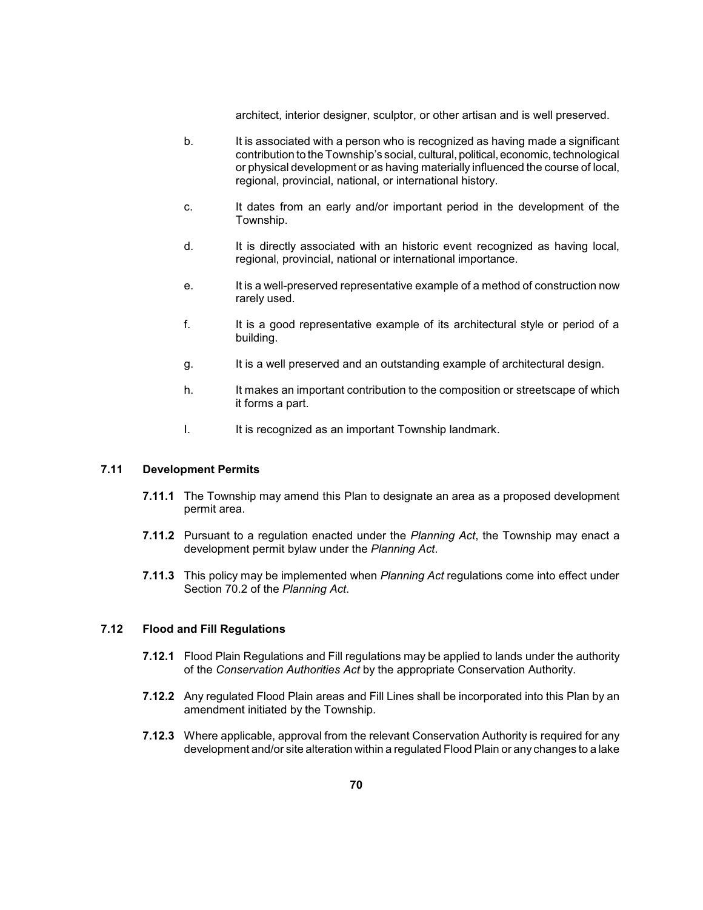architect, interior designer, sculptor, or other artisan and is well preserved.

b. It is associated with a person who is recognized as having made a significant contribution to the Township's social, cultural, political, economic, technological or physical development or as having materially influenced the course of local, regional, provincial, national, or international history.

c. It dates from an early and/or important period in the development of the Township.

d. It is directly associated with an historic event recognized as having local, regional, provincial, national or international importance.

e. It is a well-preserved representative example of a method of construction now rarely used.

f. It is a good representative example of its architectural style or period of a building.

g. It is a well preserved and an outstanding example of architectural design.

h. It makes an important contribution to the composition or streetscape of which it forms a part.

I. It is recognized as an important Township landmark.

### 7.11 Development Permits

**7.11.1** The Township may amend this Plan to designate an area as a proposed development permit area.

**7.11.2** Pursuant to a regulation enacted under the *Planning Act*, the Township may enact a development permit bylaw under the *Planning Act*.

**7.11.3** This policy may be implemented when *Planning Act* regulations come into effect under Section 70.2 of the *Planning Act*.

### 7.12 Flood and Fill Regulations

**7.12.1** Flood Plain Regulations and Fill regulations may be applied to lands under the authority of the *Conservation Authorities Act* by the appropriate Conservation Authority.

**7.12.2** Any regulated Flood Plain areas and Fill Lines shall be incorporated into this Plan by an amendment initiated by the Township.

**7.12.3** Where applicable, approval from the relevant Conservation Authority is required for any development and/or site alteration within a regulated Flood Plain or any changes to a lake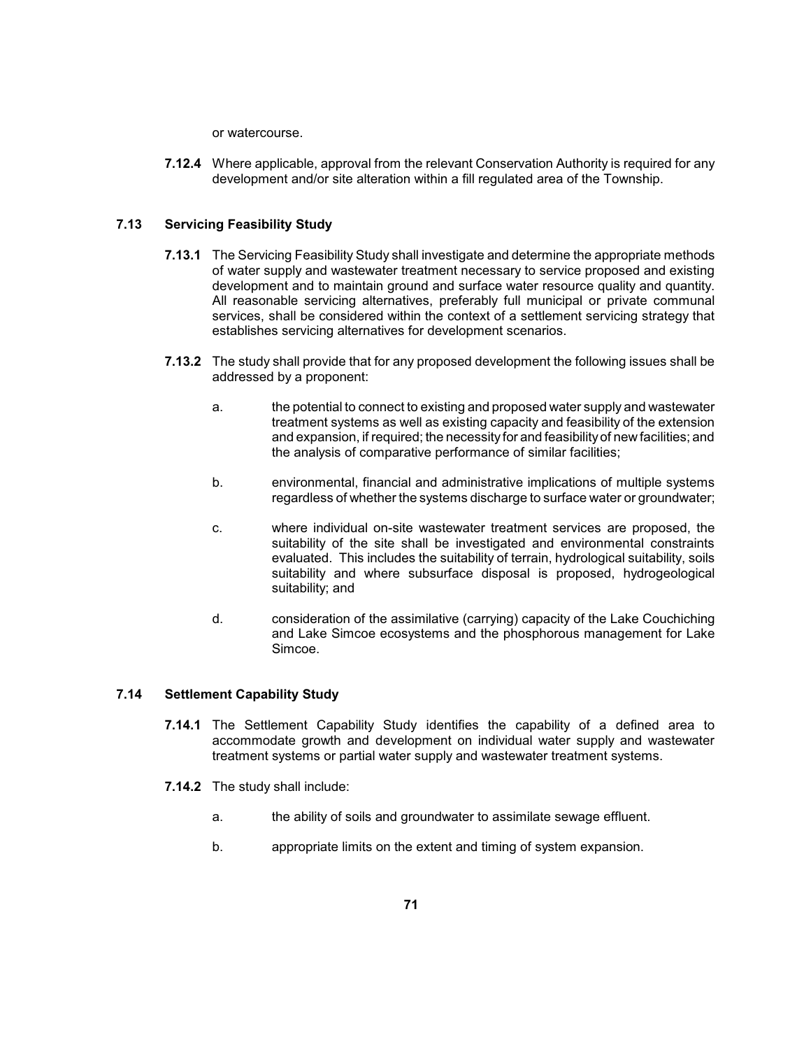or watercourse.

**7.12.4** Where applicable, approval from the relevant Conservation Authority is required for any development and/or site alteration within a fill regulated area of the Township.

### 7.13 Servicing Feasibility Study

**7.13.1** The Servicing Feasibility Study shall investigate and determine the appropriate methods of water supply and wastewater treatment necessary to service proposed and existing development and to maintain ground and surface water resource quality and quantity. All reasonable servicing alternatives, preferably full municipal or private communal services, shall be considered within the context of a settlement servicing strategy that establishes servicing alternatives for development scenarios.

**7.13.2** The study shall provide that for any proposed development the following issues shall be addressed by a proponent:

a. the potential to connect to existing and proposed water supply and wastewater treatment systems as well as existing capacity and feasibility of the extension and expansion, if required; the necessity for and feasibility of new facilities; and the analysis of comparative performance of similar facilities;

b. environmental, financial and administrative implications of multiple systems regardless of whether the systems discharge to surface water or groundwater;

c. where individual on-site wastewater treatment services are proposed, the suitability of the site shall be investigated and environmental constraints evaluated. This includes the suitability of terrain, hydrological suitability, soils suitability and where subsurface disposal is proposed, hydrogeological suitability; and

d. consideration of the assimilative (carrying) capacity of the Lake Couchiching and Lake Simcoe ecosystems and the phosphorous management for Lake Simcoe.

### 7.14 Settlement Capability Study

**7.14.1** The Settlement Capability Study identifies the capability of a defined area to accommodate growth and development on individual water supply and wastewater treatment systems or partial water supply and wastewater treatment systems.

**7.14.2** The study shall include:

a. the ability of soils and groundwater to assimilate sewage effluent.

b. appropriate limits on the extent and timing of system expansion.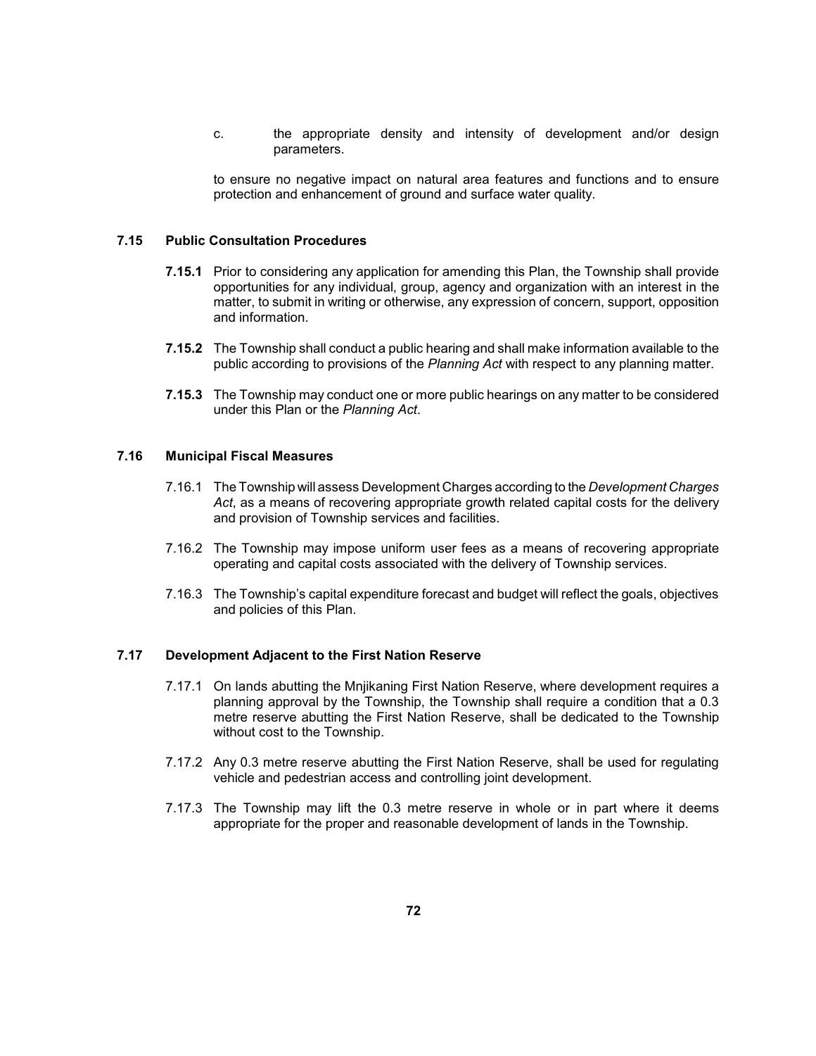c. the appropriate density and intensity of development and/or design parameters.

to ensure no negative impact on natural area features and functions and to ensure protection and enhancement of ground and surface water quality.

### 7.15 Public Consultation Procedures

**7.15.1** Prior to considering any application for amending this Plan, the Township shall provide opportunities for any individual, group, agency and organization with an interest in the matter, to submit in writing or otherwise, any expression of concern, support, opposition and information.

**7.15.2** The Township shall conduct a public hearing and shall make information available to the public according to provisions of the *Planning Act* with respect to any planning matter.

**7.15.3** The Township may conduct one or more public hearings on any matter to be considered under this Plan or the *Planning Act*.

### 7.16 Municipal Fiscal Measures

7.16.1 The Township will assess Development Charges according to the *Development Charges Act*, as a means of recovering appropriate growth related capital costs for the delivery and provision of Township services and facilities.

7.16.2 The Township may impose uniform user fees as a means of recovering appropriate operating and capital costs associated with the delivery of Township services.

7.16.3 The Township's capital expenditure forecast and budget will reflect the goals, objectives and policies of this Plan.

### 7.17 Development Adjacent to the First Nation Reserve

7.17.1 On lands abutting the Mnjikaning First Nation Reserve, where development requires a planning approval by the Township, the Township shall require a condition that a 0.3 metre reserve abutting the First Nation Reserve, shall be dedicated to the Township without cost to the Township.

7.17.2 Any 0.3 metre reserve abutting the First Nation Reserve, shall be used for regulating vehicle and pedestrian access and controlling joint development.

7.17.3 The Township may lift the 0.3 metre reserve in whole or in part where it deems appropriate for the proper and reasonable development of lands in the Township.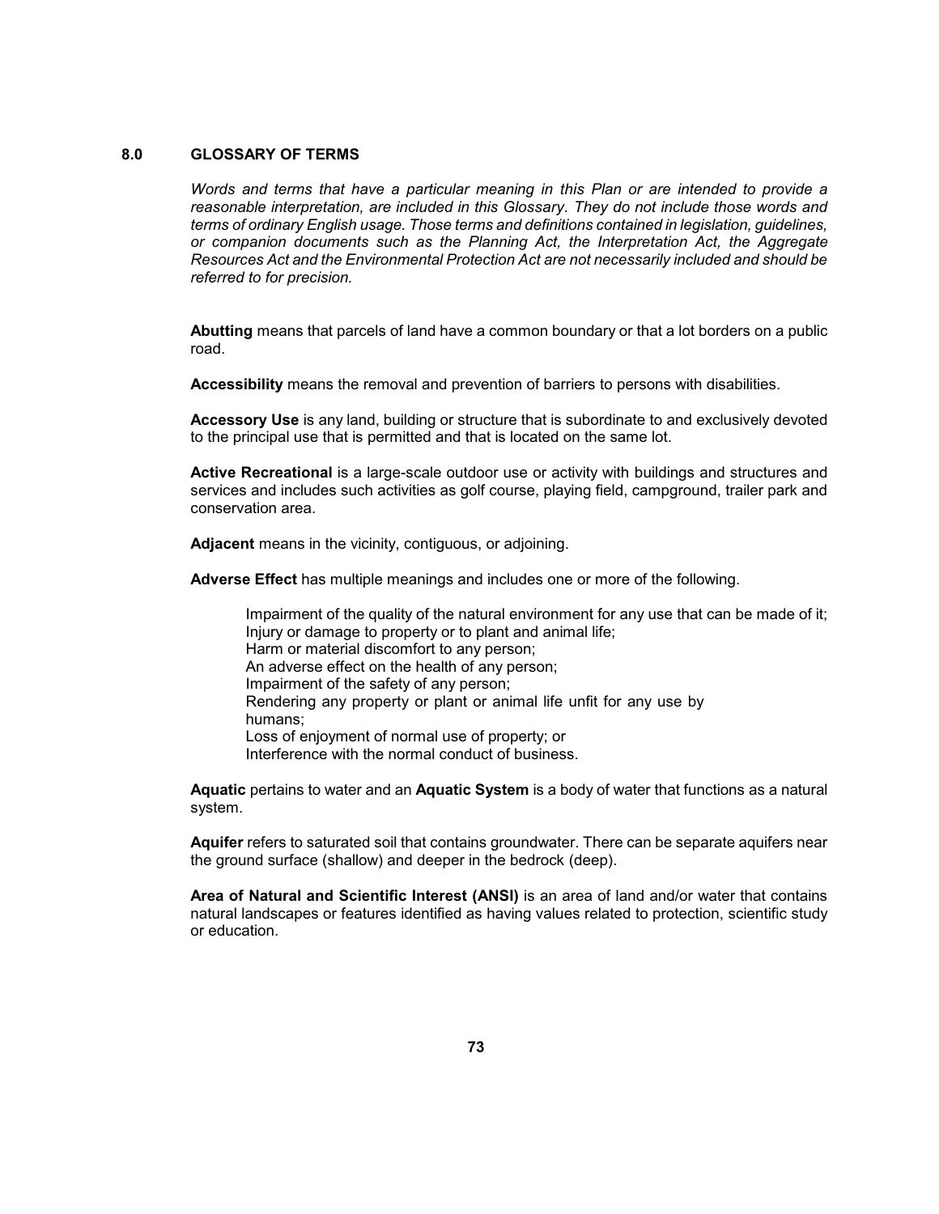## 8.0 GLOSSARY OF TERMS

*Words and terms that have a particular meaning in this Plan or are intended to provide a reasonable interpretation, are included in this Glossary. They do not include those words and terms of ordinary English usage. Those terms and definitions contained in legislation, guidelines, or companion documents such as the Planning Act, the Interpretation Act, the Aggregate Resources Act and the Environmental Protection Act are not necessarily included and should be referred to for precision.*

**Abutting** means that parcels of land have a common boundary or that a lot borders on a public road.

**Accessibility** means the removal and prevention of barriers to persons with disabilities.

**Accessory Use** is any land, building or structure that is subordinate to and exclusively devoted to the principal use that is permitted and that is located on the same lot.

**Active Recreational** is a large-scale outdoor use or activity with buildings and structures and services and includes such activities as golf course, playing field, campground, trailer park and conservation area.

**Adjacent** means in the vicinity, contiguous, or adjoining.

**Adverse Effect** has multiple meanings and includes one or more of the following.

Impairment of the quality of the natural environment for any use that can be made of it;
Injury or damage to property or to plant and animal life;
Harm or material discomfort to any person;
An adverse effect on the health of any person;
Impairment of the safety of any person;
Rendering any property or plant or animal life unfit for any use by humans;
Loss of enjoyment of normal use of property; or
Interference with the normal conduct of business.

**Aquatic** pertains to water and an **Aquatic System** is a body of water that functions as a natural system.

**Aquifer** refers to saturated soil that contains groundwater. There can be separate aquifers near the ground surface (shallow) and deeper in the bedrock (deep).

**Area of Natural and Scientific Interest (ANSI)** is an area of land and/or water that contains natural landscapes or features identified as having values related to protection, scientific study or education.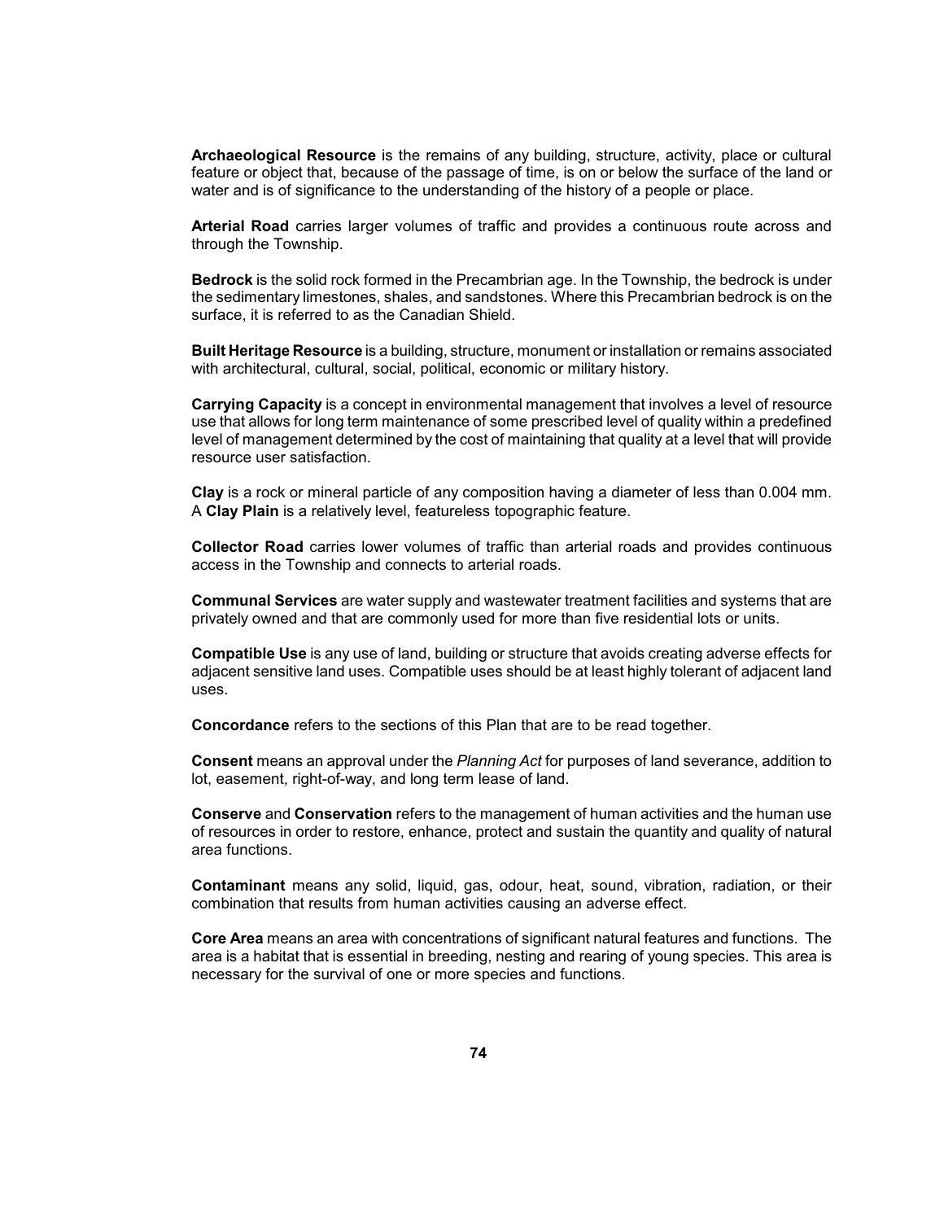**Archaeological Resource** is the remains of any building, structure, activity, place or cultural feature or object that, because of the passage of time, is on or below the surface of the land or water and is of significance to the understanding of the history of a people or place.

**Arterial Road** carries larger volumes of traffic and provides a continuous route across and through the Township.

**Bedrock** is the solid rock formed in the Precambrian age. In the Township, the bedrock is under the sedimentary limestones, shales, and sandstones. Where this Precambrian bedrock is on the surface, it is referred to as the Canadian Shield.

**Built Heritage Resource** is a building, structure, monument or installation or remains associated with architectural, cultural, social, political, economic or military history.

**Carrying Capacity** is a concept in environmental management that involves a level of resource use that allows for long term maintenance of some prescribed level of quality within a predefined level of management determined by the cost of maintaining that quality at a level that will provide resource user satisfaction.

**Clay** is a rock or mineral particle of any composition having a diameter of less than 0.004 mm. A **Clay Plain** is a relatively level, featureless topographic feature.

**Collector Road** carries lower volumes of traffic than arterial roads and provides continuous access in the Township and connects to arterial roads.

**Communal Services** are water supply and wastewater treatment facilities and systems that are privately owned and that are commonly used for more than five residential lots or units.

**Compatible Use** is any use of land, building or structure that avoids creating adverse effects for adjacent sensitive land uses. Compatible uses should be at least highly tolerant of adjacent land uses.

**Concordance** refers to the sections of this Plan that are to be read together.

**Consent** means an approval under the *Planning Act* for purposes of land severance, addition to lot, easement, right-of-way, and long term lease of land.

**Conserve** and **Conservation** refers to the management of human activities and the human use of resources in order to restore, enhance, protect and sustain the quantity and quality of natural area functions.

**Contaminant** means any solid, liquid, gas, odour, heat, sound, vibration, radiation, or their combination that results from human activities causing an adverse effect.

**Core Area** means an area with concentrations of significant natural features and functions. The area is a habitat that is essential in breeding, nesting and rearing of young species. This area is necessary for the survival of one or more species and functions.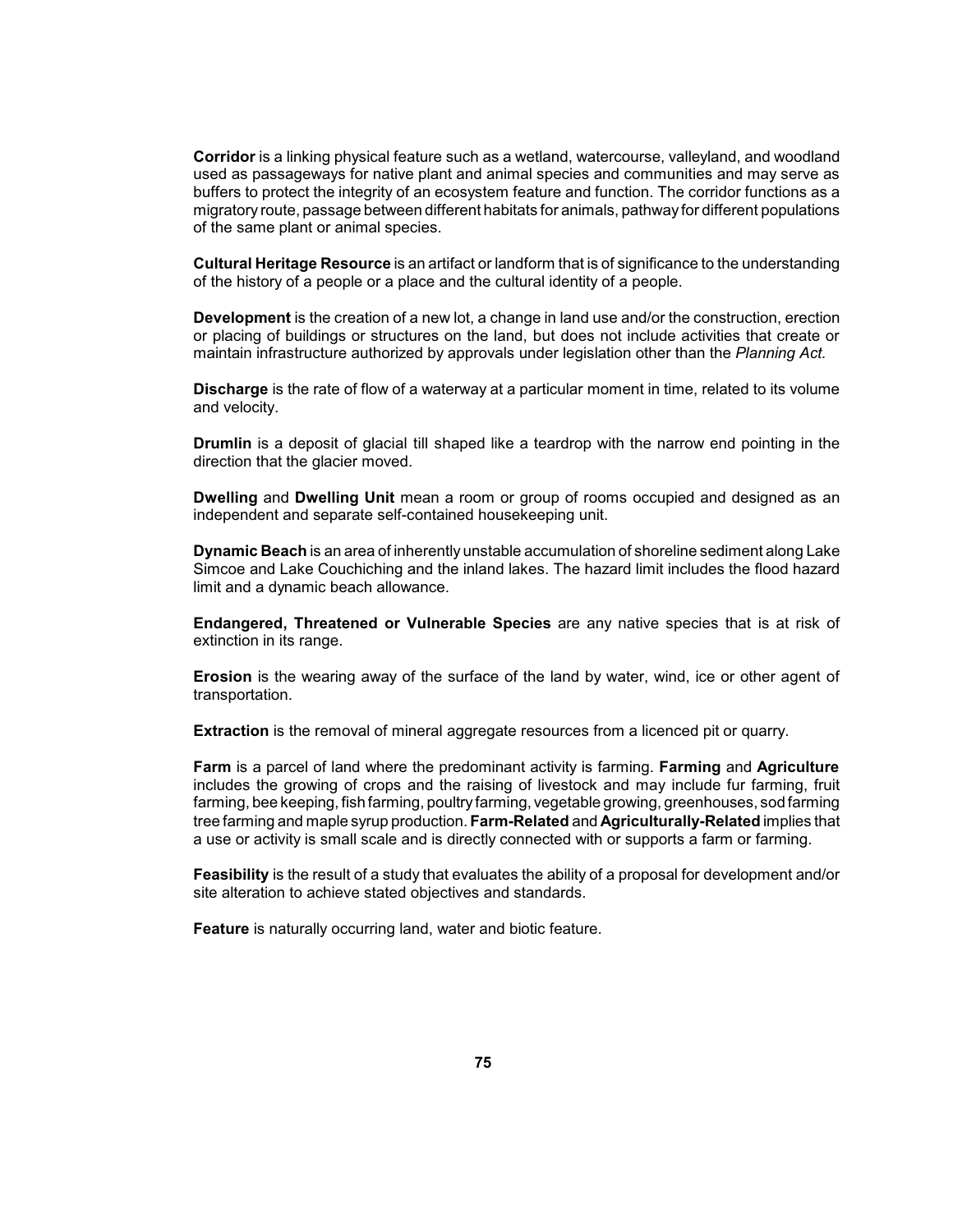**Corridor** is a linking physical feature such as a wetland, watercourse, valleyland, and woodland used as passageways for native plant and animal species and communities and may serve as buffers to protect the integrity of an ecosystem feature and function. The corridor functions as a migratory route, passage between different habitats for animals, pathway for different populations of the same plant or animal species.

**Cultural Heritage Resource** is an artifact or landform that is of significance to the understanding of the history of a people or a place and the cultural identity of a people.

**Development** is the creation of a new lot, a change in land use and/or the construction, erection or placing of buildings or structures on the land, but does not include activities that create or maintain infrastructure authorized by approvals under legislation other than the *Planning Act.*

**Discharge** is the rate of flow of a waterway at a particular moment in time, related to its volume and velocity.

**Drumlin** is a deposit of glacial till shaped like a teardrop with the narrow end pointing in the direction that the glacier moved.

**Dwelling** and **Dwelling Unit** mean a room or group of rooms occupied and designed as an independent and separate self-contained housekeeping unit.

**Dynamic Beach** is an area of inherently unstable accumulation of shoreline sediment along Lake Simcoe and Lake Couchiching and the inland lakes. The hazard limit includes the flood hazard limit and a dynamic beach allowance.

**Endangered, Threatened or Vulnerable Species** are any native species that is at risk of extinction in its range.

**Erosion** is the wearing away of the surface of the land by water, wind, ice or other agent of transportation.

**Extraction** is the removal of mineral aggregate resources from a licenced pit or quarry.

**Farm** is a parcel of land where the predominant activity is farming. **Farming** and **Agriculture** includes the growing of crops and the raising of livestock and may include fur farming, fruit farming, bee keeping, fish farming, poultry farming, vegetable growing, greenhouses, sod farming tree farming and maple syrup production. **Farm-Related** and **Agriculturally-Related** implies that a use or activity is small scale and is directly connected with or supports a farm or farming.

**Feasibility** is the result of a study that evaluates the ability of a proposal for development and/or site alteration to achieve stated objectives and standards.

**Feature** is naturally occurring land, water and biotic feature.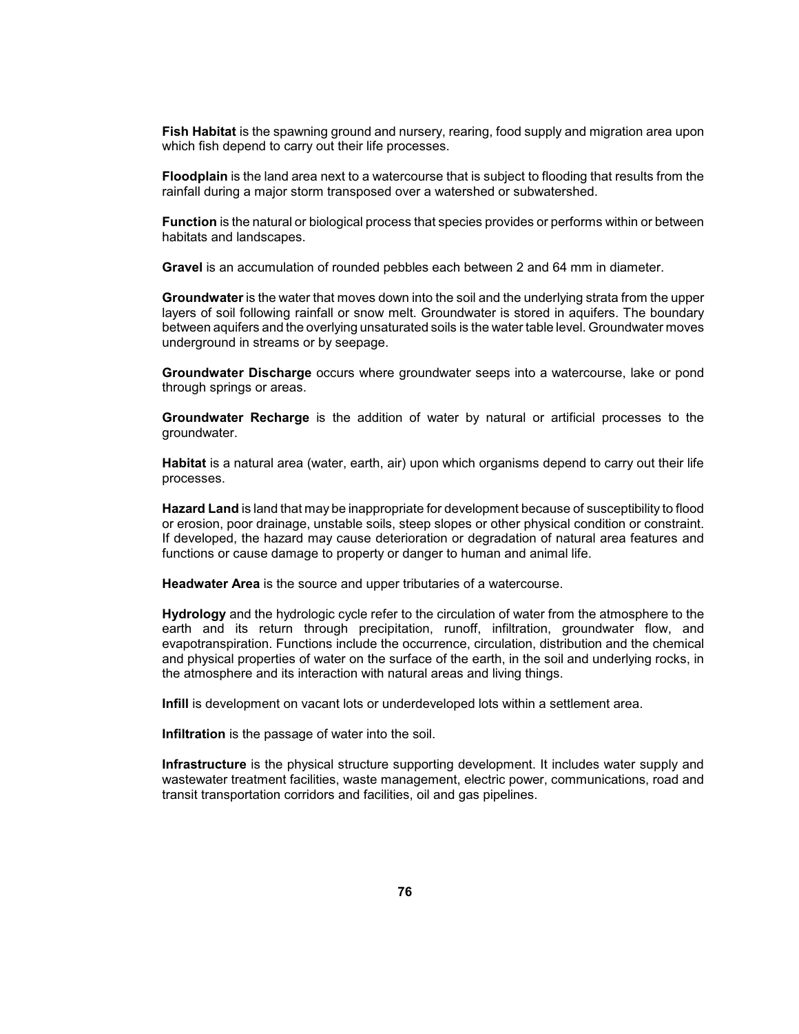**Fish Habitat** is the spawning ground and nursery, rearing, food supply and migration area upon which fish depend to carry out their life processes.

**Floodplain** is the land area next to a watercourse that is subject to flooding that results from the rainfall during a major storm transposed over a watershed or subwatershed.

**Function** is the natural or biological process that species provides or performs within or between habitats and landscapes.

**Gravel** is an accumulation of rounded pebbles each between 2 and 64 mm in diameter.

**Groundwater** is the water that moves down into the soil and the underlying strata from the upper layers of soil following rainfall or snow melt. Groundwater is stored in aquifers. The boundary between aquifers and the overlying unsaturated soils is the water table level. Groundwater moves underground in streams or by seepage.

**Groundwater Discharge** occurs where groundwater seeps into a watercourse, lake or pond through springs or areas.

**Groundwater Recharge** is the addition of water by natural or artificial processes to the groundwater.

**Habitat** is a natural area (water, earth, air) upon which organisms depend to carry out their life processes.

**Hazard Land** is land that may be inappropriate for development because of susceptibility to flood or erosion, poor drainage, unstable soils, steep slopes or other physical condition or constraint. If developed, the hazard may cause deterioration or degradation of natural area features and functions or cause damage to property or danger to human and animal life.

**Headwater Area** is the source and upper tributaries of a watercourse.

**Hydrology** and the hydrologic cycle refer to the circulation of water from the atmosphere to the earth and its return through precipitation, runoff, infiltration, groundwater flow, and evapotranspiration. Functions include the occurrence, circulation, distribution and the chemical and physical properties of water on the surface of the earth, in the soil and underlying rocks, in the atmosphere and its interaction with natural areas and living things.

**Infill** is development on vacant lots or underdeveloped lots within a settlement area.

**Infiltration** is the passage of water into the soil.

**Infrastructure** is the physical structure supporting development. It includes water supply and wastewater treatment facilities, waste management, electric power, communications, road and transit transportation corridors and facilities, oil and gas pipelines.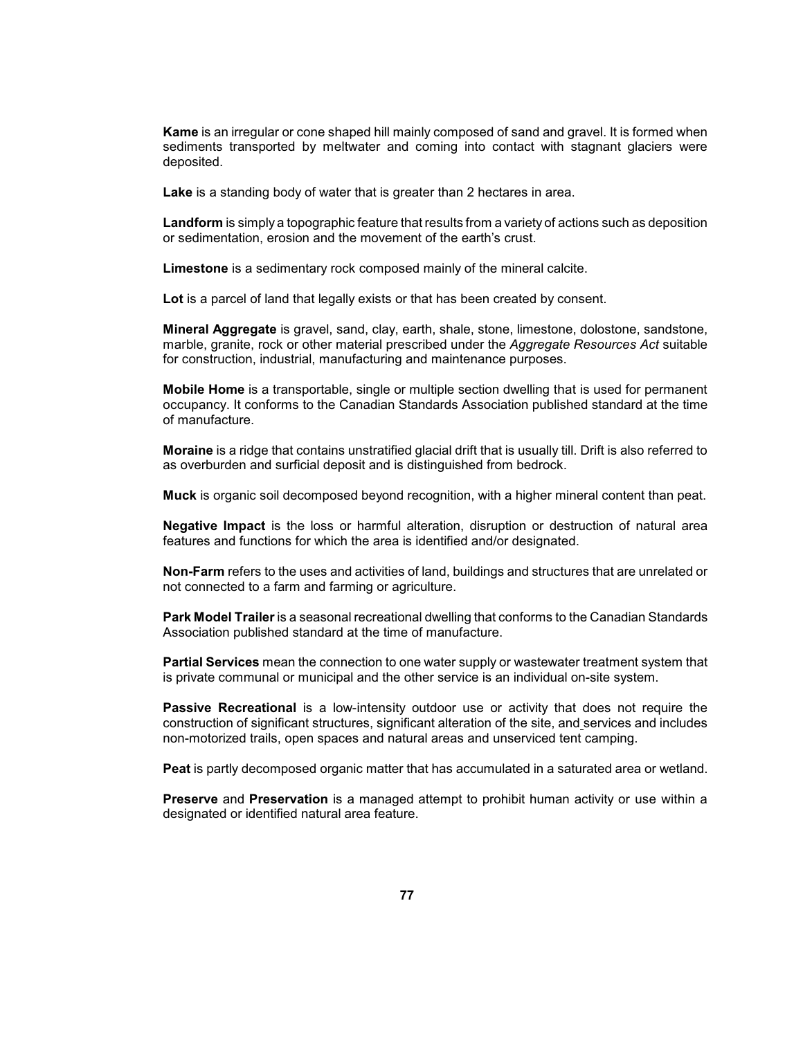**Kame** is an irregular or cone shaped hill mainly composed of sand and gravel. It is formed when sediments transported by meltwater and coming into contact with stagnant glaciers were deposited.

**Lake** is a standing body of water that is greater than 2 hectares in area.

**Landform** is simply a topographic feature that results from a variety of actions such as deposition or sedimentation, erosion and the movement of the earth's crust.

**Limestone** is a sedimentary rock composed mainly of the mineral calcite.

**Lot** is a parcel of land that legally exists or that has been created by consent.

**Mineral Aggregate** is gravel, sand, clay, earth, shale, stone, limestone, dolostone, sandstone, marble, granite, rock or other material prescribed under the *Aggregate Resources Act* suitable for construction, industrial, manufacturing and maintenance purposes.

**Mobile Home** is a transportable, single or multiple section dwelling that is used for permanent occupancy. It conforms to the Canadian Standards Association published standard at the time of manufacture.

**Moraine** is a ridge that contains unstratified glacial drift that is usually till. Drift is also referred to as overburden and surficial deposit and is distinguished from bedrock.

**Muck** is organic soil decomposed beyond recognition, with a higher mineral content than peat.

**Negative Impact** is the loss or harmful alteration, disruption or destruction of natural area features and functions for which the area is identified and/or designated.

**Non-Farm** refers to the uses and activities of land, buildings and structures that are unrelated or not connected to a farm and farming or agriculture.

**Park Model Trailer** is a seasonal recreational dwelling that conforms to the Canadian Standards Association published standard at the time of manufacture.

**Partial Services** mean the connection to one water supply or wastewater treatment system that is private communal or municipal and the other service is an individual on-site system.

**Passive Recreational** is a low-intensity outdoor use or activity that does not require the construction of significant structures, significant alteration of the site, and services and includes non-motorized trails, open spaces and natural areas and unserviced tent camping.

**Peat** is partly decomposed organic matter that has accumulated in a saturated area or wetland.

**Preserve** and **Preservation** is a managed attempt to prohibit human activity or use within a designated or identified natural area feature.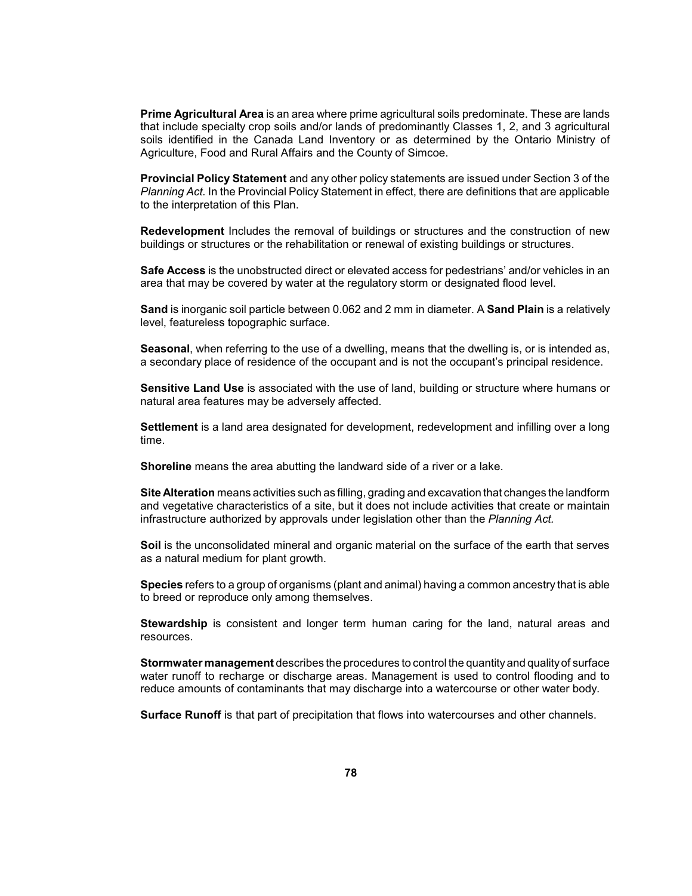**Prime Agricultural Area** is an area where prime agricultural soils predominate. These are lands that include specialty crop soils and/or lands of predominantly Classes 1, 2, and 3 agricultural soils identified in the Canada Land Inventory or as determined by the Ontario Ministry of Agriculture, Food and Rural Affairs and the County of Simcoe.

**Provincial Policy Statement** and any other policy statements are issued under Section 3 of the *Planning Act.* In the Provincial Policy Statement in effect, there are definitions that are applicable to the interpretation of this Plan.

**Redevelopment** Includes the removal of buildings or structures and the construction of new buildings or structures or the rehabilitation or renewal of existing buildings or structures.

**Safe Access** is the unobstructed direct or elevated access for pedestrians' and/or vehicles in an area that may be covered by water at the regulatory storm or designated flood level.

**Sand** is inorganic soil particle between 0.062 and 2 mm in diameter. A **Sand Plain** is a relatively level, featureless topographic surface.

**Seasonal**, when referring to the use of a dwelling, means that the dwelling is, or is intended as, a secondary place of residence of the occupant and is not the occupant's principal residence.

**Sensitive Land Use** is associated with the use of land, building or structure where humans or natural area features may be adversely affected.

**Settlement** is a land area designated for development, redevelopment and infilling over a long time.

**Shoreline** means the area abutting the landward side of a river or a lake.

**Site Alteration** means activities such as filling, grading and excavation that changes the landform and vegetative characteristics of a site, but it does not include activities that create or maintain infrastructure authorized by approvals under legislation other than the *Planning Act.*

**Soil** is the unconsolidated mineral and organic material on the surface of the earth that serves as a natural medium for plant growth.

**Species** refers to a group of organisms (plant and animal) having a common ancestry that is able to breed or reproduce only among themselves.

**Stewardship** is consistent and longer term human caring for the land, natural areas and resources.

**Stormwater management** describes the procedures to control the quantity and quality of surface water runoff to recharge or discharge areas. Management is used to control flooding and to reduce amounts of contaminants that may discharge into a watercourse or other water body.

**Surface Runoff** is that part of precipitation that flows into watercourses and other channels.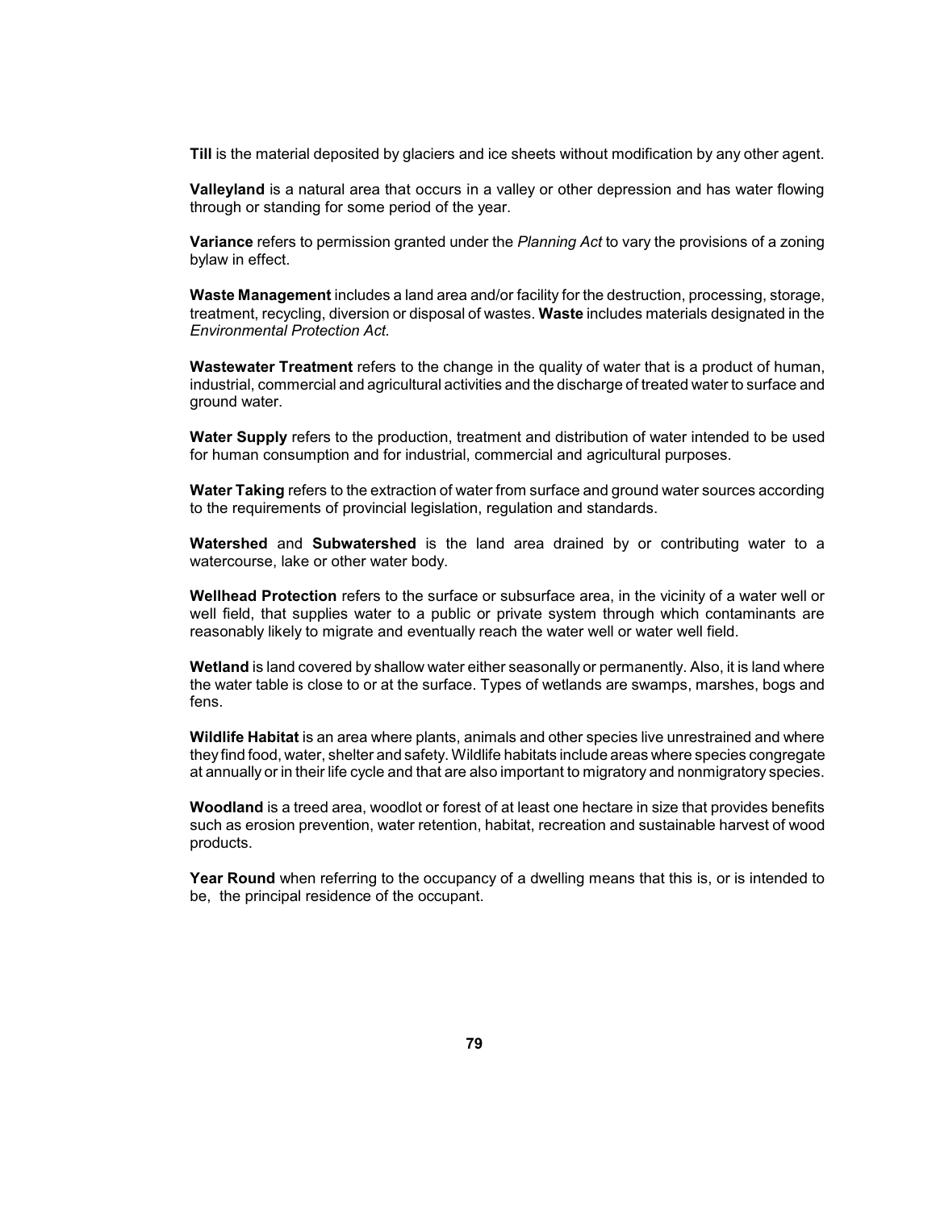**Till** is the material deposited by glaciers and ice sheets without modification by any other agent.

**Valleyland** is a natural area that occurs in a valley or other depression and has water flowing through or standing for some period of the year.

**Variance** refers to permission granted under the *Planning Act* to vary the provisions of a zoning bylaw in effect.

**Waste Management** includes a land area and/or facility for the destruction, processing, storage, treatment, recycling, diversion or disposal of wastes. **Waste** includes materials designated in the *Environmental Protection Act.*

**Wastewater Treatment** refers to the change in the quality of water that is a product of human, industrial, commercial and agricultural activities and the discharge of treated water to surface and ground water.

**Water Supply** refers to the production, treatment and distribution of water intended to be used for human consumption and for industrial, commercial and agricultural purposes.

**Water Taking** refers to the extraction of water from surface and ground water sources according to the requirements of provincial legislation, regulation and standards.

**Watershed** and **Subwatershed** is the land area drained by or contributing water to a watercourse, lake or other water body.

**Wellhead Protection** refers to the surface or subsurface area, in the vicinity of a water well or well field, that supplies water to a public or private system through which contaminants are reasonably likely to migrate and eventually reach the water well or water well field.

**Wetland** is land covered by shallow water either seasonally or permanently. Also, it is land where the water table is close to or at the surface. Types of wetlands are swamps, marshes, bogs and fens.

**Wildlife Habitat** is an area where plants, animals and other species live unrestrained and where they find food, water, shelter and safety. Wildlife habitats include areas where species congregate at annually or in their life cycle and that are also important to migratory and nonmigratory species.

**Woodland** is a treed area, woodlot or forest of at least one hectare in size that provides benefits such as erosion prevention, water retention, habitat, recreation and sustainable harvest of wood products.

**Year Round** when referring to the occupancy of a dwelling means that this is, or is intended to be, the principal residence of the occupant.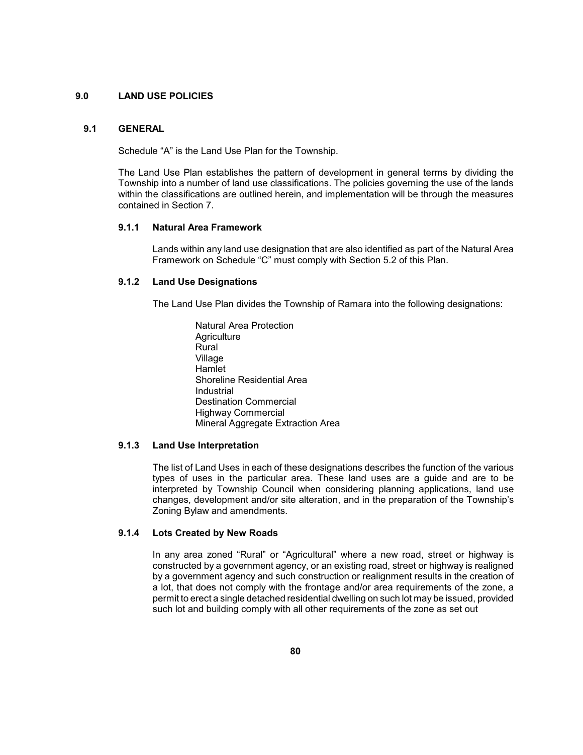# 9.0 LAND USE POLICIES

## 9.1 GENERAL

Schedule "A" is the Land Use Plan for the Township.

The Land Use Plan establishes the pattern of development in general terms by dividing the Township into a number of land use classifications. The policies governing the use of the lands within the classifications are outlined herein, and implementation will be through the measures contained in Section 7.

### 9.1.1 Natural Area Framework

Lands within any land use designation that are also identified as part of the Natural Area Framework on Schedule "C" must comply with Section 5.2 of this Plan.

### 9.1.2 Land Use Designations

The Land Use Plan divides the Township of Ramara into the following designations:

Natural Area Protection
Agriculture
Rural
Village
Hamlet
Shoreline Residential Area
Industrial
Destination Commercial
Highway Commercial
Mineral Aggregate Extraction Area

### 9.1.3 Land Use Interpretation

The list of Land Uses in each of these designations describes the function of the various types of uses in the particular area. These land uses are a guide and are to be interpreted by Township Council when considering planning applications, land use changes, development and/or site alteration, and in the preparation of the Township's Zoning Bylaw and amendments.

### 9.1.4 Lots Created by New Roads

In any area zoned "Rural" or "Agricultural" where a new road, street or highway is constructed by a government agency, or an existing road, street or highway is realigned by a government agency and such construction or realignment results in the creation of a lot, that does not comply with the frontage and/or area requirements of the zone, a permit to erect a single detached residential dwelling on such lot may be issued, provided such lot and building comply with all other requirements of the zone as set out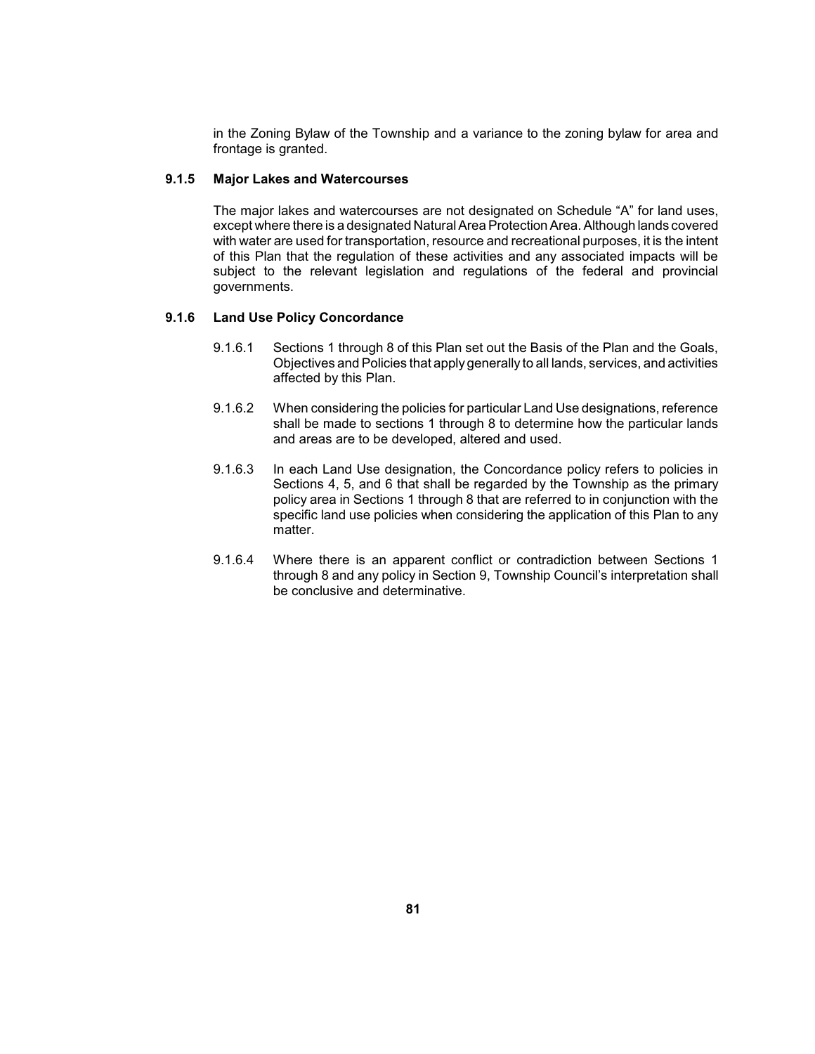in the Zoning Bylaw of the Township and a variance to the zoning bylaw for area and frontage is granted.

### 9.1.5 Major Lakes and Watercourses

The major lakes and watercourses are not designated on Schedule "A" for land uses, except where there is a designated Natural Area Protection Area. Although lands covered with water are used for transportation, resource and recreational purposes, it is the intent of this Plan that the regulation of these activities and any associated impacts will be subject to the relevant legislation and regulations of the federal and provincial governments.

### 9.1.6 Land Use Policy Concordance

9.1.6.1 Sections 1 through 8 of this Plan set out the Basis of the Plan and the Goals, Objectives and Policies that apply generally to all lands, services, and activities affected by this Plan.

9.1.6.2 When considering the policies for particular Land Use designations, reference shall be made to sections 1 through 8 to determine how the particular lands and areas are to be developed, altered and used.

9.1.6.3 In each Land Use designation, the Concordance policy refers to policies in Sections 4, 5, and 6 that shall be regarded by the Township as the primary policy area in Sections 1 through 8 that are referred to in conjunction with the specific land use policies when considering the application of this Plan to any matter.

9.1.6.4 Where there is an apparent conflict or contradiction between Sections 1 through 8 and any policy in Section 9, Township Council's interpretation shall be conclusive and determinative.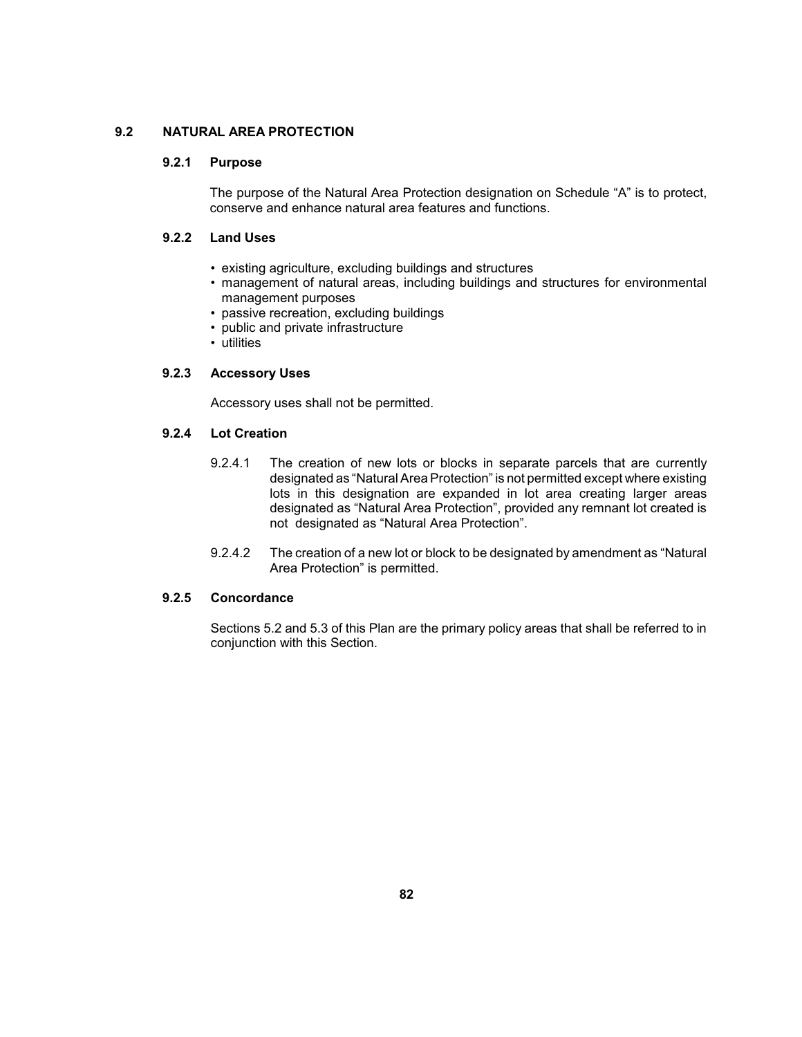## 9.2 NATURAL AREA PROTECTION

### 9.2.1 Purpose

The purpose of the Natural Area Protection designation on Schedule "A" is to protect, conserve and enhance natural area features and functions.

### 9.2.2 Land Uses

- existing agriculture, excluding buildings and structures
- management of natural areas, including buildings and structures for environmental management purposes
- passive recreation, excluding buildings
- public and private infrastructure
- utilities

### 9.2.3 Accessory Uses

Accessory uses shall not be permitted.

### 9.2.4 Lot Creation

9.2.4.1 The creation of new lots or blocks in separate parcels that are currently designated as "Natural Area Protection" is not permitted except where existing lots in this designation are expanded in lot area creating larger areas designated as "Natural Area Protection", provided any remnant lot created is not designated as "Natural Area Protection".

9.2.4.2 The creation of a new lot or block to be designated by amendment as "Natural Area Protection" is permitted.

### 9.2.5 Concordance

Sections 5.2 and 5.3 of this Plan are the primary policy areas that shall be referred to in conjunction with this Section.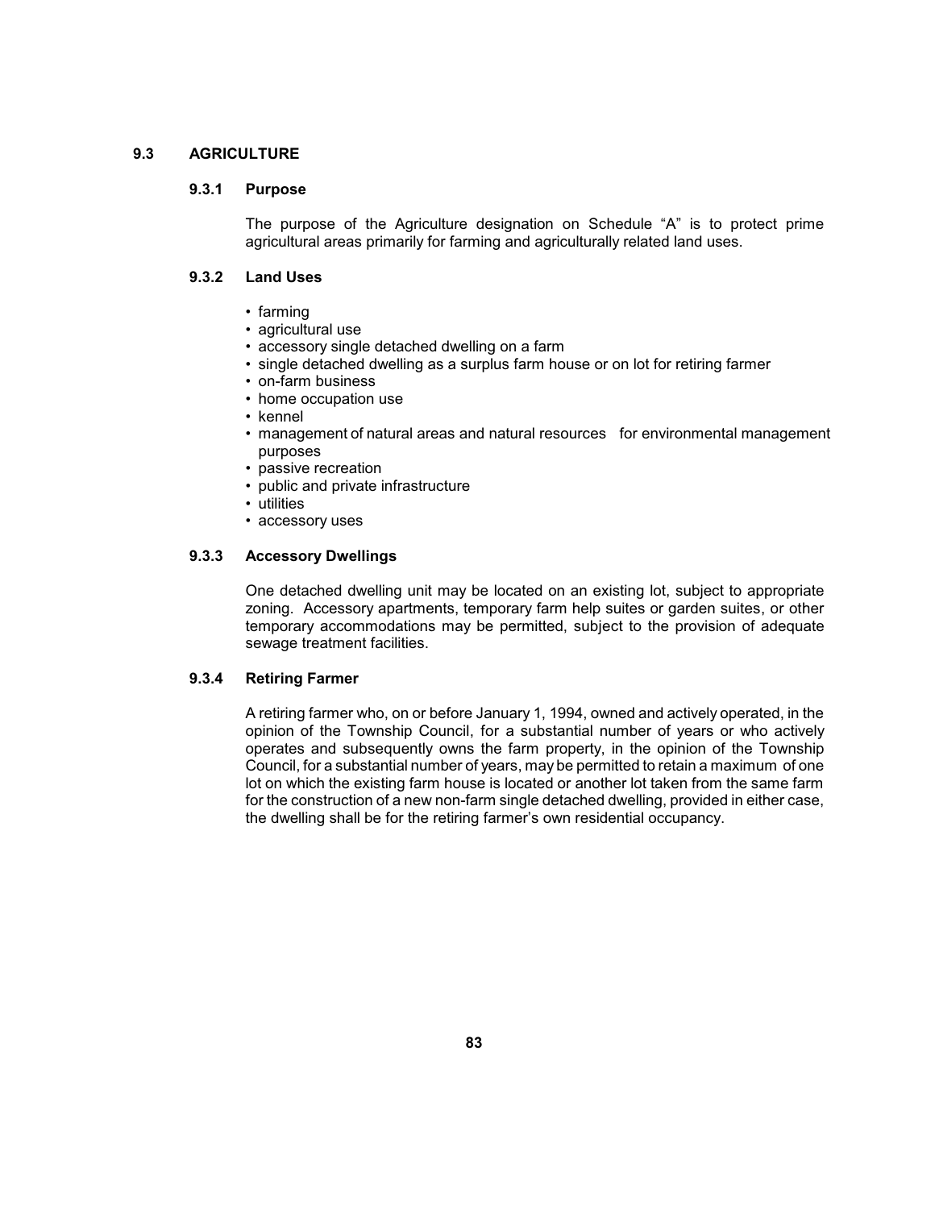## 9.3 AGRICULTURE

### 9.3.1 Purpose

The purpose of the Agriculture designation on Schedule "A" is to protect prime agricultural areas primarily for farming and agriculturally related land uses.

### 9.3.2 Land Uses

- farming
- agricultural use
- accessory single detached dwelling on a farm
- single detached dwelling as a surplus farm house or on lot for retiring farmer
- on-farm business
- home occupation use
- kennel
- management of natural areas and natural resources for environmental management purposes
- passive recreation
- public and private infrastructure
- utilities
- accessory uses

### 9.3.3 Accessory Dwellings

One detached dwelling unit may be located on an existing lot, subject to appropriate zoning. Accessory apartments, temporary farm help suites or garden suites, or other temporary accommodations may be permitted, subject to the provision of adequate sewage treatment facilities.

### 9.3.4 Retiring Farmer

A retiring farmer who, on or before January 1, 1994, owned and actively operated, in the opinion of the Township Council, for a substantial number of years or who actively operates and subsequently owns the farm property, in the opinion of the Township Council, for a substantial number of years, may be permitted to retain a maximum of one lot on which the existing farm house is located or another lot taken from the same farm for the construction of a new non-farm single detached dwelling, provided in either case, the dwelling shall be for the retiring farmer's own residential occupancy.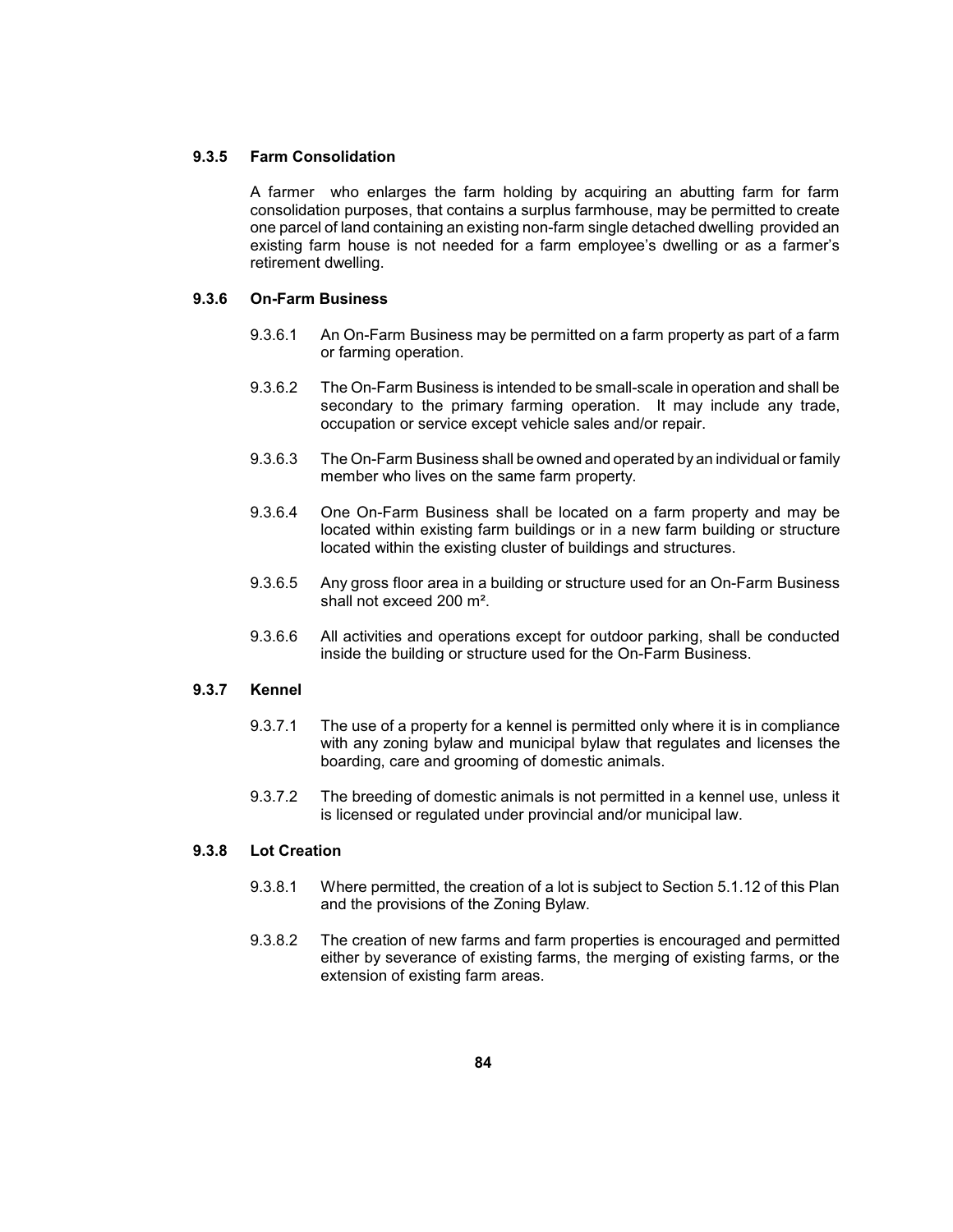### 9.3.5 Farm Consolidation

A farmer who enlarges the farm holding by acquiring an abutting farm for farm consolidation purposes, that contains a surplus farmhouse, may be permitted to create one parcel of land containing an existing non-farm single detached dwelling provided an existing farm house is not needed for a farm employee's dwelling or as a farmer's retirement dwelling.

### 9.3.6 On-Farm Business

9.3.6.1 An On-Farm Business may be permitted on a farm property as part of a farm or farming operation.

9.3.6.2 The On-Farm Business is intended to be small-scale in operation and shall be secondary to the primary farming operation. It may include any trade, occupation or service except vehicle sales and/or repair.

9.3.6.3 The On-Farm Business shall be owned and operated by an individual or family member who lives on the same farm property.

9.3.6.4 One On-Farm Business shall be located on a farm property and may be located within existing farm buildings or in a new farm building or structure located within the existing cluster of buildings and structures.

9.3.6.5 Any gross floor area in a building or structure used for an On-Farm Business shall not exceed 200 m².

9.3.6.6 All activities and operations except for outdoor parking, shall be conducted inside the building or structure used for the On-Farm Business.

### 9.3.7 Kennel

9.3.7.1 The use of a property for a kennel is permitted only where it is in compliance with any zoning bylaw and municipal bylaw that regulates and licenses the boarding, care and grooming of domestic animals.

9.3.7.2 The breeding of domestic animals is not permitted in a kennel use, unless it is licensed or regulated under provincial and/or municipal law.

### 9.3.8 Lot Creation

9.3.8.1 Where permitted, the creation of a lot is subject to Section 5.1.12 of this Plan and the provisions of the Zoning Bylaw.

9.3.8.2 The creation of new farms and farm properties is encouraged and permitted either by severance of existing farms, the merging of existing farms, or the extension of existing farm areas.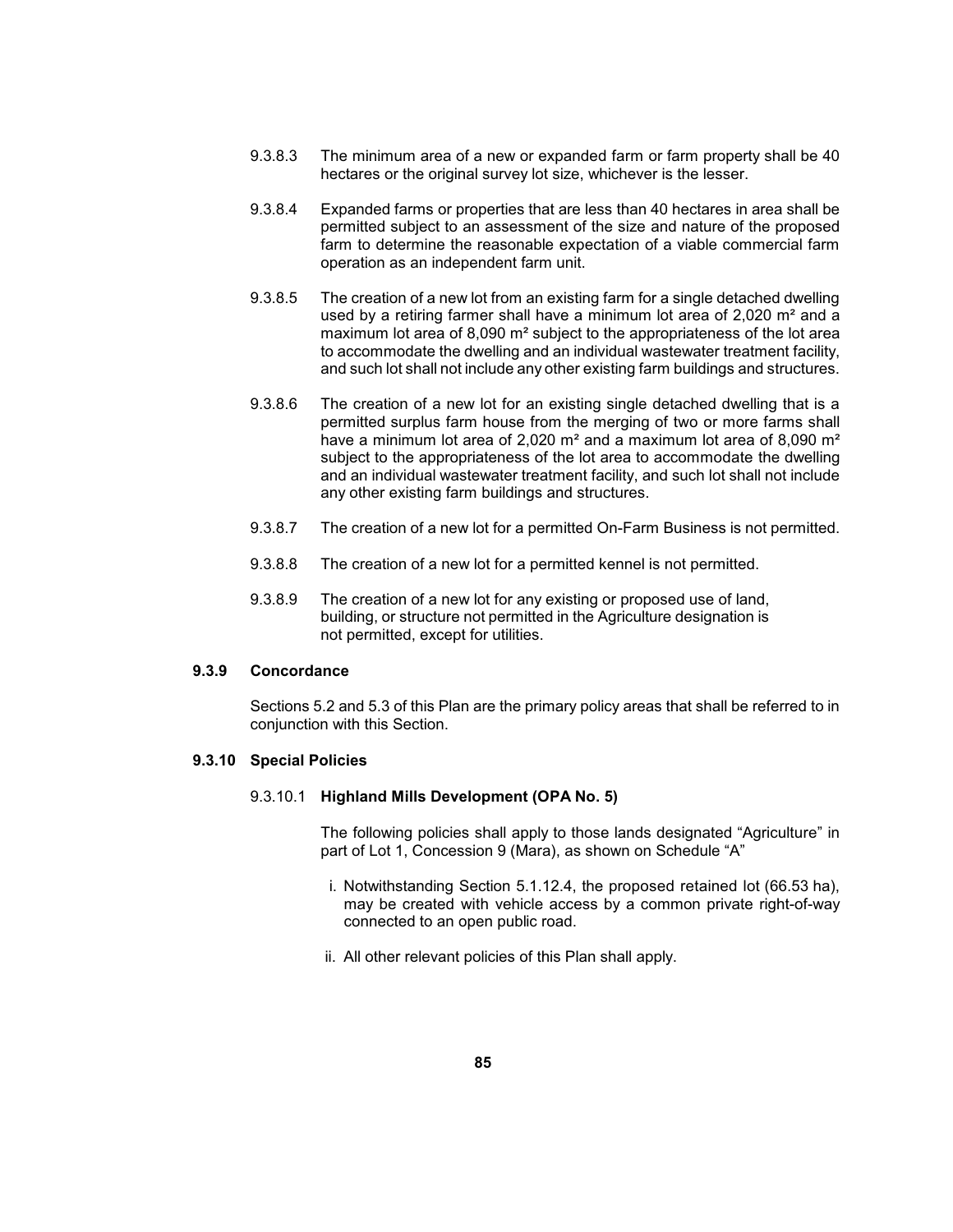9.3.8.3 The minimum area of a new or expanded farm or farm property shall be 40 hectares or the original survey lot size, whichever is the lesser.

9.3.8.4 Expanded farms or properties that are less than 40 hectares in area shall be permitted subject to an assessment of the size and nature of the proposed farm to determine the reasonable expectation of a viable commercial farm operation as an independent farm unit.

9.3.8.5 The creation of a new lot from an existing farm for a single detached dwelling used by a retiring farmer shall have a minimum lot area of 2,020 m² and a maximum lot area of 8,090 m² subject to the appropriateness of the lot area to accommodate the dwelling and an individual wastewater treatment facility, and such lot shall not include any other existing farm buildings and structures.

9.3.8.6 The creation of a new lot for an existing single detached dwelling that is a permitted surplus farm house from the merging of two or more farms shall have a minimum lot area of 2,020 m² and a maximum lot area of 8,090 m² subject to the appropriateness of the lot area to accommodate the dwelling and an individual wastewater treatment facility, and such lot shall not include any other existing farm buildings and structures.

9.3.8.7 The creation of a new lot for a permitted On-Farm Business is not permitted.

9.3.8.8 The creation of a new lot for a permitted kennel is not permitted.

9.3.8.9 The creation of a new lot for any existing or proposed use of land, building, or structure not permitted in the Agriculture designation is not permitted, except for utilities.

### 9.3.9 Concordance

Sections 5.2 and 5.3 of this Plan are the primary policy areas that shall be referred to in conjunction with this Section.

### 9.3.10 Special Policies

#### 9.3.10.1 Highland Mills Development (OPA No. 5)

The following policies shall apply to those lands designated "Agriculture" in part of Lot 1, Concession 9 (Mara), as shown on Schedule "A"

i. Notwithstanding Section 5.1.12.4, the proposed retained lot (66.53 ha), may be created with vehicle access by a common private right-of-way connected to an open public road.

ii. All other relevant policies of this Plan shall apply.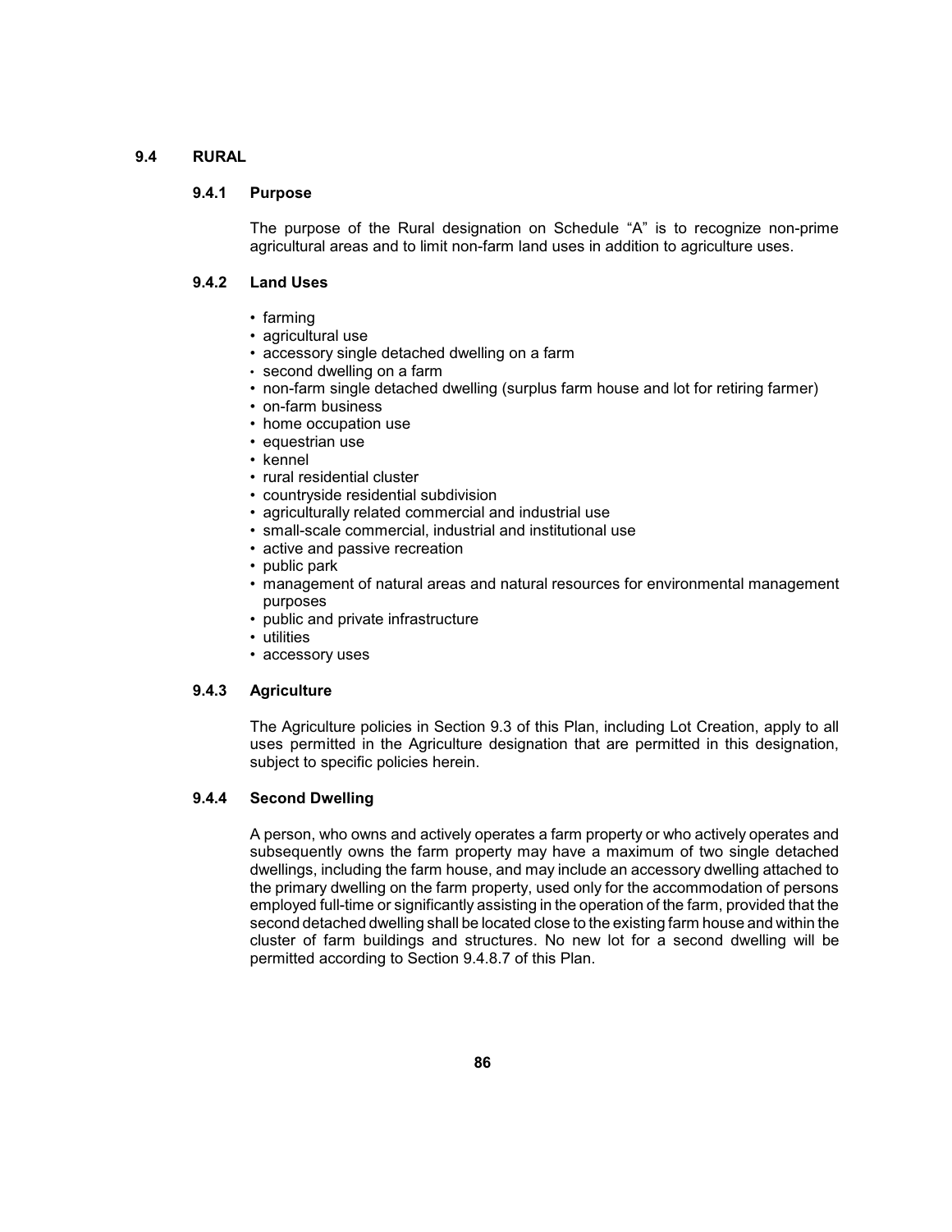## 9.4 RURAL

### 9.4.1 Purpose

The purpose of the Rural designation on Schedule "A" is to recognize non-prime agricultural areas and to limit non-farm land uses in addition to agriculture uses.

### 9.4.2 Land Uses

- farming
- agricultural use
- accessory single detached dwelling on a farm
- second dwelling on a farm
- non-farm single detached dwelling (surplus farm house and lot for retiring farmer)
- on-farm business
- home occupation use
- equestrian use
- kennel
- rural residential cluster
- countryside residential subdivision
- agriculturally related commercial and industrial use
- small-scale commercial, industrial and institutional use
- active and passive recreation
- public park
- management of natural areas and natural resources for environmental management purposes
- public and private infrastructure
- utilities
- accessory uses

### 9.4.3 Agriculture

The Agriculture policies in Section 9.3 of this Plan, including Lot Creation, apply to all uses permitted in the Agriculture designation that are permitted in this designation, subject to specific policies herein.

### 9.4.4 Second Dwelling

A person, who owns and actively operates a farm property or who actively operates and subsequently owns the farm property may have a maximum of two single detached dwellings, including the farm house, and may include an accessory dwelling attached to the primary dwelling on the farm property, used only for the accommodation of persons employed full-time or significantly assisting in the operation of the farm, provided that the second detached dwelling shall be located close to the existing farm house and within the cluster of farm buildings and structures. No new lot for a second dwelling will be permitted according to Section 9.4.8.7 of this Plan.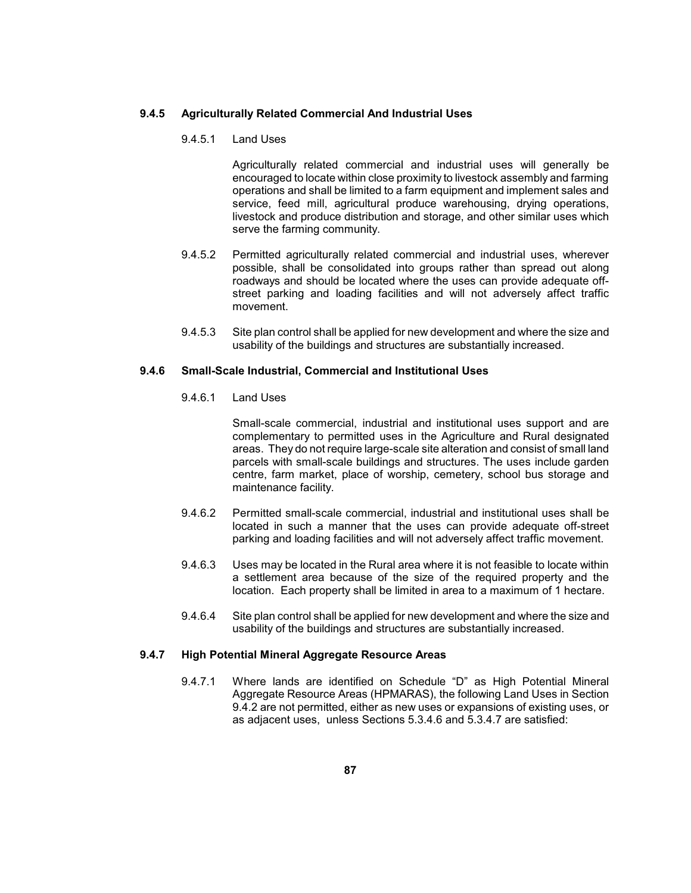### 9.4.5 Agriculturally Related Commercial And Industrial Uses

9.4.5.1 Land Uses

Agriculturally related commercial and industrial uses will generally be encouraged to locate within close proximity to livestock assembly and farming operations and shall be limited to a farm equipment and implement sales and service, feed mill, agricultural produce warehousing, drying operations, livestock and produce distribution and storage, and other similar uses which serve the farming community.

9.4.5.2 Permitted agriculturally related commercial and industrial uses, wherever possible, shall be consolidated into groups rather than spread out along roadways and should be located where the uses can provide adequate off-street parking and loading facilities and will not adversely affect traffic movement.

9.4.5.3 Site plan control shall be applied for new development and where the size and usability of the buildings and structures are substantially increased.

### 9.4.6 Small-Scale Industrial, Commercial and Institutional Uses

9.4.6.1 Land Uses

Small-scale commercial, industrial and institutional uses support and are complementary to permitted uses in the Agriculture and Rural designated areas. They do not require large-scale site alteration and consist of small land parcels with small-scale buildings and structures. The uses include garden centre, farm market, place of worship, cemetery, school bus storage and maintenance facility.

9.4.6.2 Permitted small-scale commercial, industrial and institutional uses shall be located in such a manner that the uses can provide adequate off-street parking and loading facilities and will not adversely affect traffic movement.

9.4.6.3 Uses may be located in the Rural area where it is not feasible to locate within a settlement area because of the size of the required property and the location. Each property shall be limited in area to a maximum of 1 hectare.

9.4.6.4 Site plan control shall be applied for new development and where the size and usability of the buildings and structures are substantially increased.

### 9.4.7 High Potential Mineral Aggregate Resource Areas

9.4.7.1 Where lands are identified on Schedule “D” as High Potential Mineral Aggregate Resource Areas (HPMARAS), the following Land Uses in Section 9.4.2 are not permitted, either as new uses or expansions of existing uses, or as adjacent uses, unless Sections 5.3.4.6 and 5.3.4.7 are satisfied: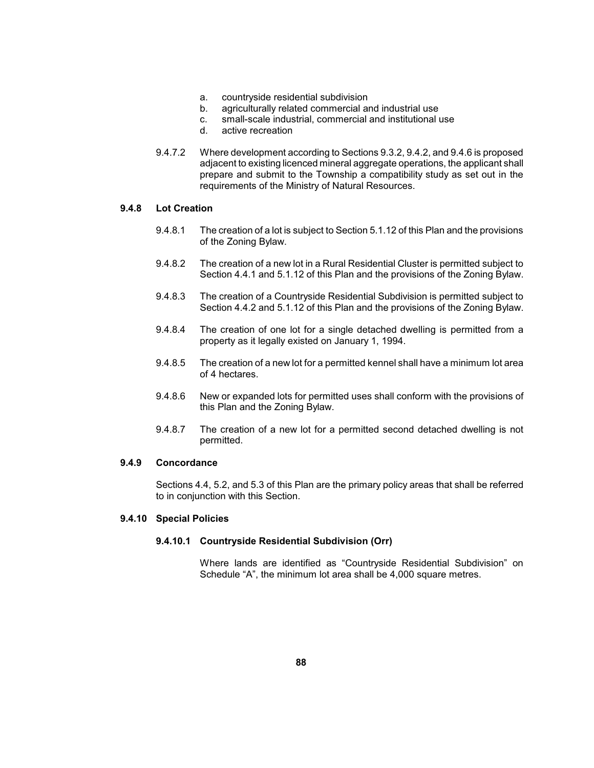a. countryside residential subdivision
b. agriculturally related commercial and industrial use
c. small-scale industrial, commercial and institutional use
d. active recreation

9.4.7.2 Where development according to Sections 9.3.2, 9.4.2, and 9.4.6 is proposed adjacent to existing licenced mineral aggregate operations, the applicant shall prepare and submit to the Township a compatibility study as set out in the requirements of the Ministry of Natural Resources.

### 9.4.8 Lot Creation

9.4.8.1 The creation of a lot is subject to Section 5.1.12 of this Plan and the provisions of the Zoning Bylaw.

9.4.8.2 The creation of a new lot in a Rural Residential Cluster is permitted subject to Section 4.4.1 and 5.1.12 of this Plan and the provisions of the Zoning Bylaw.

9.4.8.3 The creation of a Countryside Residential Subdivision is permitted subject to Section 4.4.2 and 5.1.12 of this Plan and the provisions of the Zoning Bylaw.

9.4.8.4 The creation of one lot for a single detached dwelling is permitted from a property as it legally existed on January 1, 1994.

9.4.8.5 The creation of a new lot for a permitted kennel shall have a minimum lot area of 4 hectares.

9.4.8.6 New or expanded lots for permitted uses shall conform with the provisions of this Plan and the Zoning Bylaw.

9.4.8.7 The creation of a new lot for a permitted second detached dwelling is not permitted.

### 9.4.9 Concordance

Sections 4.4, 5.2, and 5.3 of this Plan are the primary policy areas that shall be referred to in conjunction with this Section.

### 9.4.10 Special Policies

#### 9.4.10.1 Countryside Residential Subdivision (Orr)

Where lands are identified as "Countryside Residential Subdivision" on Schedule "A", the minimum lot area shall be 4,000 square metres.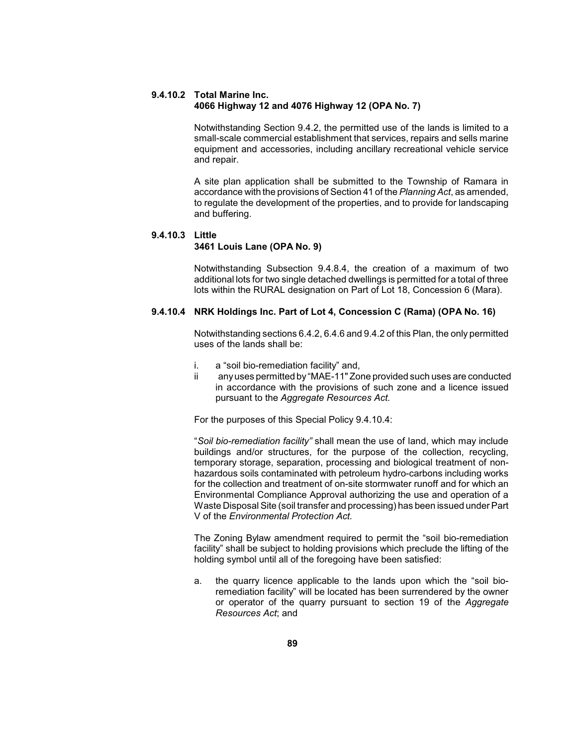### 9.4.10.2 Total Marine Inc. 4066 Highway 12 and 4076 Highway 12 (OPA No. 7)

Notwithstanding Section 9.4.2, the permitted use of the lands is limited to a small-scale commercial establishment that services, repairs and sells marine equipment and accessories, including ancillary recreational vehicle service and repair.

A site plan application shall be submitted to the Township of Ramara in accordance with the provisions of Section 41 of the *Planning Act*, as amended, to regulate the development of the properties, and to provide for landscaping and buffering.

### 9.4.10.3 Little 3461 Louis Lane (OPA No. 9)

Notwithstanding Subsection 9.4.8.4, the creation of a maximum of two additional lots for two single detached dwellings is permitted for a total of three lots within the RURAL designation on Part of Lot 18, Concession 6 (Mara).

### 9.4.10.4 NRK Holdings Inc. Part of Lot 4, Concession C (Rama) (OPA No. 16)

Notwithstanding sections 6.4.2, 6.4.6 and 9.4.2 of this Plan, the only permitted uses of the lands shall be:

i. a "soil bio-remediation facility" and,
ii any uses permitted by "MAE-11" Zone provided such uses are conducted in accordance with the provisions of such zone and a licence issued pursuant to the *Aggregate Resources Act.*

For the purposes of this Special Policy 9.4.10.4:

"*Soil bio-remediation facility"* shall mean the use of land, which may include buildings and/or structures, for the purpose of the collection, recycling, temporary storage, separation, processing and biological treatment of non-hazardous soils contaminated with petroleum hydro-carbons including works for the collection and treatment of on-site stormwater runoff and for which an Environmental Compliance Approval authorizing the use and operation of a Waste Disposal Site (soil transfer and processing) has been issued under Part V of the *Environmental Protection Act.*

The Zoning Bylaw amendment required to permit the "soil bio-remediation facility" shall be subject to holding provisions which preclude the lifting of the holding symbol until all of the foregoing have been satisfied:

a. the quarry licence applicable to the lands upon which the "soil bio-remediation facility" will be located has been surrendered by the owner or operator of the quarry pursuant to section 19 of the *Aggregate Resources Act*; and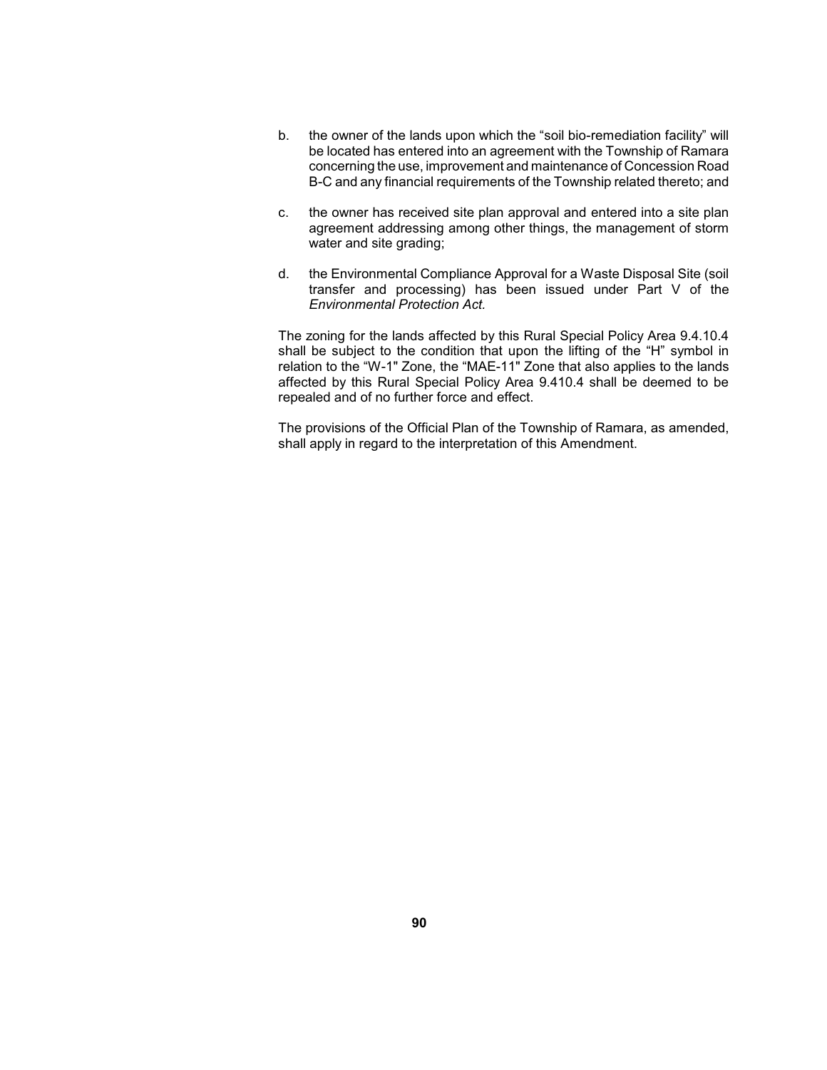b. the owner of the lands upon which the “soil bio-remediation facility” will be located has entered into an agreement with the Township of Ramara concerning the use, improvement and maintenance of Concession Road B-C and any financial requirements of the Township related thereto; and

c. the owner has received site plan approval and entered into a site plan agreement addressing among other things, the management of storm water and site grading;

d. the Environmental Compliance Approval for a Waste Disposal Site (soil transfer and processing) has been issued under Part V of the *Environmental Protection Act.*

The zoning for the lands affected by this Rural Special Policy Area 9.4.10.4 shall be subject to the condition that upon the lifting of the “H” symbol in relation to the “W-1" Zone, the “MAE-11" Zone that also applies to the lands affected by this Rural Special Policy Area 9.410.4 shall be deemed to be repealed and of no further force and effect.

The provisions of the Official Plan of the Township of Ramara, as amended, shall apply in regard to the interpretation of this Amendment.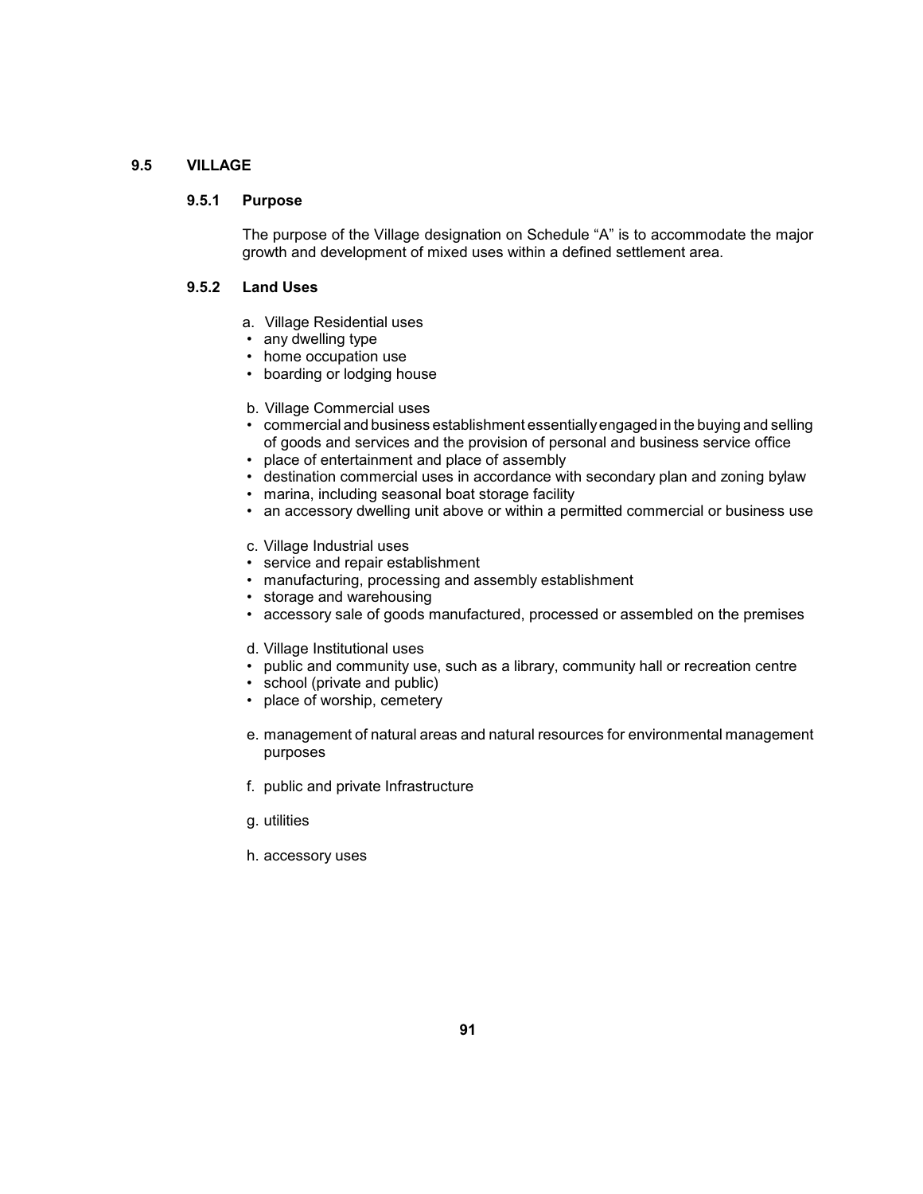## 9.5 VILLAGE

### 9.5.1 Purpose

The purpose of the Village designation on Schedule "A" is to accommodate the major growth and development of mixed uses within a defined settlement area.

### 9.5.2 Land Uses

a. Village Residential uses
- any dwelling type
- home occupation use
- boarding or lodging house

b. Village Commercial uses
- commercial and business establishment essentially engaged in the buying and selling of goods and services and the provision of personal and business service office
- place of entertainment and place of assembly
- destination commercial uses in accordance with secondary plan and zoning bylaw
- marina, including seasonal boat storage facility
- an accessory dwelling unit above or within a permitted commercial or business use

c. Village Industrial uses
- service and repair establishment
- manufacturing, processing and assembly establishment
- storage and warehousing
- accessory sale of goods manufactured, processed or assembled on the premises

d. Village Institutional uses
- public and community use, such as a library, community hall or recreation centre
- school (private and public)
- place of worship, cemetery

e. management of natural areas and natural resources for environmental management purposes

f. public and private Infrastructure

g. utilities

h. accessory uses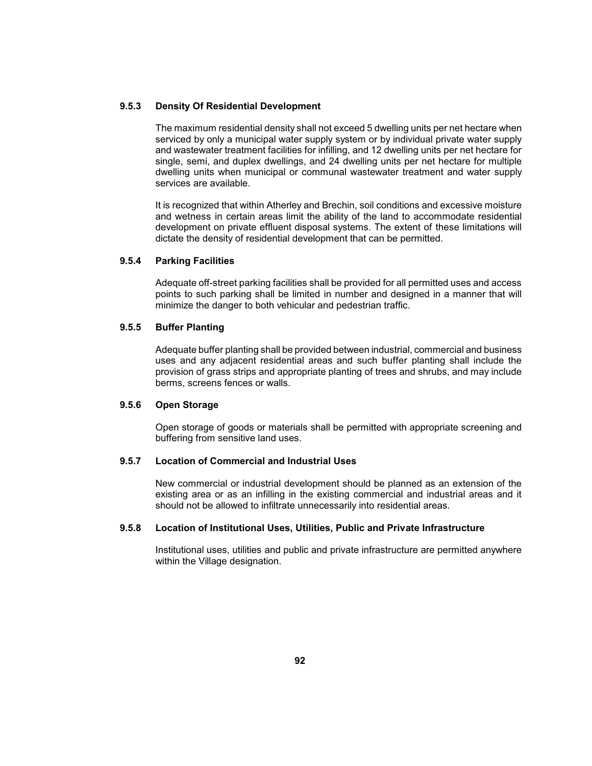### 9.5.3 Density Of Residential Development

The maximum residential density shall not exceed 5 dwelling units per net hectare when serviced by only a municipal water supply system or by individual private water supply and wastewater treatment facilities for infilling, and 12 dwelling units per net hectare for single, semi, and duplex dwellings, and 24 dwelling units per net hectare for multiple dwelling units when municipal or communal wastewater treatment and water supply services are available.

It is recognized that within Atherley and Brechin, soil conditions and excessive moisture and wetness in certain areas limit the ability of the land to accommodate residential development on private effluent disposal systems. The extent of these limitations will dictate the density of residential development that can be permitted.

### 9.5.4 Parking Facilities

Adequate off-street parking facilities shall be provided for all permitted uses and access points to such parking shall be limited in number and designed in a manner that will minimize the danger to both vehicular and pedestrian traffic.

### 9.5.5 Buffer Planting

Adequate buffer planting shall be provided between industrial, commercial and business uses and any adjacent residential areas and such buffer planting shall include the provision of grass strips and appropriate planting of trees and shrubs, and may include berms, screens fences or walls.

### 9.5.6 Open Storage

Open storage of goods or materials shall be permitted with appropriate screening and buffering from sensitive land uses.

### 9.5.7 Location of Commercial and Industrial Uses

New commercial or industrial development should be planned as an extension of the existing area or as an infilling in the existing commercial and industrial areas and it should not be allowed to infiltrate unnecessarily into residential areas.

### 9.5.8 Location of Institutional Uses, Utilities, Public and Private Infrastructure

Institutional uses, utilities and public and private infrastructure are permitted anywhere within the Village designation.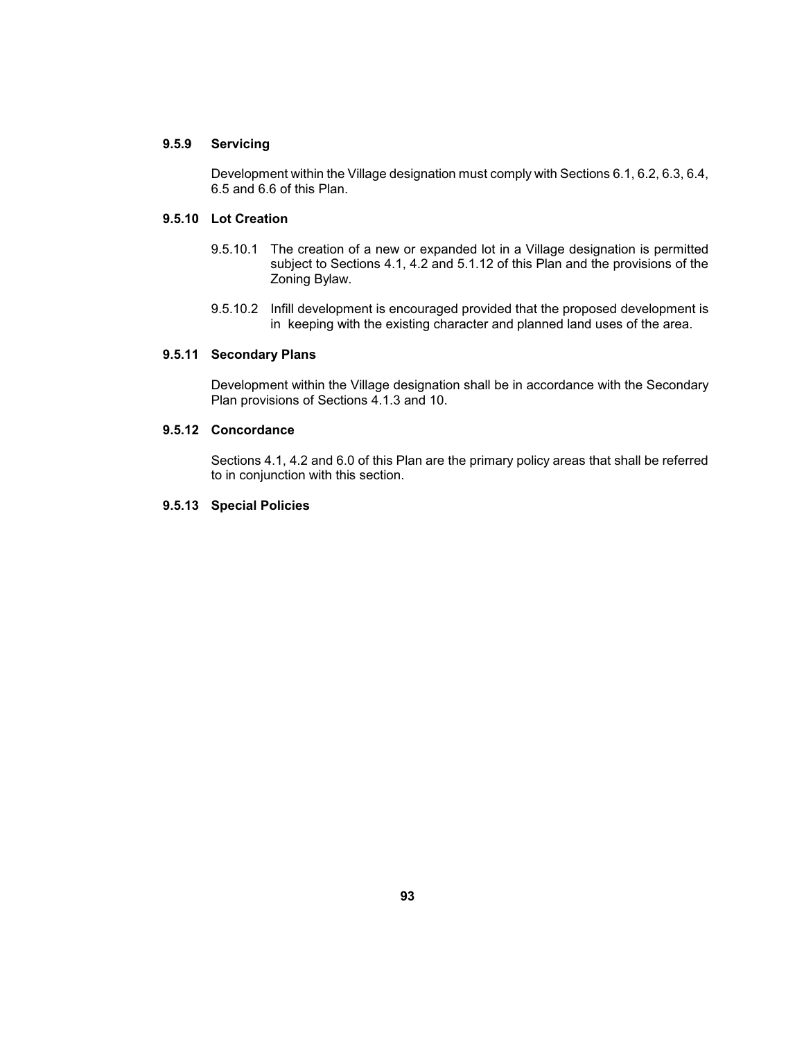### 9.5.9 Servicing

Development within the Village designation must comply with Sections 6.1, 6.2, 6.3, 6.4, 6.5 and 6.6 of this Plan.

### 9.5.10 Lot Creation

9.5.10.1 The creation of a new or expanded lot in a Village designation is permitted subject to Sections 4.1, 4.2 and 5.1.12 of this Plan and the provisions of the Zoning Bylaw.

9.5.10.2 Infill development is encouraged provided that the proposed development is in keeping with the existing character and planned land uses of the area.

### 9.5.11 Secondary Plans

Development within the Village designation shall be in accordance with the Secondary Plan provisions of Sections 4.1.3 and 10.

### 9.5.12 Concordance

Sections 4.1, 4.2 and 6.0 of this Plan are the primary policy areas that shall be referred to in conjunction with this section.

### 9.5.13 Special Policies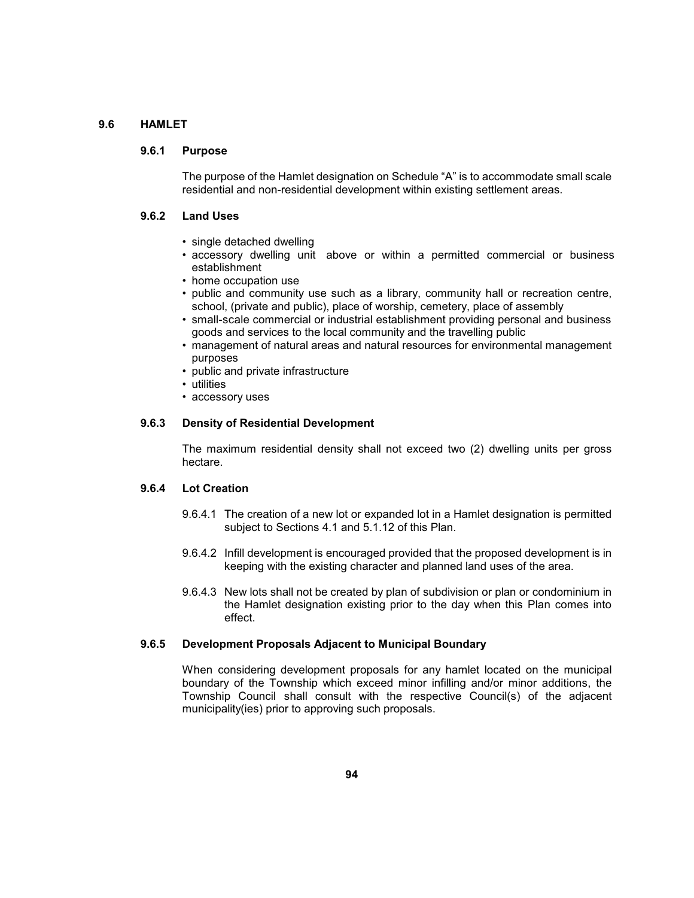## 9.6 HAMLET

### 9.6.1 Purpose

The purpose of the Hamlet designation on Schedule "A" is to accommodate small scale residential and non-residential development within existing settlement areas.

### 9.6.2 Land Uses

- single detached dwelling
- accessory dwelling unit above or within a permitted commercial or business establishment
- home occupation use
- public and community use such as a library, community hall or recreation centre, school, (private and public), place of worship, cemetery, place of assembly
- small-scale commercial or industrial establishment providing personal and business goods and services to the local community and the travelling public
- management of natural areas and natural resources for environmental management purposes
- public and private infrastructure
- utilities
- accessory uses

### 9.6.3 Density of Residential Development

The maximum residential density shall not exceed two (2) dwelling units per gross hectare.

### 9.6.4 Lot Creation

9.6.4.1 The creation of a new lot or expanded lot in a Hamlet designation is permitted subject to Sections 4.1 and 5.1.12 of this Plan.

9.6.4.2 Infill development is encouraged provided that the proposed development is in keeping with the existing character and planned land uses of the area.

9.6.4.3 New lots shall not be created by plan of subdivision or plan or condominium in the Hamlet designation existing prior to the day when this Plan comes into effect.

### 9.6.5 Development Proposals Adjacent to Municipal Boundary

When considering development proposals for any hamlet located on the municipal boundary of the Township which exceed minor infilling and/or minor additions, the Township Council shall consult with the respective Council(s) of the adjacent municipality(ies) prior to approving such proposals.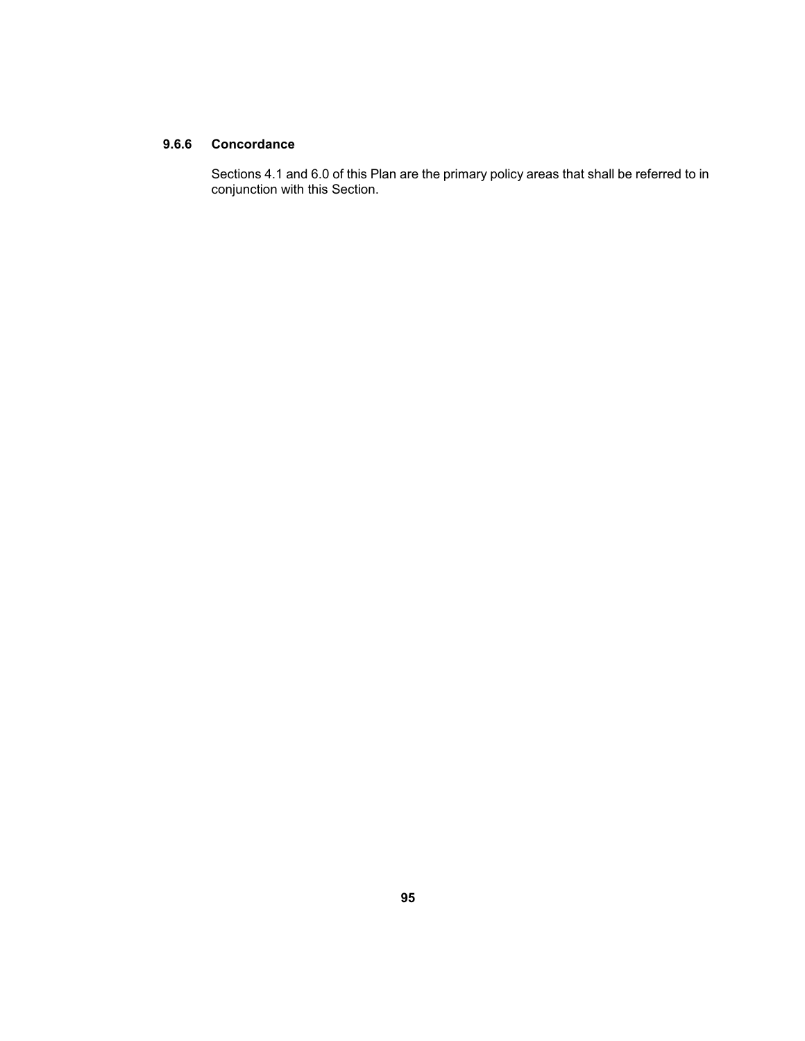### 9.6.6 Concordance

Sections 4.1 and 6.0 of this Plan are the primary policy areas that shall be referred to in conjunction with this Section.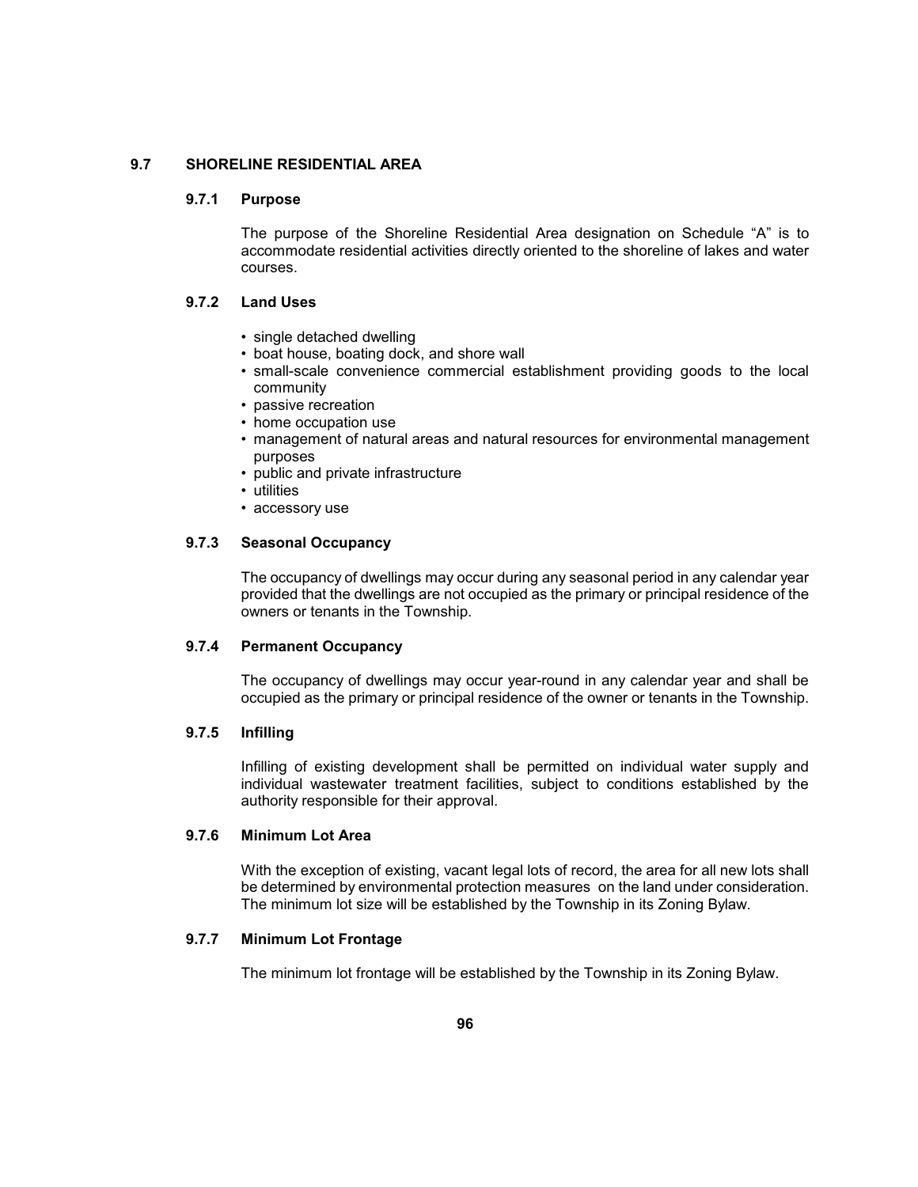## 9.7 SHORELINE RESIDENTIAL AREA

### 9.7.1 Purpose

The purpose of the Shoreline Residential Area designation on Schedule "A" is to accommodate residential activities directly oriented to the shoreline of lakes and water courses.

### 9.7.2 Land Uses

- single detached dwelling
- boat house, boating dock, and shore wall
- small-scale convenience commercial establishment providing goods to the local community
- passive recreation
- home occupation use
- management of natural areas and natural resources for environmental management purposes
- public and private infrastructure
- utilities
- accessory use

### 9.7.3 Seasonal Occupancy

The occupancy of dwellings may occur during any seasonal period in any calendar year provided that the dwellings are not occupied as the primary or principal residence of the owners or tenants in the Township.

### 9.7.4 Permanent Occupancy

The occupancy of dwellings may occur year-round in any calendar year and shall be occupied as the primary or principal residence of the owner or tenants in the Township.

### 9.7.5 Infilling

Infilling of existing development shall be permitted on individual water supply and individual wastewater treatment facilities, subject to conditions established by the authority responsible for their approval.

### 9.7.6 Minimum Lot Area

With the exception of existing, vacant legal lots of record, the area for all new lots shall be determined by environmental protection measures on the land under consideration. The minimum lot size will be established by the Township in its Zoning Bylaw.

### 9.7.7 Minimum Lot Frontage

The minimum lot frontage will be established by the Township in its Zoning Bylaw.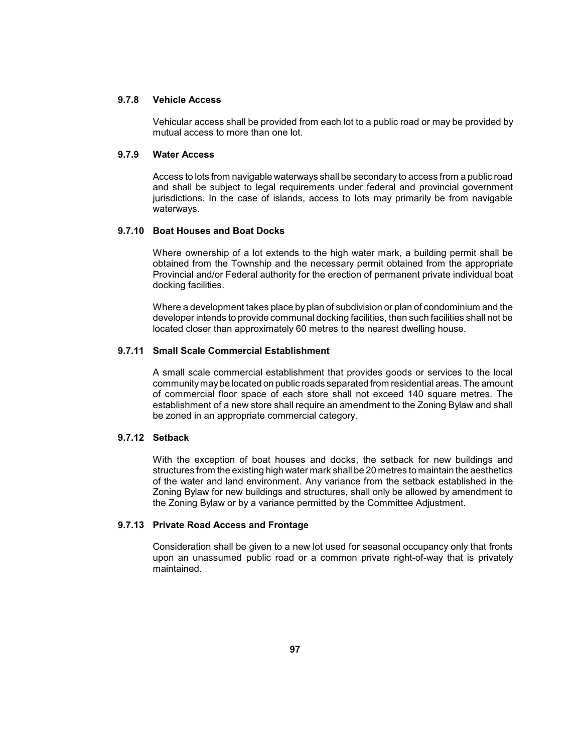### 9.7.8 Vehicle Access

Vehicular access shall be provided from each lot to a public road or may be provided by mutual access to more than one lot.

### 9.7.9 Water Access

Access to lots from navigable waterways shall be secondary to access from a public road and shall be subject to legal requirements under federal and provincial government jurisdictions. In the case of islands, access to lots may primarily be from navigable waterways.

### 9.7.10 Boat Houses and Boat Docks

Where ownership of a lot extends to the high water mark, a building permit shall be obtained from the Township and the necessary permit obtained from the appropriate Provincial and/or Federal authority for the erection of permanent private individual boat docking facilities.

Where a development takes place by plan of subdivision or plan of condominium and the developer intends to provide communal docking facilities, then such facilities shall not be located closer than approximately 60 metres to the nearest dwelling house.

### 9.7.11 Small Scale Commercial Establishment

A small scale commercial establishment that provides goods or services to the local community may be located on public roads separated from residential areas. The amount of commercial floor space of each store shall not exceed 140 square metres. The establishment of a new store shall require an amendment to the Zoning Bylaw and shall be zoned in an appropriate commercial category.

### 9.7.12 Setback

With the exception of boat houses and docks, the setback for new buildings and structures from the existing high water mark shall be 20 metres to maintain the aesthetics of the water and land environment. Any variance from the setback established in the Zoning Bylaw for new buildings and structures, shall only be allowed by amendment to the Zoning Bylaw or by a variance permitted by the Committee Adjustment.

### 9.7.13 Private Road Access and Frontage

Consideration shall be given to a new lot used for seasonal occupancy only that fronts upon an unassumed public road or a common private right-of-way that is privately maintained.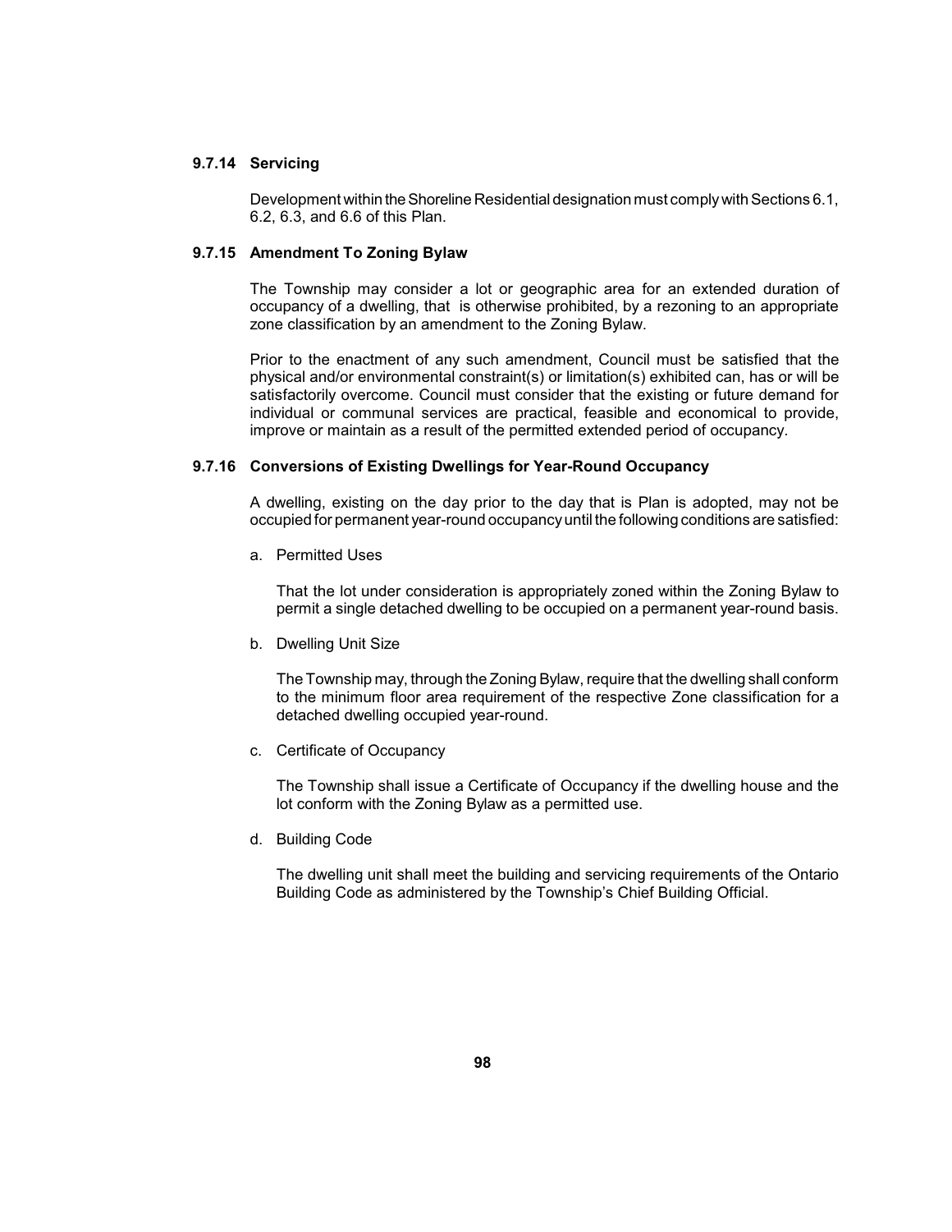#### 9.7.14 Servicing

Development within the Shoreline Residential designation must comply with Sections 6.1, 6.2, 6.3, and 6.6 of this Plan.

#### 9.7.15 Amendment To Zoning Bylaw

The Township may consider a lot or geographic area for an extended duration of occupancy of a dwelling, that is otherwise prohibited, by a rezoning to an appropriate zone classification by an amendment to the Zoning Bylaw.

Prior to the enactment of any such amendment, Council must be satisfied that the physical and/or environmental constraint(s) or limitation(s) exhibited can, has or will be satisfactorily overcome. Council must consider that the existing or future demand for individual or communal services are practical, feasible and economical to provide, improve or maintain as a result of the permitted extended period of occupancy.

#### 9.7.16 Conversions of Existing Dwellings for Year-Round Occupancy

A dwelling, existing on the day prior to the day that is Plan is adopted, may not be occupied for permanent year-round occupancy until the following conditions are satisfied:

a. Permitted Uses

   That the lot under consideration is appropriately zoned within the Zoning Bylaw to permit a single detached dwelling to be occupied on a permanent year-round basis.

b. Dwelling Unit Size

   The Township may, through the Zoning Bylaw, require that the dwelling shall conform to the minimum floor area requirement of the respective Zone classification for a detached dwelling occupied year-round.

c. Certificate of Occupancy

   The Township shall issue a Certificate of Occupancy if the dwelling house and the lot conform with the Zoning Bylaw as a permitted use.

d. Building Code

   The dwelling unit shall meet the building and servicing requirements of the Ontario Building Code as administered by the Township's Chief Building Official.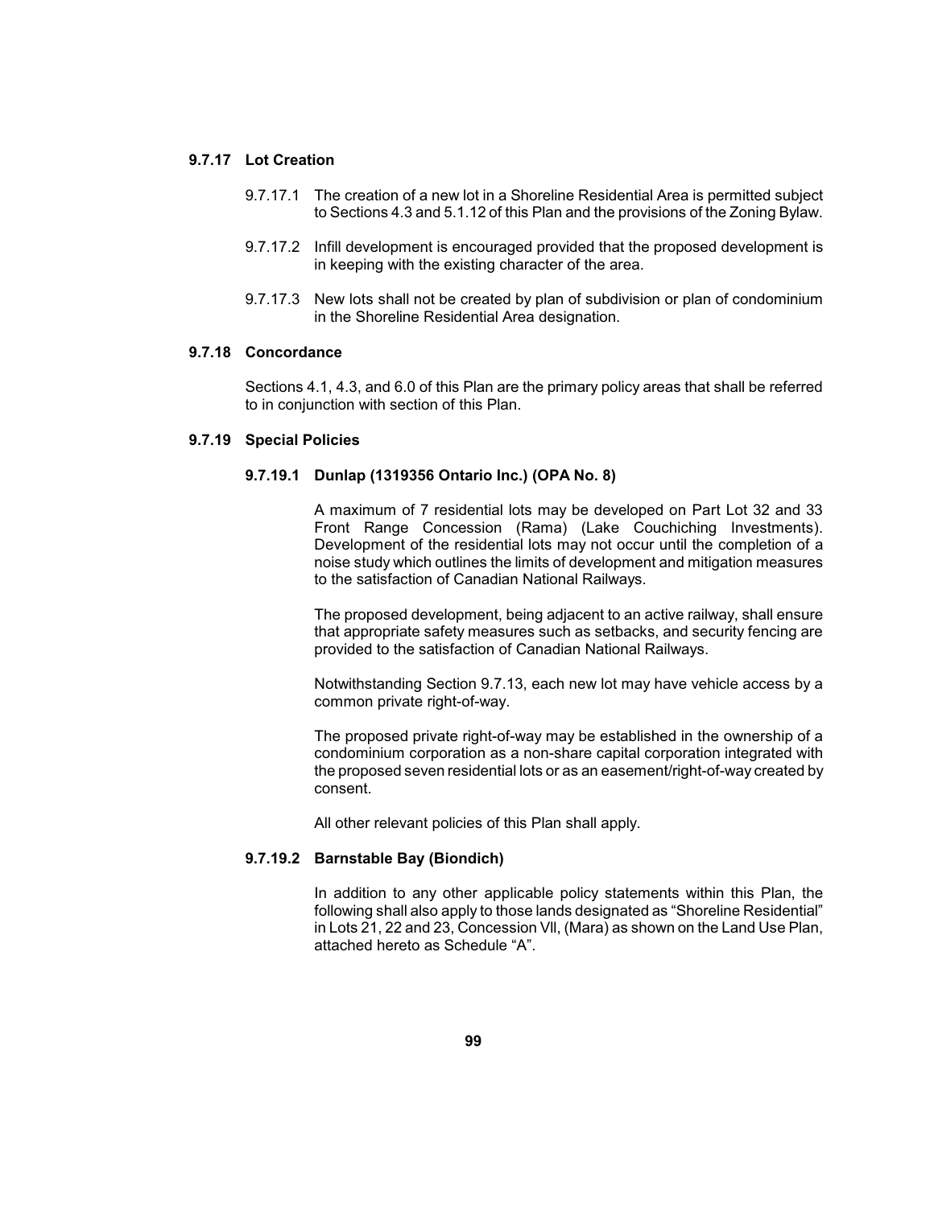### 9.7.17 Lot Creation

9.7.17.1 The creation of a new lot in a Shoreline Residential Area is permitted subject to Sections 4.3 and 5.1.12 of this Plan and the provisions of the Zoning Bylaw.

9.7.17.2 Infill development is encouraged provided that the proposed development is in keeping with the existing character of the area.

9.7.17.3 New lots shall not be created by plan of subdivision or plan of condominium in the Shoreline Residential Area designation.

### 9.7.18 Concordance

Sections 4.1, 4.3, and 6.0 of this Plan are the primary policy areas that shall be referred to in conjunction with section of this Plan.

### 9.7.19 Special Policies

#### 9.7.19.1 Dunlap (1319356 Ontario Inc.) (OPA No. 8)

A maximum of 7 residential lots may be developed on Part Lot 32 and 33 Front Range Concession (Rama) (Lake Couchiching Investments). Development of the residential lots may not occur until the completion of a noise study which outlines the limits of development and mitigation measures to the satisfaction of Canadian National Railways.

The proposed development, being adjacent to an active railway, shall ensure that appropriate safety measures such as setbacks, and security fencing are provided to the satisfaction of Canadian National Railways.

Notwithstanding Section 9.7.13, each new lot may have vehicle access by a common private right-of-way.

The proposed private right-of-way may be established in the ownership of a condominium corporation as a non-share capital corporation integrated with the proposed seven residential lots or as an easement/right-of-way created by consent.

All other relevant policies of this Plan shall apply.

#### 9.7.19.2 Barnstable Bay (Biondich)

In addition to any other applicable policy statements within this Plan, the following shall also apply to those lands designated as "Shoreline Residential" in Lots 21, 22 and 23, Concession Vll, (Mara) as shown on the Land Use Plan, attached hereto as Schedule "A".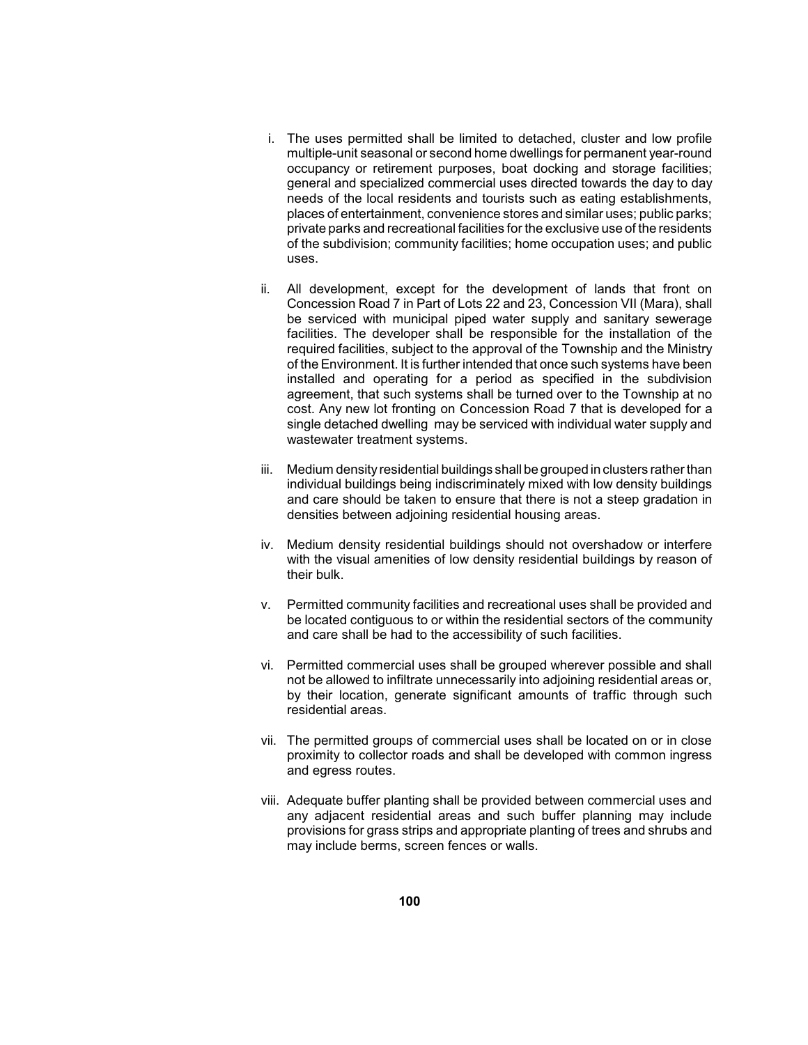i. The uses permitted shall be limited to detached, cluster and low profile multiple-unit seasonal or second home dwellings for permanent year-round occupancy or retirement purposes, boat docking and storage facilities; general and specialized commercial uses directed towards the day to day needs of the local residents and tourists such as eating establishments, places of entertainment, convenience stores and similar uses; public parks; private parks and recreational facilities for the exclusive use of the residents of the subdivision; community facilities; home occupation uses; and public uses.

ii. All development, except for the development of lands that front on Concession Road 7 in Part of Lots 22 and 23, Concession VII (Mara), shall be serviced with municipal piped water supply and sanitary sewerage facilities. The developer shall be responsible for the installation of the required facilities, subject to the approval of the Township and the Ministry of the Environment. It is further intended that once such systems have been installed and operating for a period as specified in the subdivision agreement, that such systems shall be turned over to the Township at no cost. Any new lot fronting on Concession Road 7 that is developed for a single detached dwelling may be serviced with individual water supply and wastewater treatment systems.

iii. Medium density residential buildings shall be grouped in clusters rather than individual buildings being indiscriminately mixed with low density buildings and care should be taken to ensure that there is not a steep gradation in densities between adjoining residential housing areas.

iv. Medium density residential buildings should not overshadow or interfere with the visual amenities of low density residential buildings by reason of their bulk.

v. Permitted community facilities and recreational uses shall be provided and be located contiguous to or within the residential sectors of the community and care shall be had to the accessibility of such facilities.

vi. Permitted commercial uses shall be grouped wherever possible and shall not be allowed to infiltrate unnecessarily into adjoining residential areas or, by their location, generate significant amounts of traffic through such residential areas.

vii. The permitted groups of commercial uses shall be located on or in close proximity to collector roads and shall be developed with common ingress and egress routes.

viii. Adequate buffer planting shall be provided between commercial uses and any adjacent residential areas and such buffer planning may include provisions for grass strips and appropriate planting of trees and shrubs and may include berms, screen fences or walls.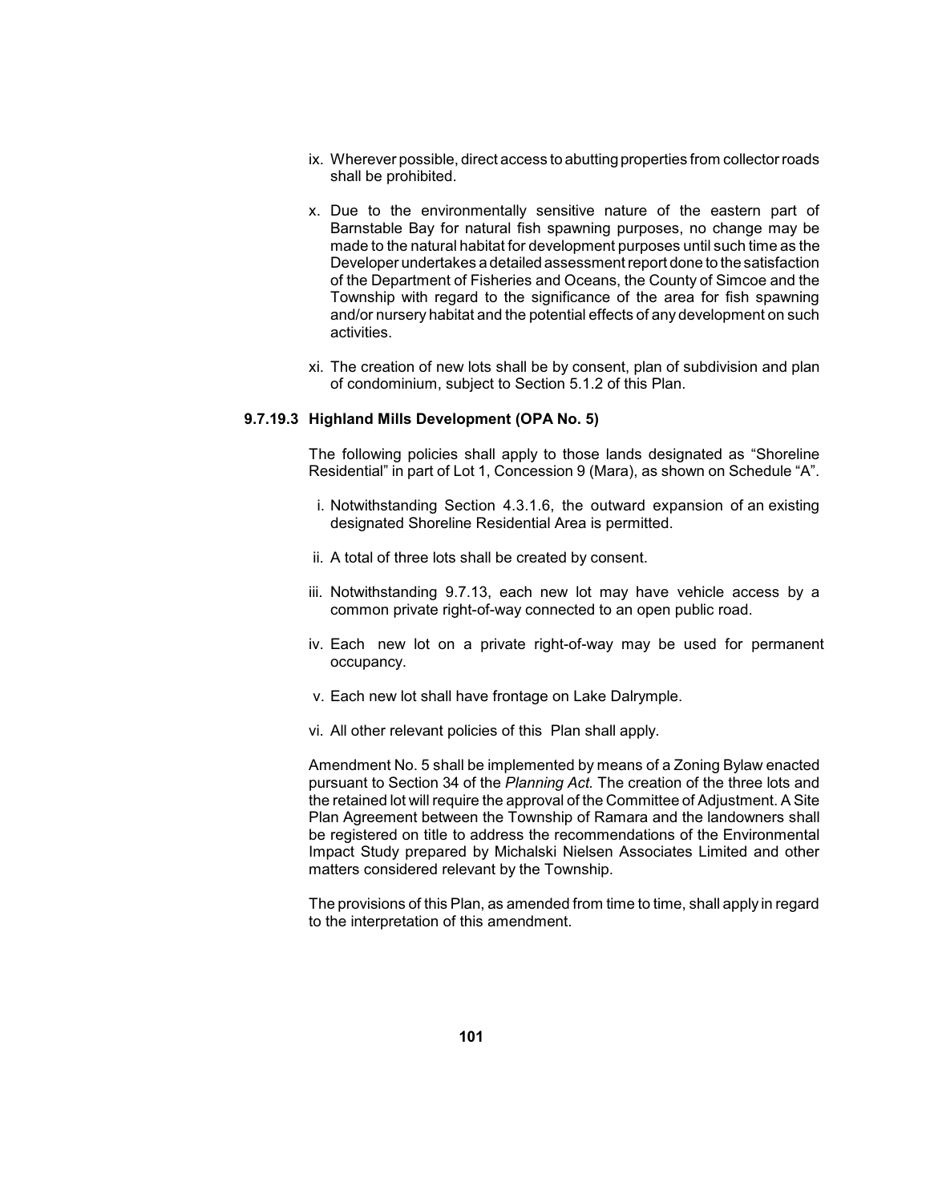ix. Wherever possible, direct access to abutting properties from collector roads shall be prohibited.

x. Due to the environmentally sensitive nature of the eastern part of Barnstable Bay for natural fish spawning purposes, no change may be made to the natural habitat for development purposes until such time as the Developer undertakes a detailed assessment report done to the satisfaction of the Department of Fisheries and Oceans, the County of Simcoe and the Township with regard to the significance of the area for fish spawning and/or nursery habitat and the potential effects of any development on such activities.

xi. The creation of new lots shall be by consent, plan of subdivision and plan of condominium, subject to Section 5.1.2 of this Plan.

### 9.7.19.3 Highland Mills Development (OPA No. 5)

The following policies shall apply to those lands designated as "Shoreline Residential" in part of Lot 1, Concession 9 (Mara), as shown on Schedule "A".

i. Notwithstanding Section 4.3.1.6, the outward expansion of an existing designated Shoreline Residential Area is permitted.

ii. A total of three lots shall be created by consent.

iii. Notwithstanding 9.7.13, each new lot may have vehicle access by a common private right-of-way connected to an open public road.

iv. Each new lot on a private right-of-way may be used for permanent occupancy.

v. Each new lot shall have frontage on Lake Dalrymple.

vi. All other relevant policies of this Plan shall apply.

Amendment No. 5 shall be implemented by means of a Zoning Bylaw enacted pursuant to Section 34 of the *Planning Act.* The creation of the three lots and the retained lot will require the approval of the Committee of Adjustment. A Site Plan Agreement between the Township of Ramara and the landowners shall be registered on title to address the recommendations of the Environmental Impact Study prepared by Michalski Nielsen Associates Limited and other matters considered relevant by the Township.

The provisions of this Plan, as amended from time to time, shall apply in regard to the interpretation of this amendment.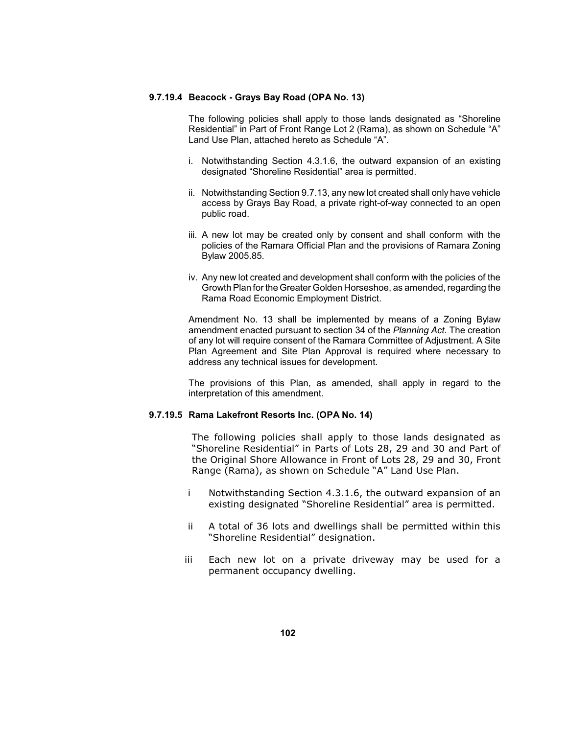### 9.7.19.4 Beacock - Grays Bay Road (OPA No. 13)

The following policies shall apply to those lands designated as "Shoreline Residential" in Part of Front Range Lot 2 (Rama), as shown on Schedule "A" Land Use Plan, attached hereto as Schedule "A".

i. Notwithstanding Section 4.3.1.6, the outward expansion of an existing designated "Shoreline Residential" area is permitted.

ii. Notwithstanding Section 9.7.13, any new lot created shall only have vehicle access by Grays Bay Road, a private right-of-way connected to an open public road.

iii. A new lot may be created only by consent and shall conform with the policies of the Ramara Official Plan and the provisions of Ramara Zoning Bylaw 2005.85.

iv. Any new lot created and development shall conform with the policies of the Growth Plan for the Greater Golden Horseshoe, as amended, regarding the Rama Road Economic Employment District.

Amendment No. 13 shall be implemented by means of a Zoning Bylaw amendment enacted pursuant to section 34 of the *Planning Act*. The creation of any lot will require consent of the Ramara Committee of Adjustment. A Site Plan Agreement and Site Plan Approval is required where necessary to address any technical issues for development.

The provisions of this Plan, as amended, shall apply in regard to the interpretation of this amendment.

### 9.7.19.5 Rama Lakefront Resorts Inc. (OPA No. 14)

The following policies shall apply to those lands designated as "Shoreline Residential" in Parts of Lots 28, 29 and 30 and Part of the Original Shore Allowance in Front of Lots 28, 29 and 30, Front Range (Rama), as shown on Schedule "A" Land Use Plan.

i Notwithstanding Section 4.3.1.6, the outward expansion of an existing designated "Shoreline Residential" area is permitted.

ii A total of 36 lots and dwellings shall be permitted within this "Shoreline Residential" designation.

iii Each new lot on a private driveway may be used for a permanent occupancy dwelling.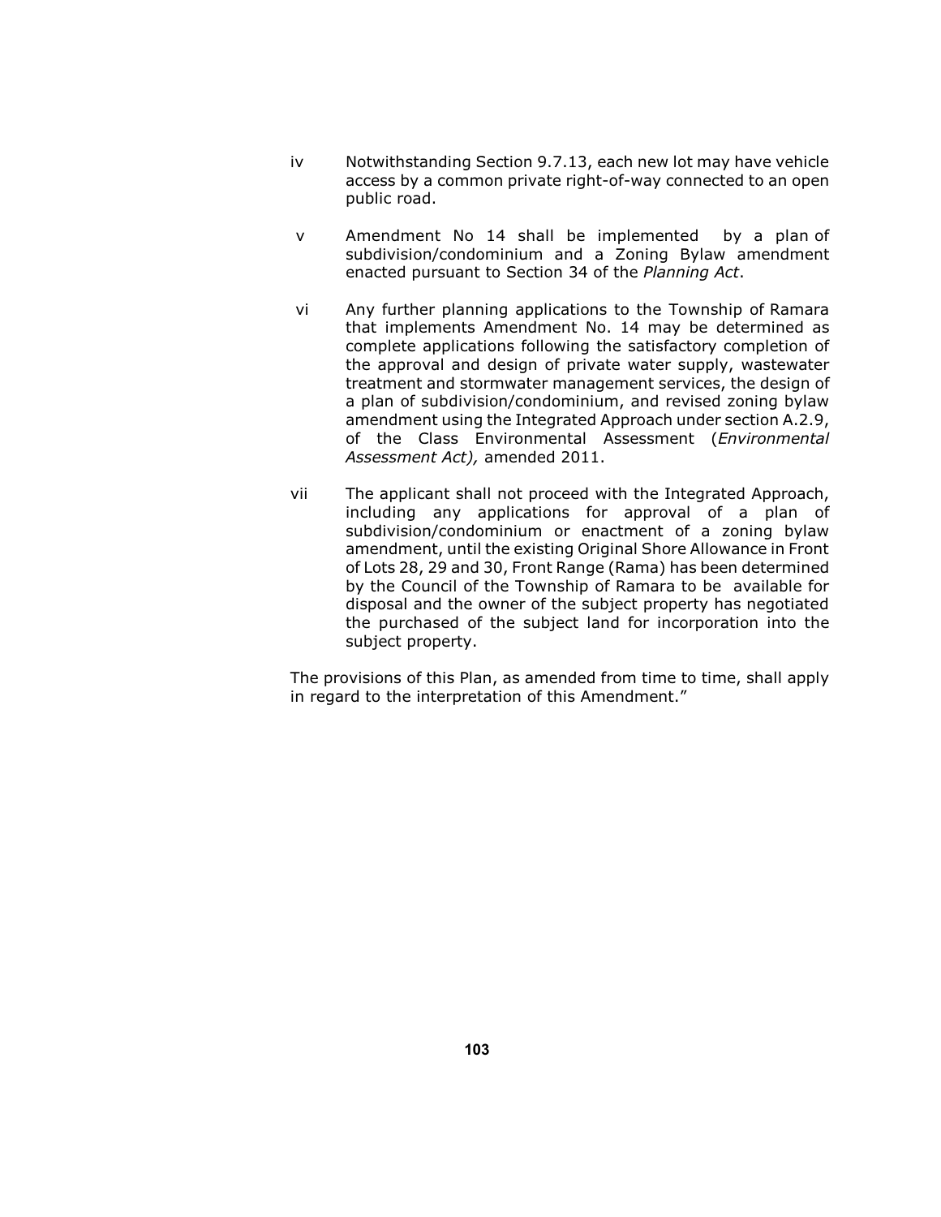iv Notwithstanding Section 9.7.13, each new lot may have vehicle access by a common private right-of-way connected to an open public road.

v Amendment No 14 shall be implemented by a plan of subdivision/condominium and a Zoning Bylaw amendment enacted pursuant to Section 34 of the *Planning Act*.

vi Any further planning applications to the Township of Ramara that implements Amendment No. 14 may be determined as complete applications following the satisfactory completion of the approval and design of private water supply, wastewater treatment and stormwater management services, the design of a plan of subdivision/condominium, and revised zoning bylaw amendment using the Integrated Approach under section A.2.9, of the Class Environmental Assessment (*Environmental Assessment Act),* amended 2011.

vii The applicant shall not proceed with the Integrated Approach, including any applications for approval of a plan of subdivision/condominium or enactment of a zoning bylaw amendment, until the existing Original Shore Allowance in Front of Lots 28, 29 and 30, Front Range (Rama) has been determined by the Council of the Township of Ramara to be available for disposal and the owner of the subject property has negotiated the purchased of the subject land for incorporation into the subject property.

The provisions of this Plan, as amended from time to time, shall apply in regard to the interpretation of this Amendment."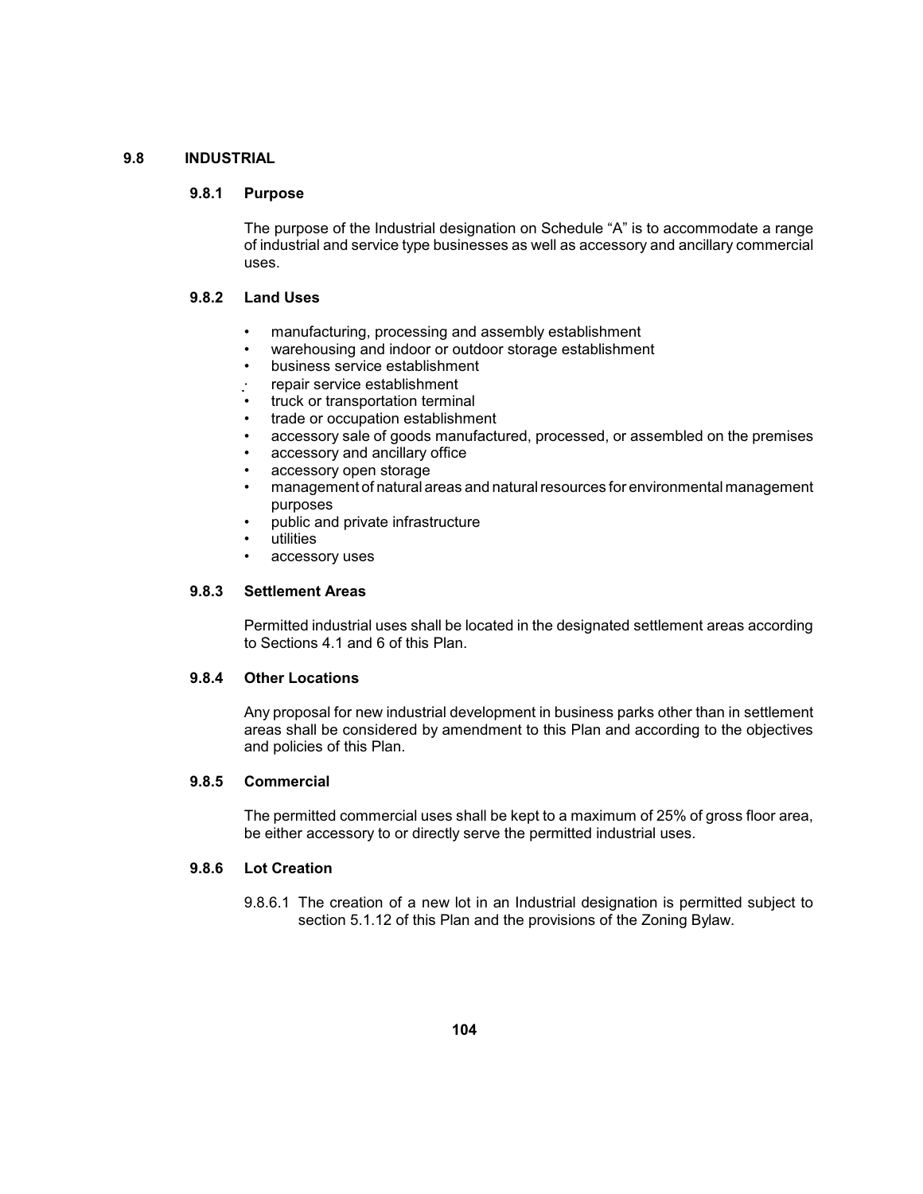## 9.8 INDUSTRIAL

### 9.8.1 Purpose

The purpose of the Industrial designation on Schedule "A" is to accommodate a range of industrial and service type businesses as well as accessory and ancillary commercial uses.

### 9.8.2 Land Uses

- manufacturing, processing and assembly establishment
- warehousing and indoor or outdoor storage establishment
- business service establishment
- repair service establishment
- truck or transportation terminal
- trade or occupation establishment
- accessory sale of goods manufactured, processed, or assembled on the premises
- accessory and ancillary office
- accessory open storage
- management of natural areas and natural resources for environmental management purposes
- public and private infrastructure
- utilities
- accessory uses

### 9.8.3 Settlement Areas

Permitted industrial uses shall be located in the designated settlement areas according to Sections 4.1 and 6 of this Plan.

### 9.8.4 Other Locations

Any proposal for new industrial development in business parks other than in settlement areas shall be considered by amendment to this Plan and according to the objectives and policies of this Plan.

### 9.8.5 Commercial

The permitted commercial uses shall be kept to a maximum of 25% of gross floor area, be either accessory to or directly serve the permitted industrial uses.

### 9.8.6 Lot Creation

9.8.6.1 The creation of a new lot in an Industrial designation is permitted subject to section 5.1.12 of this Plan and the provisions of the Zoning Bylaw.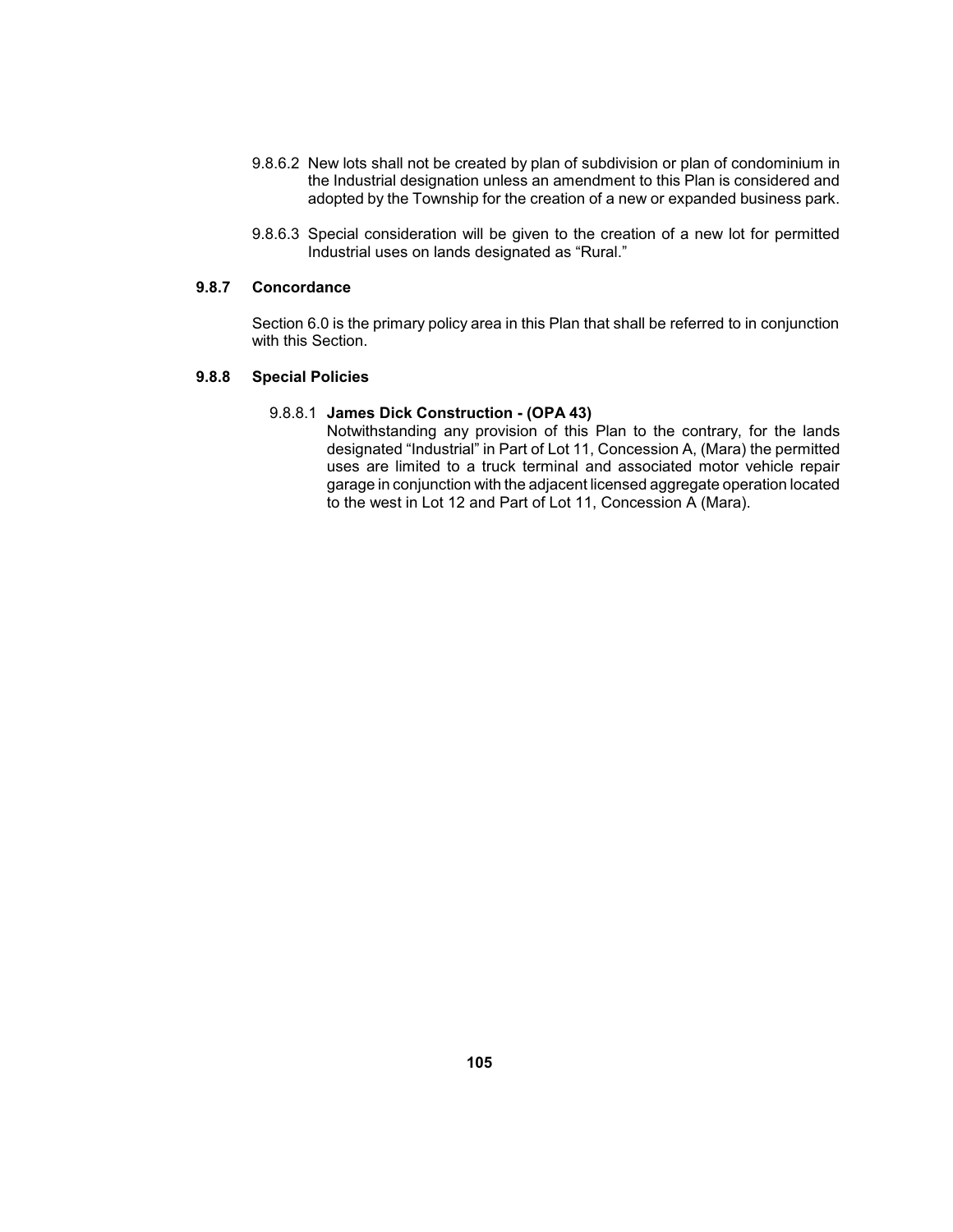9.8.6.2 New lots shall not be created by plan of subdivision or plan of condominium in the Industrial designation unless an amendment to this Plan is considered and adopted by the Township for the creation of a new or expanded business park.

9.8.6.3 Special consideration will be given to the creation of a new lot for permitted Industrial uses on lands designated as "Rural."

### 9.8.7 Concordance

Section 6.0 is the primary policy area in this Plan that shall be referred to in conjunction with this Section.

### 9.8.8 Special Policies

9.8.8.1 **James Dick Construction - (OPA 43)**

Notwithstanding any provision of this Plan to the contrary, for the lands designated "Industrial" in Part of Lot 11, Concession A, (Mara) the permitted uses are limited to a truck terminal and associated motor vehicle repair garage in conjunction with the adjacent licensed aggregate operation located to the west in Lot 12 and Part of Lot 11, Concession A (Mara).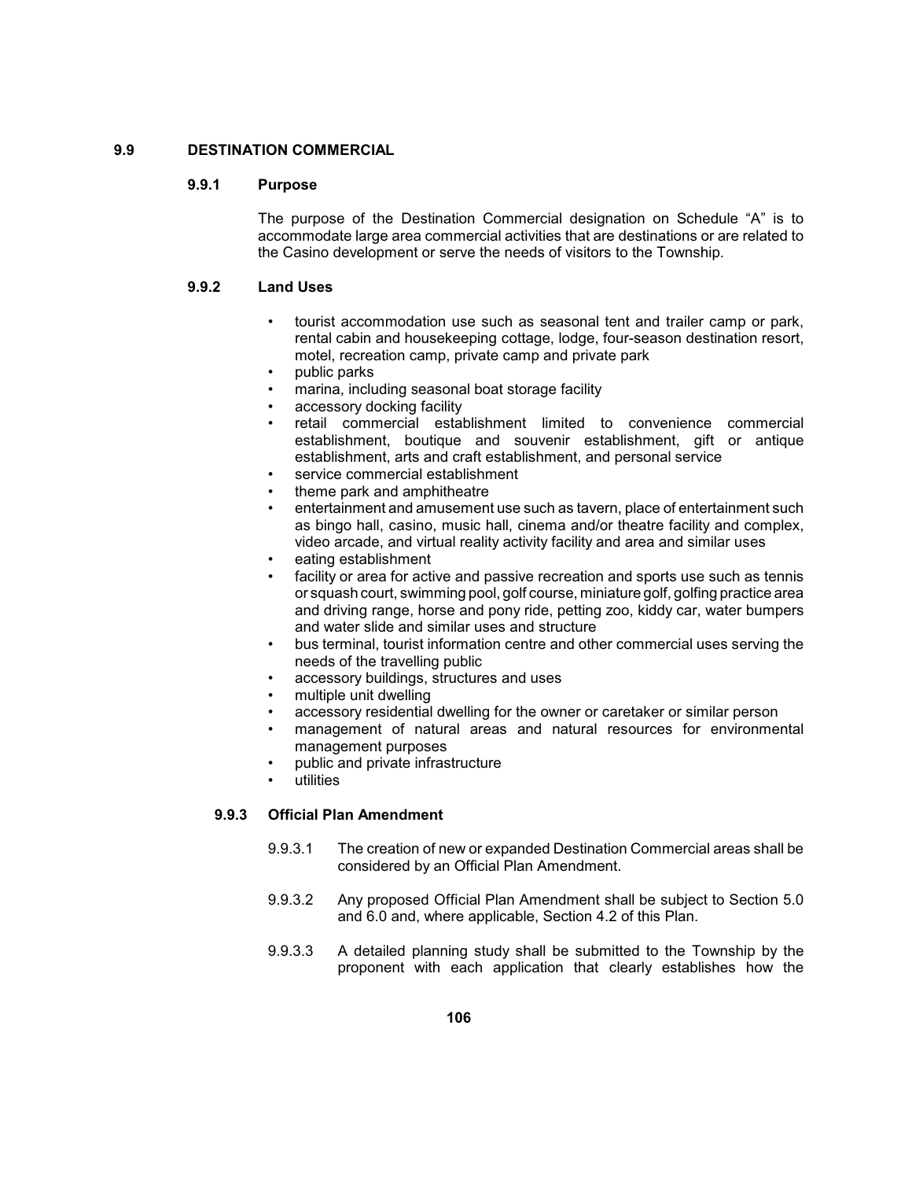## 9.9 DESTINATION COMMERCIAL

### 9.9.1 Purpose

The purpose of the Destination Commercial designation on Schedule "A" is to accommodate large area commercial activities that are destinations or are related to the Casino development or serve the needs of visitors to the Township.

### 9.9.2 Land Uses

- tourist accommodation use such as seasonal tent and trailer camp or park, rental cabin and housekeeping cottage, lodge, four-season destination resort, motel, recreation camp, private camp and private park
- public parks
- marina, including seasonal boat storage facility
- accessory docking facility
- retail commercial establishment limited to convenience commercial establishment, boutique and souvenir establishment, gift or antique establishment, arts and craft establishment, and personal service
- service commercial establishment
- theme park and amphitheatre
- entertainment and amusement use such as tavern, place of entertainment such as bingo hall, casino, music hall, cinema and/or theatre facility and complex, video arcade, and virtual reality activity facility and area and similar uses
- eating establishment
- facility or area for active and passive recreation and sports use such as tennis or squash court, swimming pool, golf course, miniature golf, golfing practice area and driving range, horse and pony ride, petting zoo, kiddy car, water bumpers and water slide and similar uses and structure
- bus terminal, tourist information centre and other commercial uses serving the needs of the travelling public
- accessory buildings, structures and uses
- multiple unit dwelling
- accessory residential dwelling for the owner or caretaker or similar person
- management of natural areas and natural resources for environmental management purposes
- public and private infrastructure
- utilities

### 9.9.3 Official Plan Amendment

9.9.3.1 The creation of new or expanded Destination Commercial areas shall be considered by an Official Plan Amendment.

9.9.3.2 Any proposed Official Plan Amendment shall be subject to Section 5.0 and 6.0 and, where applicable, Section 4.2 of this Plan.

9.9.3.3 A detailed planning study shall be submitted to the Township by the proponent with each application that clearly establishes how the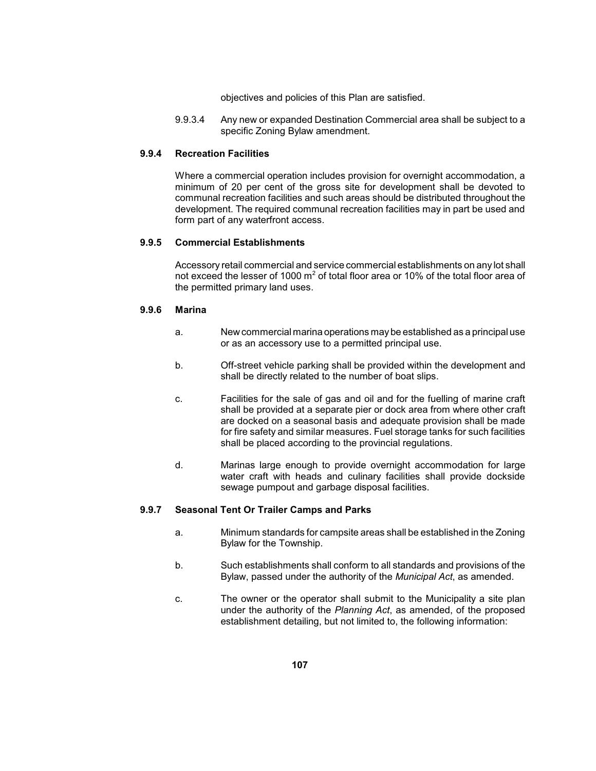objectives and policies of this Plan are satisfied.

9.9.3.4 Any new or expanded Destination Commercial area shall be subject to a specific Zoning Bylaw amendment.

### 9.9.4 Recreation Facilities

Where a commercial operation includes provision for overnight accommodation, a minimum of 20 per cent of the gross site for development shall be devoted to communal recreation facilities and such areas should be distributed throughout the development. The required communal recreation facilities may in part be used and form part of any waterfront access.

### 9.9.5 Commercial Establishments

Accessory retail commercial and service commercial establishments on any lot shall not exceed the lesser of 1000 $m^2$ of total floor area or 10% of the total floor area of the permitted primary land uses.

### 9.9.6 Marina

a. New commercial marina operations may be established as a principal use or as an accessory use to a permitted principal use.

b. Off-street vehicle parking shall be provided within the development and shall be directly related to the number of boat slips.

c. Facilities for the sale of gas and oil and for the fuelling of marine craft shall be provided at a separate pier or dock area from where other craft are docked on a seasonal basis and adequate provision shall be made for fire safety and similar measures. Fuel storage tanks for such facilities shall be placed according to the provincial regulations.

d. Marinas large enough to provide overnight accommodation for large water craft with heads and culinary facilities shall provide dockside sewage pumpout and garbage disposal facilities.

### 9.9.7 Seasonal Tent Or Trailer Camps and Parks

a. Minimum standards for campsite areas shall be established in the Zoning Bylaw for the Township.

b. Such establishments shall conform to all standards and provisions of the Bylaw, passed under the authority of the *Municipal Act*, as amended.

c. The owner or the operator shall submit to the Municipality a site plan under the authority of the *Planning Act*, as amended, of the proposed establishment detailing, but not limited to, the following information: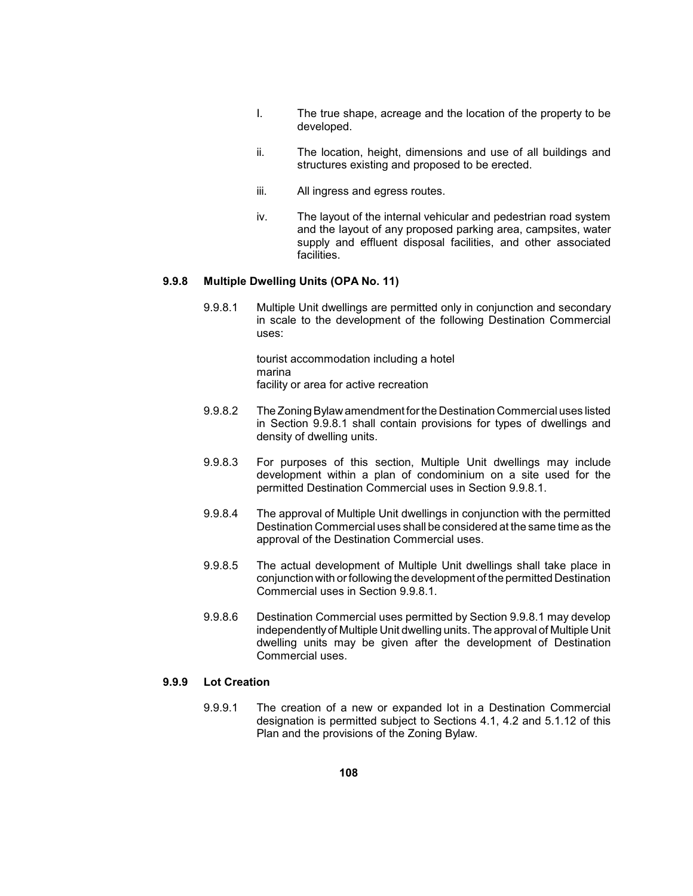I. The true shape, acreage and the location of the property to be developed.

ii. The location, height, dimensions and use of all buildings and structures existing and proposed to be erected.

iii. All ingress and egress routes.

iv. The layout of the internal vehicular and pedestrian road system and the layout of any proposed parking area, campsites, water supply and effluent disposal facilities, and other associated facilities.

### 9.9.8 Multiple Dwelling Units (OPA No. 11)

9.9.8.1 Multiple Unit dwellings are permitted only in conjunction and secondary in scale to the development of the following Destination Commercial uses:

tourist accommodation including a hotel
marina
facility or area for active recreation

9.9.8.2 The Zoning Bylaw amendment for the Destination Commercial uses listed in Section 9.9.8.1 shall contain provisions for types of dwellings and density of dwelling units.

9.9.8.3 For purposes of this section, Multiple Unit dwellings may include development within a plan of condominium on a site used for the permitted Destination Commercial uses in Section 9.9.8.1.

9.9.8.4 The approval of Multiple Unit dwellings in conjunction with the permitted Destination Commercial uses shall be considered at the same time as the approval of the Destination Commercial uses.

9.9.8.5 The actual development of Multiple Unit dwellings shall take place in conjunction with or following the development of the permitted Destination Commercial uses in Section 9.9.8.1.

9.9.8.6 Destination Commercial uses permitted by Section 9.9.8.1 may develop independently of Multiple Unit dwelling units. The approval of Multiple Unit dwelling units may be given after the development of Destination Commercial uses.

### 9.9.9 Lot Creation

9.9.9.1 The creation of a new or expanded lot in a Destination Commercial designation is permitted subject to Sections 4.1, 4.2 and 5.1.12 of this Plan and the provisions of the Zoning Bylaw.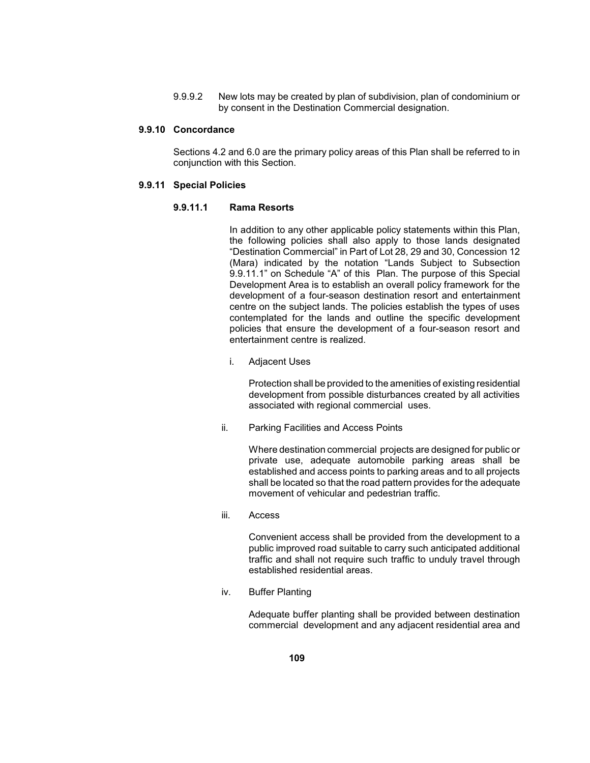9.9.9.2 New lots may be created by plan of subdivision, plan of condominium or by consent in the Destination Commercial designation.

### 9.9.10 Concordance

Sections 4.2 and 6.0 are the primary policy areas of this Plan shall be referred to in conjunction with this Section.

### 9.9.11 Special Policies

#### 9.9.11.1 Rama Resorts

In addition to any other applicable policy statements within this Plan, the following policies shall also apply to those lands designated "Destination Commercial" in Part of Lot 28, 29 and 30, Concession 12 (Mara) indicated by the notation "Lands Subject to Subsection 9.9.11.1" on Schedule "A" of this Plan. The purpose of this Special Development Area is to establish an overall policy framework for the development of a four-season destination resort and entertainment centre on the subject lands. The policies establish the types of uses contemplated for the lands and outline the specific development policies that ensure the development of a four-season resort and entertainment centre is realized.

i. Adjacent Uses

Protection shall be provided to the amenities of existing residential development from possible disturbances created by all activities associated with regional commercial uses.

ii. Parking Facilities and Access Points

Where destination commercial projects are designed for public or private use, adequate automobile parking areas shall be established and access points to parking areas and to all projects shall be located so that the road pattern provides for the adequate movement of vehicular and pedestrian traffic.

iii. Access

Convenient access shall be provided from the development to a public improved road suitable to carry such anticipated additional traffic and shall not require such traffic to unduly travel through established residential areas.

iv. Buffer Planting

Adequate buffer planting shall be provided between destination commercial development and any adjacent residential area and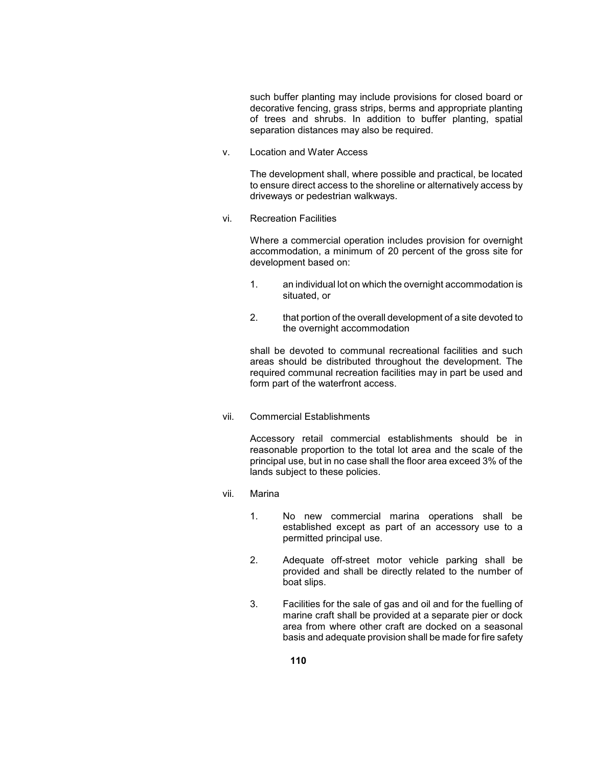such buffer planting may include provisions for closed board or decorative fencing, grass strips, berms and appropriate planting of trees and shrubs. In addition to buffer planting, spatial separation distances may also be required.

v. Location and Water Access

The development shall, where possible and practical, be located to ensure direct access to the shoreline or alternatively access by driveways or pedestrian walkways.

vi. Recreation Facilities

Where a commercial operation includes provision for overnight accommodation, a minimum of 20 percent of the gross site for development based on:

1. an individual lot on which the overnight accommodation is situated, or

2. that portion of the overall development of a site devoted to the overnight accommodation

shall be devoted to communal recreational facilities and such areas should be distributed throughout the development. The required communal recreation facilities may in part be used and form part of the waterfront access.

vii. Commercial Establishments

Accessory retail commercial establishments should be in reasonable proportion to the total lot area and the scale of the principal use, but in no case shall the floor area exceed 3% of the lands subject to these policies.

vii. Marina

1. No new commercial marina operations shall be established except as part of an accessory use to a permitted principal use.

2. Adequate off-street motor vehicle parking shall be provided and shall be directly related to the number of boat slips.

3. Facilities for the sale of gas and oil and for the fuelling of marine craft shall be provided at a separate pier or dock area from where other craft are docked on a seasonal basis and adequate provision shall be made for fire safety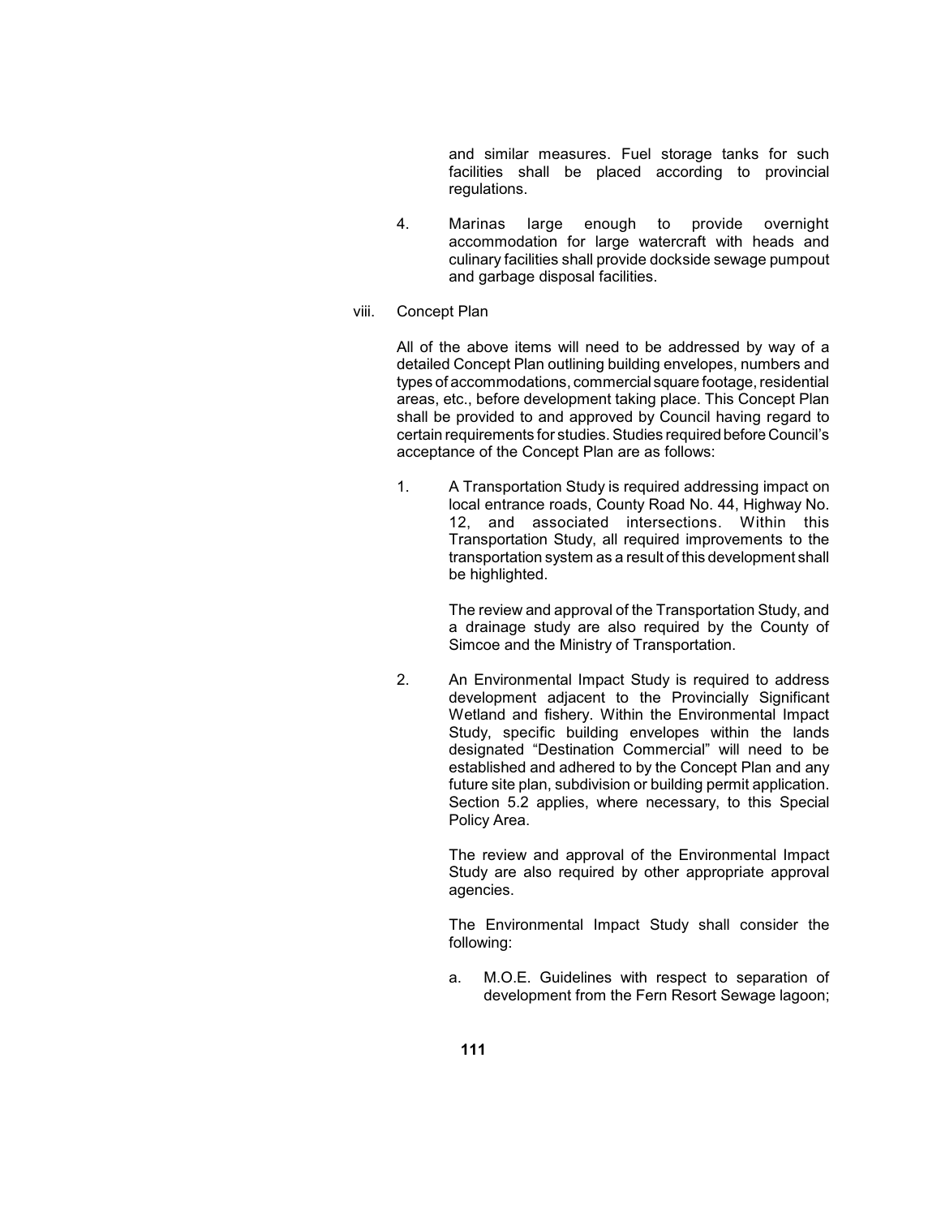and similar measures. Fuel storage tanks for such facilities shall be placed according to provincial regulations.

4. Marinas large enough to provide overnight accommodation for large watercraft with heads and culinary facilities shall provide dockside sewage pumpout and garbage disposal facilities.

viii. Concept Plan

All of the above items will need to be addressed by way of a detailed Concept Plan outlining building envelopes, numbers and types of accommodations, commercial square footage, residential areas, etc., before development taking place. This Concept Plan shall be provided to and approved by Council having regard to certain requirements for studies. Studies required before Council's acceptance of the Concept Plan are as follows:

1. A Transportation Study is required addressing impact on local entrance roads, County Road No. 44, Highway No. 12, and associated intersections. Within this Transportation Study, all required improvements to the transportation system as a result of this development shall be highlighted.

   The review and approval of the Transportation Study, and a drainage study are also required by the County of Simcoe and the Ministry of Transportation.

2. An Environmental Impact Study is required to address development adjacent to the Provincially Significant Wetland and fishery. Within the Environmental Impact Study, specific building envelopes within the lands designated "Destination Commercial" will need to be established and adhered to by the Concept Plan and any future site plan, subdivision or building permit application. Section 5.2 applies, where necessary, to this Special Policy Area.

   The review and approval of the Environmental Impact Study are also required by other appropriate approval agencies.

   The Environmental Impact Study shall consider the following:

   a. M.O.E. Guidelines with respect to separation of development from the Fern Resort Sewage lagoon;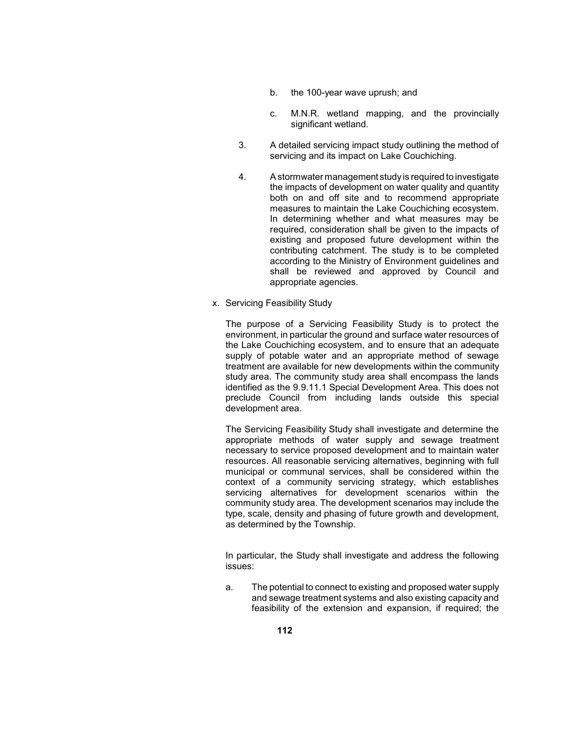b. the 100-year wave uprush; and

c. M.N.R. wetland mapping, and the provincially significant wetland.

3. A detailed servicing impact study outlining the method of servicing and its impact on Lake Couchiching.

4. A stormwater management study is required to investigate the impacts of development on water quality and quantity both on and off site and to recommend appropriate measures to maintain the Lake Couchiching ecosystem. In determining whether and what measures may be required, consideration shall be given to the impacts of existing and proposed future development within the contributing catchment. The study is to be completed according to the Ministry of Environment guidelines and shall be reviewed and approved by Council and appropriate agencies.

x. Servicing Feasibility Study

The purpose of a Servicing Feasibility Study is to protect the environment, in particular the ground and surface water resources of the Lake Couchiching ecosystem, and to ensure that an adequate supply of potable water and an appropriate method of sewage treatment are available for new developments within the community study area. The community study area shall encompass the lands identified as the 9.9.11.1 Special Development Area. This does not preclude Council from including lands outside this special development area.

The Servicing Feasibility Study shall investigate and determine the appropriate methods of water supply and sewage treatment necessary to service proposed development and to maintain water resources. All reasonable servicing alternatives, beginning with full municipal or communal services, shall be considered within the context of a community servicing strategy, which establishes servicing alternatives for development scenarios within the community study area. The development scenarios may include the type, scale, density and phasing of future growth and development, as determined by the Township.

In particular, the Study shall investigate and address the following issues:

a. The potential to connect to existing and proposed water supply and sewage treatment systems and also existing capacity and feasibility of the extension and expansion, if required; the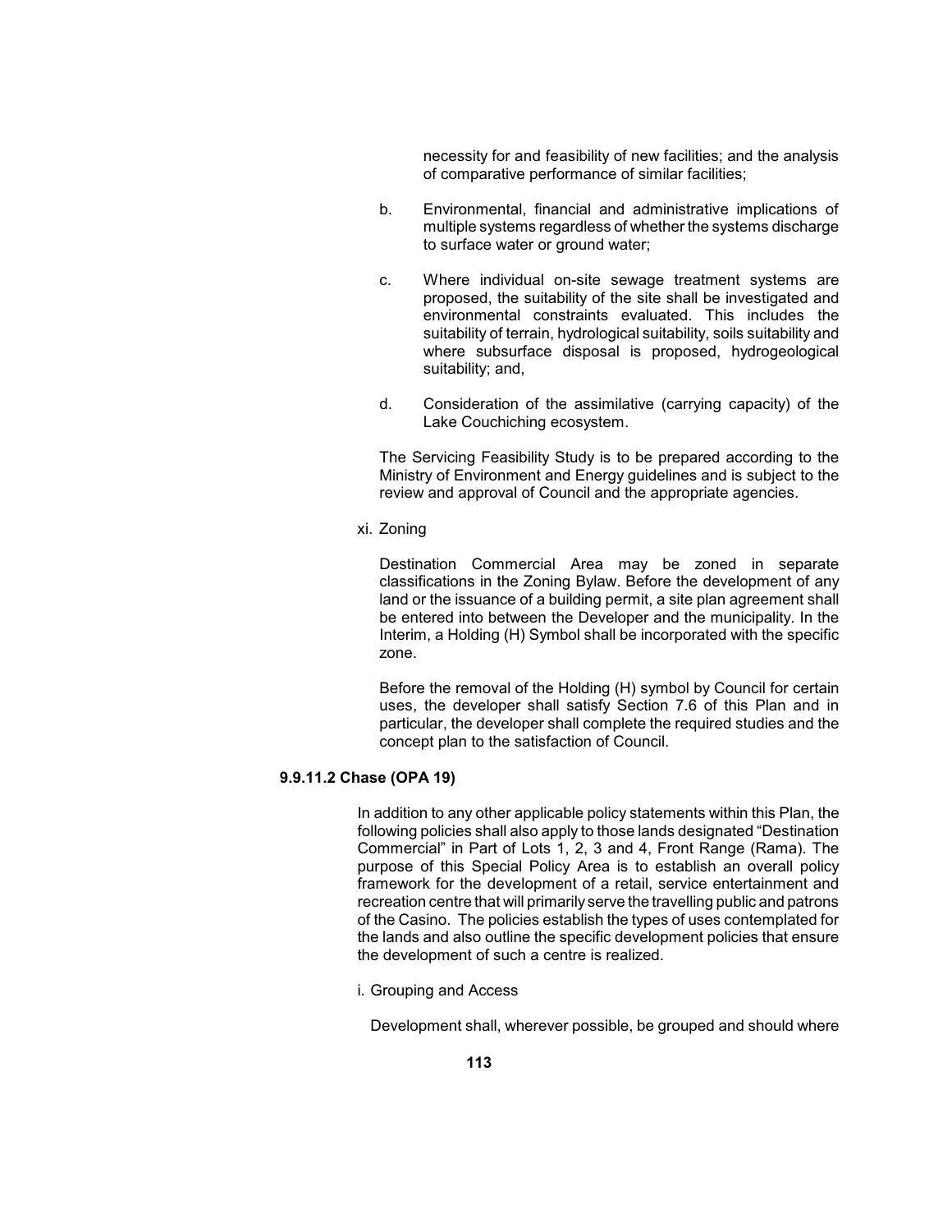necessity for and feasibility of new facilities; and the analysis of comparative performance of similar facilities;

b. Environmental, financial and administrative implications of multiple systems regardless of whether the systems discharge to surface water or ground water;

c. Where individual on-site sewage treatment systems are proposed, the suitability of the site shall be investigated and environmental constraints evaluated. This includes the suitability of terrain, hydrological suitability, soils suitability and where subsurface disposal is proposed, hydrogeological suitability; and,

d. Consideration of the assimilative (carrying capacity) of the Lake Couchiching ecosystem.

The Servicing Feasibility Study is to be prepared according to the Ministry of Environment and Energy guidelines and is subject to the review and approval of Council and the appropriate agencies.

xi. Zoning

Destination Commercial Area may be zoned in separate classifications in the Zoning Bylaw. Before the development of any land or the issuance of a building permit, a site plan agreement shall be entered into between the Developer and the municipality. In the Interim, a Holding (H) Symbol shall be incorporated with the specific zone.

Before the removal of the Holding (H) symbol by Council for certain uses, the developer shall satisfy Section 7.6 of this Plan and in particular, the developer shall complete the required studies and the concept plan to the satisfaction of Council.

**9.9.11.2 Chase (OPA 19)**

In addition to any other applicable policy statements within this Plan, the following policies shall also apply to those lands designated "Destination Commercial" in Part of Lots 1, 2, 3 and 4, Front Range (Rama). The purpose of this Special Policy Area is to establish an overall policy framework for the development of a retail, service entertainment and recreation centre that will primarily serve the travelling public and patrons of the Casino. The policies establish the types of uses contemplated for the lands and also outline the specific development policies that ensure the development of such a centre is realized.

i. Grouping and Access

Development shall, wherever possible, be grouped and should where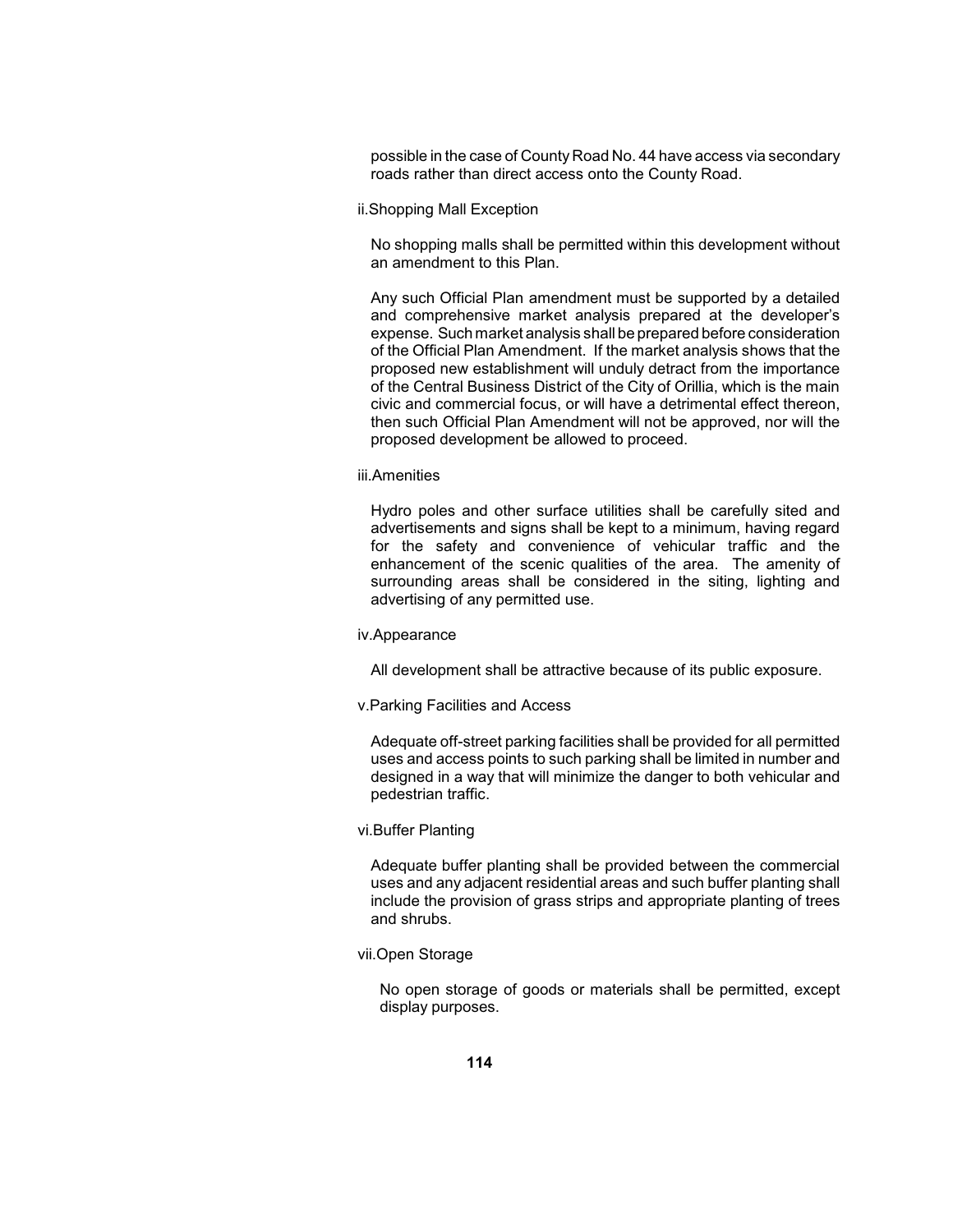possible in the case of County Road No. 44 have access via secondary roads rather than direct access onto the County Road.

ii. Shopping Mall Exception

No shopping malls shall be permitted within this development without an amendment to this Plan.

Any such Official Plan amendment must be supported by a detailed and comprehensive market analysis prepared at the developer's expense. Such market analysis shall be prepared before consideration of the Official Plan Amendment. If the market analysis shows that the proposed new establishment will unduly detract from the importance of the Central Business District of the City of Orillia, which is the main civic and commercial focus, or will have a detrimental effect thereon, then such Official Plan Amendment will not be approved, nor will the proposed development be allowed to proceed.

iii. Amenities

Hydro poles and other surface utilities shall be carefully sited and advertisements and signs shall be kept to a minimum, having regard for the safety and convenience of vehicular traffic and the enhancement of the scenic qualities of the area. The amenity of surrounding areas shall be considered in the siting, lighting and advertising of any permitted use.

iv. Appearance

All development shall be attractive because of its public exposure.

v. Parking Facilities and Access

Adequate off-street parking facilities shall be provided for all permitted uses and access points to such parking shall be limited in number and designed in a way that will minimize the danger to both vehicular and pedestrian traffic.

vi. Buffer Planting

Adequate buffer planting shall be provided between the commercial uses and any adjacent residential areas and such buffer planting shall include the provision of grass strips and appropriate planting of trees and shrubs.

vii. Open Storage

No open storage of goods or materials shall be permitted, except display purposes.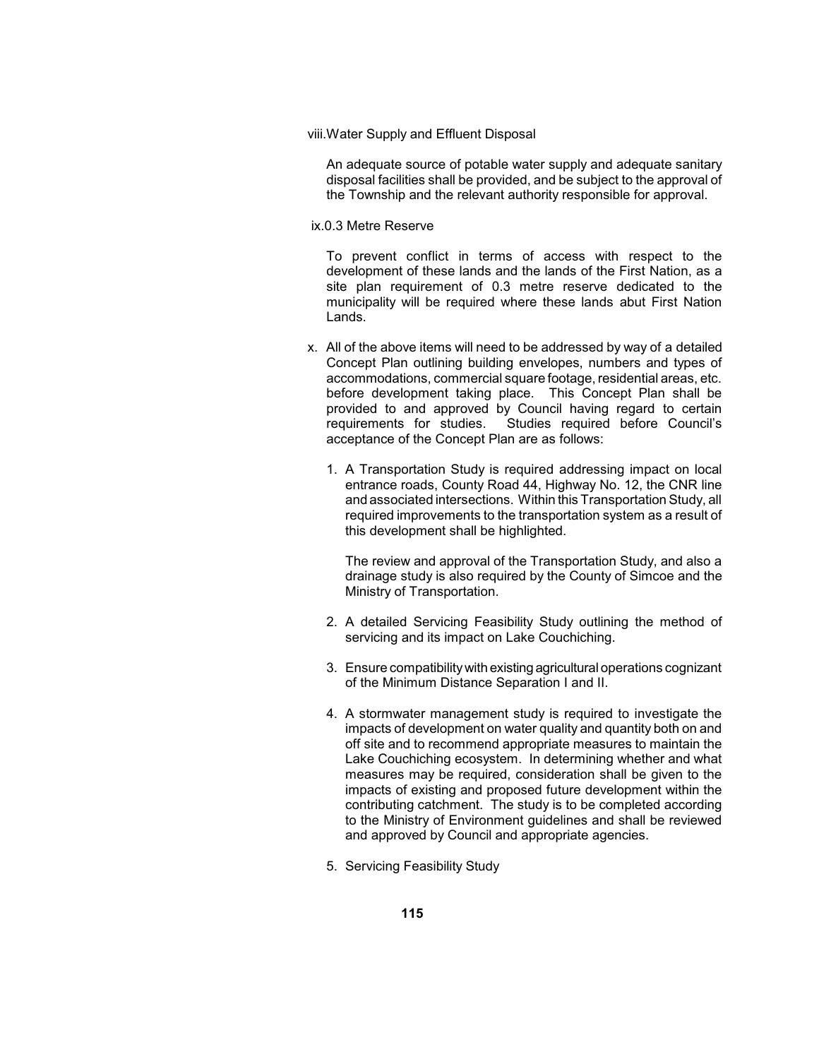viii. Water Supply and Effluent Disposal

An adequate source of potable water supply and adequate sanitary disposal facilities shall be provided, and be subject to the approval of the Township and the relevant authority responsible for approval.

ix. 0.3 Metre Reserve

To prevent conflict in terms of access with respect to the development of these lands and the lands of the First Nation, as a site plan requirement of 0.3 metre reserve dedicated to the municipality will be required where these lands abut First Nation Lands.

x. All of the above items will need to be addressed by way of a detailed Concept Plan outlining building envelopes, numbers and types of accommodations, commercial square footage, residential areas, etc. before development taking place. This Concept Plan shall be provided to and approved by Council having regard to certain requirements for studies. Studies required before Council's acceptance of the Concept Plan are as follows:

1. A Transportation Study is required addressing impact on local entrance roads, County Road 44, Highway No. 12, the CNR line and associated intersections. Within this Transportation Study, all required improvements to the transportation system as a result of this development shall be highlighted.

   The review and approval of the Transportation Study, and also a drainage study is also required by the County of Simcoe and the Ministry of Transportation.

2. A detailed Servicing Feasibility Study outlining the method of servicing and its impact on Lake Couchiching.

3. Ensure compatibility with existing agricultural operations cognizant of the Minimum Distance Separation I and II.

4. A stormwater management study is required to investigate the impacts of development on water quality and quantity both on and off site and to recommend appropriate measures to maintain the Lake Couchiching ecosystem. In determining whether and what measures may be required, consideration shall be given to the impacts of existing and proposed future development within the contributing catchment. The study is to be completed according to the Ministry of Environment guidelines and shall be reviewed and approved by Council and appropriate agencies.

5. Servicing Feasibility Study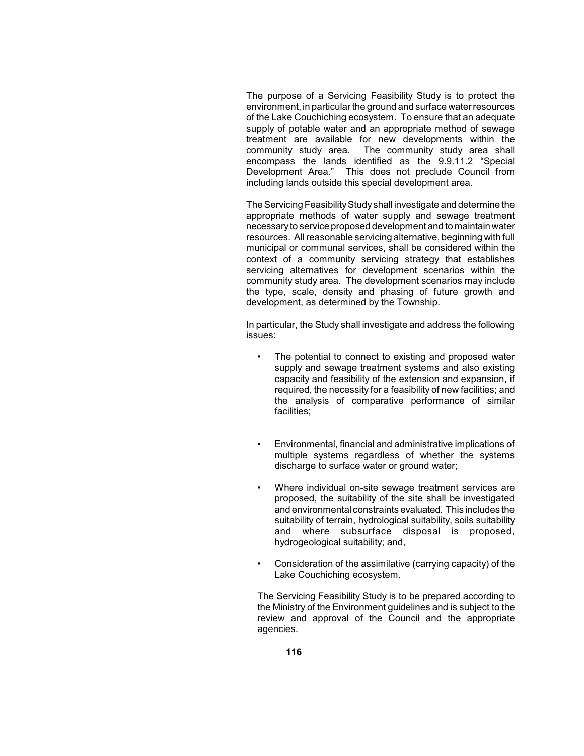The purpose of a Servicing Feasibility Study is to protect the environment, in particular the ground and surface water resources of the Lake Couchiching ecosystem. To ensure that an adequate supply of potable water and an appropriate method of sewage treatment are available for new developments within the community study area. The community study area shall encompass the lands identified as the 9.9.11.2 "Special Development Area." This does not preclude Council from including lands outside this special development area.

The Servicing Feasibility Study shall investigate and determine the appropriate methods of water supply and sewage treatment necessary to service proposed development and to maintain water resources. All reasonable servicing alternative, beginning with full municipal or communal services, shall be considered within the context of a community servicing strategy that establishes servicing alternatives for development scenarios within the community study area. The development scenarios may include the type, scale, density and phasing of future growth and development, as determined by the Township.

In particular, the Study shall investigate and address the following issues:

- The potential to connect to existing and proposed water supply and sewage treatment systems and also existing capacity and feasibility of the extension and expansion, if required, the necessity for a feasibility of new facilities; and the analysis of comparative performance of similar facilities;
- Environmental, financial and administrative implications of multiple systems regardless of whether the systems discharge to surface water or ground water;
- Where individual on-site sewage treatment services are proposed, the suitability of the site shall be investigated and environmental constraints evaluated. This includes the suitability of terrain, hydrological suitability, soils suitability and where subsurface disposal is proposed, hydrogeological suitability; and,
- Consideration of the assimilative (carrying capacity) of the Lake Couchiching ecosystem.

The Servicing Feasibility Study is to be prepared according to the Ministry of the Environment guidelines and is subject to the review and approval of the Council and the appropriate agencies.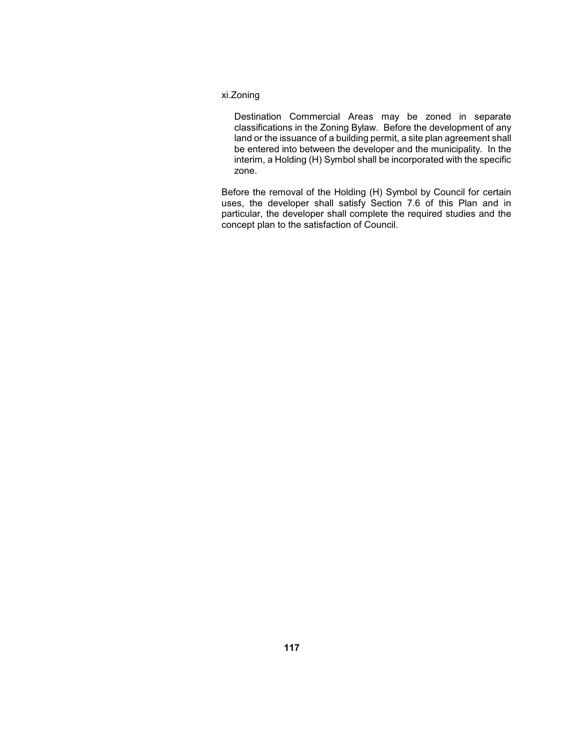xi.Zoning

Destination Commercial Areas may be zoned in separate classifications in the Zoning Bylaw. Before the development of any land or the issuance of a building permit, a site plan agreement shall be entered into between the developer and the municipality. In the interim, a Holding (H) Symbol shall be incorporated with the specific zone.

Before the removal of the Holding (H) Symbol by Council for certain uses, the developer shall satisfy Section 7.6 of this Plan and in particular, the developer shall complete the required studies and the concept plan to the satisfaction of Council.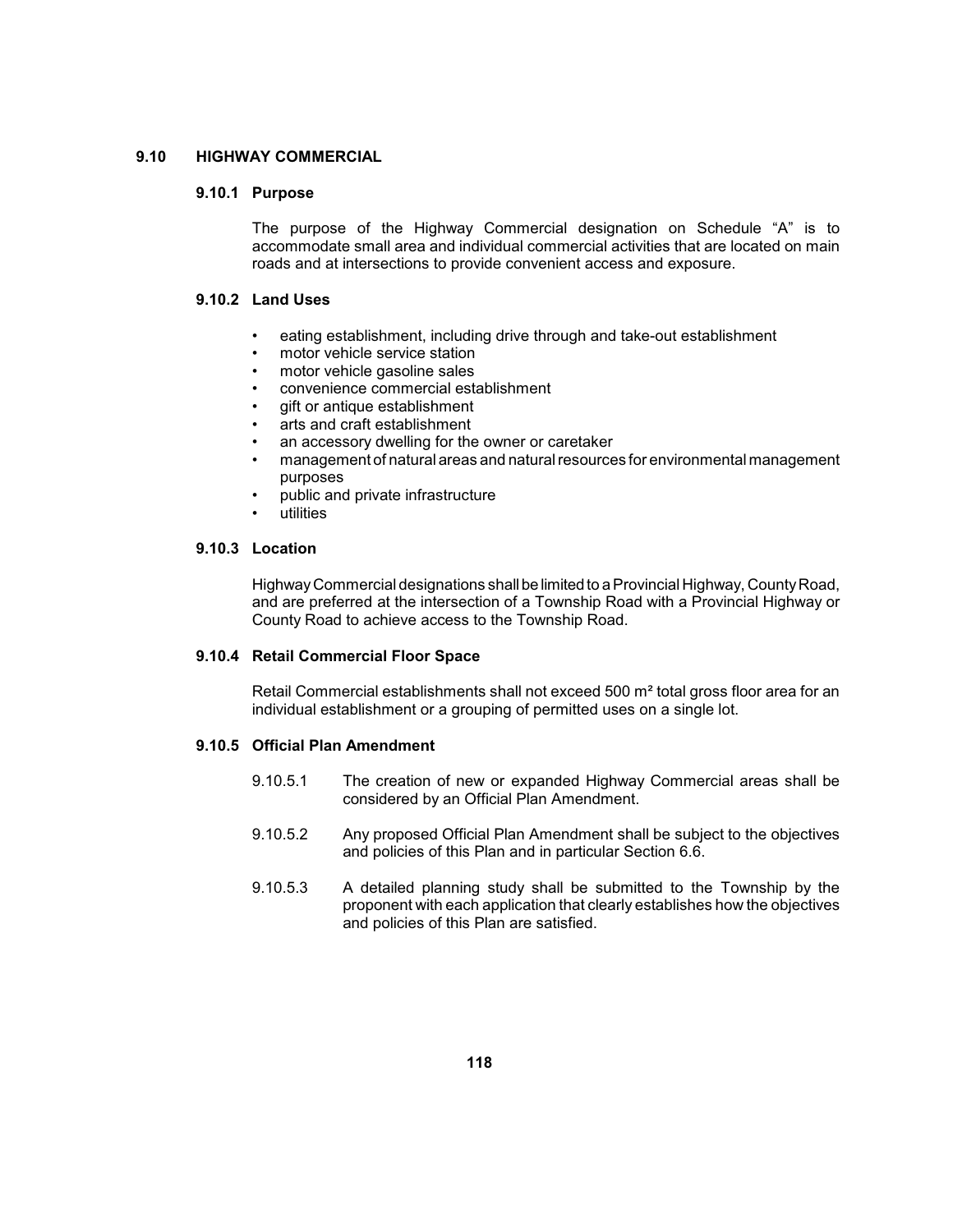## 9.10 HIGHWAY COMMERCIAL

### 9.10.1 Purpose

The purpose of the Highway Commercial designation on Schedule "A" is to accommodate small area and individual commercial activities that are located on main roads and at intersections to provide convenient access and exposure.

### 9.10.2 Land Uses

- eating establishment, including drive through and take-out establishment
- motor vehicle service station
- motor vehicle gasoline sales
- convenience commercial establishment
- gift or antique establishment
- arts and craft establishment
- an accessory dwelling for the owner or caretaker
- management of natural areas and natural resources for environmental management purposes
- public and private infrastructure
- utilities

### 9.10.3 Location

Highway Commercial designations shall be limited to a Provincial Highway, County Road, and are preferred at the intersection of a Township Road with a Provincial Highway or County Road to achieve access to the Township Road.

### 9.10.4 Retail Commercial Floor Space

Retail Commercial establishments shall not exceed 500 m² total gross floor area for an individual establishment or a grouping of permitted uses on a single lot.

### 9.10.5 Official Plan Amendment

9.10.5.1 The creation of new or expanded Highway Commercial areas shall be considered by an Official Plan Amendment.

9.10.5.2 Any proposed Official Plan Amendment shall be subject to the objectives and policies of this Plan and in particular Section 6.6.

9.10.5.3 A detailed planning study shall be submitted to the Township by the proponent with each application that clearly establishes how the objectives and policies of this Plan are satisfied.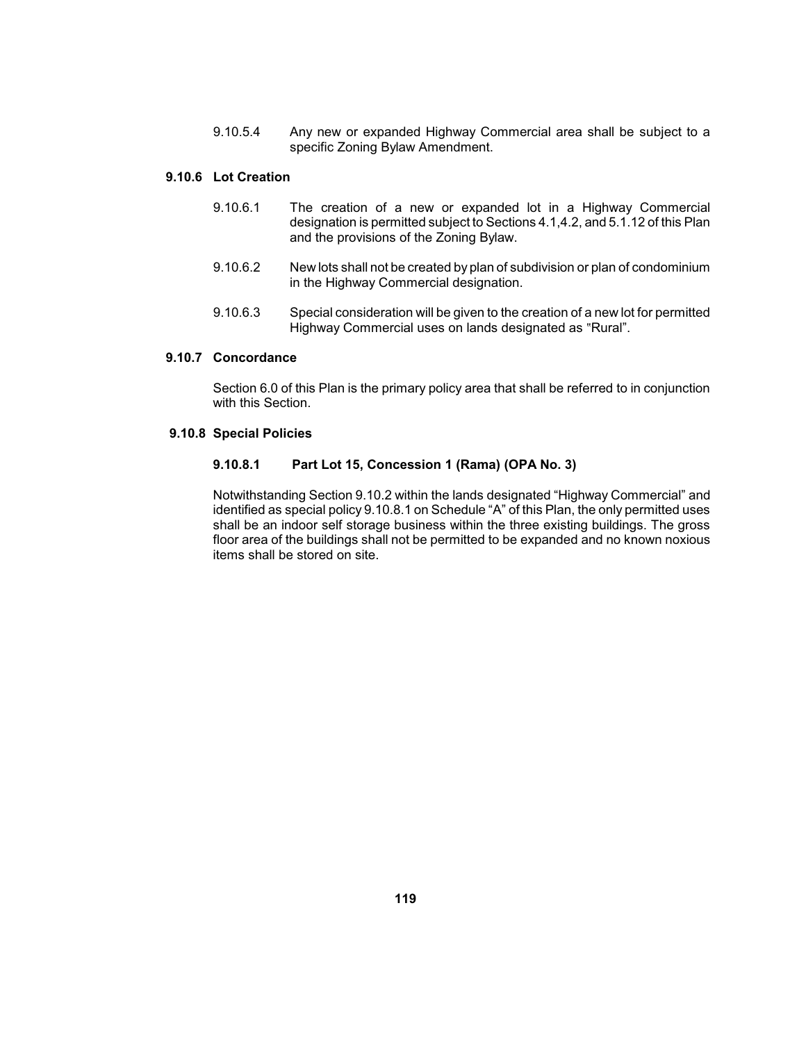9.10.5.4 Any new or expanded Highway Commercial area shall be subject to a specific Zoning Bylaw Amendment.

### 9.10.6 Lot Creation

9.10.6.1 The creation of a new or expanded lot in a Highway Commercial designation is permitted subject to Sections 4.1,4.2, and 5.1.12 of this Plan and the provisions of the Zoning Bylaw.

9.10.6.2 New lots shall not be created by plan of subdivision or plan of condominium in the Highway Commercial designation.

9.10.6.3 Special consideration will be given to the creation of a new lot for permitted Highway Commercial uses on lands designated as "Rural".

### 9.10.7 Concordance

Section 6.0 of this Plan is the primary policy area that shall be referred to in conjunction with this Section.

### 9.10.8 Special Policies

#### 9.10.8.1 Part Lot 15, Concession 1 (Rama) (OPA No. 3)

Notwithstanding Section 9.10.2 within the lands designated "Highway Commercial" and identified as special policy 9.10.8.1 on Schedule "A" of this Plan, the only permitted uses shall be an indoor self storage business within the three existing buildings. The gross floor area of the buildings shall not be permitted to be expanded and no known noxious items shall be stored on site.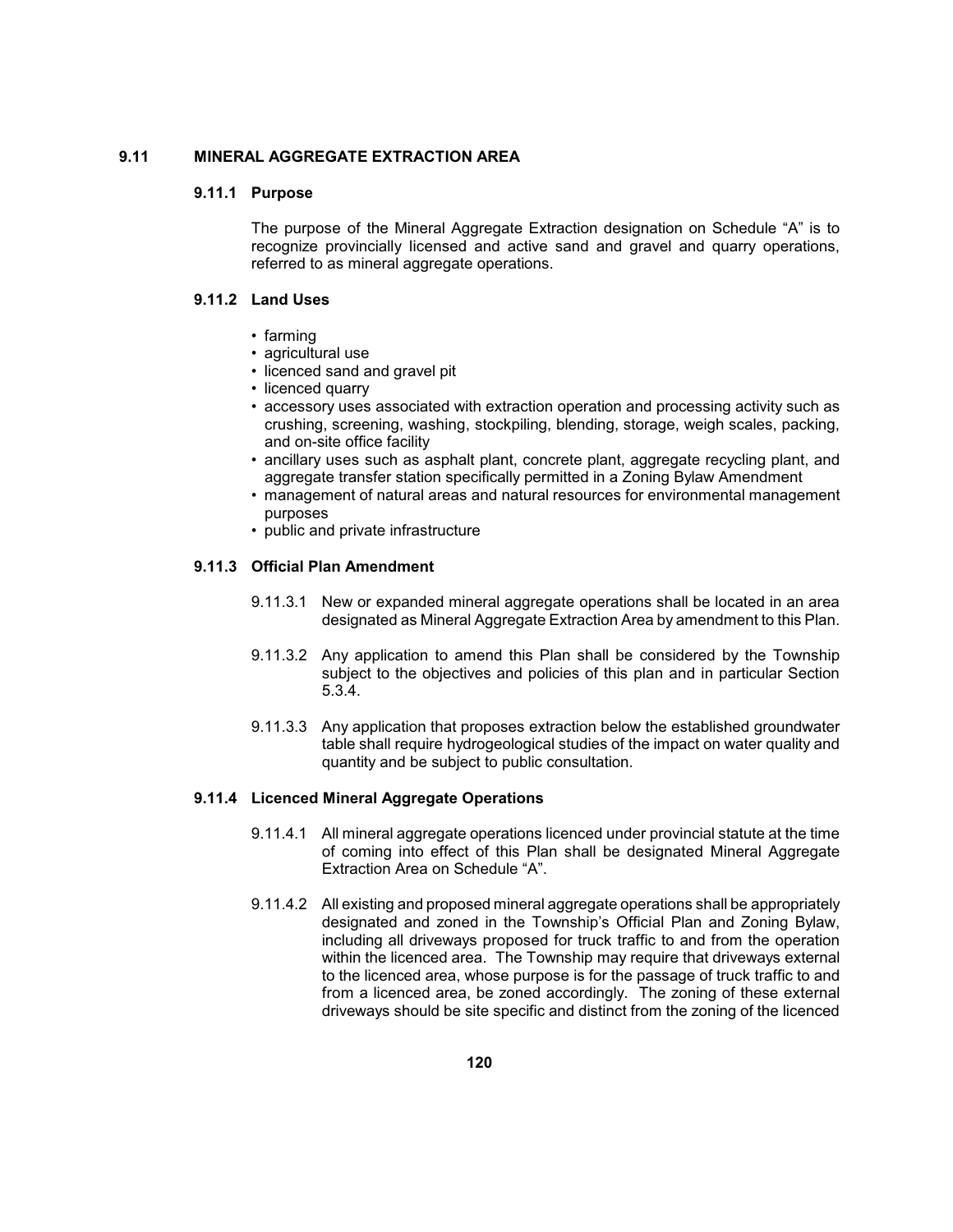## 9.11 MINERAL AGGREGATE EXTRACTION AREA

### 9.11.1 Purpose

The purpose of the Mineral Aggregate Extraction designation on Schedule "A" is to recognize provincially licensed and active sand and gravel and quarry operations, referred to as mineral aggregate operations.

### 9.11.2 Land Uses

- farming
- agricultural use
- licenced sand and gravel pit
- licenced quarry
- accessory uses associated with extraction operation and processing activity such as crushing, screening, washing, stockpiling, blending, storage, weigh scales, packing, and on-site office facility
- ancillary uses such as asphalt plant, concrete plant, aggregate recycling plant, and aggregate transfer station specifically permitted in a Zoning Bylaw Amendment
- management of natural areas and natural resources for environmental management purposes
- public and private infrastructure

### 9.11.3 Official Plan Amendment

9.11.3.1 New or expanded mineral aggregate operations shall be located in an area designated as Mineral Aggregate Extraction Area by amendment to this Plan.

9.11.3.2 Any application to amend this Plan shall be considered by the Township subject to the objectives and policies of this plan and in particular Section 5.3.4.

9.11.3.3 Any application that proposes extraction below the established groundwater table shall require hydrogeological studies of the impact on water quality and quantity and be subject to public consultation.

### 9.11.4 Licenced Mineral Aggregate Operations

9.11.4.1 All mineral aggregate operations licenced under provincial statute at the time of coming into effect of this Plan shall be designated Mineral Aggregate Extraction Area on Schedule "A".

9.11.4.2 All existing and proposed mineral aggregate operations shall be appropriately designated and zoned in the Township's Official Plan and Zoning Bylaw, including all driveways proposed for truck traffic to and from the operation within the licenced area. The Township may require that driveways external to the licenced area, whose purpose is for the passage of truck traffic to and from a licenced area, be zoned accordingly. The zoning of these external driveways should be site specific and distinct from the zoning of the licenced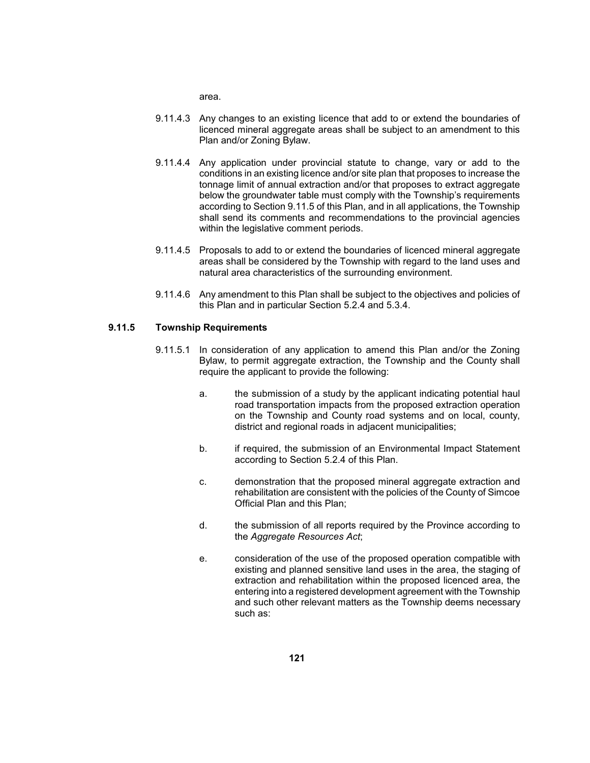area.

9.11.4.3 Any changes to an existing licence that add to or extend the boundaries of licenced mineral aggregate areas shall be subject to an amendment to this Plan and/or Zoning Bylaw.

9.11.4.4 Any application under provincial statute to change, vary or add to the conditions in an existing licence and/or site plan that proposes to increase the tonnage limit of annual extraction and/or that proposes to extract aggregate below the groundwater table must comply with the Township's requirements according to Section 9.11.5 of this Plan, and in all applications, the Township shall send its comments and recommendations to the provincial agencies within the legislative comment periods.

9.11.4.5 Proposals to add to or extend the boundaries of licenced mineral aggregate areas shall be considered by the Township with regard to the land uses and natural area characteristics of the surrounding environment.

9.11.4.6 Any amendment to this Plan shall be subject to the objectives and policies of this Plan and in particular Section 5.2.4 and 5.3.4.

### 9.11.5 Township Requirements

9.11.5.1 In consideration of any application to amend this Plan and/or the Zoning Bylaw, to permit aggregate extraction, the Township and the County shall require the applicant to provide the following:

a. the submission of a study by the applicant indicating potential haul road transportation impacts from the proposed extraction operation on the Township and County road systems and on local, county, district and regional roads in adjacent municipalities;

b. if required, the submission of an Environmental Impact Statement according to Section 5.2.4 of this Plan.

c. demonstration that the proposed mineral aggregate extraction and rehabilitation are consistent with the policies of the County of Simcoe Official Plan and this Plan;

d. the submission of all reports required by the Province according to the *Aggregate Resources Act*;

e. consideration of the use of the proposed operation compatible with existing and planned sensitive land uses in the area, the staging of extraction and rehabilitation within the proposed licenced area, the entering into a registered development agreement with the Township and such other relevant matters as the Township deems necessary such as: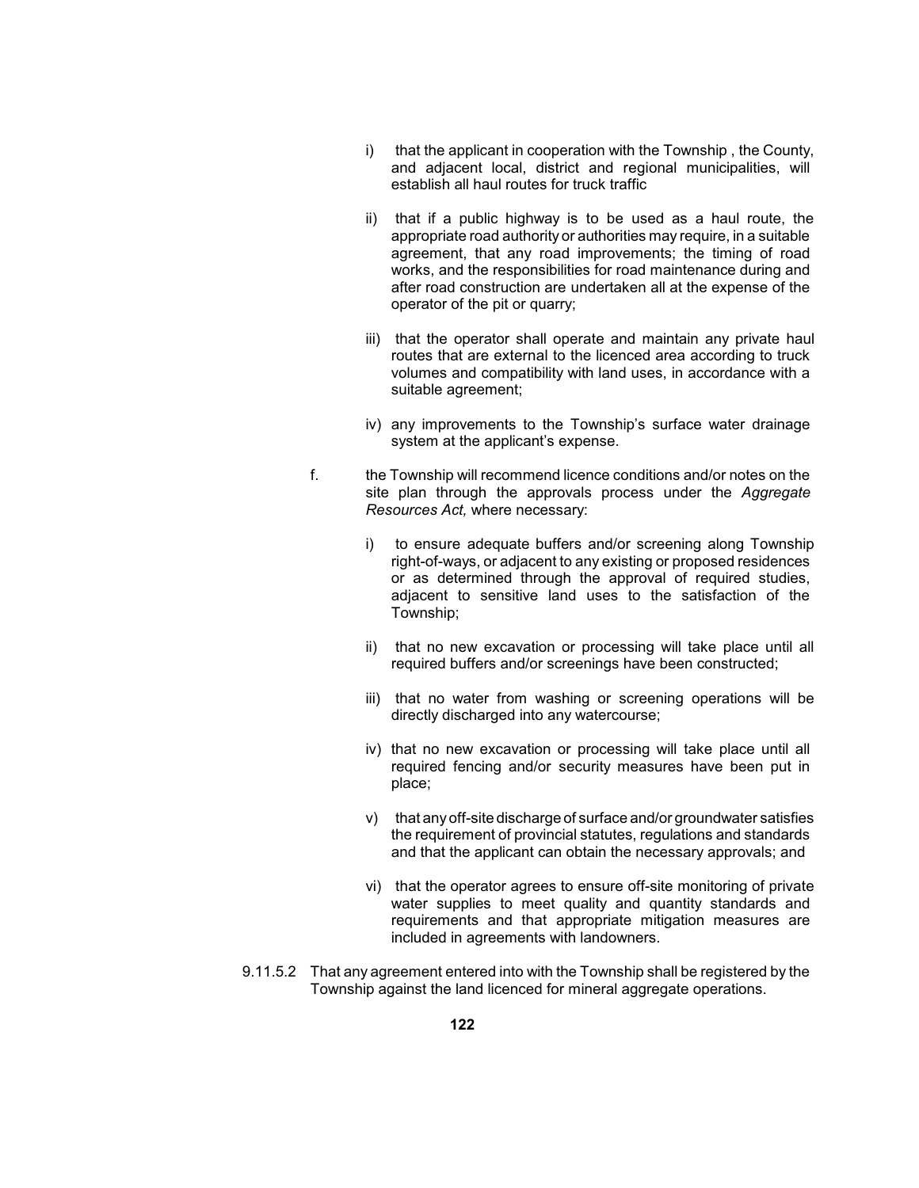i) that the applicant in cooperation with the Township , the County, and adjacent local, district and regional municipalities, will establish all haul routes for truck traffic

ii) that if a public highway is to be used as a haul route, the appropriate road authority or authorities may require, in a suitable agreement, that any road improvements; the timing of road works, and the responsibilities for road maintenance during and after road construction are undertaken all at the expense of the operator of the pit or quarry;

iii) that the operator shall operate and maintain any private haul routes that are external to the licenced area according to truck volumes and compatibility with land uses, in accordance with a suitable agreement;

iv) any improvements to the Township's surface water drainage system at the applicant's expense.

f. the Township will recommend licence conditions and/or notes on the site plan through the approvals process under the *Aggregate Resources Act,* where necessary:

i) to ensure adequate buffers and/or screening along Township right-of-ways, or adjacent to any existing or proposed residences or as determined through the approval of required studies, adjacent to sensitive land uses to the satisfaction of the Township;

ii) that no new excavation or processing will take place until all required buffers and/or screenings have been constructed;

iii) that no water from washing or screening operations will be directly discharged into any watercourse;

iv) that no new excavation or processing will take place until all required fencing and/or security measures have been put in place;

v) that any off-site discharge of surface and/or groundwater satisfies the requirement of provincial statutes, regulations and standards and that the applicant can obtain the necessary approvals; and

vi) that the operator agrees to ensure off-site monitoring of private water supplies to meet quality and quantity standards and requirements and that appropriate mitigation measures are included in agreements with landowners.

9.11.5.2 That any agreement entered into with the Township shall be registered by the Township against the land licenced for mineral aggregate operations.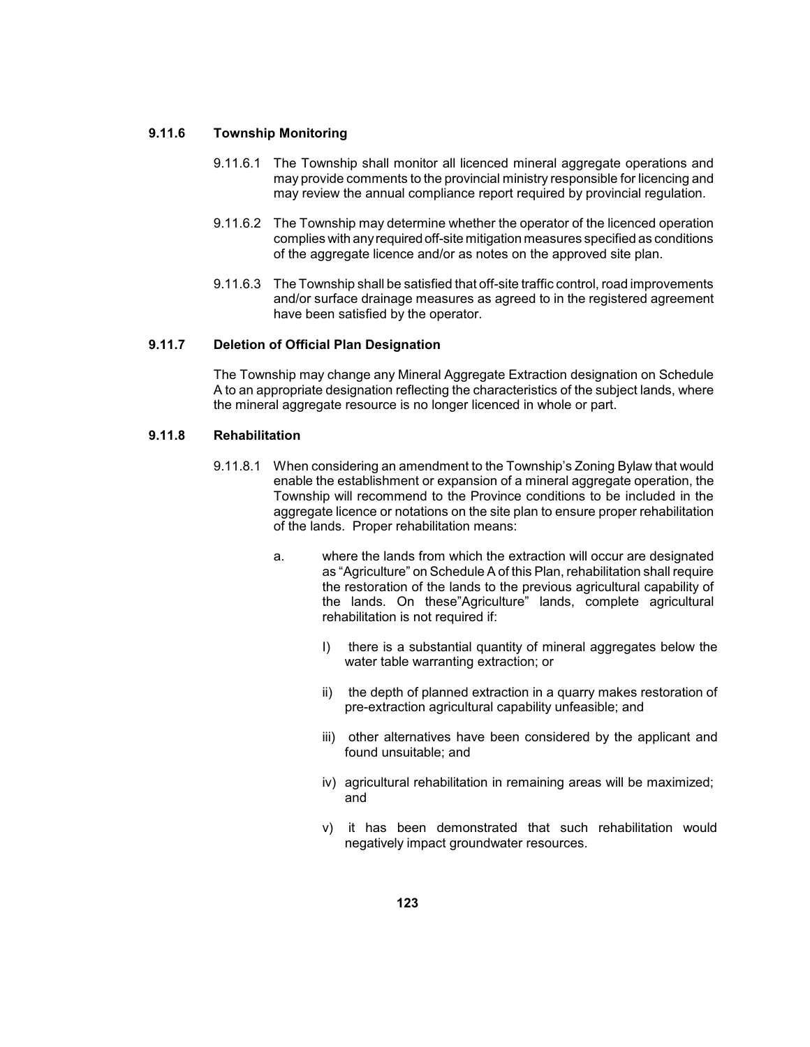### 9.11.6 Township Monitoring

9.11.6.1 The Township shall monitor all licenced mineral aggregate operations and may provide comments to the provincial ministry responsible for licencing and may review the annual compliance report required by provincial regulation.

9.11.6.2 The Township may determine whether the operator of the licenced operation complies with any required off-site mitigation measures specified as conditions of the aggregate licence and/or as notes on the approved site plan.

9.11.6.3 The Township shall be satisfied that off-site traffic control, road improvements and/or surface drainage measures as agreed to in the registered agreement have been satisfied by the operator.

### 9.11.7 Deletion of Official Plan Designation

The Township may change any Mineral Aggregate Extraction designation on Schedule A to an appropriate designation reflecting the characteristics of the subject lands, where the mineral aggregate resource is no longer licenced in whole or part.

### 9.11.8 Rehabilitation

9.11.8.1 When considering an amendment to the Township's Zoning Bylaw that would enable the establishment or expansion of a mineral aggregate operation, the Township will recommend to the Province conditions to be included in the aggregate licence or notations on the site plan to ensure proper rehabilitation of the lands. Proper rehabilitation means:

a. where the lands from which the extraction will occur are designated as "Agriculture" on Schedule A of this Plan, rehabilitation shall require the restoration of the lands to the previous agricultural capability of the lands. On these"Agriculture" lands, complete agricultural rehabilitation is not required if:

I) there is a substantial quantity of mineral aggregates below the water table warranting extraction; or

ii) the depth of planned extraction in a quarry makes restoration of pre-extraction agricultural capability unfeasible; and

iii) other alternatives have been considered by the applicant and found unsuitable; and

iv) agricultural rehabilitation in remaining areas will be maximized; and

v) it has been demonstrated that such rehabilitation would negatively impact groundwater resources.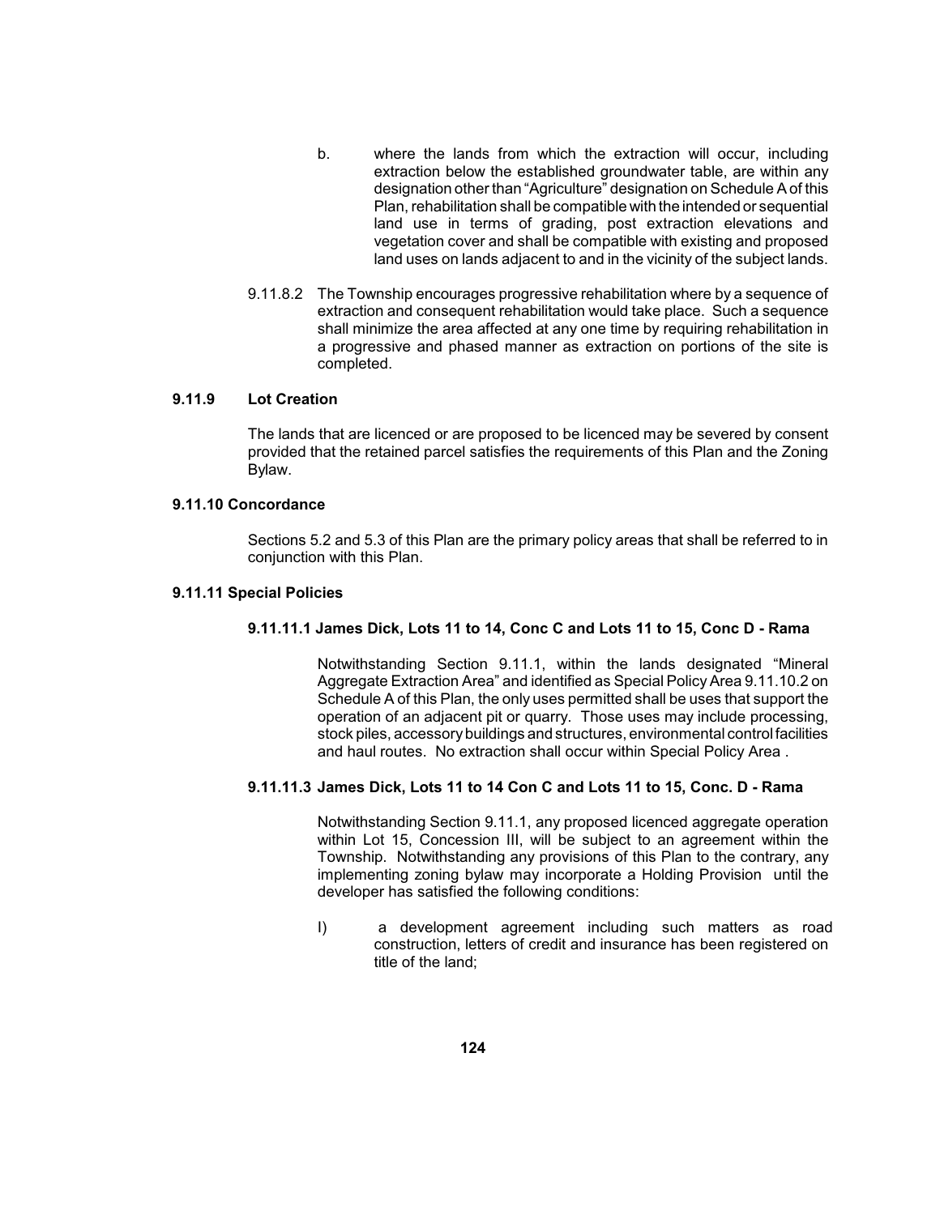b. where the lands from which the extraction will occur, including extraction below the established groundwater table, are within any designation other than "Agriculture" designation on Schedule A of this Plan, rehabilitation shall be compatible with the intended or sequential land use in terms of grading, post extraction elevations and vegetation cover and shall be compatible with existing and proposed land uses on lands adjacent to and in the vicinity of the subject lands.

9.11.8.2 The Township encourages progressive rehabilitation where by a sequence of extraction and consequent rehabilitation would take place. Such a sequence shall minimize the area affected at any one time by requiring rehabilitation in a progressive and phased manner as extraction on portions of the site is completed.

### 9.11.9 Lot Creation

The lands that are licenced or are proposed to be licenced may be severed by consent provided that the retained parcel satisfies the requirements of this Plan and the Zoning Bylaw.

### 9.11.10 Concordance

Sections 5.2 and 5.3 of this Plan are the primary policy areas that shall be referred to in conjunction with this Plan.

### 9.11.11 Special Policies

#### 9.11.11.1 James Dick, Lots 11 to 14, Conc C and Lots 11 to 15, Conc D - Rama

Notwithstanding Section 9.11.1, within the lands designated "Mineral Aggregate Extraction Area" and identified as Special Policy Area 9.11.10.2 on Schedule A of this Plan, the only uses permitted shall be uses that support the operation of an adjacent pit or quarry. Those uses may include processing, stock piles, accessory buildings and structures, environmental control facilities and haul routes. No extraction shall occur within Special Policy Area .

#### 9.11.11.3 James Dick, Lots 11 to 14 Con C and Lots 11 to 15, Conc. D - Rama

Notwithstanding Section 9.11.1, any proposed licenced aggregate operation within Lot 15, Concession III, will be subject to an agreement within the Township. Notwithstanding any provisions of this Plan to the contrary, any implementing zoning bylaw may incorporate a Holding Provision until the developer has satisfied the following conditions:

I) a development agreement including such matters as road construction, letters of credit and insurance has been registered on title of the land;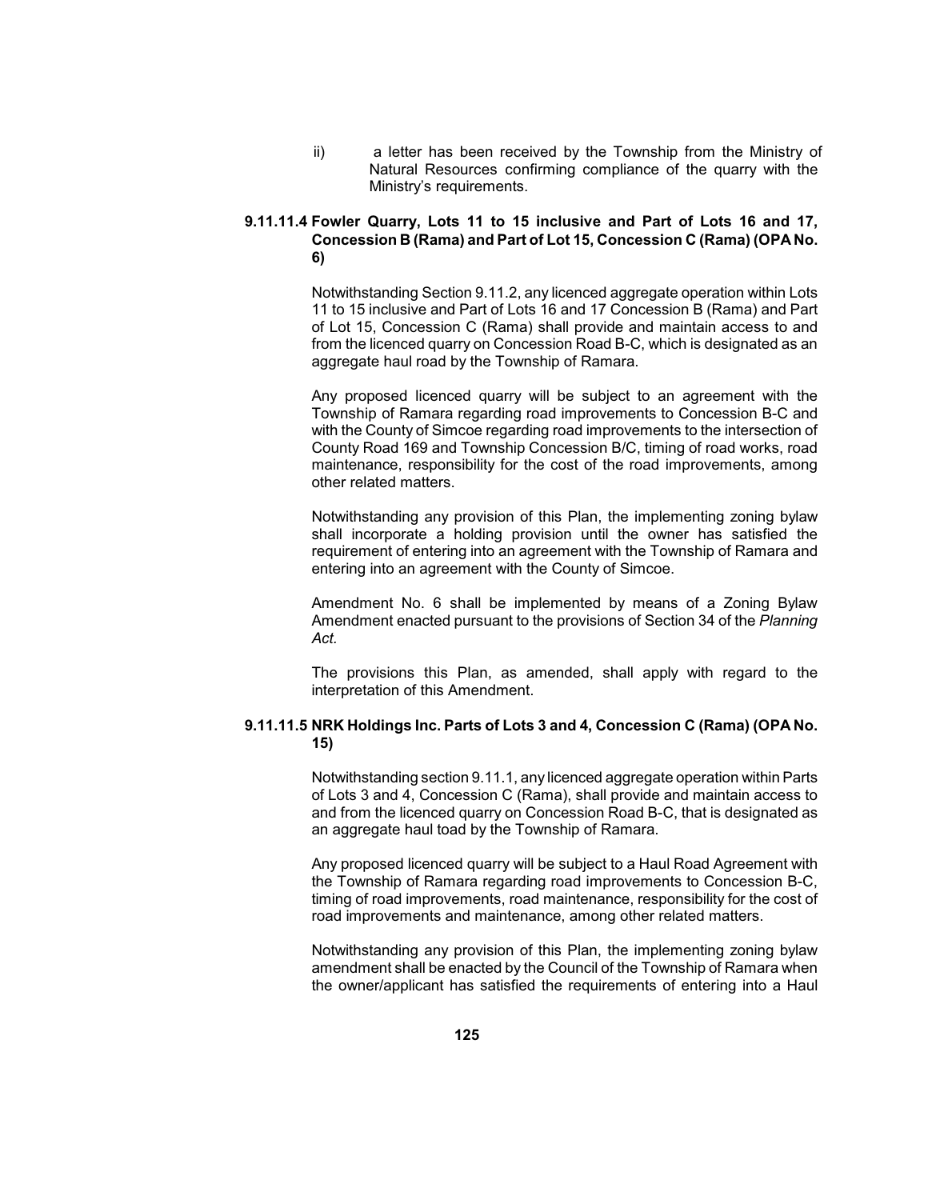ii) a letter has been received by the Township from the Ministry of Natural Resources confirming compliance of the quarry with the Ministry's requirements.

### 9.11.11.4 Fowler Quarry, Lots 11 to 15 inclusive and Part of Lots 16 and 17, Concession B (Rama) and Part of Lot 15, Concession C (Rama) (OPA No. 6)

Notwithstanding Section 9.11.2, any licenced aggregate operation within Lots 11 to 15 inclusive and Part of Lots 16 and 17 Concession B (Rama) and Part of Lot 15, Concession C (Rama) shall provide and maintain access to and from the licenced quarry on Concession Road B-C, which is designated as an aggregate haul road by the Township of Ramara.

Any proposed licenced quarry will be subject to an agreement with the Township of Ramara regarding road improvements to Concession B-C and with the County of Simcoe regarding road improvements to the intersection of County Road 169 and Township Concession B/C, timing of road works, road maintenance, responsibility for the cost of the road improvements, among other related matters.

Notwithstanding any provision of this Plan, the implementing zoning bylaw shall incorporate a holding provision until the owner has satisfied the requirement of entering into an agreement with the Township of Ramara and entering into an agreement with the County of Simcoe.

Amendment No. 6 shall be implemented by means of a Zoning Bylaw Amendment enacted pursuant to the provisions of Section 34 of the *Planning Act*.

The provisions this Plan, as amended, shall apply with regard to the interpretation of this Amendment.

### 9.11.11.5 NRK Holdings Inc. Parts of Lots 3 and 4, Concession C (Rama) (OPA No. 15)

Notwithstanding section 9.11.1, any licenced aggregate operation within Parts of Lots 3 and 4, Concession C (Rama), shall provide and maintain access to and from the licenced quarry on Concession Road B-C, that is designated as an aggregate haul toad by the Township of Ramara.

Any proposed licenced quarry will be subject to a Haul Road Agreement with the Township of Ramara regarding road improvements to Concession B-C, timing of road improvements, road maintenance, responsibility for the cost of road improvements and maintenance, among other related matters.

Notwithstanding any provision of this Plan, the implementing zoning bylaw amendment shall be enacted by the Council of the Township of Ramara when the owner/applicant has satisfied the requirements of entering into a Haul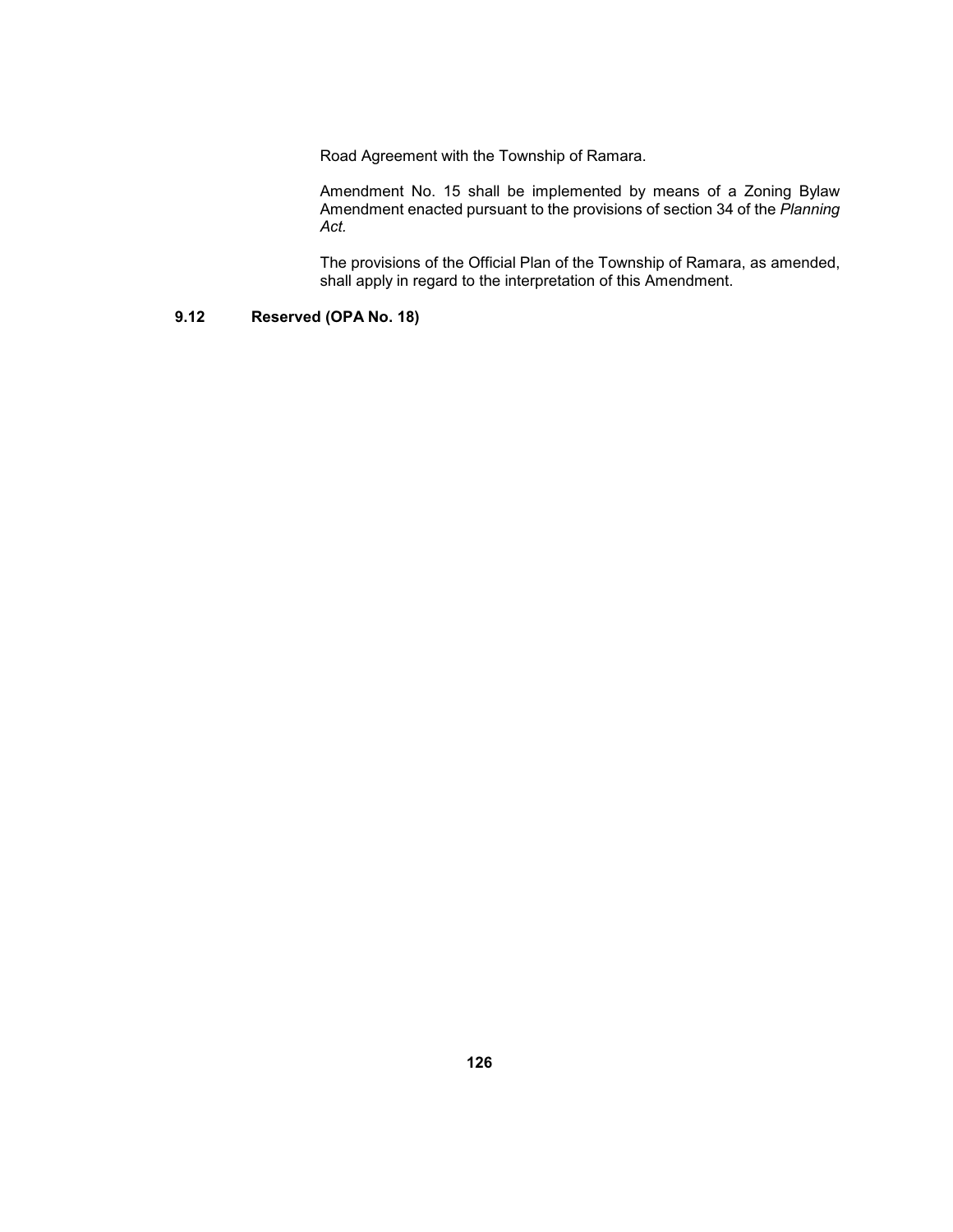Road Agreement with the Township of Ramara.

Amendment No. 15 shall be implemented by means of a Zoning Bylaw Amendment enacted pursuant to the provisions of section 34 of the *Planning Act.*

The provisions of the Official Plan of the Township of Ramara, as amended, shall apply in regard to the interpretation of this Amendment.

### 9.12 Reserved (OPA No. 18)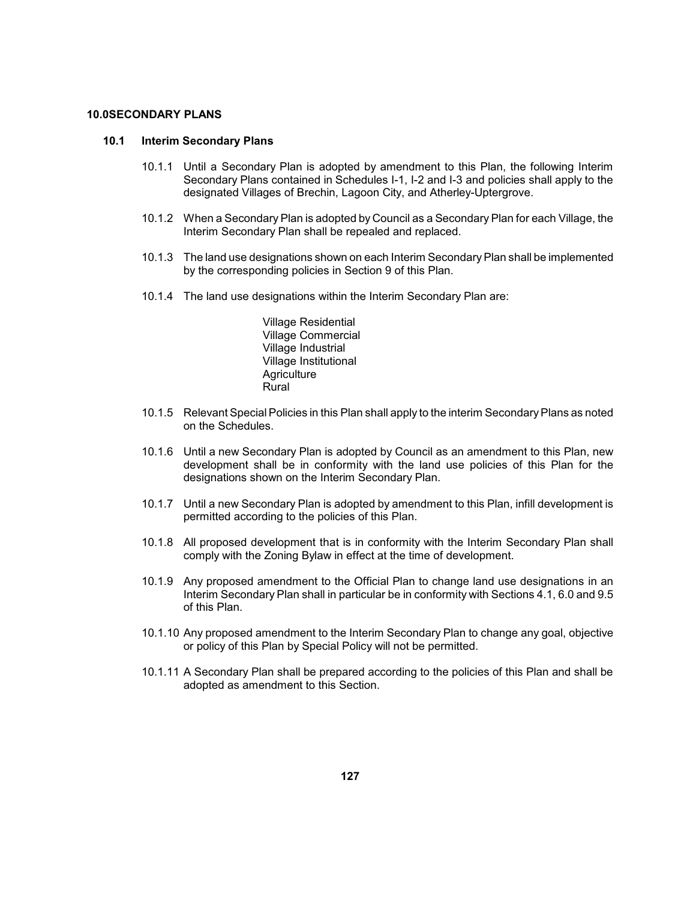## 10.0 SECONDARY PLANS

### 10.1 Interim Secondary Plans

10.1.1 Until a Secondary Plan is adopted by amendment to this Plan, the following Interim Secondary Plans contained in Schedules I-1, I-2 and I-3 and policies shall apply to the designated Villages of Brechin, Lagoon City, and Atherley-Uptergrove.

10.1.2 When a Secondary Plan is adopted by Council as a Secondary Plan for each Village, the Interim Secondary Plan shall be repealed and replaced.

10.1.3 The land use designations shown on each Interim Secondary Plan shall be implemented by the corresponding policies in Section 9 of this Plan.

10.1.4 The land use designations within the Interim Secondary Plan are:

Village Residential
Village Commercial
Village Industrial
Village Institutional
Agriculture
Rural

10.1.5 Relevant Special Policies in this Plan shall apply to the interim Secondary Plans as noted on the Schedules.

10.1.6 Until a new Secondary Plan is adopted by Council as an amendment to this Plan, new development shall be in conformity with the land use policies of this Plan for the designations shown on the Interim Secondary Plan.

10.1.7 Until a new Secondary Plan is adopted by amendment to this Plan, infill development is permitted according to the policies of this Plan.

10.1.8 All proposed development that is in conformity with the Interim Secondary Plan shall comply with the Zoning Bylaw in effect at the time of development.

10.1.9 Any proposed amendment to the Official Plan to change land use designations in an Interim Secondary Plan shall in particular be in conformity with Sections 4.1, 6.0 and 9.5 of this Plan.

10.1.10 Any proposed amendment to the Interim Secondary Plan to change any goal, objective or policy of this Plan by Special Policy will not be permitted.

10.1.11 A Secondary Plan shall be prepared according to the policies of this Plan and shall be adopted as amendment to this Section.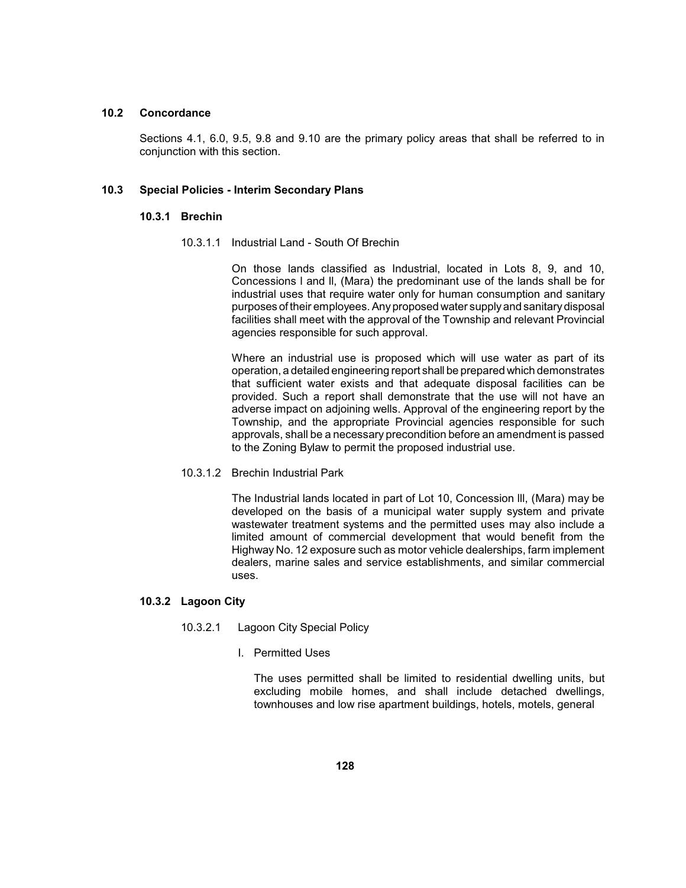## 10.2 Concordance

Sections 4.1, 6.0, 9.5, 9.8 and 9.10 are the primary policy areas that shall be referred to in conjunction with this section.

## 10.3 Special Policies - Interim Secondary Plans

### 10.3.1 Brechin

#### 10.3.1.1 Industrial Land - South Of Brechin

On those lands classified as Industrial, located in Lots 8, 9, and 10, Concessions I and II, (Mara) the predominant use of the lands shall be for industrial uses that require water only for human consumption and sanitary purposes of their employees. Any proposed water supply and sanitary disposal facilities shall meet with the approval of the Township and relevant Provincial agencies responsible for such approval.

Where an industrial use is proposed which will use water as part of its operation, a detailed engineering report shall be prepared which demonstrates that sufficient water exists and that adequate disposal facilities can be provided. Such a report shall demonstrate that the use will not have an adverse impact on adjoining wells. Approval of the engineering report by the Township, and the appropriate Provincial agencies responsible for such approvals, shall be a necessary precondition before an amendment is passed to the Zoning Bylaw to permit the proposed industrial use.

#### 10.3.1.2 Brechin Industrial Park

The Industrial lands located in part of Lot 10, Concession III, (Mara) may be developed on the basis of a municipal water supply system and private wastewater treatment systems and the permitted uses may also include a limited amount of commercial development that would benefit from the Highway No. 12 exposure such as motor vehicle dealerships, farm implement dealers, marine sales and service establishments, and similar commercial uses.

### 10.3.2 Lagoon City

#### 10.3.2.1 Lagoon City Special Policy

I. Permitted Uses

The uses permitted shall be limited to residential dwelling units, but excluding mobile homes, and shall include detached dwellings, townhouses and low rise apartment buildings, hotels, motels, general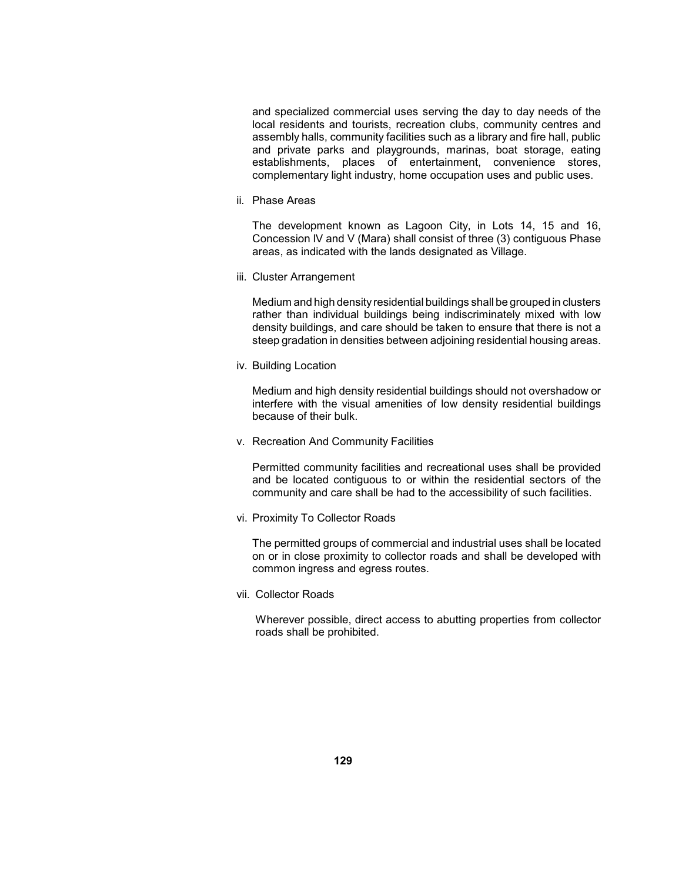and specialized commercial uses serving the day to day needs of the local residents and tourists, recreation clubs, community centres and assembly halls, community facilities such as a library and fire hall, public and private parks and playgrounds, marinas, boat storage, eating establishments, places of entertainment, convenience stores, complementary light industry, home occupation uses and public uses.

ii. Phase Areas

The development known as Lagoon City, in Lots 14, 15 and 16, Concession IV and V (Mara) shall consist of three (3) contiguous Phase areas, as indicated with the lands designated as Village.

iii. Cluster Arrangement

Medium and high density residential buildings shall be grouped in clusters rather than individual buildings being indiscriminately mixed with low density buildings, and care should be taken to ensure that there is not a steep gradation in densities between adjoining residential housing areas.

iv. Building Location

Medium and high density residential buildings should not overshadow or interfere with the visual amenities of low density residential buildings because of their bulk.

v. Recreation And Community Facilities

Permitted community facilities and recreational uses shall be provided and be located contiguous to or within the residential sectors of the community and care shall be had to the accessibility of such facilities.

vi. Proximity To Collector Roads

The permitted groups of commercial and industrial uses shall be located on or in close proximity to collector roads and shall be developed with common ingress and egress routes.

vii. Collector Roads

Wherever possible, direct access to abutting properties from collector roads shall be prohibited.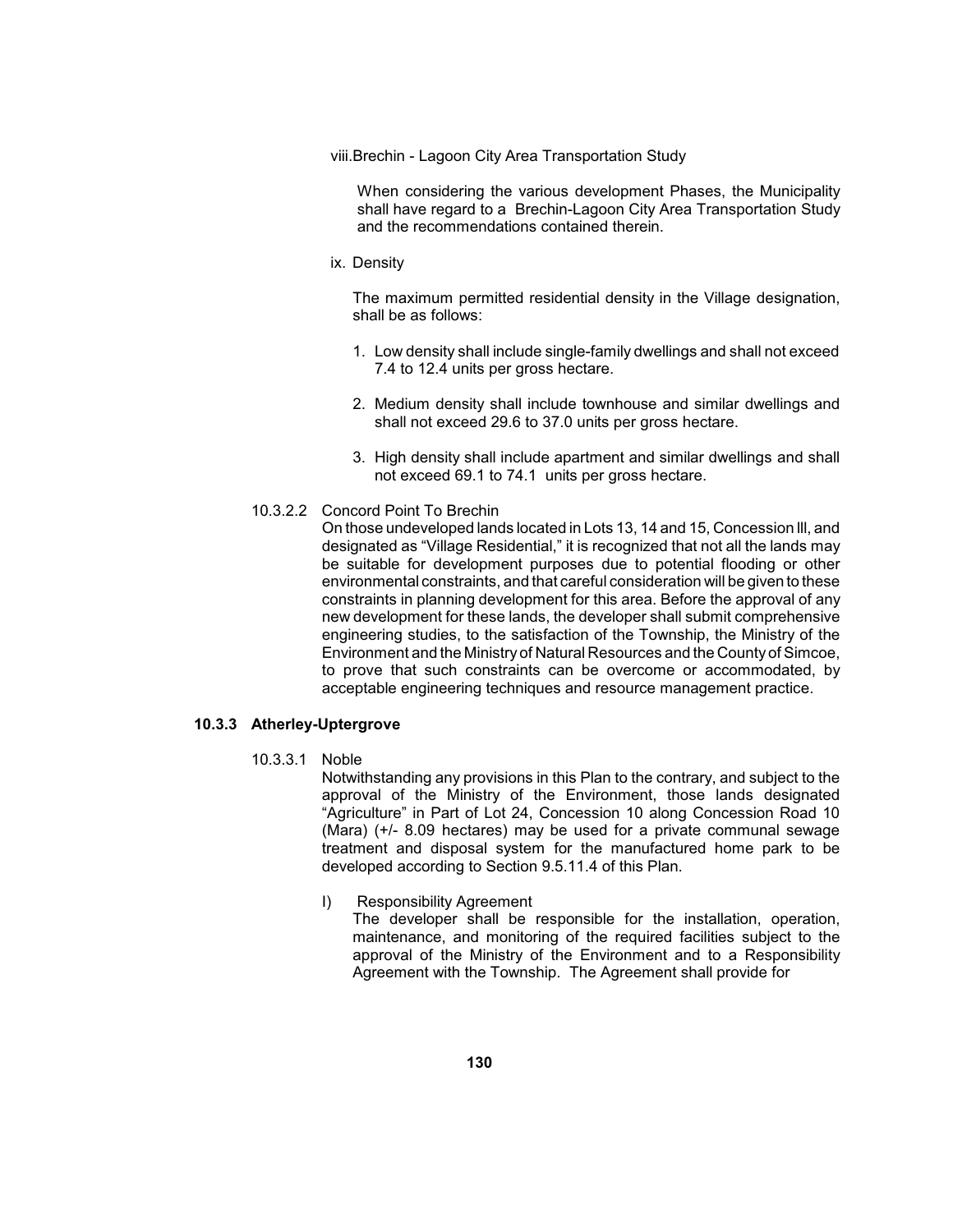viii.Brechin - Lagoon City Area Transportation Study

When considering the various development Phases, the Municipality shall have regard to a Brechin-Lagoon City Area Transportation Study and the recommendations contained therein.

ix. Density

The maximum permitted residential density in the Village designation, shall be as follows:

1. Low density shall include single-family dwellings and shall not exceed 7.4 to 12.4 units per gross hectare.

2. Medium density shall include townhouse and similar dwellings and shall not exceed 29.6 to 37.0 units per gross hectare.

3. High density shall include apartment and similar dwellings and shall not exceed 69.1 to 74.1 units per gross hectare.

10.3.2.2 Concord Point To Brechin

On those undeveloped lands located in Lots 13, 14 and 15, Concession lll, and designated as "Village Residential," it is recognized that not all the lands may be suitable for development purposes due to potential flooding or other environmental constraints, and that careful consideration will be given to these constraints in planning development for this area. Before the approval of any new development for these lands, the developer shall submit comprehensive engineering studies, to the satisfaction of the Township, the Ministry of the Environment and the Ministry of Natural Resources and the County of Simcoe, to prove that such constraints can be overcome or accommodated, by acceptable engineering techniques and resource management practice.

### 10.3.3 Atherley-Uptergrove

10.3.3.1 Noble

Notwithstanding any provisions in this Plan to the contrary, and subject to the approval of the Ministry of the Environment, those lands designated "Agriculture" in Part of Lot 24, Concession 10 along Concession Road 10 (Mara) (+/- 8.09 hectares) may be used for a private communal sewage treatment and disposal system for the manufactured home park to be developed according to Section 9.5.11.4 of this Plan.

I) Responsibility Agreement

The developer shall be responsible for the installation, operation, maintenance, and monitoring of the required facilities subject to the approval of the Ministry of the Environment and to a Responsibility Agreement with the Township. The Agreement shall provide for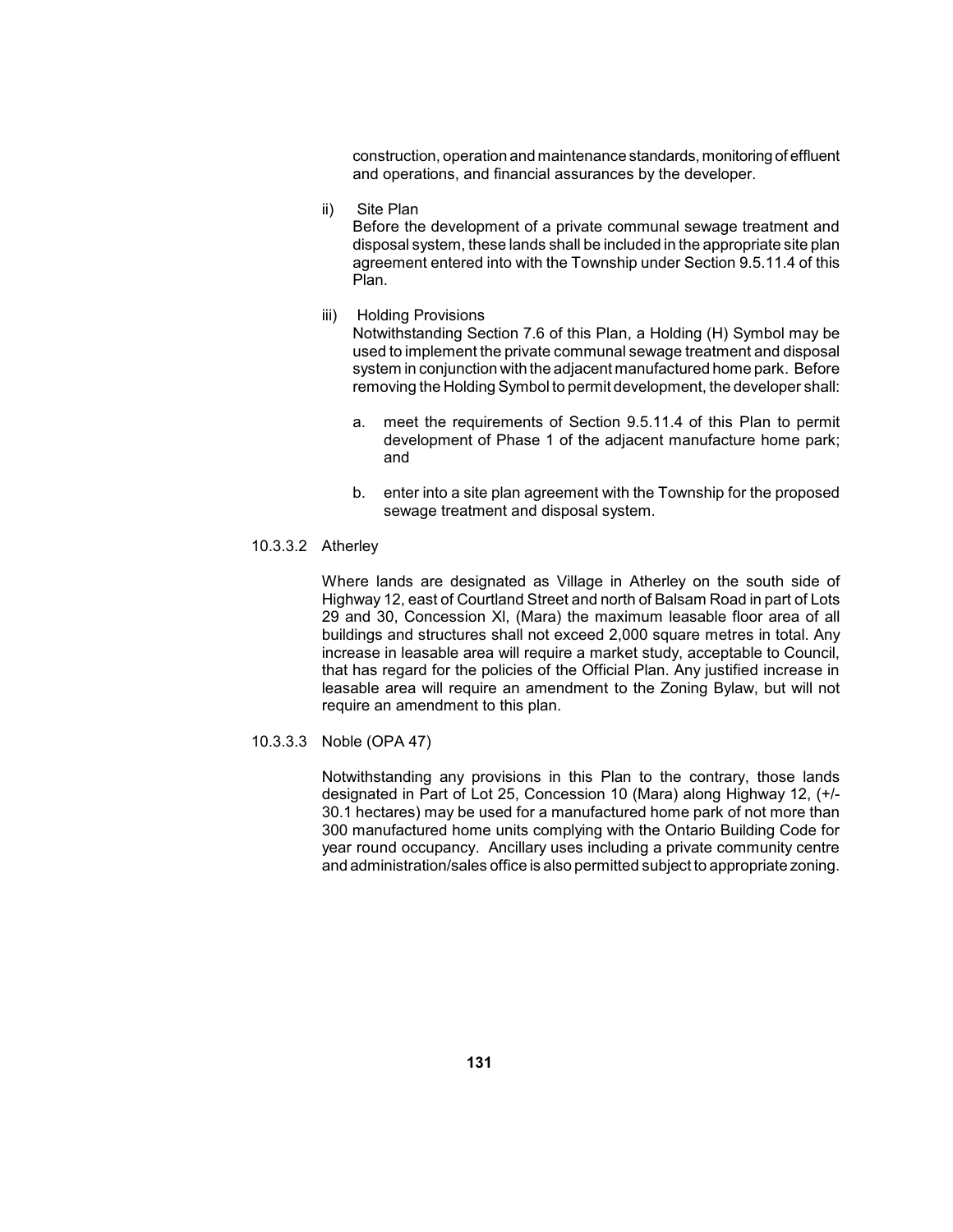construction, operation and maintenance standards, monitoring of effluent and operations, and financial assurances by the developer.

ii) Site Plan

Before the development of a private communal sewage treatment and disposal system, these lands shall be included in the appropriate site plan agreement entered into with the Township under Section 9.5.11.4 of this Plan.

iii) Holding Provisions

Notwithstanding Section 7.6 of this Plan, a Holding (H) Symbol may be used to implement the private communal sewage treatment and disposal system in conjunction with the adjacent manufactured home park. Before removing the Holding Symbol to permit development, the developer shall:

a. meet the requirements of Section 9.5.11.4 of this Plan to permit development of Phase 1 of the adjacent manufacture home park; and

b. enter into a site plan agreement with the Township for the proposed sewage treatment and disposal system.

#### 10.3.3.2 Atherley

Where lands are designated as Village in Atherley on the south side of Highway 12, east of Courtland Street and north of Balsam Road in part of Lots 29 and 30, Concession XI, (Mara) the maximum leasable floor area of all buildings and structures shall not exceed 2,000 square metres in total. Any increase in leasable area will require a market study, acceptable to Council, that has regard for the policies of the Official Plan. Any justified increase in leasable area will require an amendment to the Zoning Bylaw, but will not require an amendment to this plan.

#### 10.3.3.3 Noble (OPA 47)

Notwithstanding any provisions in this Plan to the contrary, those lands designated in Part of Lot 25, Concession 10 (Mara) along Highway 12, (+/- 30.1 hectares) may be used for a manufactured home park of not more than 300 manufactured home units complying with the Ontario Building Code for year round occupancy. Ancillary uses including a private community centre and administration/sales office is also permitted subject to appropriate zoning.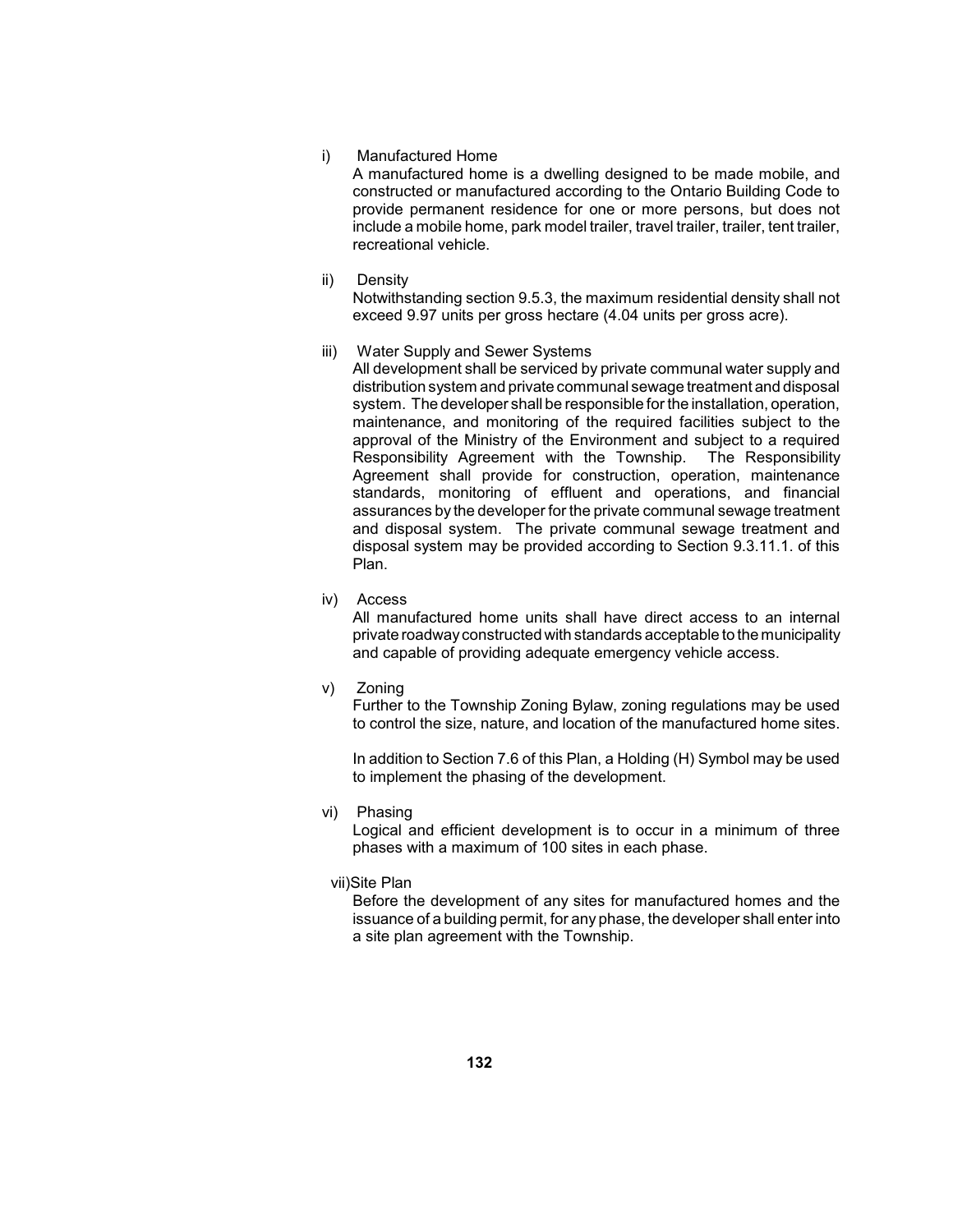i) Manufactured Home

A manufactured home is a dwelling designed to be made mobile, and constructed or manufactured according to the Ontario Building Code to provide permanent residence for one or more persons, but does not include a mobile home, park model trailer, travel trailer, trailer, tent trailer, recreational vehicle.

ii) Density

Notwithstanding section 9.5.3, the maximum residential density shall not exceed 9.97 units per gross hectare (4.04 units per gross acre).

iii) Water Supply and Sewer Systems

All development shall be serviced by private communal water supply and distribution system and private communal sewage treatment and disposal system. The developer shall be responsible for the installation, operation, maintenance, and monitoring of the required facilities subject to the approval of the Ministry of the Environment and subject to a required Responsibility Agreement with the Township. The Responsibility Agreement shall provide for construction, operation, maintenance standards, monitoring of effluent and operations, and financial assurances by the developer for the private communal sewage treatment and disposal system. The private communal sewage treatment and disposal system may be provided according to Section 9.3.11.1. of this Plan.

iv) Access

All manufactured home units shall have direct access to an internal private roadway constructed with standards acceptable to the municipality and capable of providing adequate emergency vehicle access.

v) Zoning

Further to the Township Zoning Bylaw, zoning regulations may be used to control the size, nature, and location of the manufactured home sites.

In addition to Section 7.6 of this Plan, a Holding (H) Symbol may be used to implement the phasing of the development.

vi) Phasing

Logical and efficient development is to occur in a minimum of three phases with a maximum of 100 sites in each phase.

vii) Site Plan

Before the development of any sites for manufactured homes and the issuance of a building permit, for any phase, the developer shall enter into a site plan agreement with the Township.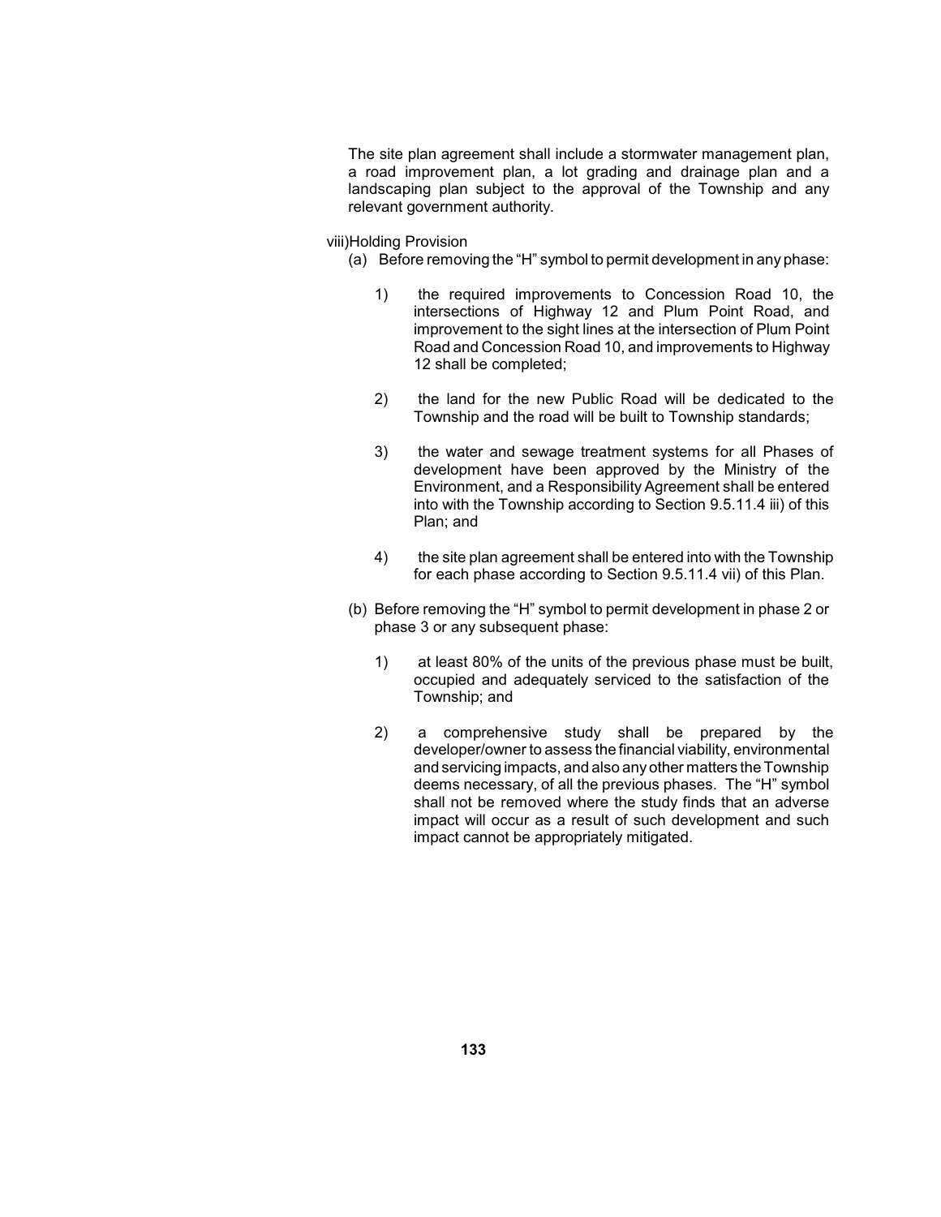The site plan agreement shall include a stormwater management plan, a road improvement plan, a lot grading and drainage plan and a landscaping plan subject to the approval of the Township and any relevant government authority.

viii) Holding Provision

(a) Before removing the "H" symbol to permit development in any phase:

1) the required improvements to Concession Road 10, the intersections of Highway 12 and Plum Point Road, and improvement to the sight lines at the intersection of Plum Point Road and Concession Road 10, and improvements to Highway 12 shall be completed;

2) the land for the new Public Road will be dedicated to the Township and the road will be built to Township standards;

3) the water and sewage treatment systems for all Phases of development have been approved by the Ministry of the Environment, and a Responsibility Agreement shall be entered into with the Township according to Section 9.5.11.4 iii) of this Plan; and

4) the site plan agreement shall be entered into with the Township for each phase according to Section 9.5.11.4 vii) of this Plan.

(b) Before removing the "H" symbol to permit development in phase 2 or phase 3 or any subsequent phase:

1) at least 80% of the units of the previous phase must be built, occupied and adequately serviced to the satisfaction of the Township; and

2) a comprehensive study shall be prepared by the developer/owner to assess the financial viability, environmental and servicing impacts, and also any other matters the Township deems necessary, of all the previous phases. The "H" symbol shall not be removed where the study finds that an adverse impact will occur as a result of such development and such impact cannot be appropriately mitigated.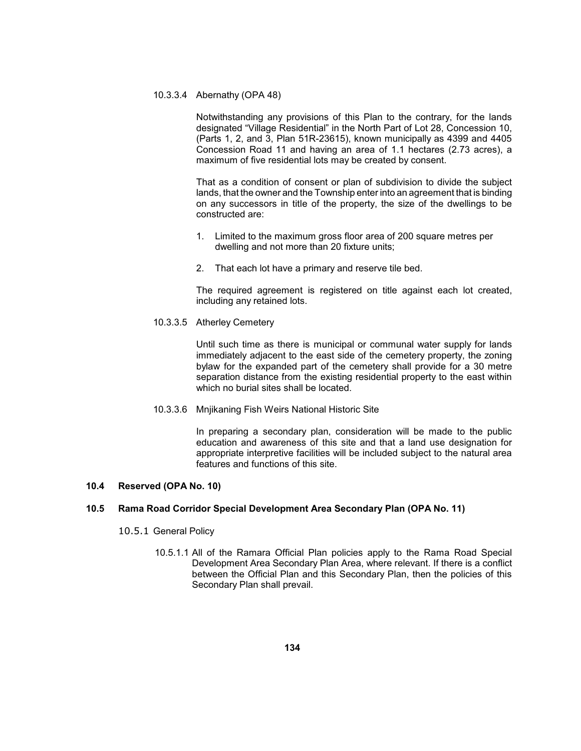#### 10.3.3.4 Abernathy (OPA 48)

Notwithstanding any provisions of this Plan to the contrary, for the lands designated "Village Residential" in the North Part of Lot 28, Concession 10, (Parts 1, 2, and 3, Plan 51R-23615), known municipally as 4399 and 4405 Concession Road 11 and having an area of 1.1 hectares (2.73 acres), a maximum of five residential lots may be created by consent.

That as a condition of consent or plan of subdivision to divide the subject lands, that the owner and the Township enter into an agreement that is binding on any successors in title of the property, the size of the dwellings to be constructed are:

1. Limited to the maximum gross floor area of 200 square metres per dwelling and not more than 20 fixture units;

2. That each lot have a primary and reserve tile bed.

The required agreement is registered on title against each lot created, including any retained lots.

#### 10.3.3.5 Atherley Cemetery

Until such time as there is municipal or communal water supply for lands immediately adjacent to the east side of the cemetery property, the zoning bylaw for the expanded part of the cemetery shall provide for a 30 metre separation distance from the existing residential property to the east within which no burial sites shall be located.

#### 10.3.3.6 Mnjikaning Fish Weirs National Historic Site

In preparing a secondary plan, consideration will be made to the public education and awareness of this site and that a land use designation for appropriate interpretive facilities will be included subject to the natural area features and functions of this site.

## 10.4 Reserved (OPA No. 10)

## 10.5 Rama Road Corridor Special Development Area Secondary Plan (OPA No. 11)

### 10.5.1 General Policy

10.5.1.1 All of the Ramara Official Plan policies apply to the Rama Road Special Development Area Secondary Plan Area, where relevant. If there is a conflict between the Official Plan and this Secondary Plan, then the policies of this Secondary Plan shall prevail.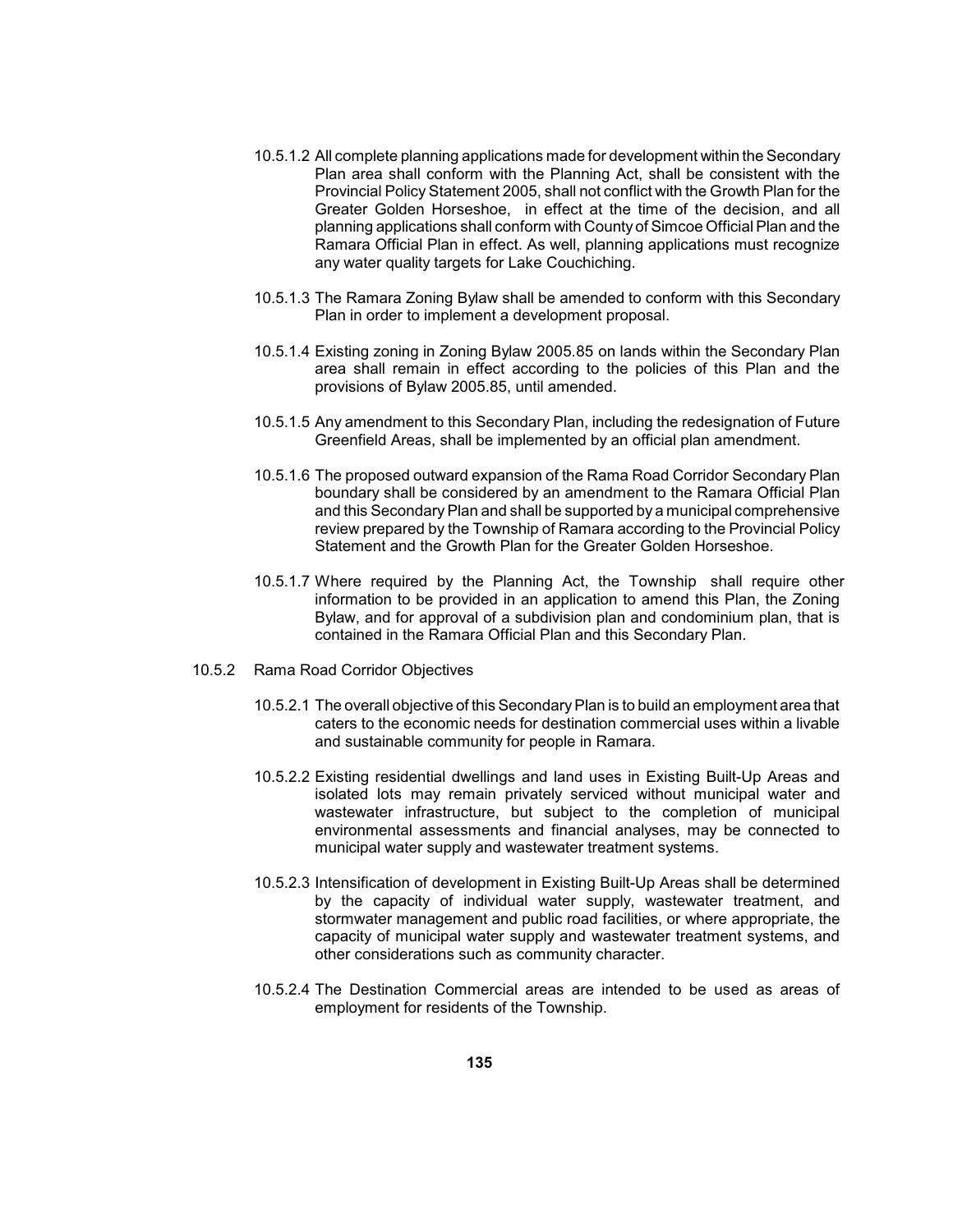10.5.1.2 All complete planning applications made for development within the Secondary Plan area shall conform with the Planning Act, shall be consistent with the Provincial Policy Statement 2005, shall not conflict with the Growth Plan for the Greater Golden Horseshoe, in effect at the time of the decision, and all planning applications shall conform with County of Simcoe Official Plan and the Ramara Official Plan in effect. As well, planning applications must recognize any water quality targets for Lake Couchiching.

10.5.1.3 The Ramara Zoning Bylaw shall be amended to conform with this Secondary Plan in order to implement a development proposal.

10.5.1.4 Existing zoning in Zoning Bylaw 2005.85 on lands within the Secondary Plan area shall remain in effect according to the policies of this Plan and the provisions of Bylaw 2005.85, until amended.

10.5.1.5 Any amendment to this Secondary Plan, including the redesignation of Future Greenfield Areas, shall be implemented by an official plan amendment.

10.5.1.6 The proposed outward expansion of the Rama Road Corridor Secondary Plan boundary shall be considered by an amendment to the Ramara Official Plan and this Secondary Plan and shall be supported by a municipal comprehensive review prepared by the Township of Ramara according to the Provincial Policy Statement and the Growth Plan for the Greater Golden Horseshoe.

10.5.1.7 Where required by the Planning Act, the Township shall require other information to be provided in an application to amend this Plan, the Zoning Bylaw, and for approval of a subdivision plan and condominium plan, that is contained in the Ramara Official Plan and this Secondary Plan.

10.5.2 Rama Road Corridor Objectives

10.5.2.1 The overall objective of this Secondary Plan is to build an employment area that caters to the economic needs for destination commercial uses within a livable and sustainable community for people in Ramara.

10.5.2.2 Existing residential dwellings and land uses in Existing Built-Up Areas and isolated lots may remain privately serviced without municipal water and wastewater infrastructure, but subject to the completion of municipal environmental assessments and financial analyses, may be connected to municipal water supply and wastewater treatment systems.

10.5.2.3 Intensification of development in Existing Built-Up Areas shall be determined by the capacity of individual water supply, wastewater treatment, and stormwater management and public road facilities, or where appropriate, the capacity of municipal water supply and wastewater treatment systems, and other considerations such as community character.

10.5.2.4 The Destination Commercial areas are intended to be used as areas of employment for residents of the Township.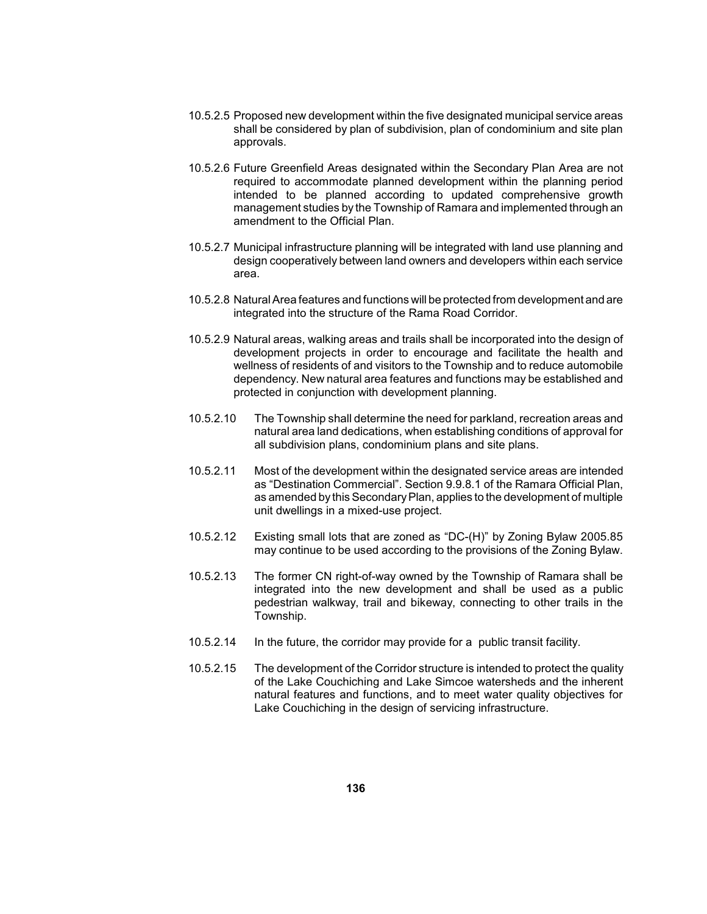10.5.2.5 Proposed new development within the five designated municipal service areas shall be considered by plan of subdivision, plan of condominium and site plan approvals.

10.5.2.6 Future Greenfield Areas designated within the Secondary Plan Area are not required to accommodate planned development within the planning period intended to be planned according to updated comprehensive growth management studies by the Township of Ramara and implemented through an amendment to the Official Plan.

10.5.2.7 Municipal infrastructure planning will be integrated with land use planning and design cooperatively between land owners and developers within each service area.

10.5.2.8 Natural Area features and functions will be protected from development and are integrated into the structure of the Rama Road Corridor.

10.5.2.9 Natural areas, walking areas and trails shall be incorporated into the design of development projects in order to encourage and facilitate the health and wellness of residents of and visitors to the Township and to reduce automobile dependency. New natural area features and functions may be established and protected in conjunction with development planning.

10.5.2.10 The Township shall determine the need for parkland, recreation areas and natural area land dedications, when establishing conditions of approval for all subdivision plans, condominium plans and site plans.

10.5.2.11 Most of the development within the designated service areas are intended as "Destination Commercial". Section 9.9.8.1 of the Ramara Official Plan, as amended by this Secondary Plan, applies to the development of multiple unit dwellings in a mixed-use project.

10.5.2.12 Existing small lots that are zoned as "DC-(H)" by Zoning Bylaw 2005.85 may continue to be used according to the provisions of the Zoning Bylaw.

10.5.2.13 The former CN right-of-way owned by the Township of Ramara shall be integrated into the new development and shall be used as a public pedestrian walkway, trail and bikeway, connecting to other trails in the Township.

10.5.2.14 In the future, the corridor may provide for a public transit facility.

10.5.2.15 The development of the Corridor structure is intended to protect the quality of the Lake Couchiching and Lake Simcoe watersheds and the inherent natural features and functions, and to meet water quality objectives for Lake Couchiching in the design of servicing infrastructure.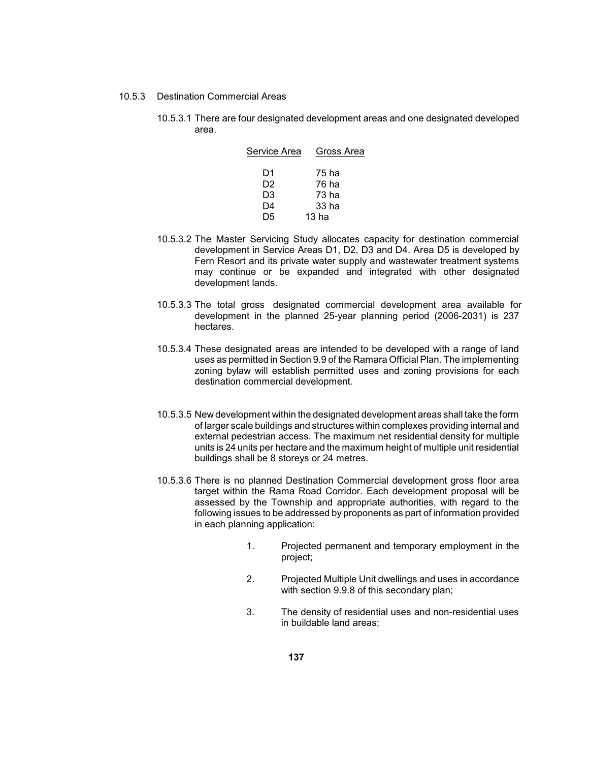10.5.3 Destination Commercial Areas

10.5.3.1 There are four designated development areas and one designated developed area.

| Service Area | Gross Area |
|---|---|
| D1 | 75 ha |
| D2 | 76 ha |
| D3 | 73 ha |
| D4 | 33 ha |
| D5 | 13 ha |

10.5.3.2 The Master Servicing Study allocates capacity for destination commercial development in Service Areas D1, D2, D3 and D4. Area D5 is developed by Fern Resort and its private water supply and wastewater treatment systems may continue or be expanded and integrated with other designated development lands.

10.5.3.3 The total gross designated commercial development area available for development in the planned 25-year planning period (2006-2031) is 237 hectares.

10.5.3.4 These designated areas are intended to be developed with a range of land uses as permitted in Section 9.9 of the Ramara Official Plan. The implementing zoning bylaw will establish permitted uses and zoning provisions for each destination commercial development.

10.5.3.5 New development within the designated development areas shall take the form of larger scale buildings and structures within complexes providing internal and external pedestrian access. The maximum net residential density for multiple units is 24 units per hectare and the maximum height of multiple unit residential buildings shall be 8 storeys or 24 metres.

10.5.3.6 There is no planned Destination Commercial development gross floor area target within the Rama Road Corridor. Each development proposal will be assessed by the Township and appropriate authorities, with regard to the following issues to be addressed by proponents as part of information provided in each planning application:

1. Projected permanent and temporary employment in the project;

2. Projected Multiple Unit dwellings and uses in accordance with section 9.9.8 of this secondary plan;

3. The density of residential uses and non-residential uses in buildable land areas;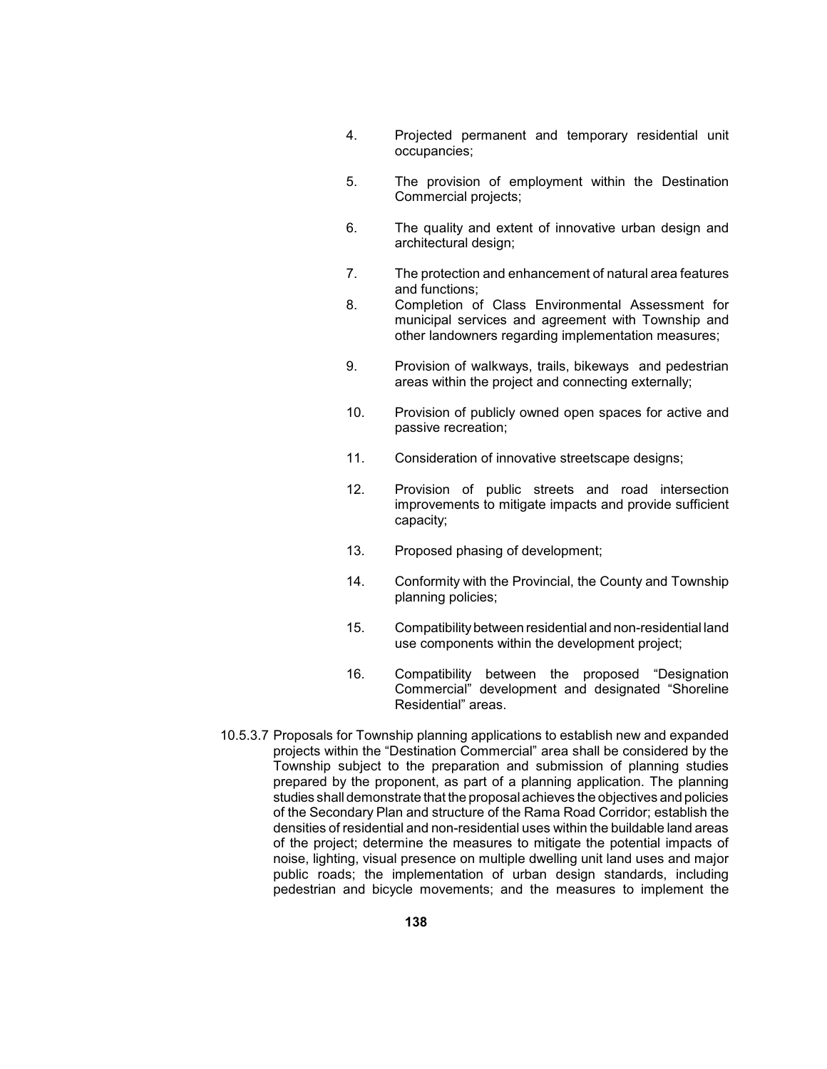4. Projected permanent and temporary residential unit occupancies;

5. The provision of employment within the Destination Commercial projects;

6. The quality and extent of innovative urban design and architectural design;

7. The protection and enhancement of natural area features and functions;

8. Completion of Class Environmental Assessment for municipal services and agreement with Township and other landowners regarding implementation measures;

9. Provision of walkways, trails, bikeways and pedestrian areas within the project and connecting externally;

10. Provision of publicly owned open spaces for active and passive recreation;

11. Consideration of innovative streetscape designs;

12. Provision of public streets and road intersection improvements to mitigate impacts and provide sufficient capacity;

13. Proposed phasing of development;

14. Conformity with the Provincial, the County and Township planning policies;

15. Compatibility between residential and non-residential land use components within the development project;

16. Compatibility between the proposed "Designation Commercial" development and designated "Shoreline Residential" areas.

10.5.3.7 Proposals for Township planning applications to establish new and expanded projects within the "Destination Commercial" area shall be considered by the Township subject to the preparation and submission of planning studies prepared by the proponent, as part of a planning application. The planning studies shall demonstrate that the proposal achieves the objectives and policies of the Secondary Plan and structure of the Rama Road Corridor; establish the densities of residential and non-residential uses within the buildable land areas of the project; determine the measures to mitigate the potential impacts of noise, lighting, visual presence on multiple dwelling unit land uses and major public roads; the implementation of urban design standards, including pedestrian and bicycle movements; and the measures to implement the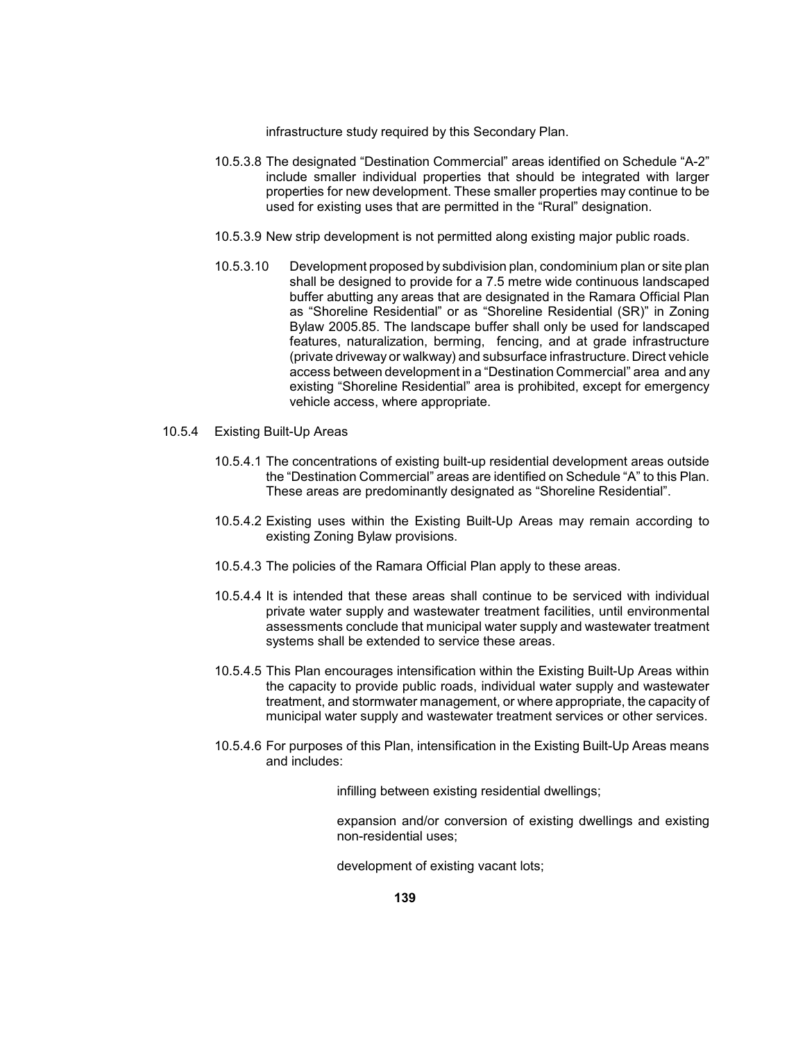infrastructure study required by this Secondary Plan.

10.5.3.8 The designated "Destination Commercial" areas identified on Schedule "A-2" include smaller individual properties that should be integrated with larger properties for new development. These smaller properties may continue to be used for existing uses that are permitted in the "Rural" designation.

10.5.3.9 New strip development is not permitted along existing major public roads.

10.5.3.10 Development proposed by subdivision plan, condominium plan or site plan shall be designed to provide for a 7.5 metre wide continuous landscaped buffer abutting any areas that are designated in the Ramara Official Plan as "Shoreline Residential" or as "Shoreline Residential (SR)" in Zoning Bylaw 2005.85. The landscape buffer shall only be used for landscaped features, naturalization, berming, fencing, and at grade infrastructure (private driveway or walkway) and subsurface infrastructure. Direct vehicle access between development in a "Destination Commercial" area and any existing "Shoreline Residential" area is prohibited, except for emergency vehicle access, where appropriate.

10.5.4 Existing Built-Up Areas

10.5.4.1 The concentrations of existing built-up residential development areas outside the "Destination Commercial" areas are identified on Schedule "A" to this Plan. These areas are predominantly designated as "Shoreline Residential".

10.5.4.2 Existing uses within the Existing Built-Up Areas may remain according to existing Zoning Bylaw provisions.

10.5.4.3 The policies of the Ramara Official Plan apply to these areas.

10.5.4.4 It is intended that these areas shall continue to be serviced with individual private water supply and wastewater treatment facilities, until environmental assessments conclude that municipal water supply and wastewater treatment systems shall be extended to service these areas.

10.5.4.5 This Plan encourages intensification within the Existing Built-Up Areas within the capacity to provide public roads, individual water supply and wastewater treatment, and stormwater management, or where appropriate, the capacity of municipal water supply and wastewater treatment services or other services.

10.5.4.6 For purposes of this Plan, intensification in the Existing Built-Up Areas means and includes:

infilling between existing residential dwellings;

expansion and/or conversion of existing dwellings and existing non-residential uses;

development of existing vacant lots;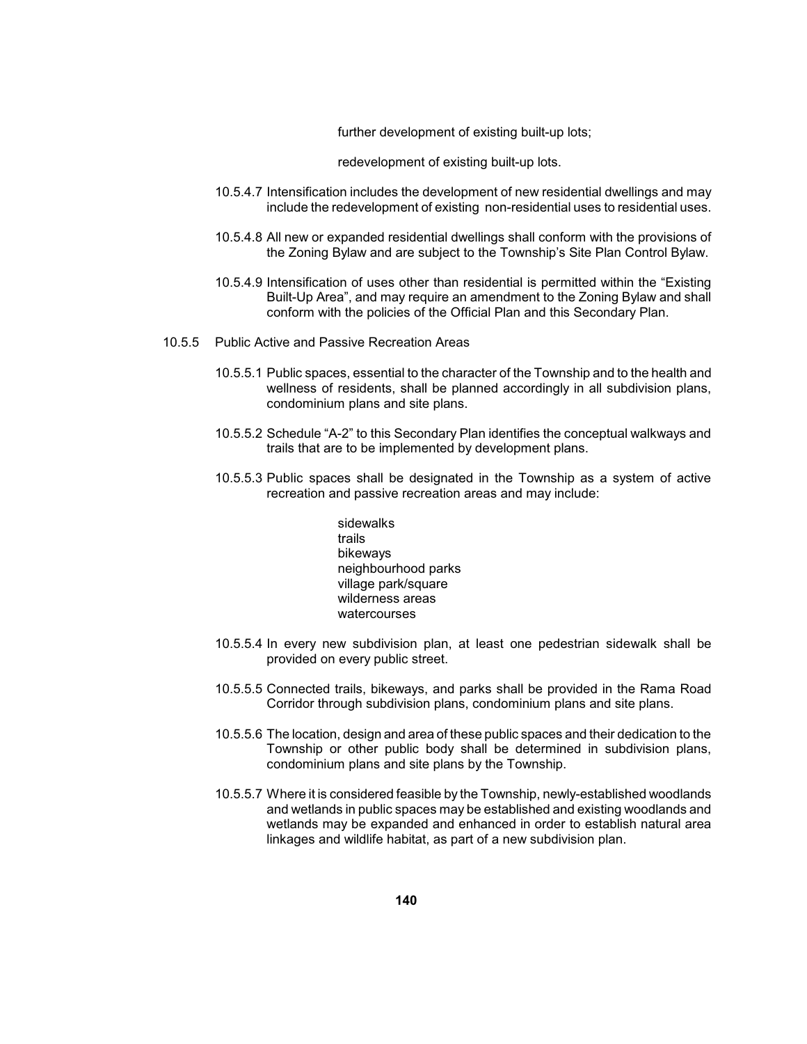further development of existing built-up lots;

redevelopment of existing built-up lots.

10.5.4.7 Intensification includes the development of new residential dwellings and may include the redevelopment of existing non-residential uses to residential uses.

10.5.4.8 All new or expanded residential dwellings shall conform with the provisions of the Zoning Bylaw and are subject to the Township's Site Plan Control Bylaw.

10.5.4.9 Intensification of uses other than residential is permitted within the "Existing Built-Up Area", and may require an amendment to the Zoning Bylaw and shall conform with the policies of the Official Plan and this Secondary Plan.

10.5.5 Public Active and Passive Recreation Areas

10.5.5.1 Public spaces, essential to the character of the Township and to the health and wellness of residents, shall be planned accordingly in all subdivision plans, condominium plans and site plans.

10.5.5.2 Schedule "A-2" to this Secondary Plan identifies the conceptual walkways and trails that are to be implemented by development plans.

10.5.5.3 Public spaces shall be designated in the Township as a system of active recreation and passive recreation areas and may include:

sidewalks
trails
bikeways
neighbourhood parks
village park/square
wilderness areas
watercourses

10.5.5.4 In every new subdivision plan, at least one pedestrian sidewalk shall be provided on every public street.

10.5.5.5 Connected trails, bikeways, and parks shall be provided in the Rama Road Corridor through subdivision plans, condominium plans and site plans.

10.5.5.6 The location, design and area of these public spaces and their dedication to the Township or other public body shall be determined in subdivision plans, condominium plans and site plans by the Township.

10.5.5.7 Where it is considered feasible by the Township, newly-established woodlands and wetlands in public spaces may be established and existing woodlands and wetlands may be expanded and enhanced in order to establish natural area linkages and wildlife habitat, as part of a new subdivision plan.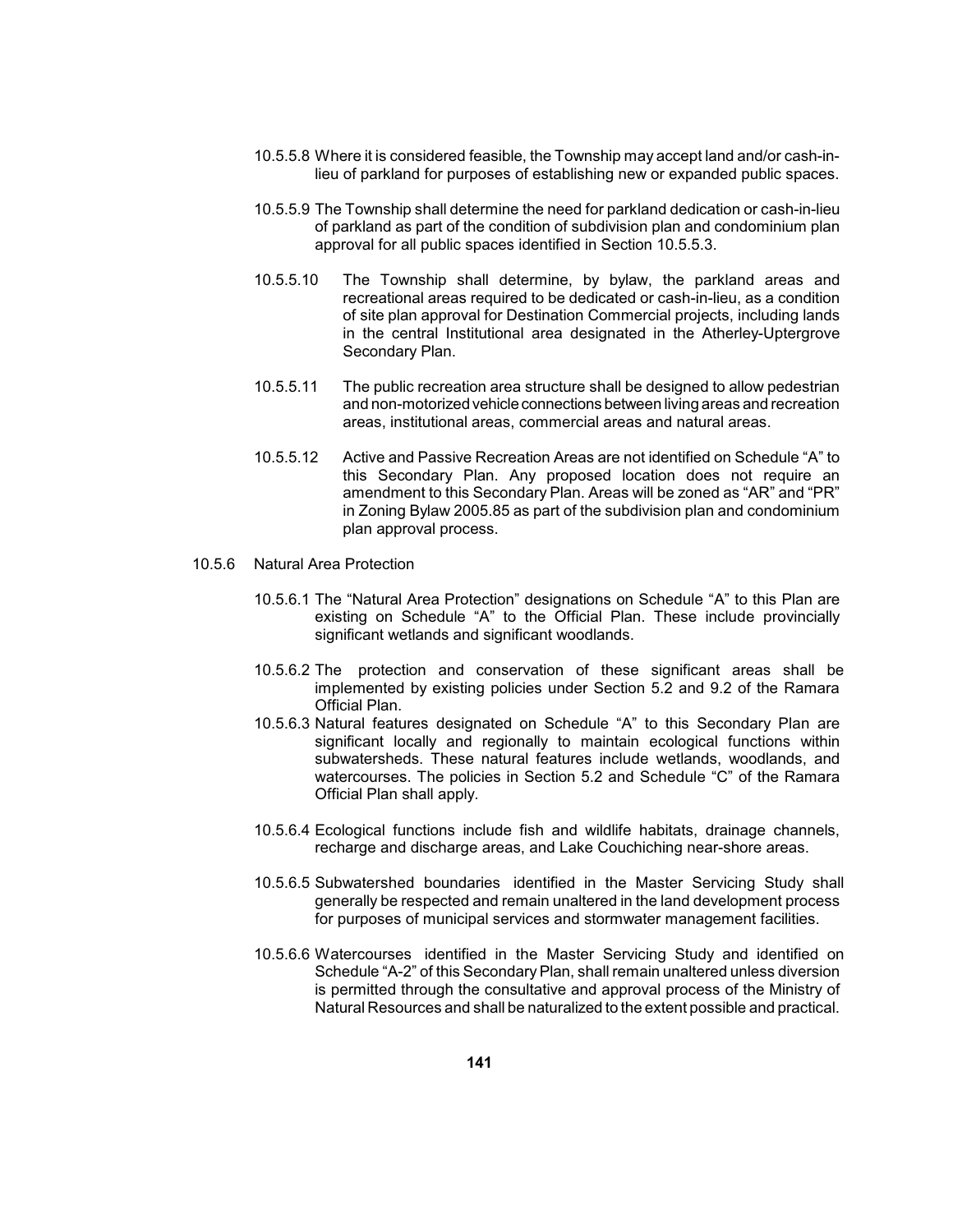10.5.5.8 Where it is considered feasible, the Township may accept land and/or cash-in-lieu of parkland for purposes of establishing new or expanded public spaces.

10.5.5.9 The Township shall determine the need for parkland dedication or cash-in-lieu of parkland as part of the condition of subdivision plan and condominium plan approval for all public spaces identified in Section 10.5.5.3.

10.5.5.10 The Township shall determine, by bylaw, the parkland areas and recreational areas required to be dedicated or cash-in-lieu, as a condition of site plan approval for Destination Commercial projects, including lands in the central Institutional area designated in the Atherley-Uptergrove Secondary Plan.

10.5.5.11 The public recreation area structure shall be designed to allow pedestrian and non-motorized vehicle connections between living areas and recreation areas, institutional areas, commercial areas and natural areas.

10.5.5.12 Active and Passive Recreation Areas are not identified on Schedule "A" to this Secondary Plan. Any proposed location does not require an amendment to this Secondary Plan. Areas will be zoned as "AR" and "PR" in Zoning Bylaw 2005.85 as part of the subdivision plan and condominium plan approval process.

10.5.6 Natural Area Protection

10.5.6.1 The "Natural Area Protection" designations on Schedule "A" to this Plan are existing on Schedule "A" to the Official Plan. These include provincially significant wetlands and significant woodlands.

10.5.6.2 The protection and conservation of these significant areas shall be implemented by existing policies under Section 5.2 and 9.2 of the Ramara Official Plan.

10.5.6.3 Natural features designated on Schedule "A" to this Secondary Plan are significant locally and regionally to maintain ecological functions within subwatersheds. These natural features include wetlands, woodlands, and watercourses. The policies in Section 5.2 and Schedule "C" of the Ramara Official Plan shall apply.

10.5.6.4 Ecological functions include fish and wildlife habitats, drainage channels, recharge and discharge areas, and Lake Couchiching near-shore areas.

10.5.6.5 Subwatershed boundaries identified in the Master Servicing Study shall generally be respected and remain unaltered in the land development process for purposes of municipal services and stormwater management facilities.

10.5.6.6 Watercourses identified in the Master Servicing Study and identified on Schedule "A-2" of this Secondary Plan, shall remain unaltered unless diversion is permitted through the consultative and approval process of the Ministry of Natural Resources and shall be naturalized to the extent possible and practical.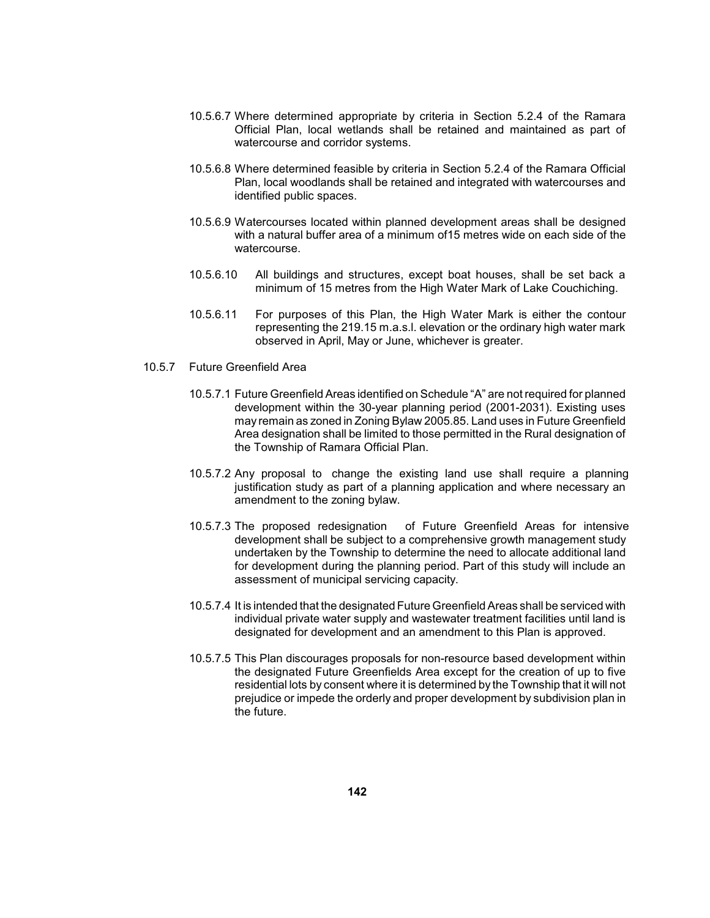10.5.6.7 Where determined appropriate by criteria in Section 5.2.4 of the Ramara Official Plan, local wetlands shall be retained and maintained as part of watercourse and corridor systems.

10.5.6.8 Where determined feasible by criteria in Section 5.2.4 of the Ramara Official Plan, local woodlands shall be retained and integrated with watercourses and identified public spaces.

10.5.6.9 Watercourses located within planned development areas shall be designed with a natural buffer area of a minimum of15 metres wide on each side of the watercourse.

10.5.6.10 All buildings and structures, except boat houses, shall be set back a minimum of 15 metres from the High Water Mark of Lake Couchiching.

10.5.6.11 For purposes of this Plan, the High Water Mark is either the contour representing the 219.15 m.a.s.l. elevation or the ordinary high water mark observed in April, May or June, whichever is greater.

10.5.7 Future Greenfield Area

10.5.7.1 Future Greenfield Areas identified on Schedule "A" are not required for planned development within the 30-year planning period (2001-2031). Existing uses may remain as zoned in Zoning Bylaw 2005.85. Land uses in Future Greenfield Area designation shall be limited to those permitted in the Rural designation of the Township of Ramara Official Plan.

10.5.7.2 Any proposal to change the existing land use shall require a planning justification study as part of a planning application and where necessary an amendment to the zoning bylaw.

10.5.7.3 The proposed redesignation of Future Greenfield Areas for intensive development shall be subject to a comprehensive growth management study undertaken by the Township to determine the need to allocate additional land for development during the planning period. Part of this study will include an assessment of municipal servicing capacity.

10.5.7.4 It is intended that the designated Future Greenfield Areas shall be serviced with individual private water supply and wastewater treatment facilities until land is designated for development and an amendment to this Plan is approved.

10.5.7.5 This Plan discourages proposals for non-resource based development within the designated Future Greenfields Area except for the creation of up to five residential lots by consent where it is determined by the Township that it will not prejudice or impede the orderly and proper development by subdivision plan in the future.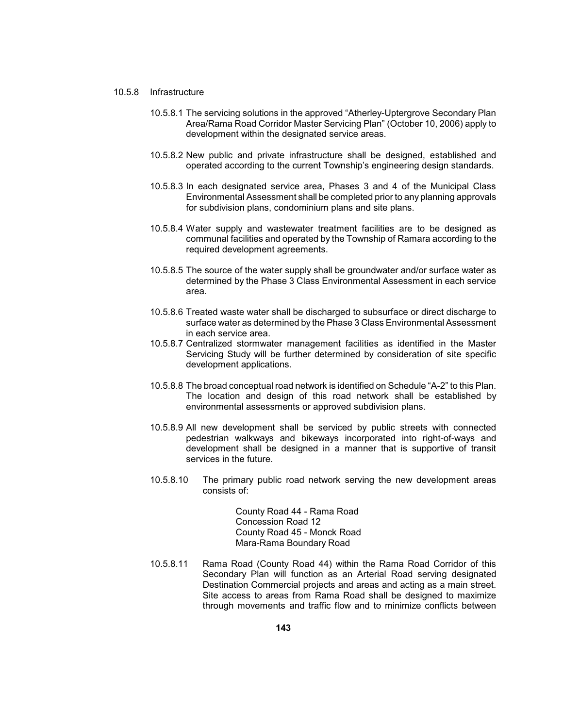### 10.5.8 Infrastructure

10.5.8.1 The servicing solutions in the approved "Atherley-Uptergrove Secondary Plan Area/Rama Road Corridor Master Servicing Plan" (October 10, 2006) apply to development within the designated service areas.

10.5.8.2 New public and private infrastructure shall be designed, established and operated according to the current Township's engineering design standards.

10.5.8.3 In each designated service area, Phases 3 and 4 of the Municipal Class Environmental Assessment shall be completed prior to any planning approvals for subdivision plans, condominium plans and site plans.

10.5.8.4 Water supply and wastewater treatment facilities are to be designed as communal facilities and operated by the Township of Ramara according to the required development agreements.

10.5.8.5 The source of the water supply shall be groundwater and/or surface water as determined by the Phase 3 Class Environmental Assessment in each service area.

10.5.8.6 Treated waste water shall be discharged to subsurface or direct discharge to surface water as determined by the Phase 3 Class Environmental Assessment in each service area.

10.5.8.7 Centralized stormwater management facilities as identified in the Master Servicing Study will be further determined by consideration of site specific development applications.

10.5.8.8 The broad conceptual road network is identified on Schedule "A-2" to this Plan. The location and design of this road network shall be established by environmental assessments or approved subdivision plans.

10.5.8.9 All new development shall be serviced by public streets with connected pedestrian walkways and bikeways incorporated into right-of-ways and development shall be designed in a manner that is supportive of transit services in the future.

10.5.8.10 The primary public road network serving the new development areas consists of:

County Road 44 - Rama Road
Concession Road 12
County Road 45 - Monck Road
Mara-Rama Boundary Road

10.5.8.11 Rama Road (County Road 44) within the Rama Road Corridor of this Secondary Plan will function as an Arterial Road serving designated Destination Commercial projects and areas and acting as a main street. Site access to areas from Rama Road shall be designed to maximize through movements and traffic flow and to minimize conflicts between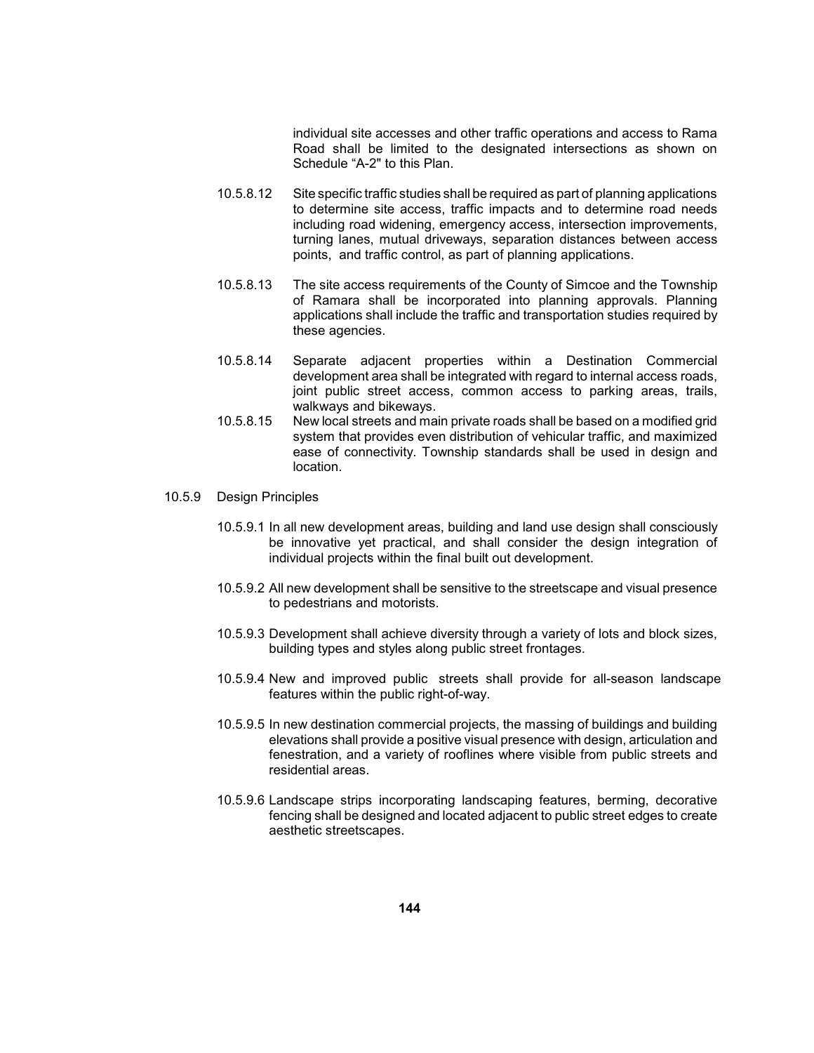individual site accesses and other traffic operations and access to Rama Road shall be limited to the designated intersections as shown on Schedule "A-2" to this Plan.

10.5.8.12 Site specific traffic studies shall be required as part of planning applications to determine site access, traffic impacts and to determine road needs including road widening, emergency access, intersection improvements, turning lanes, mutual driveways, separation distances between access points, and traffic control, as part of planning applications.

10.5.8.13 The site access requirements of the County of Simcoe and the Township of Ramara shall be incorporated into planning approvals. Planning applications shall include the traffic and transportation studies required by these agencies.

10.5.8.14 Separate adjacent properties within a Destination Commercial development area shall be integrated with regard to internal access roads, joint public street access, common access to parking areas, trails, walkways and bikeways.

10.5.8.15 New local streets and main private roads shall be based on a modified grid system that provides even distribution of vehicular traffic, and maximized ease of connectivity. Township standards shall be used in design and location.

10.5.9 Design Principles

10.5.9.1 In all new development areas, building and land use design shall consciously be innovative yet practical, and shall consider the design integration of individual projects within the final built out development.

10.5.9.2 All new development shall be sensitive to the streetscape and visual presence to pedestrians and motorists.

10.5.9.3 Development shall achieve diversity through a variety of lots and block sizes, building types and styles along public street frontages.

10.5.9.4 New and improved public streets shall provide for all-season landscape features within the public right-of-way.

10.5.9.5 In new destination commercial projects, the massing of buildings and building elevations shall provide a positive visual presence with design, articulation and fenestration, and a variety of rooflines where visible from public streets and residential areas.

10.5.9.6 Landscape strips incorporating landscaping features, berming, decorative fencing shall be designed and located adjacent to public street edges to create aesthetic streetscapes.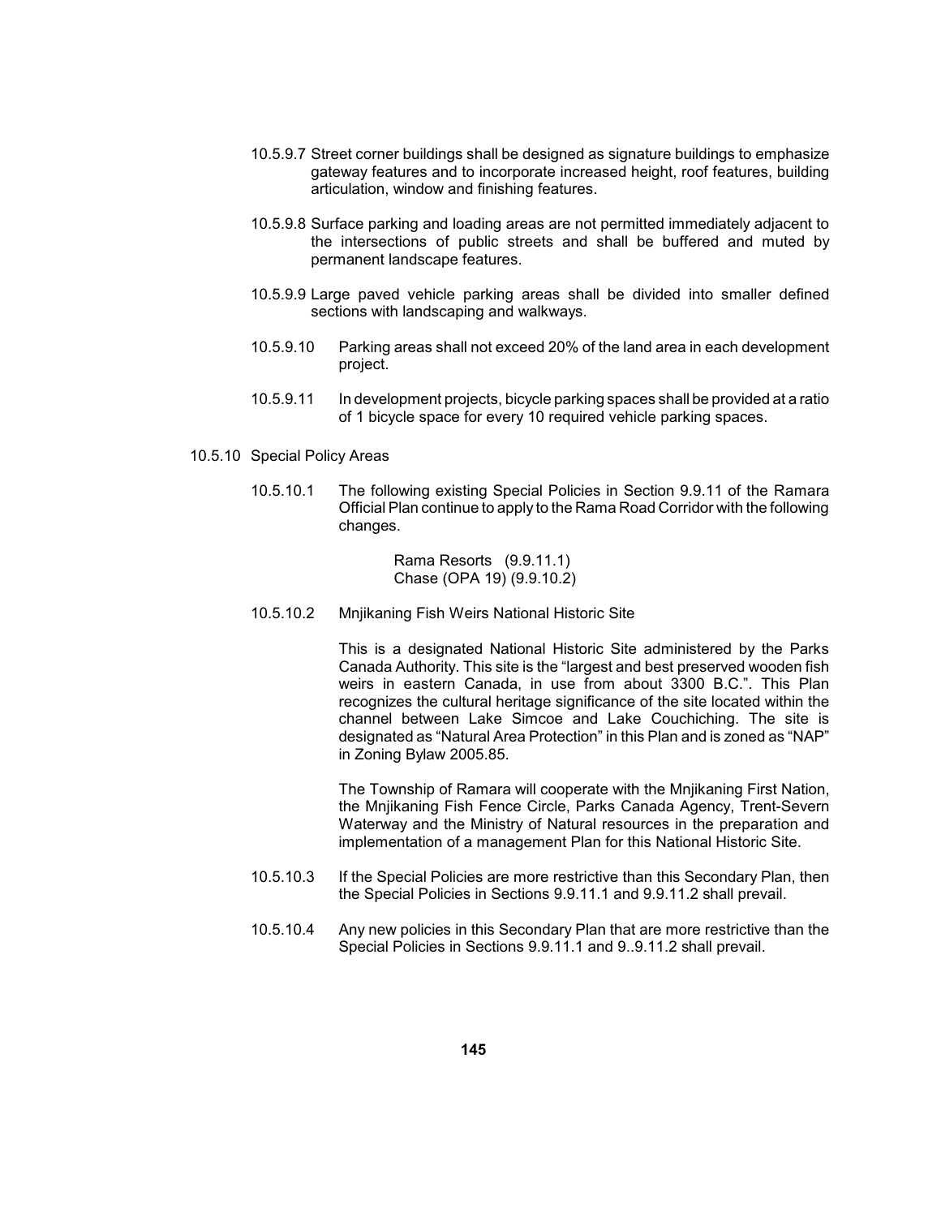10.5.9.7 Street corner buildings shall be designed as signature buildings to emphasize gateway features and to incorporate increased height, roof features, building articulation, window and finishing features.

10.5.9.8 Surface parking and loading areas are not permitted immediately adjacent to the intersections of public streets and shall be buffered and muted by permanent landscape features.

10.5.9.9 Large paved vehicle parking areas shall be divided into smaller defined sections with landscaping and walkways.

10.5.9.10 Parking areas shall not exceed 20% of the land area in each development project.

10.5.9.11 In development projects, bicycle parking spaces shall be provided at a ratio of 1 bicycle space for every 10 required vehicle parking spaces.

10.5.10 Special Policy Areas

10.5.10.1 The following existing Special Policies in Section 9.9.11 of the Ramara Official Plan continue to apply to the Rama Road Corridor with the following changes.

Rama Resorts (9.9.11.1)
Chase (OPA 19) (9.9.10.2)

10.5.10.2 Mnjikaning Fish Weirs National Historic Site

This is a designated National Historic Site administered by the Parks Canada Authority. This site is the "largest and best preserved wooden fish weirs in eastern Canada, in use from about 3300 B.C.". This Plan recognizes the cultural heritage significance of the site located within the channel between Lake Simcoe and Lake Couchiching. The site is designated as "Natural Area Protection" in this Plan and is zoned as "NAP" in Zoning Bylaw 2005.85.

The Township of Ramara will cooperate with the Mnjikaning First Nation, the Mnjikaning Fish Fence Circle, Parks Canada Agency, Trent-Severn Waterway and the Ministry of Natural resources in the preparation and implementation of a management Plan for this National Historic Site.

10.5.10.3 If the Special Policies are more restrictive than this Secondary Plan, then the Special Policies in Sections 9.9.11.1 and 9.9.11.2 shall prevail.

10.5.10.4 Any new policies in this Secondary Plan that are more restrictive than the Special Policies in Sections 9.9.11.1 and 9..9.11.2 shall prevail.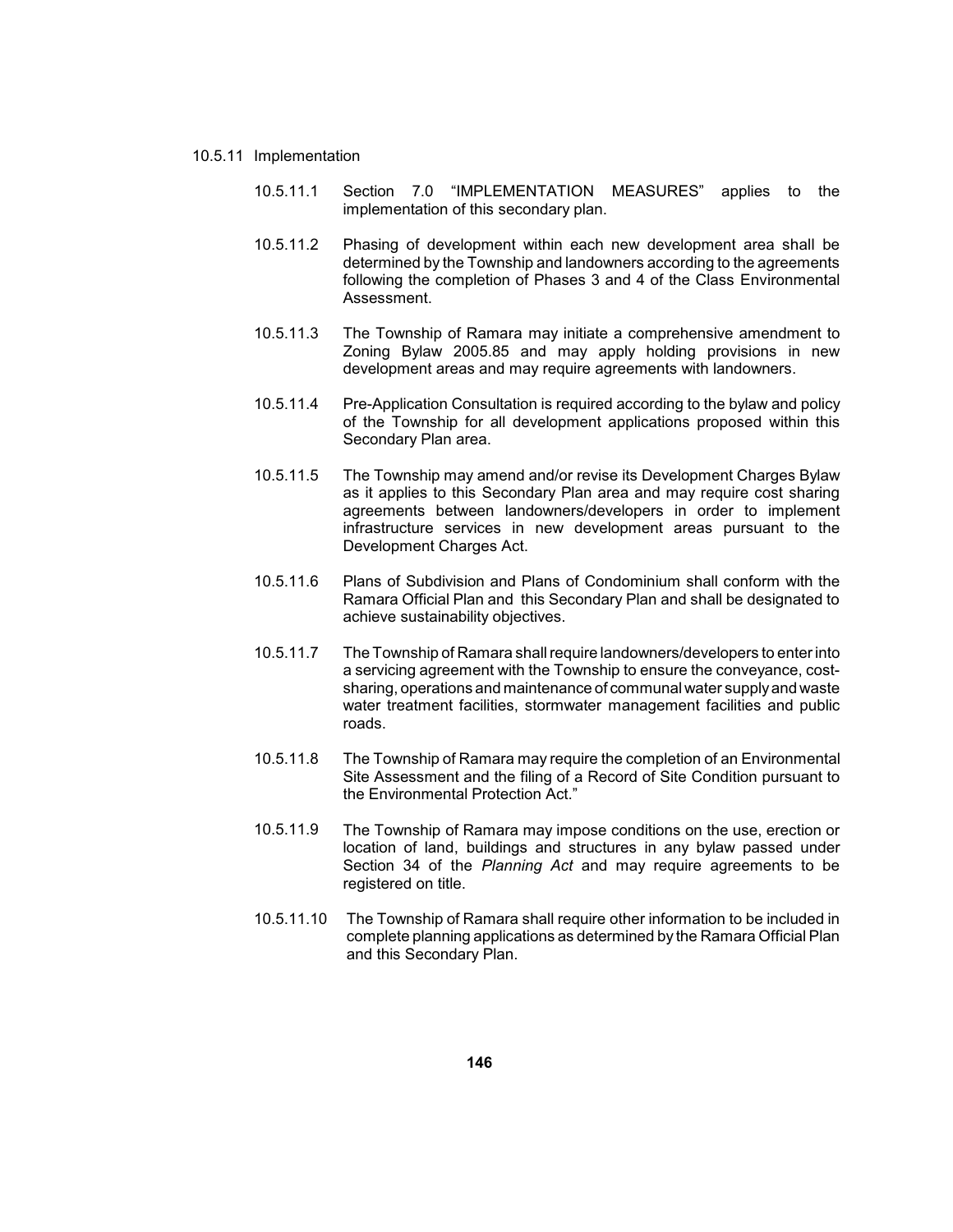10.5.11 Implementation

10.5.11.1 Section 7.0 "IMPLEMENTATION MEASURES" applies to the implementation of this secondary plan.

10.5.11.2 Phasing of development within each new development area shall be determined by the Township and landowners according to the agreements following the completion of Phases 3 and 4 of the Class Environmental Assessment.

10.5.11.3 The Township of Ramara may initiate a comprehensive amendment to Zoning Bylaw 2005.85 and may apply holding provisions in new development areas and may require agreements with landowners.

10.5.11.4 Pre-Application Consultation is required according to the bylaw and policy of the Township for all development applications proposed within this Secondary Plan area.

10.5.11.5 The Township may amend and/or revise its Development Charges Bylaw as it applies to this Secondary Plan area and may require cost sharing agreements between landowners/developers in order to implement infrastructure services in new development areas pursuant to the Development Charges Act.

10.5.11.6 Plans of Subdivision and Plans of Condominium shall conform with the Ramara Official Plan and this Secondary Plan and shall be designated to achieve sustainability objectives.

10.5.11.7 The Township of Ramara shall require landowners/developers to enter into a servicing agreement with the Township to ensure the conveyance, cost-sharing, operations and maintenance of communal water supply and waste water treatment facilities, stormwater management facilities and public roads.

10.5.11.8 The Township of Ramara may require the completion of an Environmental Site Assessment and the filing of a Record of Site Condition pursuant to the Environmental Protection Act."

10.5.11.9 The Township of Ramara may impose conditions on the use, erection or location of land, buildings and structures in any bylaw passed under Section 34 of the *Planning Act* and may require agreements to be registered on title.

10.5.11.10 The Township of Ramara shall require other information to be included in complete planning applications as determined by the Ramara Official Plan and this Secondary Plan.